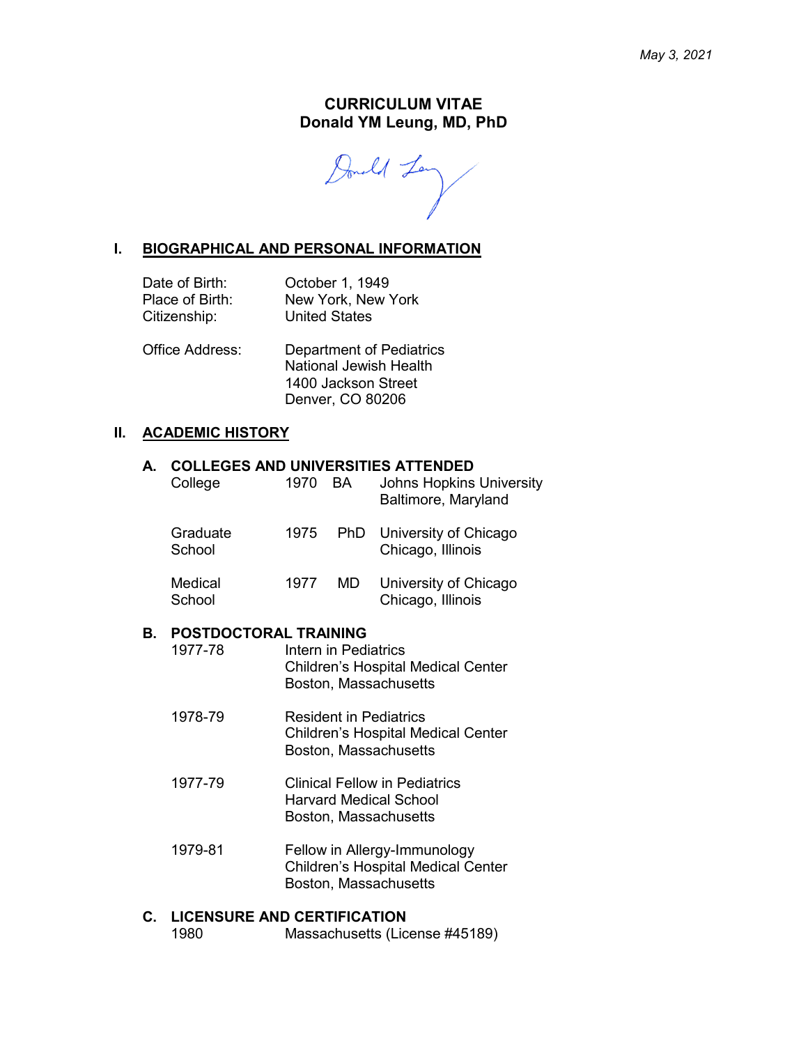*May 3, 2021*

# CURRICULUM VITAE
# Donald YM Leung, MD, PhD

## I. BIOGRAPHICAL AND PERSONAL INFORMATION

| | |
|---|---|
| Date of Birth: | October 1, 1949 |
| Place of Birth: | New York, New York |
| Citizenship: | United States |

Office Address: Department of Pediatrics
National Jewish Health
1400 Jackson Street
Denver, CO 80206

## II. ACADEMIC HISTORY

### A. COLLEGES AND UNIVERSITIES ATTENDED

| | | | |
|---|---|---|---|
| College | 1970 | BA | Johns Hopkins University, Baltimore, Maryland |
| Graduate School | 1975 | PhD | University of Chicago, Chicago, Illinois |
| Medical School | 1977 | MD | University of Chicago, Chicago, Illinois |

### B. POSTDOCTORAL TRAINING

| | |
|---|---|
| 1977-78 | Intern in Pediatrics, Children's Hospital Medical Center, Boston, Massachusetts |
| 1978-79 | Resident in Pediatrics, Children's Hospital Medical Center, Boston, Massachusetts |
| 1977-79 | Clinical Fellow in Pediatrics, Harvard Medical School, Boston, Massachusetts |
| 1979-81 | Fellow in Allergy-Immunology, Children's Hospital Medical Center, Boston, Massachusetts |

### C. LICENSURE AND CERTIFICATION

| | |
|---|---|
| 1980 | Massachusetts (License #45189) |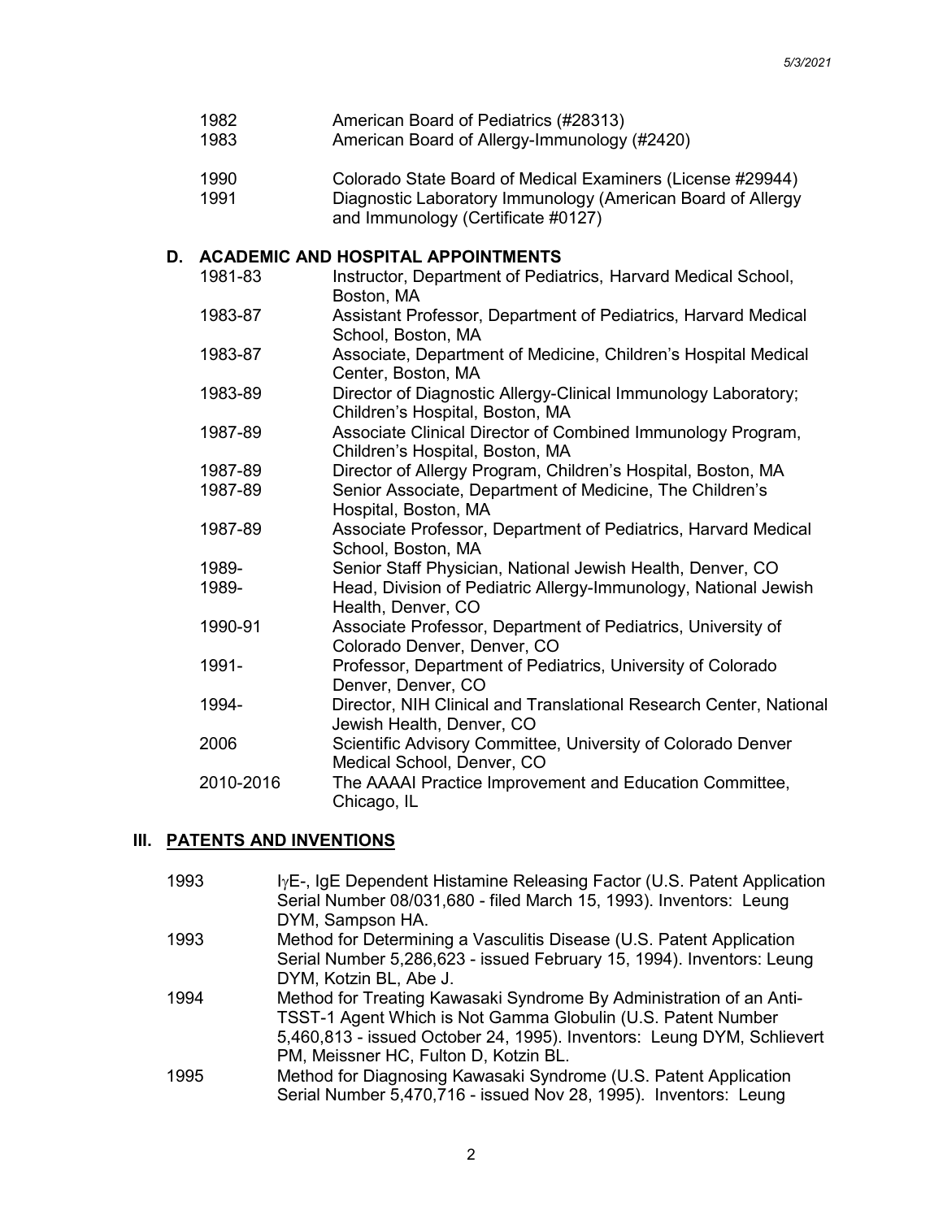| | |
|---|---|
| 1982 | American Board of Pediatrics (#28313) |
| 1983 | American Board of Allergy-Immunology (#2420) |
| 1990 | Colorado State Board of Medical Examiners (License #29944) |
| 1991 | Diagnostic Laboratory Immunology (American Board of Allergy and Immunology (Certificate #0127) |

### D. ACADEMIC AND HOSPITAL APPOINTMENTS

| | |
|---|---|
| 1981-83 | Instructor, Department of Pediatrics, Harvard Medical School, Boston, MA |
| 1983-87 | Assistant Professor, Department of Pediatrics, Harvard Medical School, Boston, MA |
| 1983-87 | Associate, Department of Medicine, Children's Hospital Medical Center, Boston, MA |
| 1983-89 | Director of Diagnostic Allergy-Clinical Immunology Laboratory; Children's Hospital, Boston, MA |
| 1987-89 | Associate Clinical Director of Combined Immunology Program, Children's Hospital, Boston, MA |
| 1987-89 | Director of Allergy Program, Children's Hospital, Boston, MA |
| 1987-89 | Senior Associate, Department of Medicine, The Children's Hospital, Boston, MA |
| 1987-89 | Associate Professor, Department of Pediatrics, Harvard Medical School, Boston, MA |
| 1989- | Senior Staff Physician, National Jewish Health, Denver, CO |
| 1989- | Head, Division of Pediatric Allergy-Immunology, National Jewish Health, Denver, CO |
| 1990-91 | Associate Professor, Department of Pediatrics, University of Colorado Denver, Denver, CO |
| 1991- | Professor, Department of Pediatrics, University of Colorado Denver, Denver, CO |
| 1994- | Director, NIH Clinical and Translational Research Center, National Jewish Health, Denver, CO |
| 2006 | Scientific Advisory Committee, University of Colorado Denver Medical School, Denver, CO |
| 2010-2016 | The AAAAI Practice Improvement and Education Committee, Chicago, IL |

## III. PATENTS AND INVENTIONS

| | |
|---|---|
| 1993 | IγE-, IgE Dependent Histamine Releasing Factor (U.S. Patent Application Serial Number 08/031,680 - filed March 15, 1993). Inventors: Leung DYM, Sampson HA. |
| 1993 | Method for Determining a Vasculitis Disease (U.S. Patent Application Serial Number 5,286,623 - issued February 15, 1994). Inventors: Leung DYM, Kotzin BL, Abe J. |
| 1994 | Method for Treating Kawasaki Syndrome By Administration of an Anti-TSST-1 Agent Which is Not Gamma Globulin (U.S. Patent Number 5,460,813 - issued October 24, 1995). Inventors: Leung DYM, Schlievert PM, Meissner HC, Fulton D, Kotzin BL. |
| 1995 | Method for Diagnosing Kawasaki Syndrome (U.S. Patent Application Serial Number 5,470,716 - issued Nov 28, 1995). Inventors: Leung |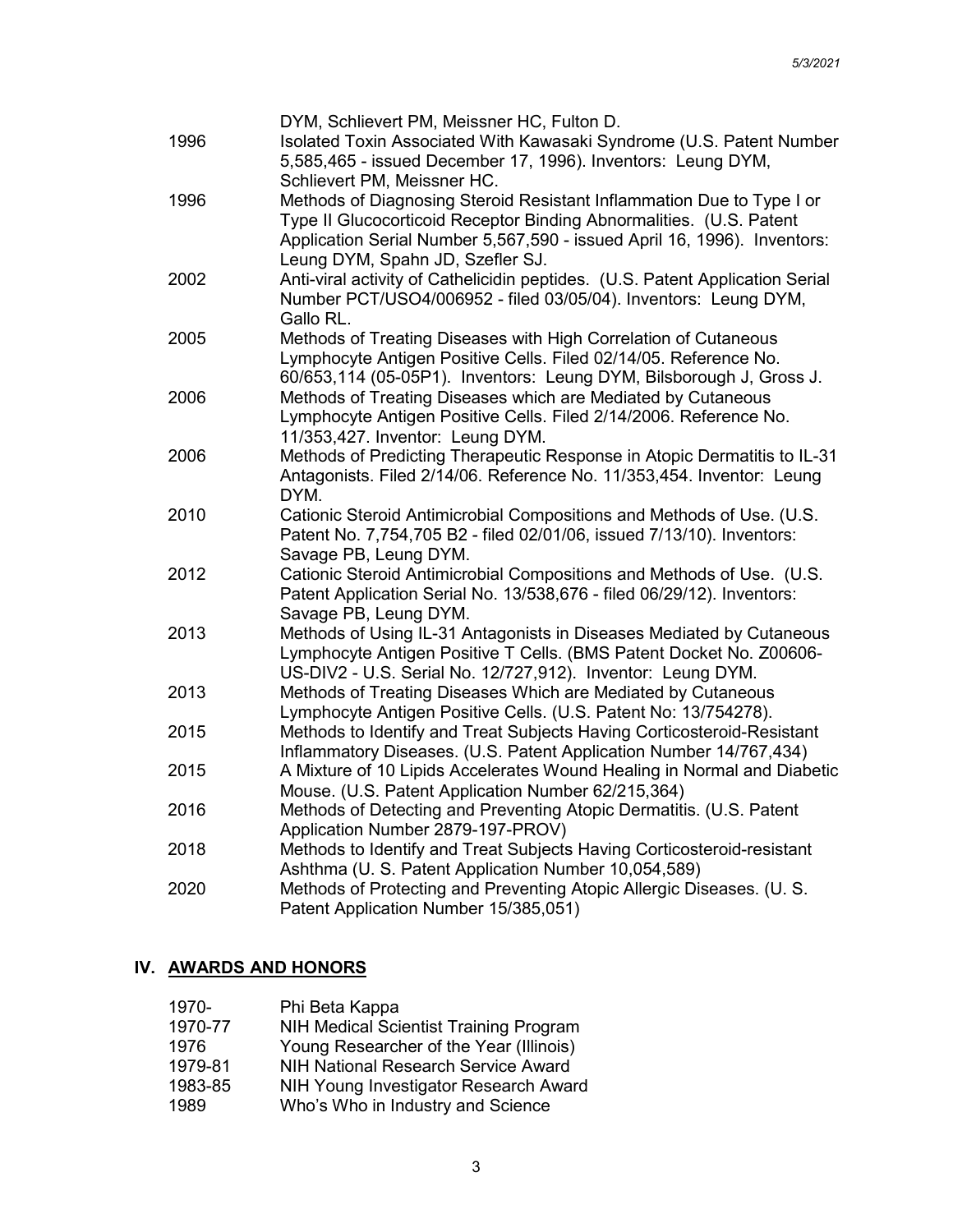| | |
|---|---|
| | DYM, Schlievert PM, Meissner HC, Fulton D. |
| 1996 | Isolated Toxin Associated With Kawasaki Syndrome (U.S. Patent Number 5,585,465 - issued December 17, 1996). Inventors: Leung DYM, Schlievert PM, Meissner HC. |
| 1996 | Methods of Diagnosing Steroid Resistant Inflammation Due to Type I or Type II Glucocorticoid Receptor Binding Abnormalities. (U.S. Patent Application Serial Number 5,567,590 - issued April 16, 1996). Inventors: Leung DYM, Spahn JD, Szefler SJ. |
| 2002 | Anti-viral activity of Cathelicidin peptides. (U.S. Patent Application Serial Number PCT/USO4/006952 - filed 03/05/04). Inventors: Leung DYM, Gallo RL. |
| 2005 | Methods of Treating Diseases with High Correlation of Cutaneous Lymphocyte Antigen Positive Cells. Filed 02/14/05. Reference No. 60/653,114 (05-05P1). Inventors: Leung DYM, Bilsborough J, Gross J. |
| 2006 | Methods of Treating Diseases which are Mediated by Cutaneous Lymphocyte Antigen Positive Cells. Filed 2/14/2006. Reference No. 11/353,427. Inventor: Leung DYM. |
| 2006 | Methods of Predicting Therapeutic Response in Atopic Dermatitis to IL-31 Antagonists. Filed 2/14/06. Reference No. 11/353,454. Inventor: Leung DYM. |
| 2010 | Cationic Steroid Antimicrobial Compositions and Methods of Use. (U.S. Patent No. 7,754,705 B2 - filed 02/01/06, issued 7/13/10). Inventors: Savage PB, Leung DYM. |
| 2012 | Cationic Steroid Antimicrobial Compositions and Methods of Use. (U.S. Patent Application Serial No. 13/538,676 - filed 06/29/12). Inventors: Savage PB, Leung DYM. |
| 2013 | Methods of Using IL-31 Antagonists in Diseases Mediated by Cutaneous Lymphocyte Antigen Positive T Cells. (BMS Patent Docket No. Z00606-US-DIV2 - U.S. Serial No. 12/727,912). Inventor: Leung DYM. |
| 2013 | Methods of Treating Diseases Which are Mediated by Cutaneous Lymphocyte Antigen Positive Cells. (U.S. Patent No: 13/754278). |
| 2015 | Methods to Identify and Treat Subjects Having Corticosteroid-Resistant Inflammatory Diseases. (U.S. Patent Application Number 14/767,434) |
| 2015 | A Mixture of 10 Lipids Accelerates Wound Healing in Normal and Diabetic Mouse. (U.S. Patent Application Number 62/215,364) |
| 2016 | Methods of Detecting and Preventing Atopic Dermatitis. (U.S. Patent Application Number 2879-197-PROV) |
| 2018 | Methods to Identify and Treat Subjects Having Corticosteroid-resistant Ashthma (U. S. Patent Application Number 10,054,589) |
| 2020 | Methods of Protecting and Preventing Atopic Allergic Diseases. (U. S. Patent Application Number 15/385,051) |

## IV. AWARDS AND HONORS

| | |
|---|---|
| 1970- | Phi Beta Kappa |
| 1970-77 | NIH Medical Scientist Training Program |
| 1976 | Young Researcher of the Year (Illinois) |
| 1979-81 | NIH National Research Service Award |
| 1983-85 | NIH Young Investigator Research Award |
| 1989 | Who's Who in Industry and Science |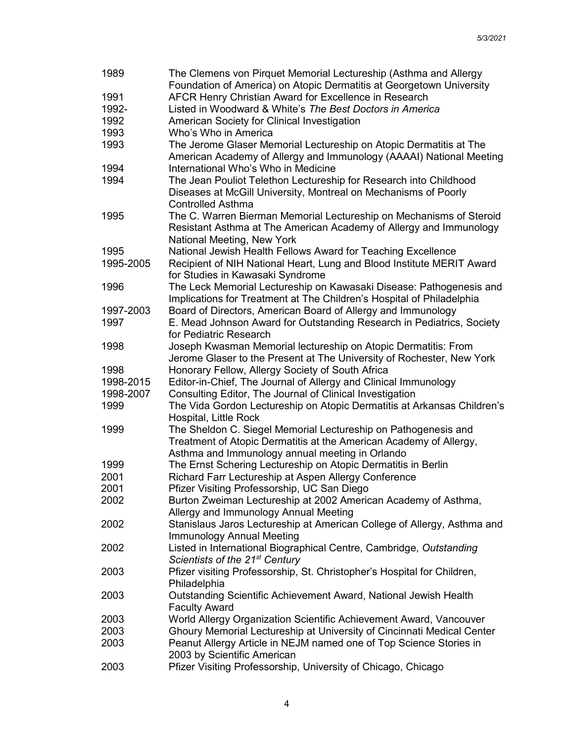| | |
|---|---|
| 1989 | The Clemens von Pirquet Memorial Lectureship (Asthma and Allergy Foundation of America) on Atopic Dermatitis at Georgetown University |
| 1991 | AFCR Henry Christian Award for Excellence in Research |
| 1992- | Listed in Woodward & White's *The Best Doctors in America* |
| 1992 | American Society for Clinical Investigation |
| 1993 | Who's Who in America |
| 1993 | The Jerome Glaser Memorial Lectureship on Atopic Dermatitis at The American Academy of Allergy and Immunology (AAAAI) National Meeting |
| 1994 | International Who's Who in Medicine |
| 1994 | The Jean Pouliot Telethon Lectureship for Research into Childhood Diseases at McGill University, Montreal on Mechanisms of Poorly Controlled Asthma |
| 1995 | The C. Warren Bierman Memorial Lectureship on Mechanisms of Steroid Resistant Asthma at The American Academy of Allergy and Immunology National Meeting, New York |
| 1995 | National Jewish Health Fellows Award for Teaching Excellence |
| 1995-2005 | Recipient of NIH National Heart, Lung and Blood Institute MERIT Award for Studies in Kawasaki Syndrome |
| 1996 | The Leck Memorial Lectureship on Kawasaki Disease: Pathogenesis and Implications for Treatment at The Children's Hospital of Philadelphia |
| 1997-2003 | Board of Directors, American Board of Allergy and Immunology |
| 1997 | E. Mead Johnson Award for Outstanding Research in Pediatrics, Society for Pediatric Research |
| 1998 | Joseph Kwasman Memorial lectureship on Atopic Dermatitis: From Jerome Glaser to the Present at The University of Rochester, New York |
| 1998 | Honorary Fellow, Allergy Society of South Africa |
| 1998-2015 | Editor-in-Chief, The Journal of Allergy and Clinical Immunology |
| 1998-2007 | Consulting Editor, The Journal of Clinical Investigation |
| 1999 | The Vida Gordon Lectureship on Atopic Dermatitis at Arkansas Children's Hospital, Little Rock |
| 1999 | The Sheldon C. Siegel Memorial Lectureship on Pathogenesis and Treatment of Atopic Dermatitis at the American Academy of Allergy, Asthma and Immunology annual meeting in Orlando |
| 1999 | The Ernst Schering Lectureship on Atopic Dermatitis in Berlin |
| 2001 | Richard Farr Lectureship at Aspen Allergy Conference |
| 2001 | Pfizer Visiting Professorship, UC San Diego |
| 2002 | Burton Zweiman Lectureship at 2002 American Academy of Asthma, Allergy and Immunology Annual Meeting |
| 2002 | Stanislaus Jaros Lectureship at American College of Allergy, Asthma and Immunology Annual Meeting |
| 2002 | Listed in International Biographical Centre, Cambridge, *Outstanding Scientists of the 21st Century* |
| 2003 | Pfizer visiting Professorship, St. Christopher's Hospital for Children, Philadelphia |
| 2003 | Outstanding Scientific Achievement Award, National Jewish Health Faculty Award |
| 2003 | World Allergy Organization Scientific Achievement Award, Vancouver |
| 2003 | Ghoury Memorial Lectureship at University of Cincinnati Medical Center |
| 2003 | Peanut Allergy Article in NEJM named one of Top Science Stories in 2003 by Scientific American |
| 2003 | Pfizer Visiting Professorship, University of Chicago, Chicago |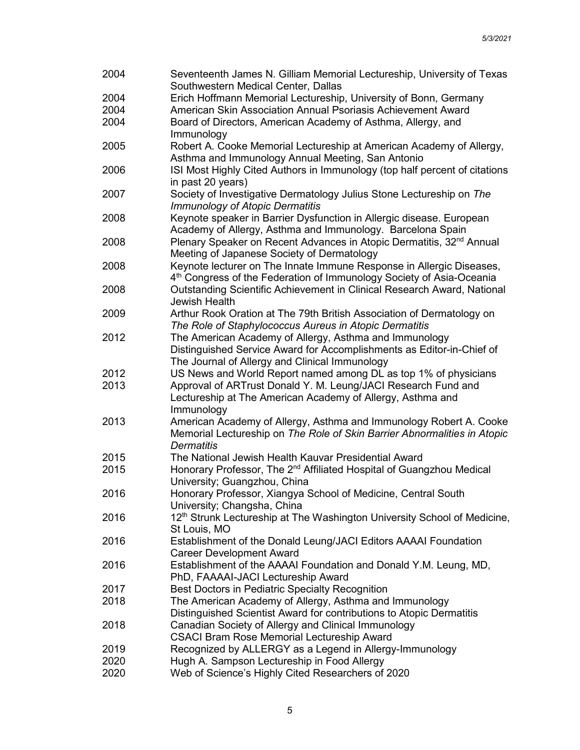| | |
|---|---|
| 2004 | Seventeenth James N. Gilliam Memorial Lectureship, University of Texas Southwestern Medical Center, Dallas |
| 2004 | Erich Hoffmann Memorial Lectureship, University of Bonn, Germany |
| 2004 | American Skin Association Annual Psoriasis Achievement Award |
| 2004 | Board of Directors, American Academy of Asthma, Allergy, and Immunology |
| 2005 | Robert A. Cooke Memorial Lectureship at American Academy of Allergy, Asthma and Immunology Annual Meeting, San Antonio |
| 2006 | ISI Most Highly Cited Authors in Immunology (top half percent of citations in past 20 years) |
| 2007 | Society of Investigative Dermatology Julius Stone Lectureship on *The Immunology of Atopic Dermatitis* |
| 2008 | Keynote speaker in Barrier Dysfunction in Allergic disease. European Academy of Allergy, Asthma and Immunology. Barcelona Spain |
| 2008 | Plenary Speaker on Recent Advances in Atopic Dermatitis, 32nd Annual Meeting of Japanese Society of Dermatology |
| 2008 | Keynote lecturer on The Innate Immune Response in Allergic Diseases, 4th Congress of the Federation of Immunology Society of Asia-Oceania |
| 2008 | Outstanding Scientific Achievement in Clinical Research Award, National Jewish Health |
| 2009 | Arthur Rook Oration at The 79th British Association of Dermatology on *The Role of Staphylococcus Aureus in Atopic Dermatitis* |
| 2012 | The American Academy of Allergy, Asthma and Immunology Distinguished Service Award for Accomplishments as Editor-in-Chief of The Journal of Allergy and Clinical Immunology |
| 2012 | US News and World Report named among DL as top 1% of physicians |
| 2013 | Approval of ARTrust Donald Y. M. Leung/JACI Research Fund and Lectureship at The American Academy of Allergy, Asthma and Immunology |
| 2013 | American Academy of Allergy, Asthma and Immunology Robert A. Cooke Memorial Lectureship on *The Role of Skin Barrier Abnormalities in Atopic Dermatitis* |
| 2015 | The National Jewish Health Kauvar Presidential Award |
| 2015 | Honorary Professor, The 2nd Affiliated Hospital of Guangzhou Medical University; Guangzhou, China |
| 2016 | Honorary Professor, Xiangya School of Medicine, Central South University; Changsha, China |
| 2016 | 12th Strunk Lectureship at The Washington University School of Medicine, St Louis, MO |
| 2016 | Establishment of the Donald Leung/JACI Editors AAAAI Foundation Career Development Award |
| 2016 | Establishment of the AAAAI Foundation and Donald Y.M. Leung, MD, PhD, FAAAAI-JACI Lectureship Award |
| 2017 | Best Doctors in Pediatric Specialty Recognition |
| 2018 | The American Academy of Allergy, Asthma and Immunology Distinguished Scientist Award for contributions to Atopic Dermatitis |
| 2018 | Canadian Society of Allergy and Clinical Immunology CSACI Bram Rose Memorial Lectureship Award |
| 2019 | Recognized by ALLERGY as a Legend in Allergy-Immunology |
| 2020 | Hugh A. Sampson Lectureship in Food Allergy |
| 2020 | Web of Science's Highly Cited Researchers of 2020 |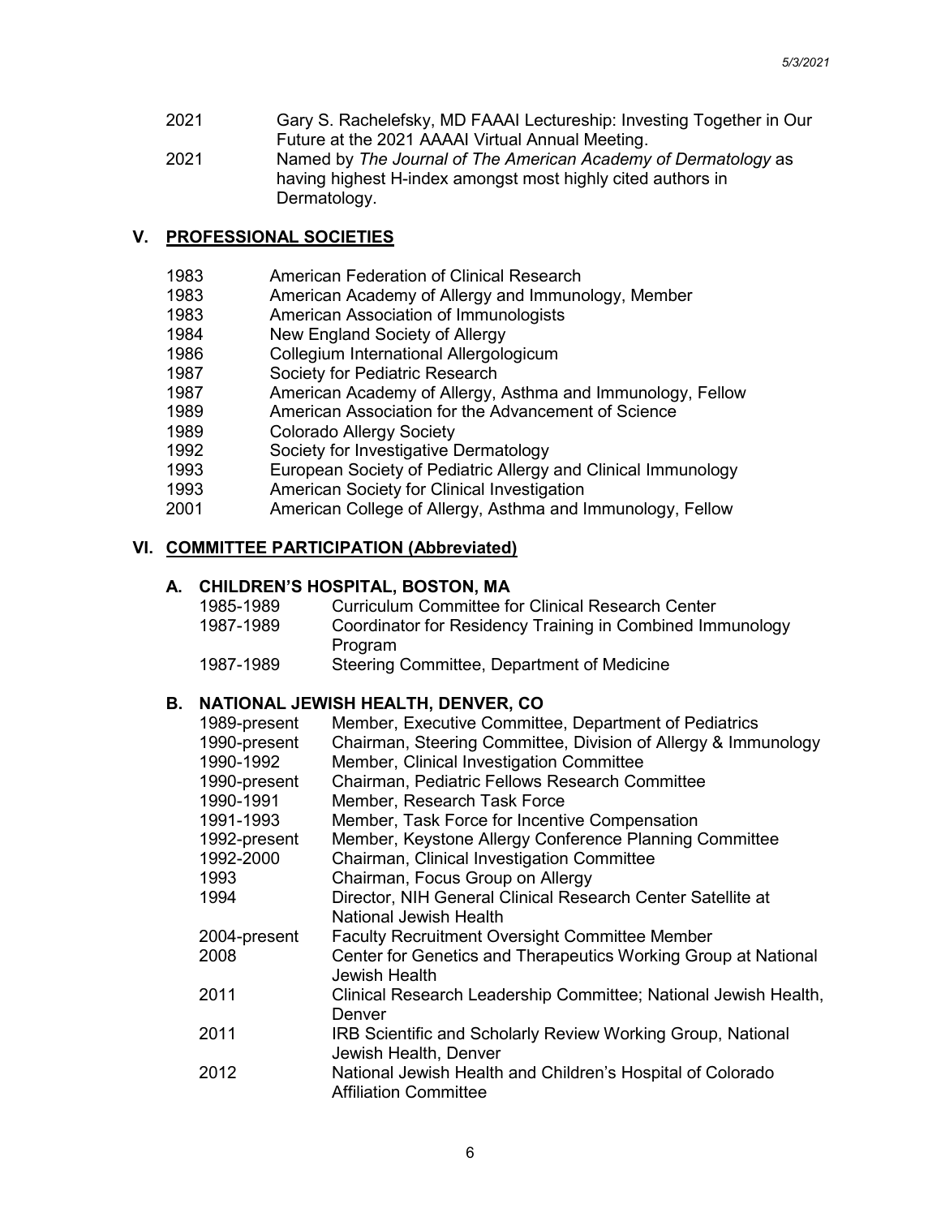| | |
|---|---|
| 2021 | Gary S. Rachelefsky, MD FAAAI Lectureship: Investing Together in Our Future at the 2021 AAAAI Virtual Annual Meeting. |
| 2021 | Named by *The Journal of The American Academy of Dermatology* as having highest H-index amongst most highly cited authors in Dermatology. |

## V. PROFESSIONAL SOCIETIES

| | |
|---|---|
| 1983 | American Federation of Clinical Research |
| 1983 | American Academy of Allergy and Immunology, Member |
| 1983 | American Association of Immunologists |
| 1984 | New England Society of Allergy |
| 1986 | Collegium International Allergologicum |
| 1987 | Society for Pediatric Research |
| 1987 | American Academy of Allergy, Asthma and Immunology, Fellow |
| 1989 | American Association for the Advancement of Science |
| 1989 | Colorado Allergy Society |
| 1992 | Society for Investigative Dermatology |
| 1993 | European Society of Pediatric Allergy and Clinical Immunology |
| 1993 | American Society for Clinical Investigation |
| 2001 | American College of Allergy, Asthma and Immunology, Fellow |

## VI. COMMITTEE PARTICIPATION (Abbreviated)

### A. CHILDREN'S HOSPITAL, BOSTON, MA

| | |
|---|---|
| 1985-1989 | Curriculum Committee for Clinical Research Center |
| 1987-1989 | Coordinator for Residency Training in Combined Immunology Program |
| 1987-1989 | Steering Committee, Department of Medicine |

### B. NATIONAL JEWISH HEALTH, DENVER, CO

| | |
|---|---|
| 1989-present | Member, Executive Committee, Department of Pediatrics |
| 1990-present | Chairman, Steering Committee, Division of Allergy & Immunology |
| 1990-1992 | Member, Clinical Investigation Committee |
| 1990-present | Chairman, Pediatric Fellows Research Committee |
| 1990-1991 | Member, Research Task Force |
| 1991-1993 | Member, Task Force for Incentive Compensation |
| 1992-present | Member, Keystone Allergy Conference Planning Committee |
| 1992-2000 | Chairman, Clinical Investigation Committee |
| 1993 | Chairman, Focus Group on Allergy |
| 1994 | Director, NIH General Clinical Research Center Satellite at National Jewish Health |
| 2004-present | Faculty Recruitment Oversight Committee Member |
| 2008 | Center for Genetics and Therapeutics Working Group at National Jewish Health |
| 2011 | Clinical Research Leadership Committee; National Jewish Health, Denver |
| 2011 | IRB Scientific and Scholarly Review Working Group, National Jewish Health, Denver |
| 2012 | National Jewish Health and Children's Hospital of Colorado Affiliation Committee |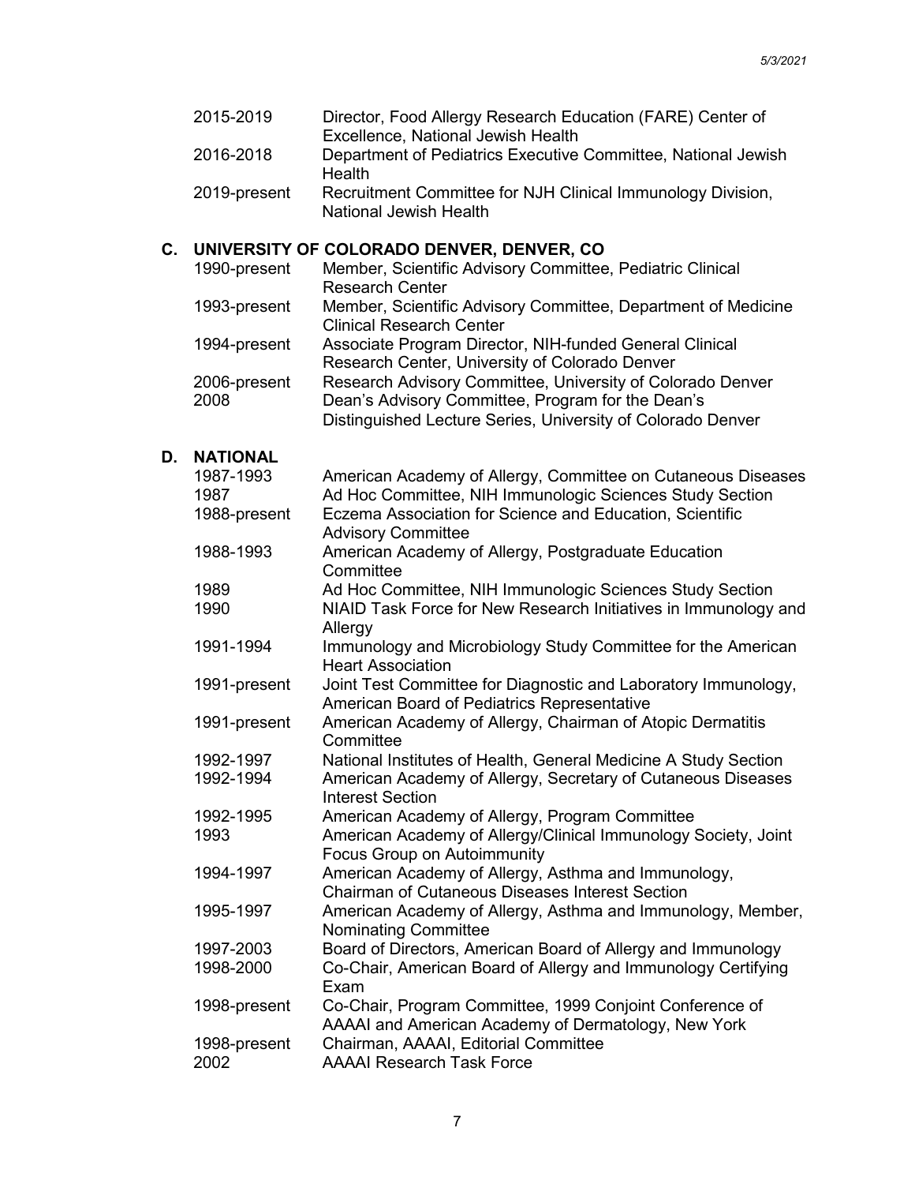| | |
|---|---|
| 2015-2019 | Director, Food Allergy Research Education (FARE) Center of Excellence, National Jewish Health |
| 2016-2018 | Department of Pediatrics Executive Committee, National Jewish Health |
| 2019-present | Recruitment Committee for NJH Clinical Immunology Division, National Jewish Health |

## C. UNIVERSITY OF COLORADO DENVER, DENVER, CO

| | |
|---|---|
| 1990-present | Member, Scientific Advisory Committee, Pediatric Clinical Research Center |
| 1993-present | Member, Scientific Advisory Committee, Department of Medicine Clinical Research Center |
| 1994-present | Associate Program Director, NIH-funded General Clinical Research Center, University of Colorado Denver |
| 2006-present | Research Advisory Committee, University of Colorado Denver |
| 2008 | Dean's Advisory Committee, Program for the Dean's Distinguished Lecture Series, University of Colorado Denver |

## D. NATIONAL

| | |
|---|---|
| 1987-1993 | American Academy of Allergy, Committee on Cutaneous Diseases |
| 1987 | Ad Hoc Committee, NIH Immunologic Sciences Study Section |
| 1988-present | Eczema Association for Science and Education, Scientific Advisory Committee |
| 1988-1993 | American Academy of Allergy, Postgraduate Education Committee |
| 1989 | Ad Hoc Committee, NIH Immunologic Sciences Study Section |
| 1990 | NIAID Task Force for New Research Initiatives in Immunology and Allergy |
| 1991-1994 | Immunology and Microbiology Study Committee for the American Heart Association |
| 1991-present | Joint Test Committee for Diagnostic and Laboratory Immunology, American Board of Pediatrics Representative |
| 1991-present | American Academy of Allergy, Chairman of Atopic Dermatitis Committee |
| 1992-1997 | National Institutes of Health, General Medicine A Study Section |
| 1992-1994 | American Academy of Allergy, Secretary of Cutaneous Diseases Interest Section |
| 1992-1995 | American Academy of Allergy, Program Committee |
| 1993 | American Academy of Allergy/Clinical Immunology Society, Joint Focus Group on Autoimmunity |
| 1994-1997 | American Academy of Allergy, Asthma and Immunology, Chairman of Cutaneous Diseases Interest Section |
| 1995-1997 | American Academy of Allergy, Asthma and Immunology, Member, Nominating Committee |
| 1997-2003 | Board of Directors, American Board of Allergy and Immunology |
| 1998-2000 | Co-Chair, American Board of Allergy and Immunology Certifying Exam |
| 1998-present | Co-Chair, Program Committee, 1999 Conjoint Conference of AAAAI and American Academy of Dermatology, New York |
| 1998-present | Chairman, AAAAI, Editorial Committee |
| 2002 | AAAAI Research Task Force |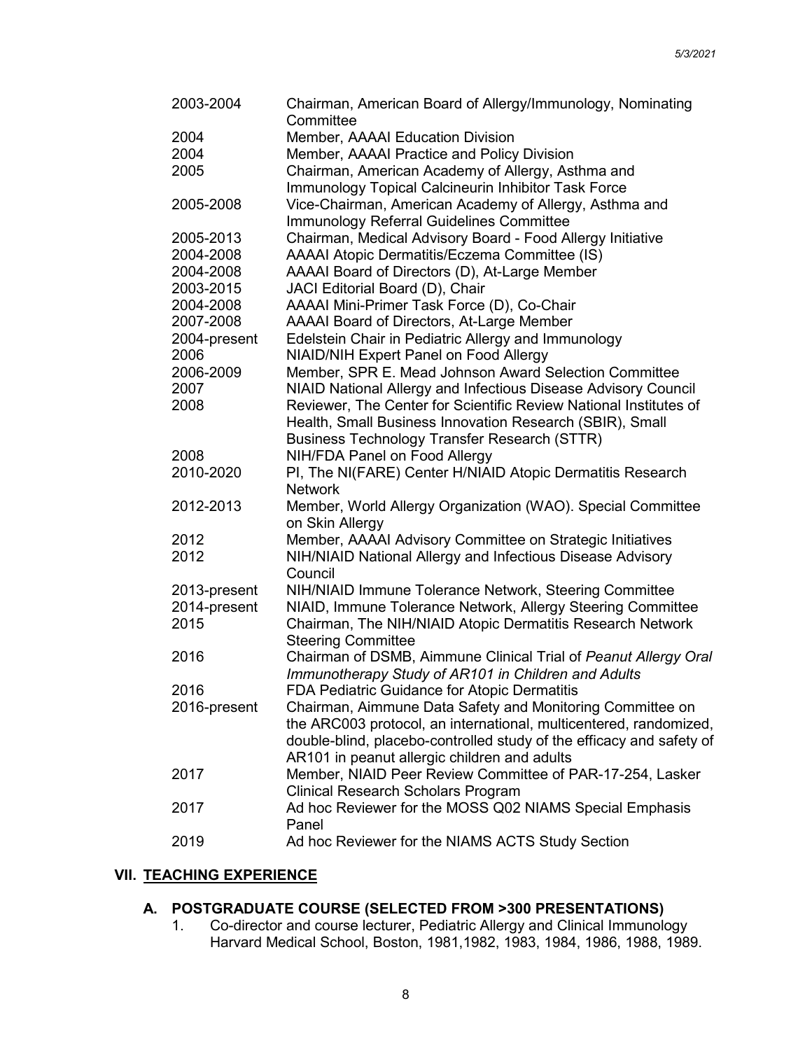| | |
|---|---|
| 2003-2004 | Chairman, American Board of Allergy/Immunology, Nominating Committee |
| 2004 | Member, AAAAI Education Division |
| 2004 | Member, AAAAI Practice and Policy Division |
| 2005 | Chairman, American Academy of Allergy, Asthma and Immunology Topical Calcineurin Inhibitor Task Force |
| 2005-2008 | Vice-Chairman, American Academy of Allergy, Asthma and Immunology Referral Guidelines Committee |
| 2005-2013 | Chairman, Medical Advisory Board - Food Allergy Initiative |
| 2004-2008 | AAAAI Atopic Dermatitis/Eczema Committee (IS) |
| 2004-2008 | AAAAI Board of Directors (D), At-Large Member |
| 2003-2015 | JACI Editorial Board (D), Chair |
| 2004-2008 | AAAAI Mini-Primer Task Force (D), Co-Chair |
| 2007-2008 | AAAAI Board of Directors, At-Large Member |
| 2004-present | Edelstein Chair in Pediatric Allergy and Immunology |
| 2006 | NIAID/NIH Expert Panel on Food Allergy |
| 2006-2009 | Member, SPR E. Mead Johnson Award Selection Committee |
| 2007 | NIAID National Allergy and Infectious Disease Advisory Council |
| 2008 | Reviewer, The Center for Scientific Review National Institutes of Health, Small Business Innovation Research (SBIR), Small Business Technology Transfer Research (STTR) |
| 2008 | NIH/FDA Panel on Food Allergy |
| 2010-2020 | PI, The NI(FARE) Center H/NIAID Atopic Dermatitis Research Network |
| 2012-2013 | Member, World Allergy Organization (WAO). Special Committee on Skin Allergy |
| 2012 | Member, AAAAI Advisory Committee on Strategic Initiatives |
| 2012 | NIH/NIAID National Allergy and Infectious Disease Advisory Council |
| 2013-present | NIH/NIAID Immune Tolerance Network, Steering Committee |
| 2014-present | NIAID, Immune Tolerance Network, Allergy Steering Committee |
| 2015 | Chairman, The NIH/NIAID Atopic Dermatitis Research Network Steering Committee |
| 2016 | Chairman of DSMB, Aimmune Clinical Trial of *Peanut Allergy Oral Immunotherapy Study of AR101 in Children and Adults* |
| 2016 | FDA Pediatric Guidance for Atopic Dermatitis |
| 2016-present | Chairman, Aimmune Data Safety and Monitoring Committee on the ARC003 protocol, an international, multicentered, randomized, double-blind, placebo-controlled study of the efficacy and safety of AR101 in peanut allergic children and adults |
| 2017 | Member, NIAID Peer Review Committee of PAR-17-254, Lasker Clinical Research Scholars Program |
| 2017 | Ad hoc Reviewer for the MOSS Q02 NIAMS Special Emphasis Panel |
| 2019 | Ad hoc Reviewer for the NIAMS ACTS Study Section |

## VII. TEACHING EXPERIENCE

### A. POSTGRADUATE COURSE (SELECTED FROM >300 PRESENTATIONS)

1. Co-director and course lecturer, Pediatric Allergy and Clinical Immunology Harvard Medical School, Boston, 1981,1982, 1983, 1984, 1986, 1988, 1989.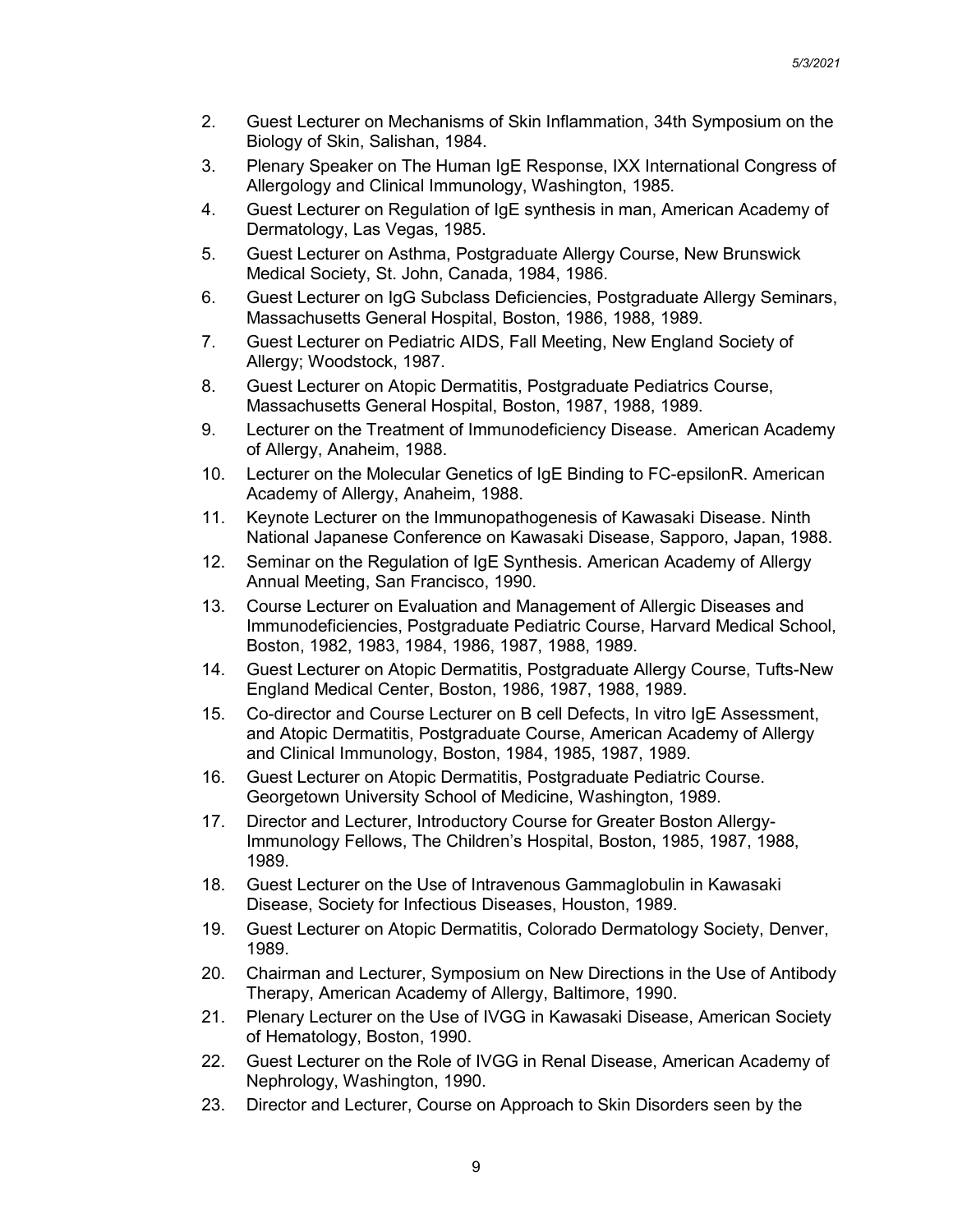2. Guest Lecturer on Mechanisms of Skin Inflammation, 34th Symposium on the Biology of Skin, Salishan, 1984.
3. Plenary Speaker on The Human IgE Response, IXX International Congress of Allergology and Clinical Immunology, Washington, 1985.
4. Guest Lecturer on Regulation of IgE synthesis in man, American Academy of Dermatology, Las Vegas, 1985.
5. Guest Lecturer on Asthma, Postgraduate Allergy Course, New Brunswick Medical Society, St. John, Canada, 1984, 1986.
6. Guest Lecturer on IgG Subclass Deficiencies, Postgraduate Allergy Seminars, Massachusetts General Hospital, Boston, 1986, 1988, 1989.
7. Guest Lecturer on Pediatric AIDS, Fall Meeting, New England Society of Allergy; Woodstock, 1987.
8. Guest Lecturer on Atopic Dermatitis, Postgraduate Pediatrics Course, Massachusetts General Hospital, Boston, 1987, 1988, 1989.
9. Lecturer on the Treatment of Immunodeficiency Disease. American Academy of Allergy, Anaheim, 1988.
10. Lecturer on the Molecular Genetics of IgE Binding to FC-epsilonR. American Academy of Allergy, Anaheim, 1988.
11. Keynote Lecturer on the Immunopathogenesis of Kawasaki Disease. Ninth National Japanese Conference on Kawasaki Disease, Sapporo, Japan, 1988.
12. Seminar on the Regulation of IgE Synthesis. American Academy of Allergy Annual Meeting, San Francisco, 1990.
13. Course Lecturer on Evaluation and Management of Allergic Diseases and Immunodeficiencies, Postgraduate Pediatric Course, Harvard Medical School, Boston, 1982, 1983, 1984, 1986, 1987, 1988, 1989.
14. Guest Lecturer on Atopic Dermatitis, Postgraduate Allergy Course, Tufts-New England Medical Center, Boston, 1986, 1987, 1988, 1989.
15. Co-director and Course Lecturer on B cell Defects, In vitro IgE Assessment, and Atopic Dermatitis, Postgraduate Course, American Academy of Allergy and Clinical Immunology, Boston, 1984, 1985, 1987, 1989.
16. Guest Lecturer on Atopic Dermatitis, Postgraduate Pediatric Course. Georgetown University School of Medicine, Washington, 1989.
17. Director and Lecturer, Introductory Course for Greater Boston Allergy-Immunology Fellows, The Children's Hospital, Boston, 1985, 1987, 1988, 1989.
18. Guest Lecturer on the Use of Intravenous Gammaglobulin in Kawasaki Disease, Society for Infectious Diseases, Houston, 1989.
19. Guest Lecturer on Atopic Dermatitis, Colorado Dermatology Society, Denver, 1989.
20. Chairman and Lecturer, Symposium on New Directions in the Use of Antibody Therapy, American Academy of Allergy, Baltimore, 1990.
21. Plenary Lecturer on the Use of IVGG in Kawasaki Disease, American Society of Hematology, Boston, 1990.
22. Guest Lecturer on the Role of IVGG in Renal Disease, American Academy of Nephrology, Washington, 1990.
23. Director and Lecturer, Course on Approach to Skin Disorders seen by the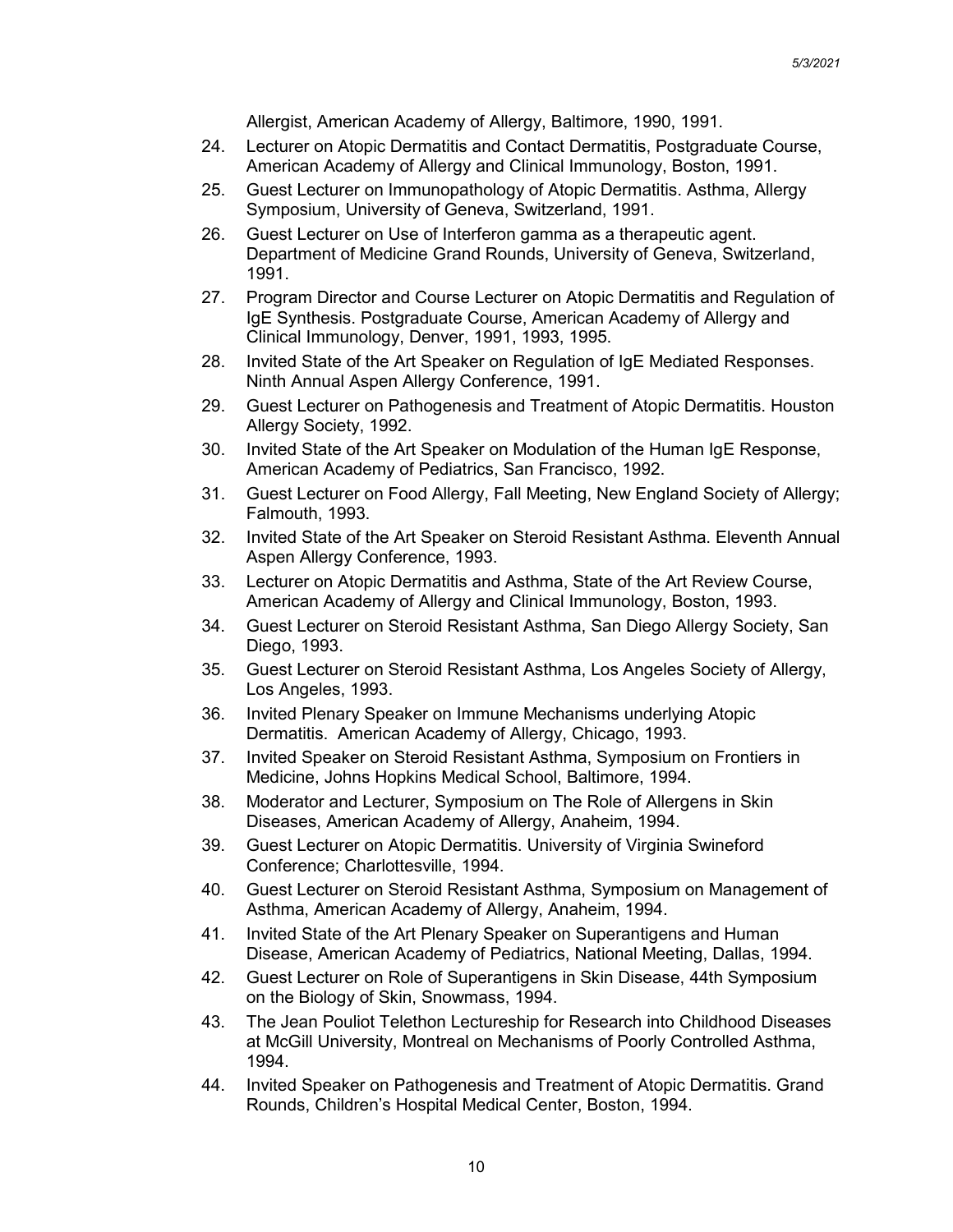Allergist, American Academy of Allergy, Baltimore, 1990, 1991.

24. Lecturer on Atopic Dermatitis and Contact Dermatitis, Postgraduate Course, American Academy of Allergy and Clinical Immunology, Boston, 1991.
25. Guest Lecturer on Immunopathology of Atopic Dermatitis. Asthma, Allergy Symposium, University of Geneva, Switzerland, 1991.
26. Guest Lecturer on Use of Interferon gamma as a therapeutic agent. Department of Medicine Grand Rounds, University of Geneva, Switzerland, 1991.
27. Program Director and Course Lecturer on Atopic Dermatitis and Regulation of IgE Synthesis. Postgraduate Course, American Academy of Allergy and Clinical Immunology, Denver, 1991, 1993, 1995.
28. Invited State of the Art Speaker on Regulation of IgE Mediated Responses. Ninth Annual Aspen Allergy Conference, 1991.
29. Guest Lecturer on Pathogenesis and Treatment of Atopic Dermatitis. Houston Allergy Society, 1992.
30. Invited State of the Art Speaker on Modulation of the Human IgE Response, American Academy of Pediatrics, San Francisco, 1992.
31. Guest Lecturer on Food Allergy, Fall Meeting, New England Society of Allergy; Falmouth, 1993.
32. Invited State of the Art Speaker on Steroid Resistant Asthma. Eleventh Annual Aspen Allergy Conference, 1993.
33. Lecturer on Atopic Dermatitis and Asthma, State of the Art Review Course, American Academy of Allergy and Clinical Immunology, Boston, 1993.
34. Guest Lecturer on Steroid Resistant Asthma, San Diego Allergy Society, San Diego, 1993.
35. Guest Lecturer on Steroid Resistant Asthma, Los Angeles Society of Allergy, Los Angeles, 1993.
36. Invited Plenary Speaker on Immune Mechanisms underlying Atopic Dermatitis. American Academy of Allergy, Chicago, 1993.
37. Invited Speaker on Steroid Resistant Asthma, Symposium on Frontiers in Medicine, Johns Hopkins Medical School, Baltimore, 1994.
38. Moderator and Lecturer, Symposium on The Role of Allergens in Skin Diseases, American Academy of Allergy, Anaheim, 1994.
39. Guest Lecturer on Atopic Dermatitis. University of Virginia Swineford Conference; Charlottesville, 1994.
40. Guest Lecturer on Steroid Resistant Asthma, Symposium on Management of Asthma, American Academy of Allergy, Anaheim, 1994.
41. Invited State of the Art Plenary Speaker on Superantigens and Human Disease, American Academy of Pediatrics, National Meeting, Dallas, 1994.
42. Guest Lecturer on Role of Superantigens in Skin Disease, 44th Symposium on the Biology of Skin, Snowmass, 1994.
43. The Jean Pouliot Telethon Lectureship for Research into Childhood Diseases at McGill University, Montreal on Mechanisms of Poorly Controlled Asthma, 1994.
44. Invited Speaker on Pathogenesis and Treatment of Atopic Dermatitis. Grand Rounds, Children's Hospital Medical Center, Boston, 1994.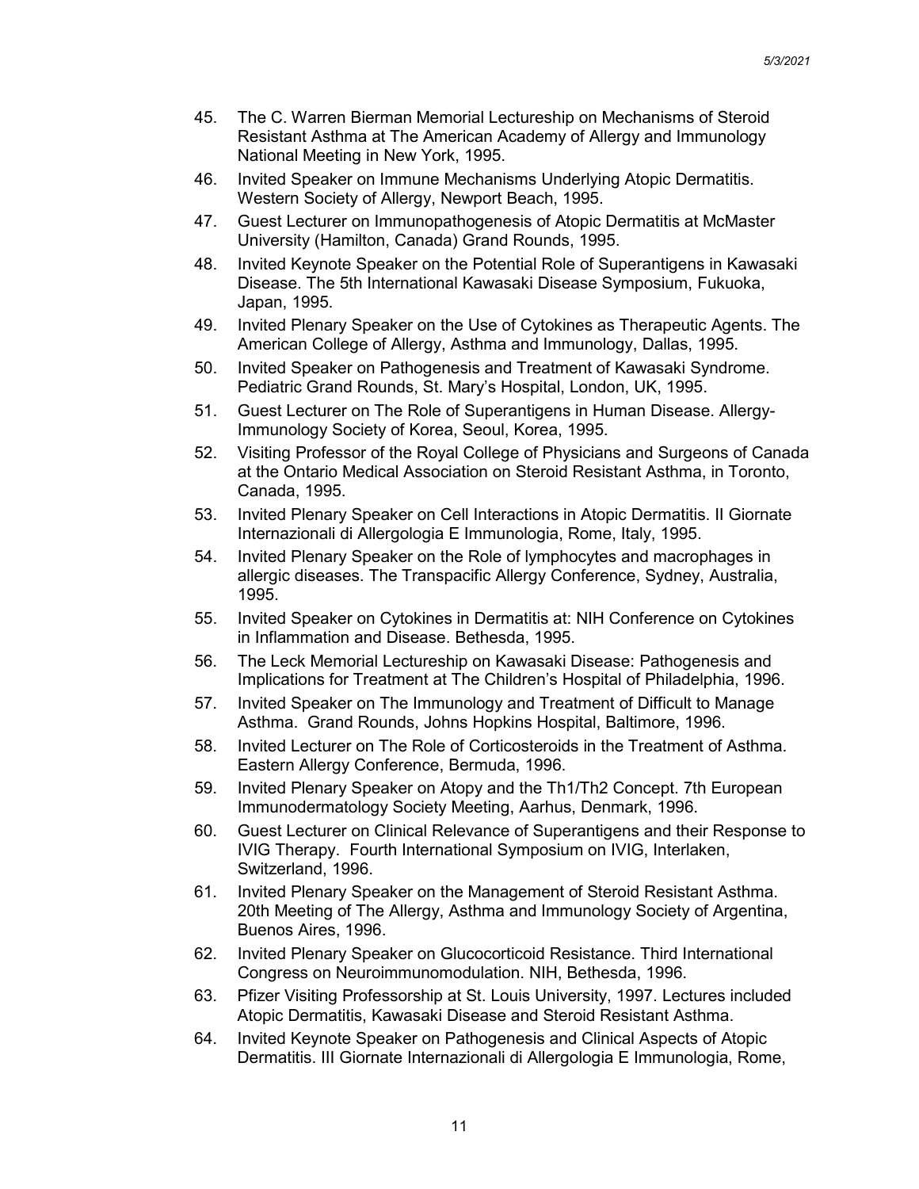45. The C. Warren Bierman Memorial Lectureship on Mechanisms of Steroid Resistant Asthma at The American Academy of Allergy and Immunology National Meeting in New York, 1995.
46. Invited Speaker on Immune Mechanisms Underlying Atopic Dermatitis. Western Society of Allergy, Newport Beach, 1995.
47. Guest Lecturer on Immunopathogenesis of Atopic Dermatitis at McMaster University (Hamilton, Canada) Grand Rounds, 1995.
48. Invited Keynote Speaker on the Potential Role of Superantigens in Kawasaki Disease. The 5th International Kawasaki Disease Symposium, Fukuoka, Japan, 1995.
49. Invited Plenary Speaker on the Use of Cytokines as Therapeutic Agents. The American College of Allergy, Asthma and Immunology, Dallas, 1995.
50. Invited Speaker on Pathogenesis and Treatment of Kawasaki Syndrome. Pediatric Grand Rounds, St. Mary's Hospital, London, UK, 1995.
51. Guest Lecturer on The Role of Superantigens in Human Disease. Allergy-Immunology Society of Korea, Seoul, Korea, 1995.
52. Visiting Professor of the Royal College of Physicians and Surgeons of Canada at the Ontario Medical Association on Steroid Resistant Asthma, in Toronto, Canada, 1995.
53. Invited Plenary Speaker on Cell Interactions in Atopic Dermatitis. II Giornate Internazionali di Allergologia E Immunologia, Rome, Italy, 1995.
54. Invited Plenary Speaker on the Role of lymphocytes and macrophages in allergic diseases. The Transpacific Allergy Conference, Sydney, Australia, 1995.
55. Invited Speaker on Cytokines in Dermatitis at: NIH Conference on Cytokines in Inflammation and Disease. Bethesda, 1995.
56. The Leck Memorial Lectureship on Kawasaki Disease: Pathogenesis and Implications for Treatment at The Children's Hospital of Philadelphia, 1996.
57. Invited Speaker on The Immunology and Treatment of Difficult to Manage Asthma. Grand Rounds, Johns Hopkins Hospital, Baltimore, 1996.
58. Invited Lecturer on The Role of Corticosteroids in the Treatment of Asthma. Eastern Allergy Conference, Bermuda, 1996.
59. Invited Plenary Speaker on Atopy and the Th1/Th2 Concept. 7th European Immunodermatology Society Meeting, Aarhus, Denmark, 1996.
60. Guest Lecturer on Clinical Relevance of Superantigens and their Response to IVIG Therapy. Fourth International Symposium on IVIG, Interlaken, Switzerland, 1996.
61. Invited Plenary Speaker on the Management of Steroid Resistant Asthma. 20th Meeting of The Allergy, Asthma and Immunology Society of Argentina, Buenos Aires, 1996.
62. Invited Plenary Speaker on Glucocorticoid Resistance. Third International Congress on Neuroimmunomodulation. NIH, Bethesda, 1996.
63. Pfizer Visiting Professorship at St. Louis University, 1997. Lectures included Atopic Dermatitis, Kawasaki Disease and Steroid Resistant Asthma.
64. Invited Keynote Speaker on Pathogenesis and Clinical Aspects of Atopic Dermatitis. III Giornate Internazionali di Allergologia E Immunologia, Rome,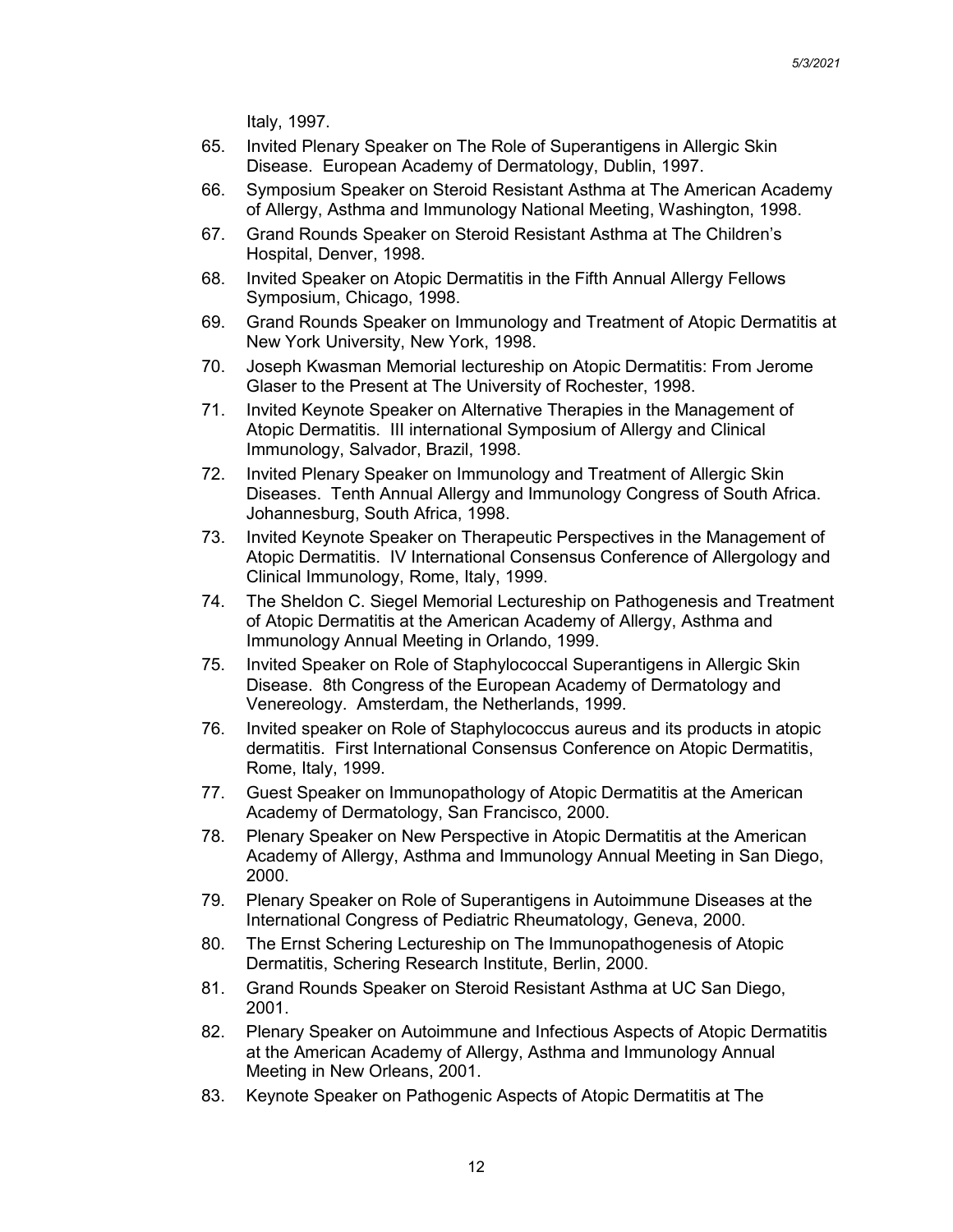Italy, 1997.

65. Invited Plenary Speaker on The Role of Superantigens in Allergic Skin Disease. European Academy of Dermatology, Dublin, 1997.
66. Symposium Speaker on Steroid Resistant Asthma at The American Academy of Allergy, Asthma and Immunology National Meeting, Washington, 1998.
67. Grand Rounds Speaker on Steroid Resistant Asthma at The Children's Hospital, Denver, 1998.
68. Invited Speaker on Atopic Dermatitis in the Fifth Annual Allergy Fellows Symposium, Chicago, 1998.
69. Grand Rounds Speaker on Immunology and Treatment of Atopic Dermatitis at New York University, New York, 1998.
70. Joseph Kwasman Memorial lectureship on Atopic Dermatitis: From Jerome Glaser to the Present at The University of Rochester, 1998.
71. Invited Keynote Speaker on Alternative Therapies in the Management of Atopic Dermatitis. III international Symposium of Allergy and Clinical Immunology, Salvador, Brazil, 1998.
72. Invited Plenary Speaker on Immunology and Treatment of Allergic Skin Diseases. Tenth Annual Allergy and Immunology Congress of South Africa. Johannesburg, South Africa, 1998.
73. Invited Keynote Speaker on Therapeutic Perspectives in the Management of Atopic Dermatitis. IV International Consensus Conference of Allergology and Clinical Immunology, Rome, Italy, 1999.
74. The Sheldon C. Siegel Memorial Lectureship on Pathogenesis and Treatment of Atopic Dermatitis at the American Academy of Allergy, Asthma and Immunology Annual Meeting in Orlando, 1999.
75. Invited Speaker on Role of Staphylococcal Superantigens in Allergic Skin Disease. 8th Congress of the European Academy of Dermatology and Venereology. Amsterdam, the Netherlands, 1999.
76. Invited speaker on Role of Staphylococcus aureus and its products in atopic dermatitis. First International Consensus Conference on Atopic Dermatitis, Rome, Italy, 1999.
77. Guest Speaker on Immunopathology of Atopic Dermatitis at the American Academy of Dermatology, San Francisco, 2000.
78. Plenary Speaker on New Perspective in Atopic Dermatitis at the American Academy of Allergy, Asthma and Immunology Annual Meeting in San Diego, 2000.
79. Plenary Speaker on Role of Superantigens in Autoimmune Diseases at the International Congress of Pediatric Rheumatology, Geneva, 2000.
80. The Ernst Schering Lectureship on The Immunopathogenesis of Atopic Dermatitis, Schering Research Institute, Berlin, 2000.
81. Grand Rounds Speaker on Steroid Resistant Asthma at UC San Diego, 2001.
82. Plenary Speaker on Autoimmune and Infectious Aspects of Atopic Dermatitis at the American Academy of Allergy, Asthma and Immunology Annual Meeting in New Orleans, 2001.
83. Keynote Speaker on Pathogenic Aspects of Atopic Dermatitis at The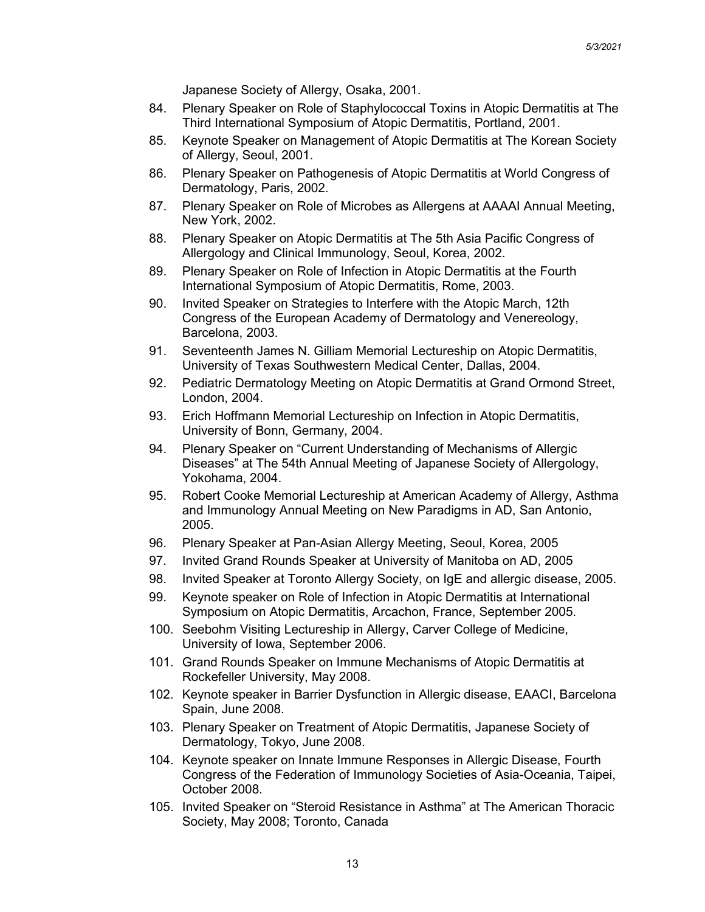Japanese Society of Allergy, Osaka, 2001.

84. Plenary Speaker on Role of Staphylococcal Toxins in Atopic Dermatitis at The Third International Symposium of Atopic Dermatitis, Portland, 2001.
85. Keynote Speaker on Management of Atopic Dermatitis at The Korean Society of Allergy, Seoul, 2001.
86. Plenary Speaker on Pathogenesis of Atopic Dermatitis at World Congress of Dermatology, Paris, 2002.
87. Plenary Speaker on Role of Microbes as Allergens at AAAAI Annual Meeting, New York, 2002.
88. Plenary Speaker on Atopic Dermatitis at The 5th Asia Pacific Congress of Allergology and Clinical Immunology, Seoul, Korea, 2002.
89. Plenary Speaker on Role of Infection in Atopic Dermatitis at the Fourth International Symposium of Atopic Dermatitis, Rome, 2003.
90. Invited Speaker on Strategies to Interfere with the Atopic March, 12th Congress of the European Academy of Dermatology and Venereology, Barcelona, 2003.
91. Seventeenth James N. Gilliam Memorial Lectureship on Atopic Dermatitis, University of Texas Southwestern Medical Center, Dallas, 2004.
92. Pediatric Dermatology Meeting on Atopic Dermatitis at Grand Ormond Street, London, 2004.
93. Erich Hoffmann Memorial Lectureship on Infection in Atopic Dermatitis, University of Bonn, Germany, 2004.
94. Plenary Speaker on "Current Understanding of Mechanisms of Allergic Diseases" at The 54th Annual Meeting of Japanese Society of Allergology, Yokohama, 2004.
95. Robert Cooke Memorial Lectureship at American Academy of Allergy, Asthma and Immunology Annual Meeting on New Paradigms in AD, San Antonio, 2005.
96. Plenary Speaker at Pan-Asian Allergy Meeting, Seoul, Korea, 2005
97. Invited Grand Rounds Speaker at University of Manitoba on AD, 2005
98. Invited Speaker at Toronto Allergy Society, on IgE and allergic disease, 2005.
99. Keynote speaker on Role of Infection in Atopic Dermatitis at International Symposium on Atopic Dermatitis, Arcachon, France, September 2005.
100. Seebohm Visiting Lectureship in Allergy, Carver College of Medicine, University of Iowa, September 2006.
101. Grand Rounds Speaker on Immune Mechanisms of Atopic Dermatitis at Rockefeller University, May 2008.
102. Keynote speaker in Barrier Dysfunction in Allergic disease, EAACI, Barcelona Spain, June 2008.
103. Plenary Speaker on Treatment of Atopic Dermatitis, Japanese Society of Dermatology, Tokyo, June 2008.
104. Keynote speaker on Innate Immune Responses in Allergic Disease, Fourth Congress of the Federation of Immunology Societies of Asia-Oceania, Taipei, October 2008.
105. Invited Speaker on "Steroid Resistance in Asthma" at The American Thoracic Society, May 2008; Toronto, Canada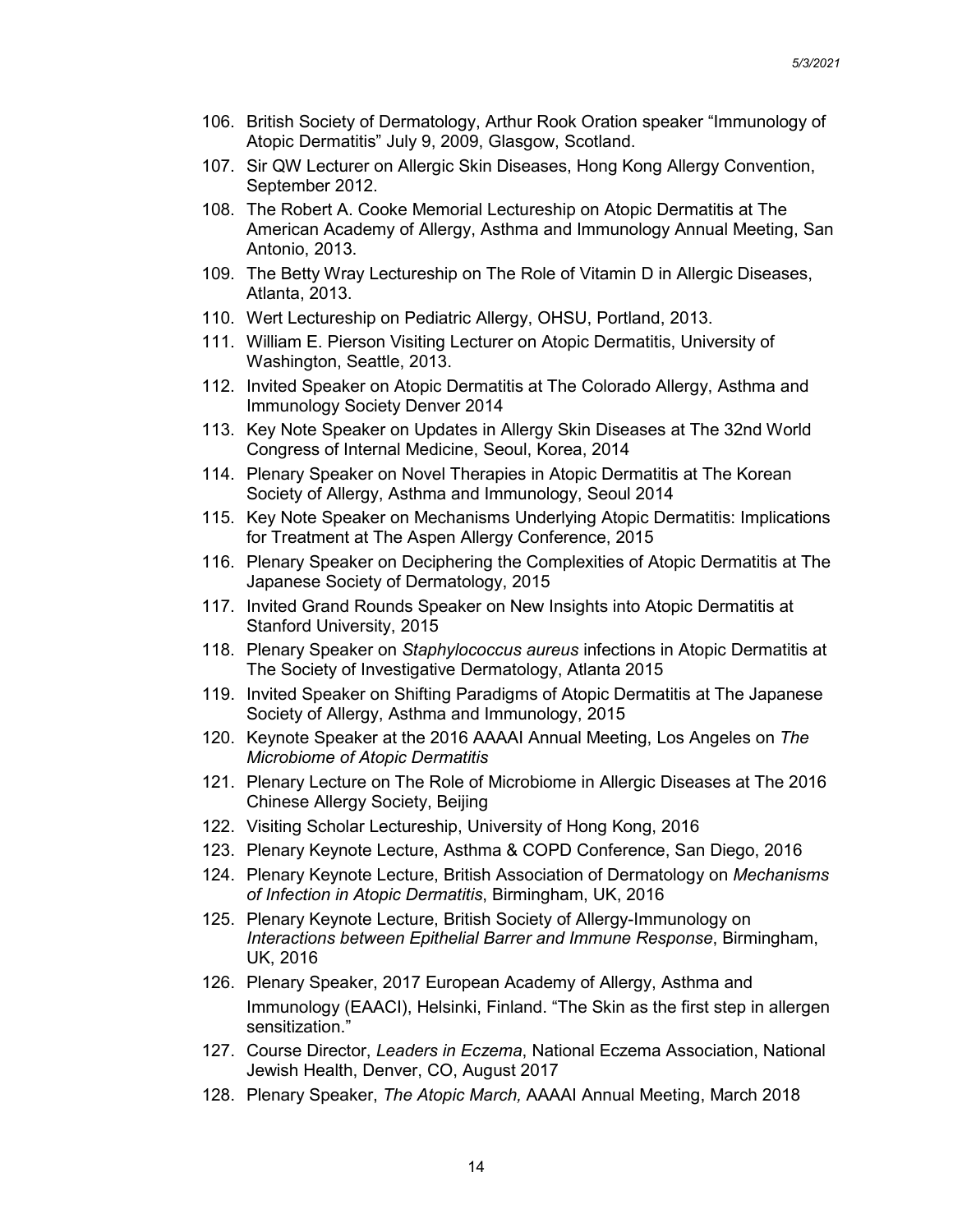106. British Society of Dermatology, Arthur Rook Oration speaker “Immunology of Atopic Dermatitis” July 9, 2009, Glasgow, Scotland.
107. Sir QW Lecturer on Allergic Skin Diseases, Hong Kong Allergy Convention, September 2012.
108. The Robert A. Cooke Memorial Lectureship on Atopic Dermatitis at The American Academy of Allergy, Asthma and Immunology Annual Meeting, San Antonio, 2013.
109. The Betty Wray Lectureship on The Role of Vitamin D in Allergic Diseases, Atlanta, 2013.
110. Wert Lectureship on Pediatric Allergy, OHSU, Portland, 2013.
111. William E. Pierson Visiting Lecturer on Atopic Dermatitis, University of Washington, Seattle, 2013.
112. Invited Speaker on Atopic Dermatitis at The Colorado Allergy, Asthma and Immunology Society Denver 2014
113. Key Note Speaker on Updates in Allergy Skin Diseases at The 32nd World Congress of Internal Medicine, Seoul, Korea, 2014
114. Plenary Speaker on Novel Therapies in Atopic Dermatitis at The Korean Society of Allergy, Asthma and Immunology, Seoul 2014
115. Key Note Speaker on Mechanisms Underlying Atopic Dermatitis: Implications for Treatment at The Aspen Allergy Conference, 2015
116. Plenary Speaker on Deciphering the Complexities of Atopic Dermatitis at The Japanese Society of Dermatology, 2015
117. Invited Grand Rounds Speaker on New Insights into Atopic Dermatitis at Stanford University, 2015
118. Plenary Speaker on *Staphylococcus aureus* infections in Atopic Dermatitis at The Society of Investigative Dermatology, Atlanta 2015
119. Invited Speaker on Shifting Paradigms of Atopic Dermatitis at The Japanese Society of Allergy, Asthma and Immunology, 2015
120. Keynote Speaker at the 2016 AAAAI Annual Meeting, Los Angeles on *The Microbiome of Atopic Dermatitis*
121. Plenary Lecture on The Role of Microbiome in Allergic Diseases at The 2016 Chinese Allergy Society, Beijing
122. Visiting Scholar Lectureship, University of Hong Kong, 2016
123. Plenary Keynote Lecture, Asthma & COPD Conference, San Diego, 2016
124. Plenary Keynote Lecture, British Association of Dermatology on *Mechanisms of Infection in Atopic Dermatitis*, Birmingham, UK, 2016
125. Plenary Keynote Lecture, British Society of Allergy-Immunology on *Interactions between Epithelial Barrer and Immune Response*, Birmingham, UK, 2016
126. Plenary Speaker, 2017 European Academy of Allergy, Asthma and Immunology (EAACI), Helsinki, Finland. “The Skin as the first step in allergen sensitization.”
127. Course Director, *Leaders in Eczema*, National Eczema Association, National Jewish Health, Denver, CO, August 2017
128. Plenary Speaker, *The Atopic March,* AAAAI Annual Meeting, March 2018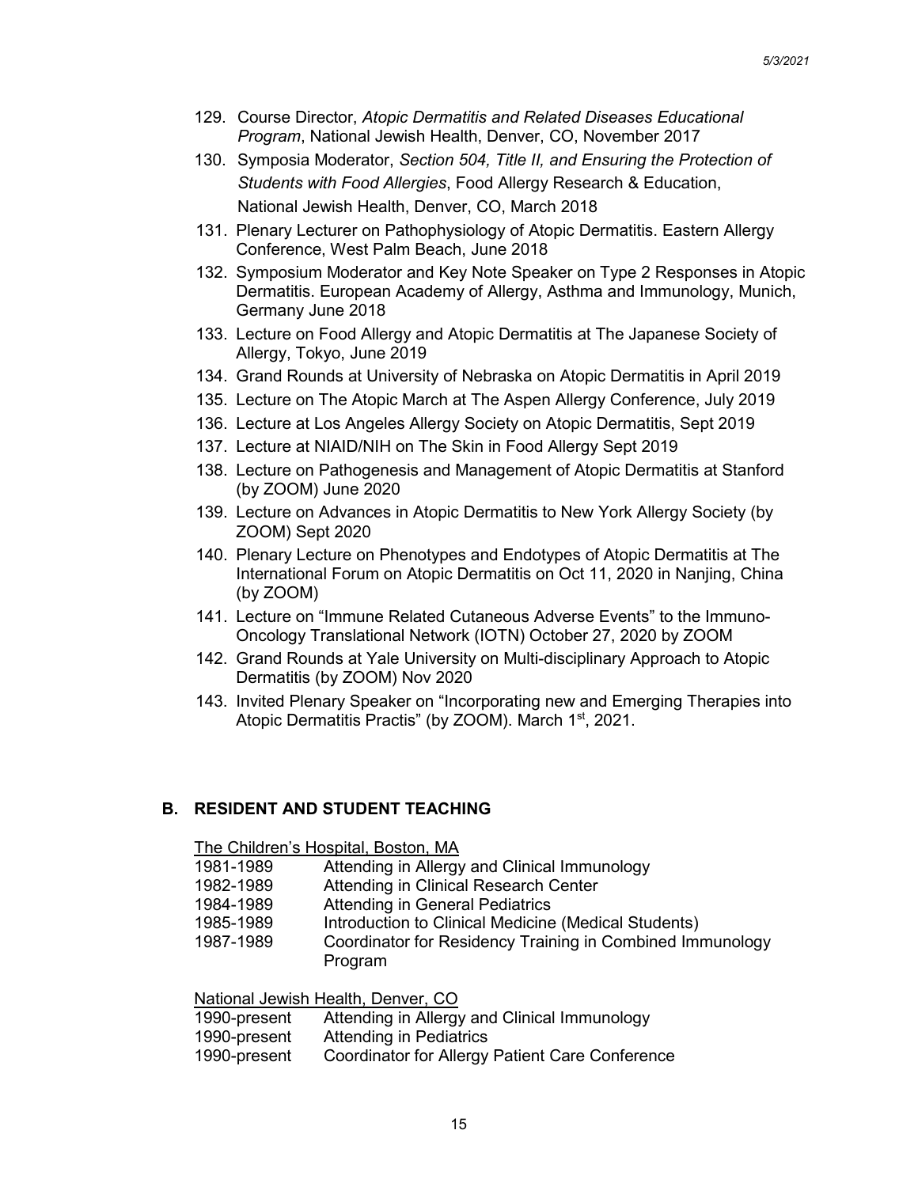129. Course Director, *Atopic Dermatitis and Related Diseases Educational Program*, National Jewish Health, Denver, CO, November 2017
130. Symposia Moderator, *Section 504, Title II, and Ensuring the Protection of Students with Food Allergies*, Food Allergy Research & Education, National Jewish Health, Denver, CO, March 2018
131. Plenary Lecturer on Pathophysiology of Atopic Dermatitis. Eastern Allergy Conference, West Palm Beach, June 2018
132. Symposium Moderator and Key Note Speaker on Type 2 Responses in Atopic Dermatitis. European Academy of Allergy, Asthma and Immunology, Munich, Germany June 2018
133. Lecture on Food Allergy and Atopic Dermatitis at The Japanese Society of Allergy, Tokyo, June 2019
134. Grand Rounds at University of Nebraska on Atopic Dermatitis in April 2019
135. Lecture on The Atopic March at The Aspen Allergy Conference, July 2019
136. Lecture at Los Angeles Allergy Society on Atopic Dermatitis, Sept 2019
137. Lecture at NIAID/NIH on The Skin in Food Allergy Sept 2019
138. Lecture on Pathogenesis and Management of Atopic Dermatitis at Stanford (by ZOOM) June 2020
139. Lecture on Advances in Atopic Dermatitis to New York Allergy Society (by ZOOM) Sept 2020
140. Plenary Lecture on Phenotypes and Endotypes of Atopic Dermatitis at The International Forum on Atopic Dermatitis on Oct 11, 2020 in Nanjing, China (by ZOOM)
141. Lecture on "Immune Related Cutaneous Adverse Events" to the Immuno-Oncology Translational Network (IOTN) October 27, 2020 by ZOOM
142. Grand Rounds at Yale University on Multi-disciplinary Approach to Atopic Dermatitis (by ZOOM) Nov 2020
143. Invited Plenary Speaker on "Incorporating new and Emerging Therapies into Atopic Dermatitis Practis" (by ZOOM). March 1st, 2021.

## B. RESIDENT AND STUDENT TEACHING

The Children's Hospital, Boston, MA

| | |
|---|---|
| 1981-1989 | Attending in Allergy and Clinical Immunology |
| 1982-1989 | Attending in Clinical Research Center |
| 1984-1989 | Attending in General Pediatrics |
| 1985-1989 | Introduction to Clinical Medicine (Medical Students) |
| 1987-1989 | Coordinator for Residency Training in Combined Immunology Program |

National Jewish Health, Denver, CO

| | |
|---|---|
| 1990-present | Attending in Allergy and Clinical Immunology |
| 1990-present | Attending in Pediatrics |
| 1990-present | Coordinator for Allergy Patient Care Conference |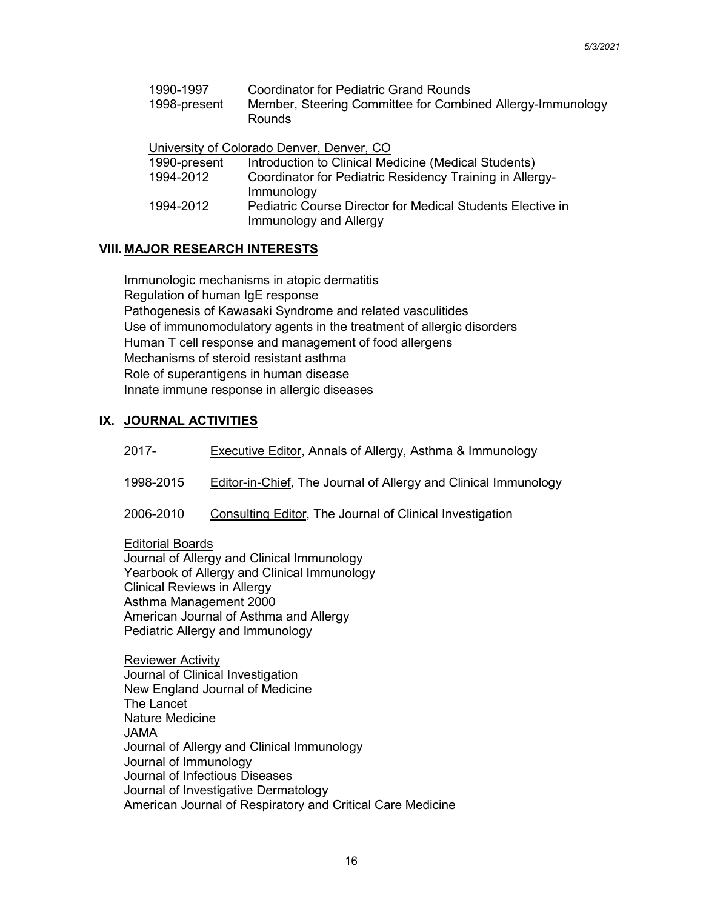1990-1997 Coordinator for Pediatric Grand Rounds
1998-present Member, Steering Committee for Combined Allergy-Immunology Rounds

University of Colorado Denver, Denver, CO

1990-present Introduction to Clinical Medicine (Medical Students)
1994-2012 Coordinator for Pediatric Residency Training in Allergy-Immunology
1994-2012 Pediatric Course Director for Medical Students Elective in Immunology and Allergy

## VIII. MAJOR RESEARCH INTERESTS

Immunologic mechanisms in atopic dermatitis
Regulation of human IgE response
Pathogenesis of Kawasaki Syndrome and related vasculitides
Use of immunomodulatory agents in the treatment of allergic disorders
Human T cell response and management of food allergens
Mechanisms of steroid resistant asthma
Role of superantigens in human disease
Innate immune response in allergic diseases

## IX. JOURNAL ACTIVITIES

2017- Executive Editor, Annals of Allergy, Asthma & Immunology

1998-2015 Editor-in-Chief, The Journal of Allergy and Clinical Immunology

2006-2010 Consulting Editor, The Journal of Clinical Investigation

Editorial Boards

Journal of Allergy and Clinical Immunology
Yearbook of Allergy and Clinical Immunology
Clinical Reviews in Allergy
Asthma Management 2000
American Journal of Asthma and Allergy
Pediatric Allergy and Immunology

Reviewer Activity

Journal of Clinical Investigation
New England Journal of Medicine
The Lancet
Nature Medicine
JAMA
Journal of Allergy and Clinical Immunology
Journal of Immunology
Journal of Infectious Diseases
Journal of Investigative Dermatology
American Journal of Respiratory and Critical Care Medicine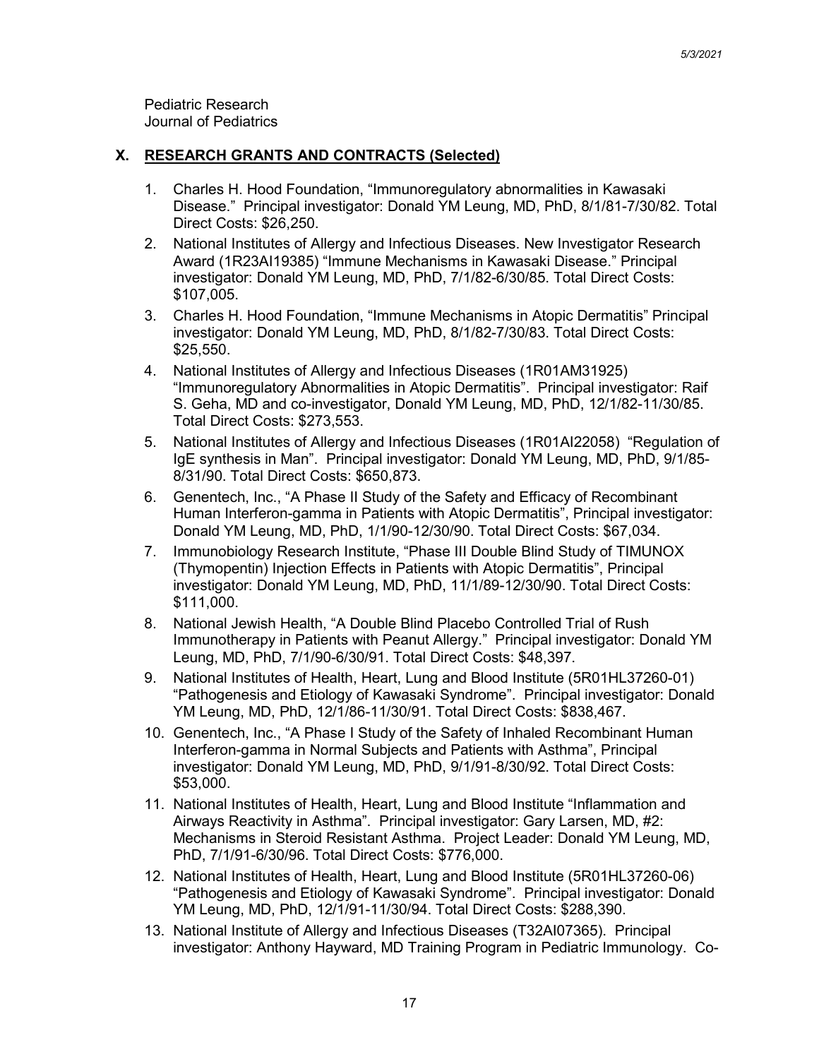Pediatric Research
Journal of Pediatrics

## X. RESEARCH GRANTS AND CONTRACTS (Selected)

1. Charles H. Hood Foundation, "Immunoregulatory abnormalities in Kawasaki Disease." Principal investigator: Donald YM Leung, MD, PhD, 8/1/81-7/30/82. Total Direct Costs: $26,250.
2. National Institutes of Allergy and Infectious Diseases. New Investigator Research Award (1R23AI19385) "Immune Mechanisms in Kawasaki Disease." Principal investigator: Donald YM Leung, MD, PhD, 7/1/82-6/30/85. Total Direct Costs: $107,005.
3. Charles H. Hood Foundation, "Immune Mechanisms in Atopic Dermatitis" Principal investigator: Donald YM Leung, MD, PhD, 8/1/82-7/30/83. Total Direct Costs: $25,550.
4. National Institutes of Allergy and Infectious Diseases (1R01AM31925) "Immunoregulatory Abnormalities in Atopic Dermatitis". Principal investigator: Raif S. Geha, MD and co-investigator, Donald YM Leung, MD, PhD, 12/1/82-11/30/85. Total Direct Costs: $273,553.
5. National Institutes of Allergy and Infectious Diseases (1R01AI22058) "Regulation of IgE synthesis in Man". Principal investigator: Donald YM Leung, MD, PhD, 9/1/85-8/31/90. Total Direct Costs: $650,873.
6. Genentech, Inc., "A Phase II Study of the Safety and Efficacy of Recombinant Human Interferon-gamma in Patients with Atopic Dermatitis", Principal investigator: Donald YM Leung, MD, PhD, 1/1/90-12/30/90. Total Direct Costs: $67,034.
7. Immunobiology Research Institute, "Phase III Double Blind Study of TIMUNOX (Thymopentin) Injection Effects in Patients with Atopic Dermatitis", Principal investigator: Donald YM Leung, MD, PhD, 11/1/89-12/30/90. Total Direct Costs: $111,000.
8. National Jewish Health, "A Double Blind Placebo Controlled Trial of Rush Immunotherapy in Patients with Peanut Allergy." Principal investigator: Donald YM Leung, MD, PhD, 7/1/90-6/30/91. Total Direct Costs: $48,397.
9. National Institutes of Health, Heart, Lung and Blood Institute (5R01HL37260-01) "Pathogenesis and Etiology of Kawasaki Syndrome". Principal investigator: Donald YM Leung, MD, PhD, 12/1/86-11/30/91. Total Direct Costs: $838,467.
10. Genentech, Inc., "A Phase I Study of the Safety of Inhaled Recombinant Human Interferon-gamma in Normal Subjects and Patients with Asthma", Principal investigator: Donald YM Leung, MD, PhD, 9/1/91-8/30/92. Total Direct Costs: $53,000.
11. National Institutes of Health, Heart, Lung and Blood Institute "Inflammation and Airways Reactivity in Asthma". Principal investigator: Gary Larsen, MD, #2: Mechanisms in Steroid Resistant Asthma. Project Leader: Donald YM Leung, MD, PhD, 7/1/91-6/30/96. Total Direct Costs: $776,000.
12. National Institutes of Health, Heart, Lung and Blood Institute (5R01HL37260-06) "Pathogenesis and Etiology of Kawasaki Syndrome". Principal investigator: Donald YM Leung, MD, PhD, 12/1/91-11/30/94. Total Direct Costs: $288,390.
13. National Institute of Allergy and Infectious Diseases (T32AI07365). Principal investigator: Anthony Hayward, MD Training Program in Pediatric Immunology. Co-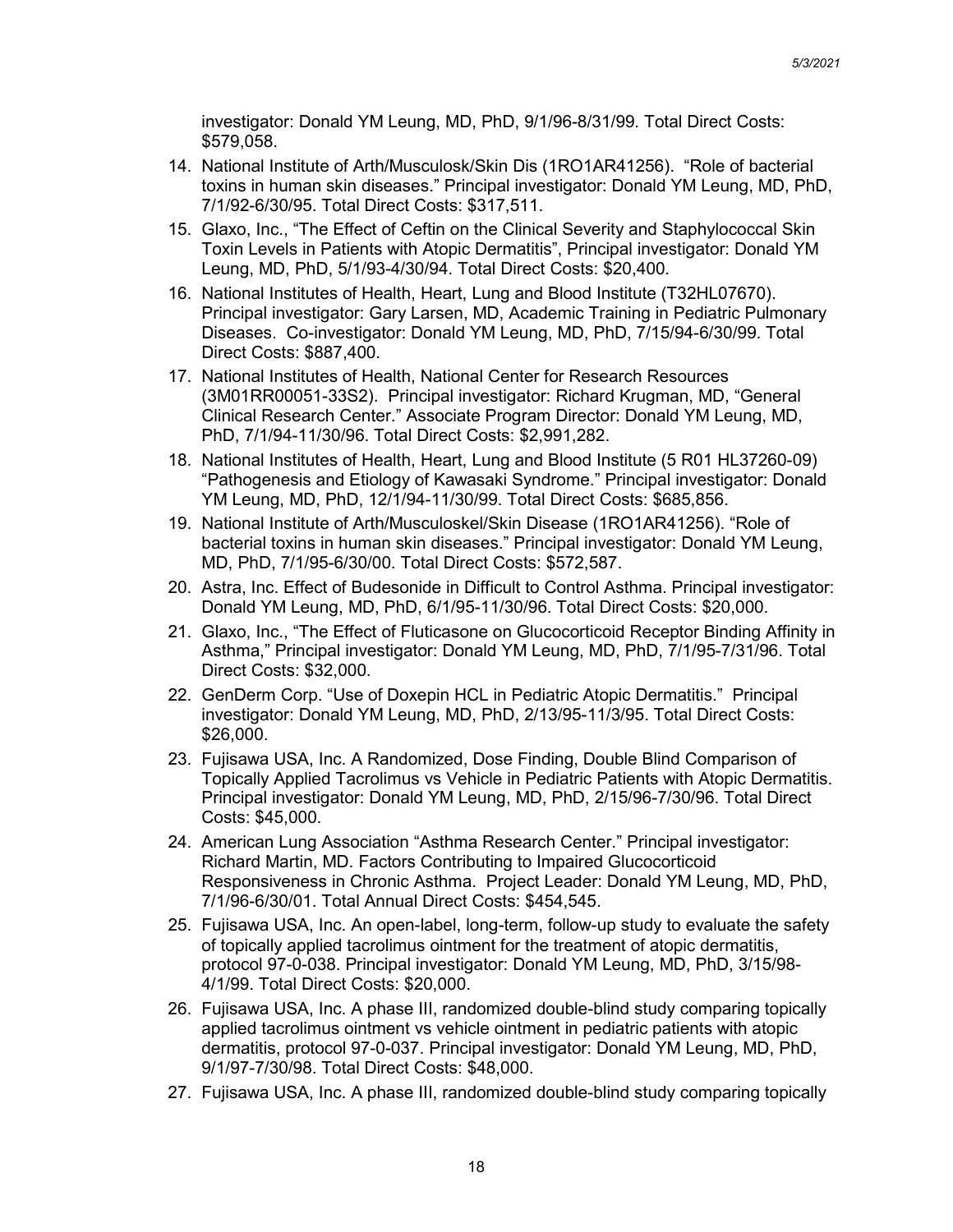investigator: Donald YM Leung, MD, PhD, 9/1/96-8/31/99. Total Direct Costs: $579,058.

14. National Institute of Arth/Musculosk/Skin Dis (1RO1AR41256). "Role of bacterial toxins in human skin diseases." Principal investigator: Donald YM Leung, MD, PhD, 7/1/92-6/30/95. Total Direct Costs: $317,511.
15. Glaxo, Inc., "The Effect of Ceftin on the Clinical Severity and Staphylococcal Skin Toxin Levels in Patients with Atopic Dermatitis", Principal investigator: Donald YM Leung, MD, PhD, 5/1/93-4/30/94. Total Direct Costs: $20,400.
16. National Institutes of Health, Heart, Lung and Blood Institute (T32HL07670). Principal investigator: Gary Larsen, MD, Academic Training in Pediatric Pulmonary Diseases. Co-investigator: Donald YM Leung, MD, PhD, 7/15/94-6/30/99. Total Direct Costs: $887,400.
17. National Institutes of Health, National Center for Research Resources (3M01RR00051-33S2). Principal investigator: Richard Krugman, MD, "General Clinical Research Center." Associate Program Director: Donald YM Leung, MD, PhD, 7/1/94-11/30/96. Total Direct Costs: $2,991,282.
18. National Institutes of Health, Heart, Lung and Blood Institute (5 R01 HL37260-09) "Pathogenesis and Etiology of Kawasaki Syndrome." Principal investigator: Donald YM Leung, MD, PhD, 12/1/94-11/30/99. Total Direct Costs: $685,856.
19. National Institute of Arth/Musculoskel/Skin Disease (1RO1AR41256). "Role of bacterial toxins in human skin diseases." Principal investigator: Donald YM Leung, MD, PhD, 7/1/95-6/30/00. Total Direct Costs: $572,587.
20. Astra, Inc. Effect of Budesonide in Difficult to Control Asthma. Principal investigator: Donald YM Leung, MD, PhD, 6/1/95-11/30/96. Total Direct Costs: $20,000.
21. Glaxo, Inc., "The Effect of Fluticasone on Glucocorticoid Receptor Binding Affinity in Asthma," Principal investigator: Donald YM Leung, MD, PhD, 7/1/95-7/31/96. Total Direct Costs: $32,000.
22. GenDerm Corp. "Use of Doxepin HCL in Pediatric Atopic Dermatitis." Principal investigator: Donald YM Leung, MD, PhD, 2/13/95-11/3/95. Total Direct Costs: $26,000.
23. Fujisawa USA, Inc. A Randomized, Dose Finding, Double Blind Comparison of Topically Applied Tacrolimus vs Vehicle in Pediatric Patients with Atopic Dermatitis. Principal investigator: Donald YM Leung, MD, PhD, 2/15/96-7/30/96. Total Direct Costs: $45,000.
24. American Lung Association "Asthma Research Center." Principal investigator: Richard Martin, MD. Factors Contributing to Impaired Glucocorticoid Responsiveness in Chronic Asthma. Project Leader: Donald YM Leung, MD, PhD, 7/1/96-6/30/01. Total Annual Direct Costs: $454,545.
25. Fujisawa USA, Inc. An open-label, long-term, follow-up study to evaluate the safety of topically applied tacrolimus ointment for the treatment of atopic dermatitis, protocol 97-0-038. Principal investigator: Donald YM Leung, MD, PhD, 3/15/98-4/1/99. Total Direct Costs: $20,000.
26. Fujisawa USA, Inc. A phase III, randomized double-blind study comparing topically applied tacrolimus ointment vs vehicle ointment in pediatric patients with atopic dermatitis, protocol 97-0-037. Principal investigator: Donald YM Leung, MD, PhD, 9/1/97-7/30/98. Total Direct Costs: $48,000.
27. Fujisawa USA, Inc. A phase III, randomized double-blind study comparing topically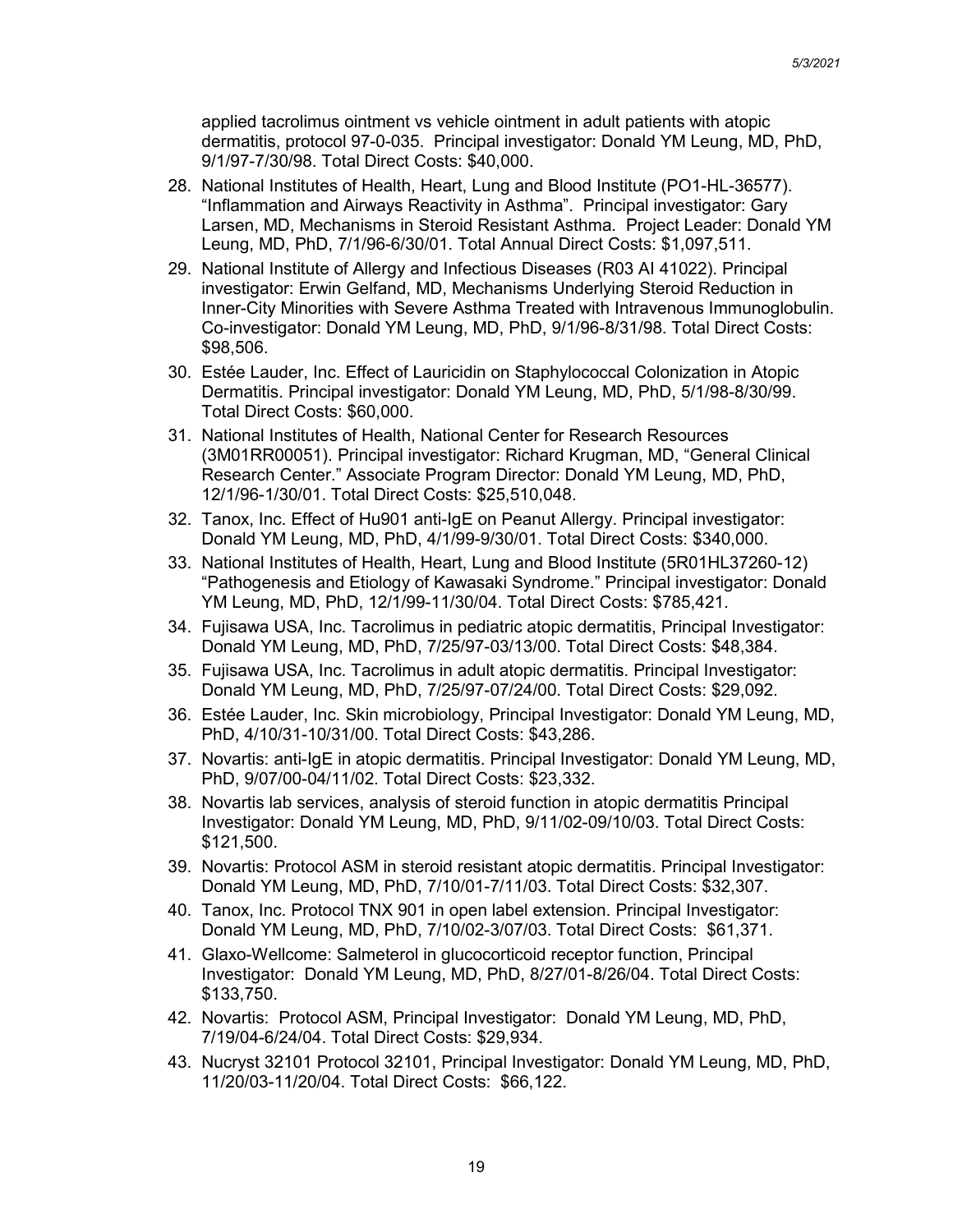applied tacrolimus ointment vs vehicle ointment in adult patients with atopic dermatitis, protocol 97-0-035. Principal investigator: Donald YM Leung, MD, PhD, 9/1/97-7/30/98. Total Direct Costs: $40,000.

28. National Institutes of Health, Heart, Lung and Blood Institute (PO1-HL-36577). "Inflammation and Airways Reactivity in Asthma". Principal investigator: Gary Larsen, MD, Mechanisms in Steroid Resistant Asthma. Project Leader: Donald YM Leung, MD, PhD, 7/1/96-6/30/01. Total Annual Direct Costs: $1,097,511.
29. National Institute of Allergy and Infectious Diseases (R03 AI 41022). Principal investigator: Erwin Gelfand, MD, Mechanisms Underlying Steroid Reduction in Inner-City Minorities with Severe Asthma Treated with Intravenous Immunoglobulin. Co-investigator: Donald YM Leung, MD, PhD, 9/1/96-8/31/98. Total Direct Costs: $98,506.
30. Estée Lauder, Inc. Effect of Lauricidin on Staphylococcal Colonization in Atopic Dermatitis. Principal investigator: Donald YM Leung, MD, PhD, 5/1/98-8/30/99. Total Direct Costs: $60,000.
31. National Institutes of Health, National Center for Research Resources (3M01RR00051). Principal investigator: Richard Krugman, MD, "General Clinical Research Center." Associate Program Director: Donald YM Leung, MD, PhD, 12/1/96-1/30/01. Total Direct Costs: $25,510,048.
32. Tanox, Inc. Effect of Hu901 anti-IgE on Peanut Allergy. Principal investigator: Donald YM Leung, MD, PhD, 4/1/99-9/30/01. Total Direct Costs: $340,000.
33. National Institutes of Health, Heart, Lung and Blood Institute (5R01HL37260-12) "Pathogenesis and Etiology of Kawasaki Syndrome." Principal investigator: Donald YM Leung, MD, PhD, 12/1/99-11/30/04. Total Direct Costs: $785,421.
34. Fujisawa USA, Inc. Tacrolimus in pediatric atopic dermatitis, Principal Investigator: Donald YM Leung, MD, PhD, 7/25/97-03/13/00. Total Direct Costs: $48,384.
35. Fujisawa USA, Inc. Tacrolimus in adult atopic dermatitis. Principal Investigator: Donald YM Leung, MD, PhD, 7/25/97-07/24/00. Total Direct Costs: $29,092.
36. Estée Lauder, Inc. Skin microbiology, Principal Investigator: Donald YM Leung, MD, PhD, 4/10/31-10/31/00. Total Direct Costs: $43,286.
37. Novartis: anti-IgE in atopic dermatitis. Principal Investigator: Donald YM Leung, MD, PhD, 9/07/00-04/11/02. Total Direct Costs: $23,332.
38. Novartis lab services, analysis of steroid function in atopic dermatitis Principal Investigator: Donald YM Leung, MD, PhD, 9/11/02-09/10/03. Total Direct Costs: $121,500.
39. Novartis: Protocol ASM in steroid resistant atopic dermatitis. Principal Investigator: Donald YM Leung, MD, PhD, 7/10/01-7/11/03. Total Direct Costs: $32,307.
40. Tanox, Inc. Protocol TNX 901 in open label extension. Principal Investigator: Donald YM Leung, MD, PhD, 7/10/02-3/07/03. Total Direct Costs: $61,371.
41. Glaxo-Wellcome: Salmeterol in glucocorticoid receptor function, Principal Investigator: Donald YM Leung, MD, PhD, 8/27/01-8/26/04. Total Direct Costs: $133,750.
42. Novartis: Protocol ASM, Principal Investigator: Donald YM Leung, MD, PhD, 7/19/04-6/24/04. Total Direct Costs: $29,934.
43. Nucryst 32101 Protocol 32101, Principal Investigator: Donald YM Leung, MD, PhD, 11/20/03-11/20/04. Total Direct Costs: $66,122.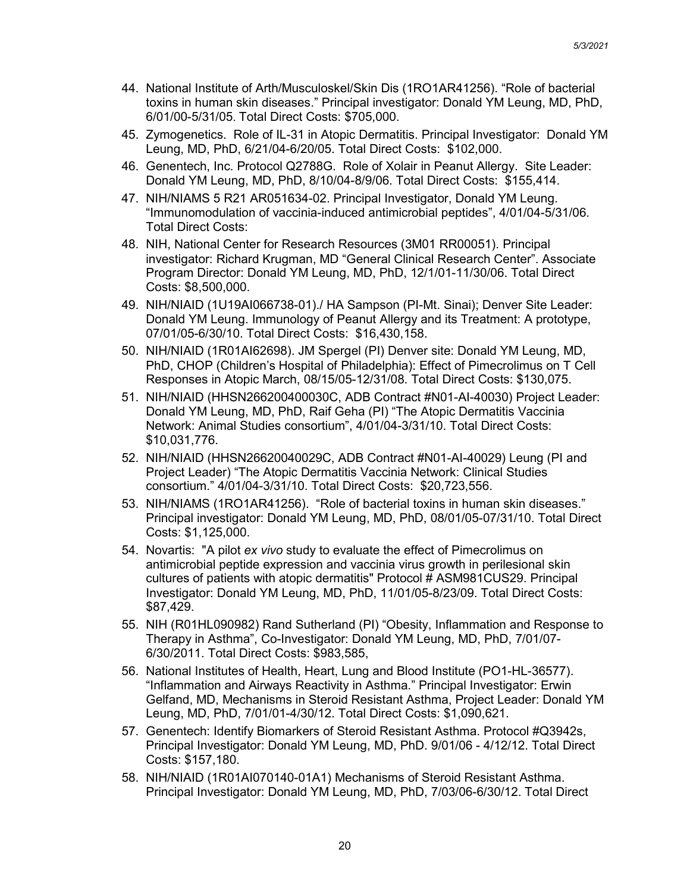44. National Institute of Arth/Musculoskel/Skin Dis (1RO1AR41256). "Role of bacterial toxins in human skin diseases." Principal investigator: Donald YM Leung, MD, PhD, 6/01/00-5/31/05. Total Direct Costs: $705,000.
45. Zymogenetics. Role of IL-31 in Atopic Dermatitis. Principal Investigator: Donald YM Leung, MD, PhD, 6/21/04-6/20/05. Total Direct Costs: $102,000.
46. Genentech, Inc. Protocol Q2788G. Role of Xolair in Peanut Allergy. Site Leader: Donald YM Leung, MD, PhD, 8/10/04-8/9/06. Total Direct Costs: $155,414.
47. NIH/NIAMS 5 R21 AR051634-02. Principal Investigator, Donald YM Leung. "Immunomodulation of vaccinia-induced antimicrobial peptides", 4/01/04-5/31/06. Total Direct Costs:
48. NIH, National Center for Research Resources (3M01 RR00051). Principal investigator: Richard Krugman, MD "General Clinical Research Center". Associate Program Director: Donald YM Leung, MD, PhD, 12/1/01-11/30/06. Total Direct Costs: $8,500,000.
49. NIH/NIAID (1U19AI066738-01)./ HA Sampson (PI-Mt. Sinai); Denver Site Leader: Donald YM Leung. Immunology of Peanut Allergy and its Treatment: A prototype, 07/01/05-6/30/10. Total Direct Costs: $16,430,158.
50. NIH/NIAID (1R01AI62698). JM Spergel (PI) Denver site: Donald YM Leung, MD, PhD, CHOP (Children's Hospital of Philadelphia): Effect of Pimecrolimus on T Cell Responses in Atopic March, 08/15/05-12/31/08. Total Direct Costs: $130,075.
51. NIH/NIAID (HHSN266200400030C, ADB Contract #N01-AI-40030) Project Leader: Donald YM Leung, MD, PhD, Raif Geha (PI) "The Atopic Dermatitis Vaccinia Network: Animal Studies consortium", 4/01/04-3/31/10. Total Direct Costs: $10,031,776.
52. NIH/NIAID (HHSN26620040029C, ADB Contract #N01-AI-40029) Leung (PI and Project Leader) "The Atopic Dermatitis Vaccinia Network: Clinical Studies consortium." 4/01/04-3/31/10. Total Direct Costs: $20,723,556.
53. NIH/NIAMS (1RO1AR41256). "Role of bacterial toxins in human skin diseases." Principal investigator: Donald YM Leung, MD, PhD, 08/01/05-07/31/10. Total Direct Costs: $1,125,000.
54. Novartis: "A pilot *ex vivo* study to evaluate the effect of Pimecrolimus on antimicrobial peptide expression and vaccinia virus growth in perilesional skin cultures of patients with atopic dermatitis" Protocol # ASM981CUS29. Principal Investigator: Donald YM Leung, MD, PhD, 11/01/05-8/23/09. Total Direct Costs: $87,429.
55. NIH (R01HL090982) Rand Sutherland (PI) "Obesity, Inflammation and Response to Therapy in Asthma", Co-Investigator: Donald YM Leung, MD, PhD, 7/01/07-6/30/2011. Total Direct Costs: $983,585,
56. National Institutes of Health, Heart, Lung and Blood Institute (PO1-HL-36577). "Inflammation and Airways Reactivity in Asthma." Principal Investigator: Erwin Gelfand, MD, Mechanisms in Steroid Resistant Asthma, Project Leader: Donald YM Leung, MD, PhD, 7/01/01-4/30/12. Total Direct Costs: $1,090,621.
57. Genentech: Identify Biomarkers of Steroid Resistant Asthma. Protocol #Q3942s, Principal Investigator: Donald YM Leung, MD, PhD. 9/01/06 - 4/12/12. Total Direct Costs: $157,180.
58. NIH/NIAID (1R01AI070140-01A1) Mechanisms of Steroid Resistant Asthma. Principal Investigator: Donald YM Leung, MD, PhD, 7/03/06-6/30/12. Total Direct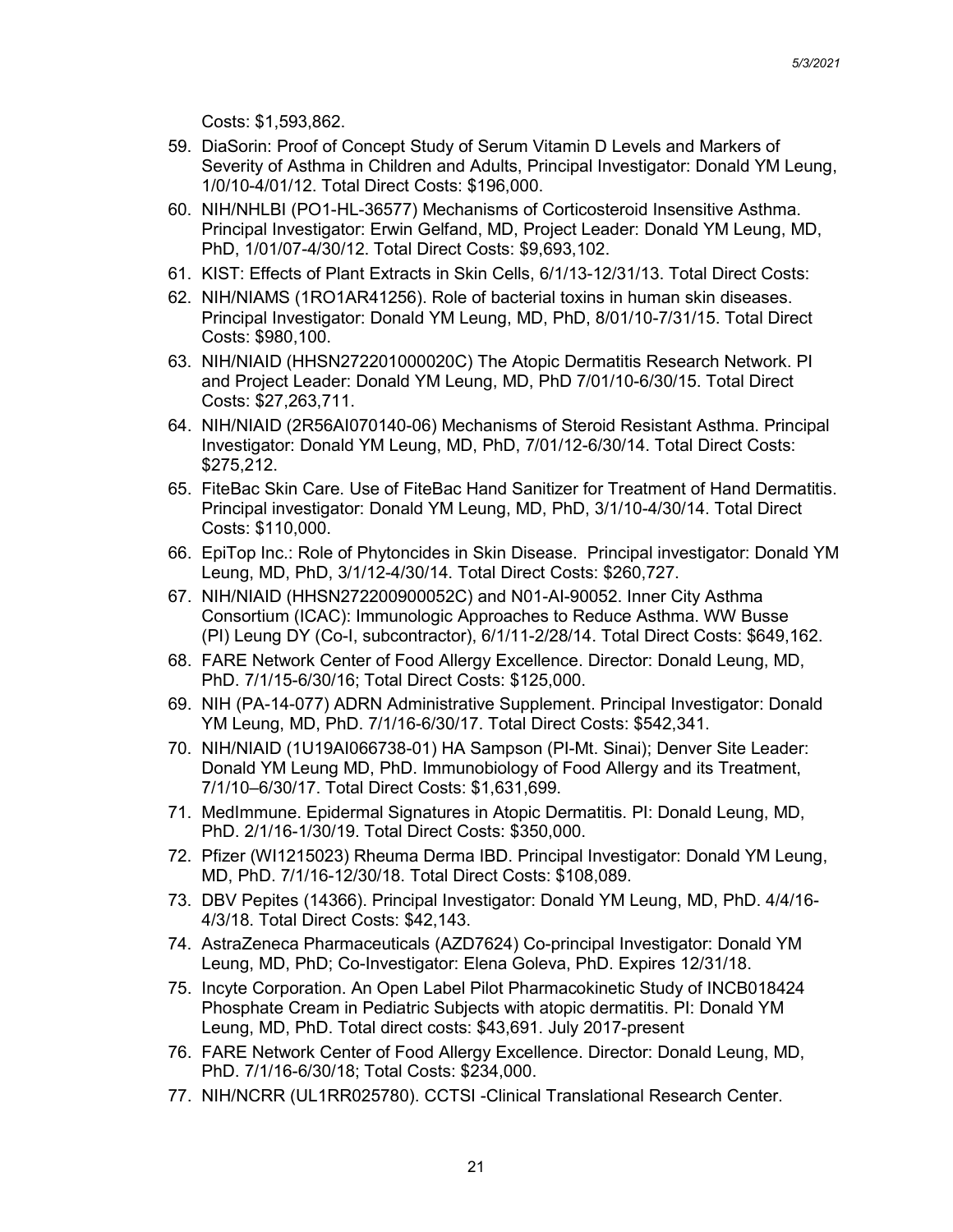Costs: $1,593,862.

59. DiaSorin: Proof of Concept Study of Serum Vitamin D Levels and Markers of Severity of Asthma in Children and Adults, Principal Investigator: Donald YM Leung, 1/0/10-4/01/12. Total Direct Costs: $196,000.
60. NIH/NHLBI (PO1-HL-36577) Mechanisms of Corticosteroid Insensitive Asthma. Principal Investigator: Erwin Gelfand, MD, Project Leader: Donald YM Leung, MD, PhD, 1/01/07-4/30/12. Total Direct Costs: $9,693,102.
61. KIST: Effects of Plant Extracts in Skin Cells, 6/1/13-12/31/13. Total Direct Costs:
62. NIH/NIAMS (1RO1AR41256). Role of bacterial toxins in human skin diseases. Principal Investigator: Donald YM Leung, MD, PhD, 8/01/10-7/31/15. Total Direct Costs: $980,100.
63. NIH/NIAID (HHSN272201000020C) The Atopic Dermatitis Research Network. PI and Project Leader: Donald YM Leung, MD, PhD 7/01/10-6/30/15. Total Direct Costs: $27,263,711.
64. NIH/NIAID (2R56AI070140-06) Mechanisms of Steroid Resistant Asthma. Principal Investigator: Donald YM Leung, MD, PhD, 7/01/12-6/30/14. Total Direct Costs: $275,212.
65. FiteBac Skin Care. Use of FiteBac Hand Sanitizer for Treatment of Hand Dermatitis. Principal investigator: Donald YM Leung, MD, PhD, 3/1/10-4/30/14. Total Direct Costs: $110,000.
66. EpiTop Inc.: Role of Phytoncides in Skin Disease. Principal investigator: Donald YM Leung, MD, PhD, 3/1/12-4/30/14. Total Direct Costs: $260,727.
67. NIH/NIAID (HHSN272200900052C) and N01-AI-90052. Inner City Asthma Consortium (ICAC): Immunologic Approaches to Reduce Asthma. WW Busse (PI) Leung DY (Co-I, subcontractor), 6/1/11-2/28/14. Total Direct Costs: $649,162.
68. FARE Network Center of Food Allergy Excellence. Director: Donald Leung, MD, PhD. 7/1/15-6/30/16; Total Direct Costs: $125,000.
69. NIH (PA-14-077) ADRN Administrative Supplement. Principal Investigator: Donald YM Leung, MD, PhD. 7/1/16-6/30/17. Total Direct Costs: $542,341.
70. NIH/NIAID (1U19AI066738-01) HA Sampson (PI-Mt. Sinai); Denver Site Leader: Donald YM Leung MD, PhD. Immunobiology of Food Allergy and its Treatment, 7/1/10–6/30/17. Total Direct Costs: $1,631,699.
71. MedImmune. Epidermal Signatures in Atopic Dermatitis. PI: Donald Leung, MD, PhD. 2/1/16-1/30/19. Total Direct Costs: $350,000.
72. Pfizer (WI1215023) Rheuma Derma IBD. Principal Investigator: Donald YM Leung, MD, PhD. 7/1/16-12/30/18. Total Direct Costs: $108,089.
73. DBV Pepites (14366). Principal Investigator: Donald YM Leung, MD, PhD. 4/4/16-4/3/18. Total Direct Costs: $42,143.
74. AstraZeneca Pharmaceuticals (AZD7624) Co-principal Investigator: Donald YM Leung, MD, PhD; Co-Investigator: Elena Goleva, PhD. Expires 12/31/18.
75. Incyte Corporation. An Open Label Pilot Pharmacokinetic Study of INCB018424 Phosphate Cream in Pediatric Subjects with atopic dermatitis. PI: Donald YM Leung, MD, PhD. Total direct costs: $43,691. July 2017-present
76. FARE Network Center of Food Allergy Excellence. Director: Donald Leung, MD, PhD. 7/1/16-6/30/18; Total Costs: $234,000.
77. NIH/NCRR (UL1RR025780). CCTSI -Clinical Translational Research Center.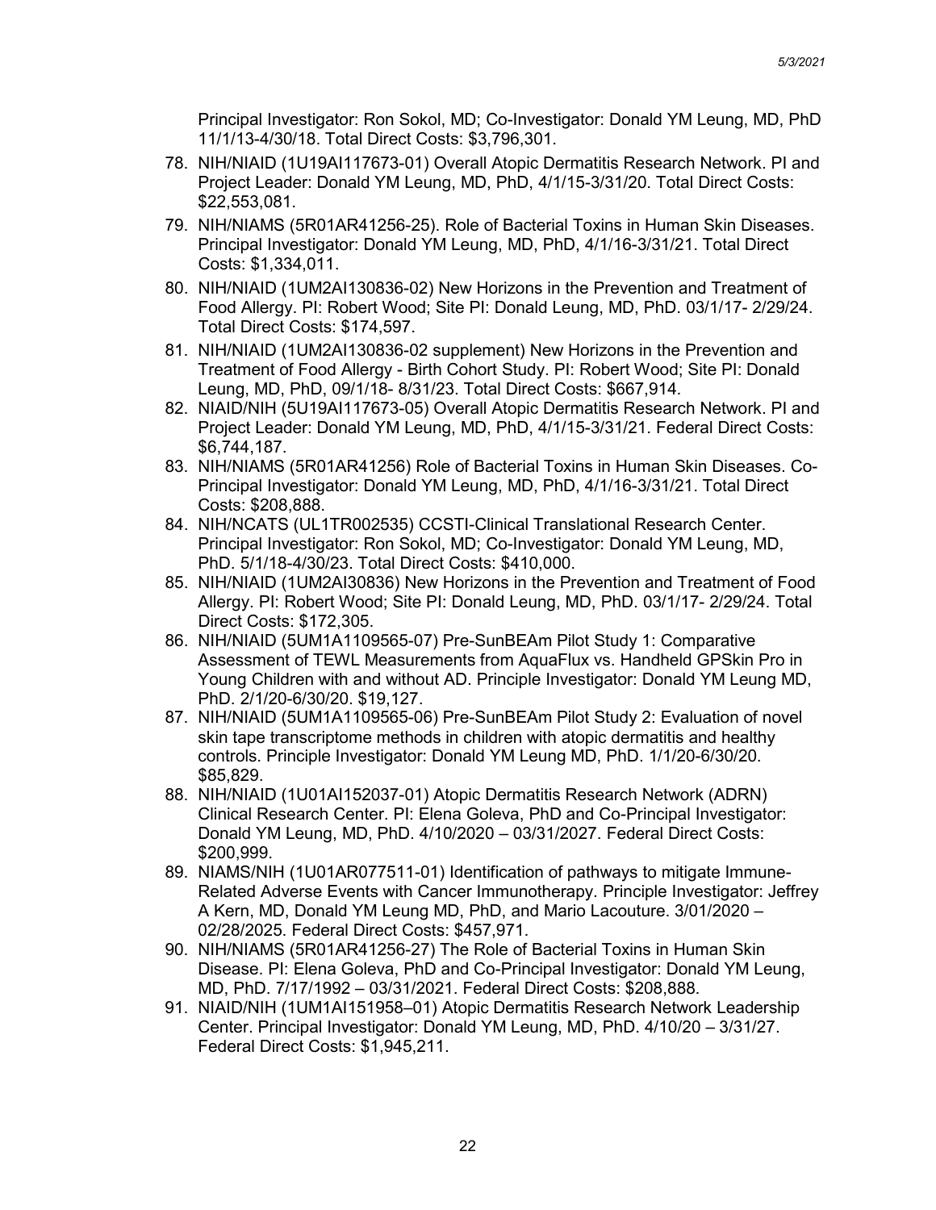Principal Investigator: Ron Sokol, MD; Co-Investigator: Donald YM Leung, MD, PhD 11/1/13-4/30/18. Total Direct Costs: $3,796,301.

78. NIH/NIAID (1U19AI117673-01) Overall Atopic Dermatitis Research Network. PI and Project Leader: Donald YM Leung, MD, PhD, 4/1/15-3/31/20. Total Direct Costs: $22,553,081.
79. NIH/NIAMS (5R01AR41256-25). Role of Bacterial Toxins in Human Skin Diseases. Principal Investigator: Donald YM Leung, MD, PhD, 4/1/16-3/31/21. Total Direct Costs: $1,334,011.
80. NIH/NIAID (1UM2AI130836-02) New Horizons in the Prevention and Treatment of Food Allergy. PI: Robert Wood; Site PI: Donald Leung, MD, PhD. 03/1/17- 2/29/24. Total Direct Costs: $174,597.
81. NIH/NIAID (1UM2AI130836-02 supplement) New Horizons in the Prevention and Treatment of Food Allergy - Birth Cohort Study. PI: Robert Wood; Site PI: Donald Leung, MD, PhD, 09/1/18- 8/31/23. Total Direct Costs: $667,914.
82. NIAID/NIH (5U19AI117673-05) Overall Atopic Dermatitis Research Network. PI and Project Leader: Donald YM Leung, MD, PhD, 4/1/15-3/31/21. Federal Direct Costs: $6,744,187.
83. NIH/NIAMS (5R01AR41256) Role of Bacterial Toxins in Human Skin Diseases. Co-Principal Investigator: Donald YM Leung, MD, PhD, 4/1/16-3/31/21. Total Direct Costs: $208,888.
84. NIH/NCATS (UL1TR002535) CCSTI-Clinical Translational Research Center. Principal Investigator: Ron Sokol, MD; Co-Investigator: Donald YM Leung, MD, PhD. 5/1/18-4/30/23. Total Direct Costs: $410,000.
85. NIH/NIAID (1UM2AI30836) New Horizons in the Prevention and Treatment of Food Allergy. PI: Robert Wood; Site PI: Donald Leung, MD, PhD. 03/1/17- 2/29/24. Total Direct Costs: $172,305.
86. NIH/NIAID (5UM1A1109565-07) Pre-SunBEAm Pilot Study 1: Comparative Assessment of TEWL Measurements from AquaFlux vs. Handheld GPSkin Pro in Young Children with and without AD. Principle Investigator: Donald YM Leung MD, PhD. 2/1/20-6/30/20. $19,127.
87. NIH/NIAID (5UM1A1109565-06) Pre-SunBEAm Pilot Study 2: Evaluation of novel skin tape transcriptome methods in children with atopic dermatitis and healthy controls. Principle Investigator: Donald YM Leung MD, PhD. 1/1/20-6/30/20. $85,829.
88. NIH/NIAID (1U01AI152037-01) Atopic Dermatitis Research Network (ADRN) Clinical Research Center. PI: Elena Goleva, PhD and Co-Principal Investigator: Donald YM Leung, MD, PhD. 4/10/2020 – 03/31/2027. Federal Direct Costs: $200,999.
89. NIAMS/NIH (1U01AR077511-01) Identification of pathways to mitigate Immune-Related Adverse Events with Cancer Immunotherapy. Principle Investigator: Jeffrey A Kern, MD, Donald YM Leung MD, PhD, and Mario Lacouture. 3/01/2020 – 02/28/2025. Federal Direct Costs: $457,971.
90. NIH/NIAMS (5R01AR41256-27) The Role of Bacterial Toxins in Human Skin Disease. PI: Elena Goleva, PhD and Co-Principal Investigator: Donald YM Leung, MD, PhD. 7/17/1992 – 03/31/2021. Federal Direct Costs: $208,888.
91. NIAID/NIH (1UM1AI151958–01) Atopic Dermatitis Research Network Leadership Center. Principal Investigator: Donald YM Leung, MD, PhD. 4/10/20 – 3/31/27. Federal Direct Costs: $1,945,211.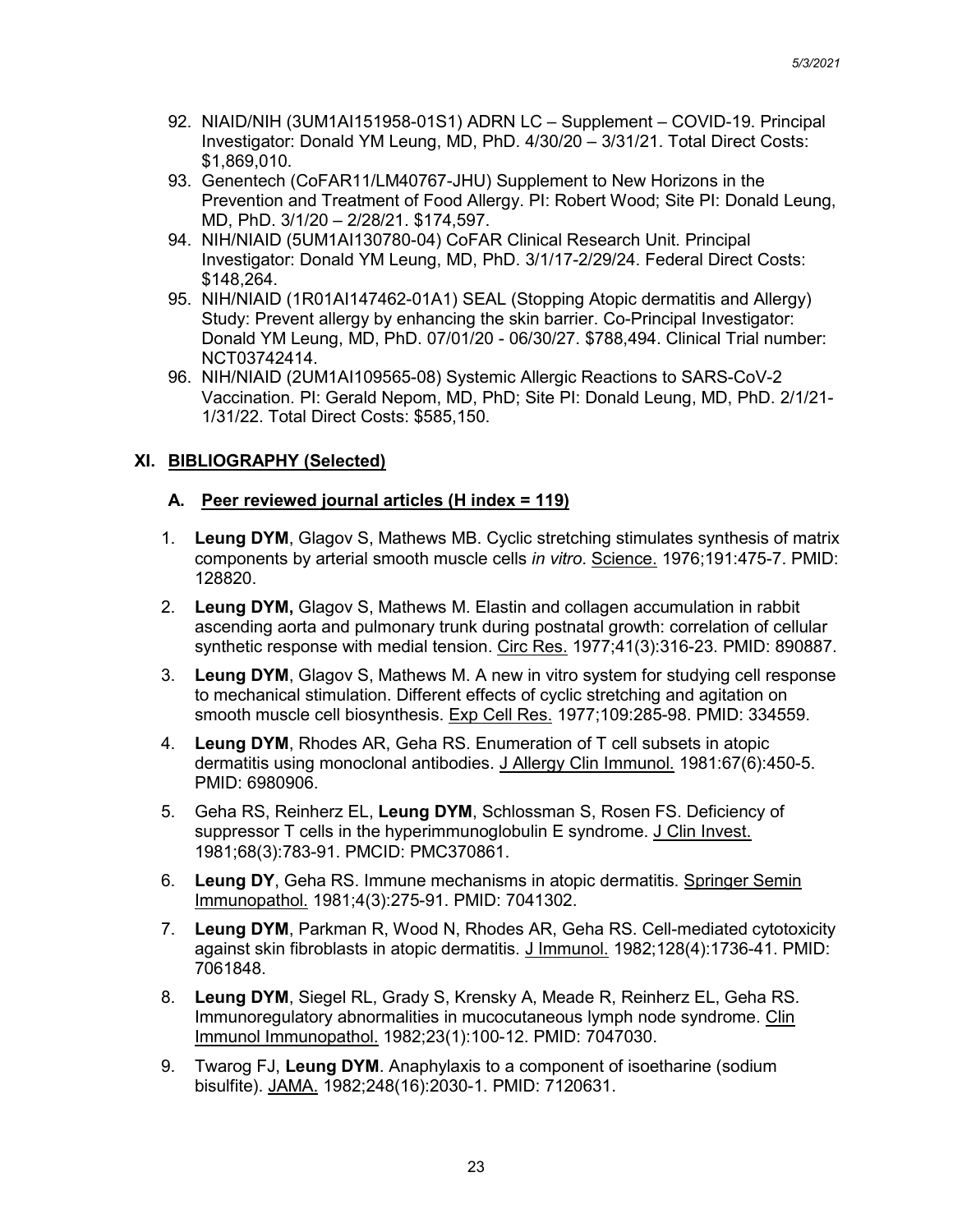92. NIAID/NIH (3UM1AI151958-01S1) ADRN LC – Supplement – COVID-19. Principal Investigator: Donald YM Leung, MD, PhD. 4/30/20 – 3/31/21. Total Direct Costs: $1,869,010.
93. Genentech (CoFAR11/LM40767-JHU) Supplement to New Horizons in the Prevention and Treatment of Food Allergy. PI: Robert Wood; Site PI: Donald Leung, MD, PhD. 3/1/20 – 2/28/21. $174,597.
94. NIH/NIAID (5UM1AI130780-04) CoFAR Clinical Research Unit. Principal Investigator: Donald YM Leung, MD, PhD. 3/1/17-2/29/24. Federal Direct Costs: $148,264.
95. NIH/NIAID (1R01AI147462-01A1) SEAL (Stopping Atopic dermatitis and Allergy) Study: Prevent allergy by enhancing the skin barrier. Co-Principal Investigator: Donald YM Leung, MD, PhD. 07/01/20 - 06/30/27. $788,494. Clinical Trial number: NCT03742414.
96. NIH/NIAID (2UM1AI109565-08) Systemic Allergic Reactions to SARS-CoV-2 Vaccination. PI: Gerald Nepom, MD, PhD; Site PI: Donald Leung, MD, PhD. 2/1/21-1/31/22. Total Direct Costs: $585,150.

## XI. BIBLIOGRAPHY (Selected)

### A. Peer reviewed journal articles (H index = 119)

1. **Leung DYM**, Glagov S, Mathews MB. Cyclic stretching stimulates synthesis of matrix components by arterial smooth muscle cells *in vitro*. Science. 1976;191:475-7. PMID: 128820.
2. **Leung DYM,** Glagov S, Mathews M. Elastin and collagen accumulation in rabbit ascending aorta and pulmonary trunk during postnatal growth: correlation of cellular synthetic response with medial tension. Circ Res. 1977;41(3):316-23. PMID: 890887.
3. **Leung DYM**, Glagov S, Mathews M. A new in vitro system for studying cell response to mechanical stimulation. Different effects of cyclic stretching and agitation on smooth muscle cell biosynthesis. Exp Cell Res. 1977;109:285-98. PMID: 334559.
4. **Leung DYM**, Rhodes AR, Geha RS. Enumeration of T cell subsets in atopic dermatitis using monoclonal antibodies. J Allergy Clin Immunol. 1981:67(6):450-5. PMID: 6980906.
5. Geha RS, Reinherz EL, **Leung DYM**, Schlossman S, Rosen FS. Deficiency of suppressor T cells in the hyperimmunoglobulin E syndrome. J Clin Invest. 1981;68(3):783-91. PMCID: PMC370861.
6. **Leung DY**, Geha RS. Immune mechanisms in atopic dermatitis. Springer Semin Immunopathol. 1981;4(3):275-91. PMID: 7041302.
7. **Leung DYM**, Parkman R, Wood N, Rhodes AR, Geha RS. Cell-mediated cytotoxicity against skin fibroblasts in atopic dermatitis. J Immunol. 1982;128(4):1736-41. PMID: 7061848.
8. **Leung DYM**, Siegel RL, Grady S, Krensky A, Meade R, Reinherz EL, Geha RS. Immunoregulatory abnormalities in mucocutaneous lymph node syndrome. Clin Immunol Immunopathol. 1982;23(1):100-12. PMID: 7047030.
9. Twarog FJ, **Leung DYM**. Anaphylaxis to a component of isoetharine (sodium bisulfite). JAMA. 1982;248(16):2030-1. PMID: 7120631.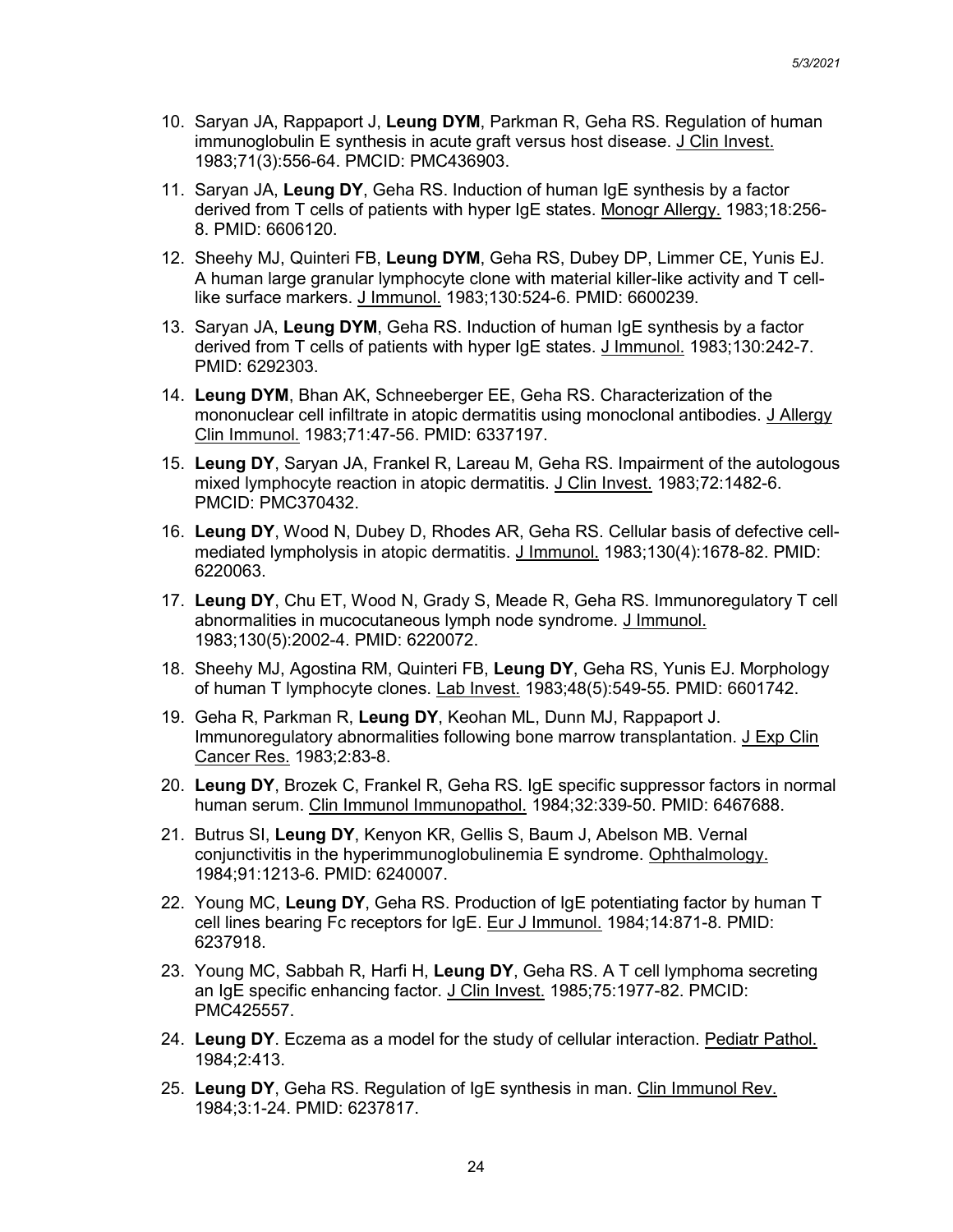10. Saryan JA, Rappaport J, **Leung DYM**, Parkman R, Geha RS. Regulation of human immunoglobulin E synthesis in acute graft versus host disease. J Clin Invest. 1983;71(3):556-64. PMCID: PMC436903.

11. Saryan JA, **Leung DY**, Geha RS. Induction of human IgE synthesis by a factor derived from T cells of patients with hyper IgE states. Monogr Allergy. 1983;18:256-8. PMID: 6606120.

12. Sheehy MJ, Quinteri FB, **Leung DYM**, Geha RS, Dubey DP, Limmer CE, Yunis EJ. A human large granular lymphocyte clone with material killer-like activity and T cell-like surface markers. J Immunol. 1983;130:524-6. PMID: 6600239.

13. Saryan JA, **Leung DYM**, Geha RS. Induction of human IgE synthesis by a factor derived from T cells of patients with hyper IgE states. J Immunol. 1983;130:242-7. PMID: 6292303.

14. **Leung DYM**, Bhan AK, Schneeberger EE, Geha RS. Characterization of the mononuclear cell infiltrate in atopic dermatitis using monoclonal antibodies. J Allergy Clin Immunol. 1983;71:47-56. PMID: 6337197.

15. **Leung DY**, Saryan JA, Frankel R, Lareau M, Geha RS. Impairment of the autologous mixed lymphocyte reaction in atopic dermatitis. J Clin Invest. 1983;72:1482-6. PMCID: PMC370432.

16. **Leung DY**, Wood N, Dubey D, Rhodes AR, Geha RS. Cellular basis of defective cell-mediated lympholysis in atopic dermatitis. J Immunol. 1983;130(4):1678-82. PMID: 6220063.

17. **Leung DY**, Chu ET, Wood N, Grady S, Meade R, Geha RS. Immunoregulatory T cell abnormalities in mucocutaneous lymph node syndrome. J Immunol. 1983;130(5):2002-4. PMID: 6220072.

18. Sheehy MJ, Agostina RM, Quinteri FB, **Leung DY**, Geha RS, Yunis EJ. Morphology of human T lymphocyte clones. Lab Invest. 1983;48(5):549-55. PMID: 6601742.

19. Geha R, Parkman R, **Leung DY**, Keohan ML, Dunn MJ, Rappaport J. Immunoregulatory abnormalities following bone marrow transplantation. J Exp Clin Cancer Res. 1983;2:83-8.

20. **Leung DY**, Brozek C, Frankel R, Geha RS. IgE specific suppressor factors in normal human serum. Clin Immunol Immunopathol. 1984;32:339-50. PMID: 6467688.

21. Butrus SI, **Leung DY**, Kenyon KR, Gellis S, Baum J, Abelson MB. Vernal conjunctivitis in the hyperimmunoglobulinemia E syndrome. Ophthalmology. 1984;91:1213-6. PMID: 6240007.

22. Young MC, **Leung DY**, Geha RS. Production of IgE potentiating factor by human T cell lines bearing Fc receptors for IgE. Eur J Immunol. 1984;14:871-8. PMID: 6237918.

23. Young MC, Sabbah R, Harfi H, **Leung DY**, Geha RS. A T cell lymphoma secreting an IgE specific enhancing factor. J Clin Invest. 1985;75:1977-82. PMCID: PMC425557.

24. **Leung DY**. Eczema as a model for the study of cellular interaction. Pediatr Pathol. 1984;2:413.

25. **Leung DY**, Geha RS. Regulation of IgE synthesis in man. Clin Immunol Rev. 1984;3:1-24. PMID: 6237817.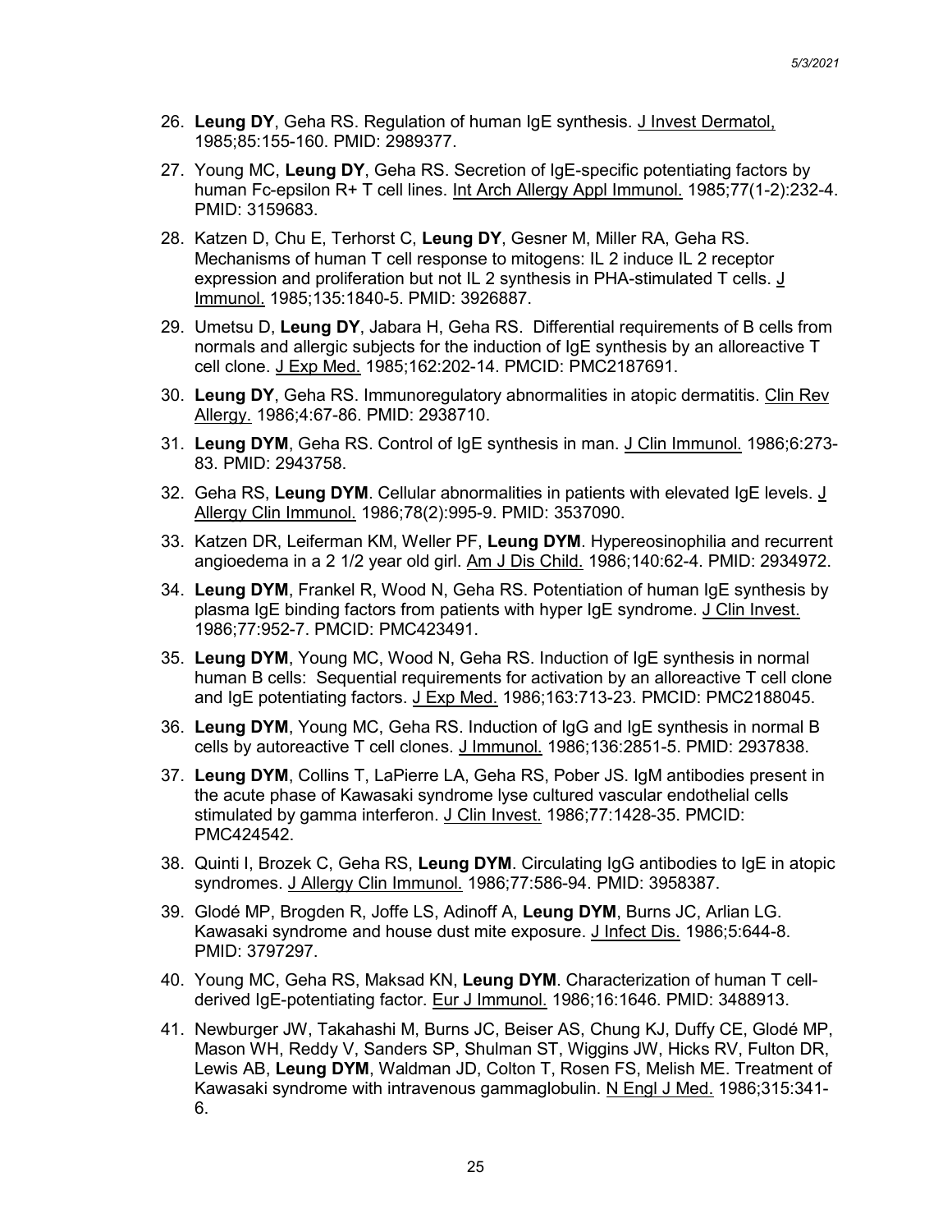26. **Leung DY**, Geha RS. Regulation of human IgE synthesis. J Invest Dermatol, 1985;85:155-160. PMID: 2989377.
27. Young MC, **Leung DY**, Geha RS. Secretion of IgE-specific potentiating factors by human Fc-epsilon R+ T cell lines. Int Arch Allergy Appl Immunol. 1985;77(1-2):232-4. PMID: 3159683.
28. Katzen D, Chu E, Terhorst C, **Leung DY**, Gesner M, Miller RA, Geha RS. Mechanisms of human T cell response to mitogens: IL 2 induce IL 2 receptor expression and proliferation but not IL 2 synthesis in PHA-stimulated T cells. J Immunol. 1985;135:1840-5. PMID: 3926887.
29. Umetsu D, **Leung DY**, Jabara H, Geha RS. Differential requirements of B cells from normals and allergic subjects for the induction of IgE synthesis by an alloreactive T cell clone. J Exp Med. 1985;162:202-14. PMCID: PMC2187691.
30. **Leung DY**, Geha RS. Immunoregulatory abnormalities in atopic dermatitis. Clin Rev Allergy. 1986;4:67-86. PMID: 2938710.
31. **Leung DYM**, Geha RS. Control of IgE synthesis in man. J Clin Immunol. 1986;6:273-83. PMID: 2943758.
32. Geha RS, **Leung DYM**. Cellular abnormalities in patients with elevated IgE levels. J Allergy Clin Immunol. 1986;78(2):995-9. PMID: 3537090.
33. Katzen DR, Leiferman KM, Weller PF, **Leung DYM**. Hypereosinophilia and recurrent angioedema in a 2 1/2 year old girl. Am J Dis Child. 1986;140:62-4. PMID: 2934972.
34. **Leung DYM**, Frankel R, Wood N, Geha RS. Potentiation of human IgE synthesis by plasma IgE binding factors from patients with hyper IgE syndrome. J Clin Invest. 1986;77:952-7. PMCID: PMC423491.
35. **Leung DYM**, Young MC, Wood N, Geha RS. Induction of IgE synthesis in normal human B cells: Sequential requirements for activation by an alloreactive T cell clone and IgE potentiating factors. J Exp Med. 1986;163:713-23. PMCID: PMC2188045.
36. **Leung DYM**, Young MC, Geha RS. Induction of IgG and IgE synthesis in normal B cells by autoreactive T cell clones. J Immunol. 1986;136:2851-5. PMID: 2937838.
37. **Leung DYM**, Collins T, LaPierre LA, Geha RS, Pober JS. IgM antibodies present in the acute phase of Kawasaki syndrome lyse cultured vascular endothelial cells stimulated by gamma interferon. J Clin Invest. 1986;77:1428-35. PMCID: PMC424542.
38. Quinti I, Brozek C, Geha RS, **Leung DYM**. Circulating IgG antibodies to IgE in atopic syndromes. J Allergy Clin Immunol. 1986;77:586-94. PMID: 3958387.
39. Glodé MP, Brogden R, Joffe LS, Adinoff A, **Leung DYM**, Burns JC, Arlian LG. Kawasaki syndrome and house dust mite exposure. J Infect Dis. 1986;5:644-8. PMID: 3797297.
40. Young MC, Geha RS, Maksad KN, **Leung DYM**. Characterization of human T cell-derived IgE-potentiating factor. Eur J Immunol. 1986;16:1646. PMID: 3488913.
41. Newburger JW, Takahashi M, Burns JC, Beiser AS, Chung KJ, Duffy CE, Glodé MP, Mason WH, Reddy V, Sanders SP, Shulman ST, Wiggins JW, Hicks RV, Fulton DR, Lewis AB, **Leung DYM**, Waldman JD, Colton T, Rosen FS, Melish ME. Treatment of Kawasaki syndrome with intravenous gammaglobulin. N Engl J Med. 1986;315:341-6.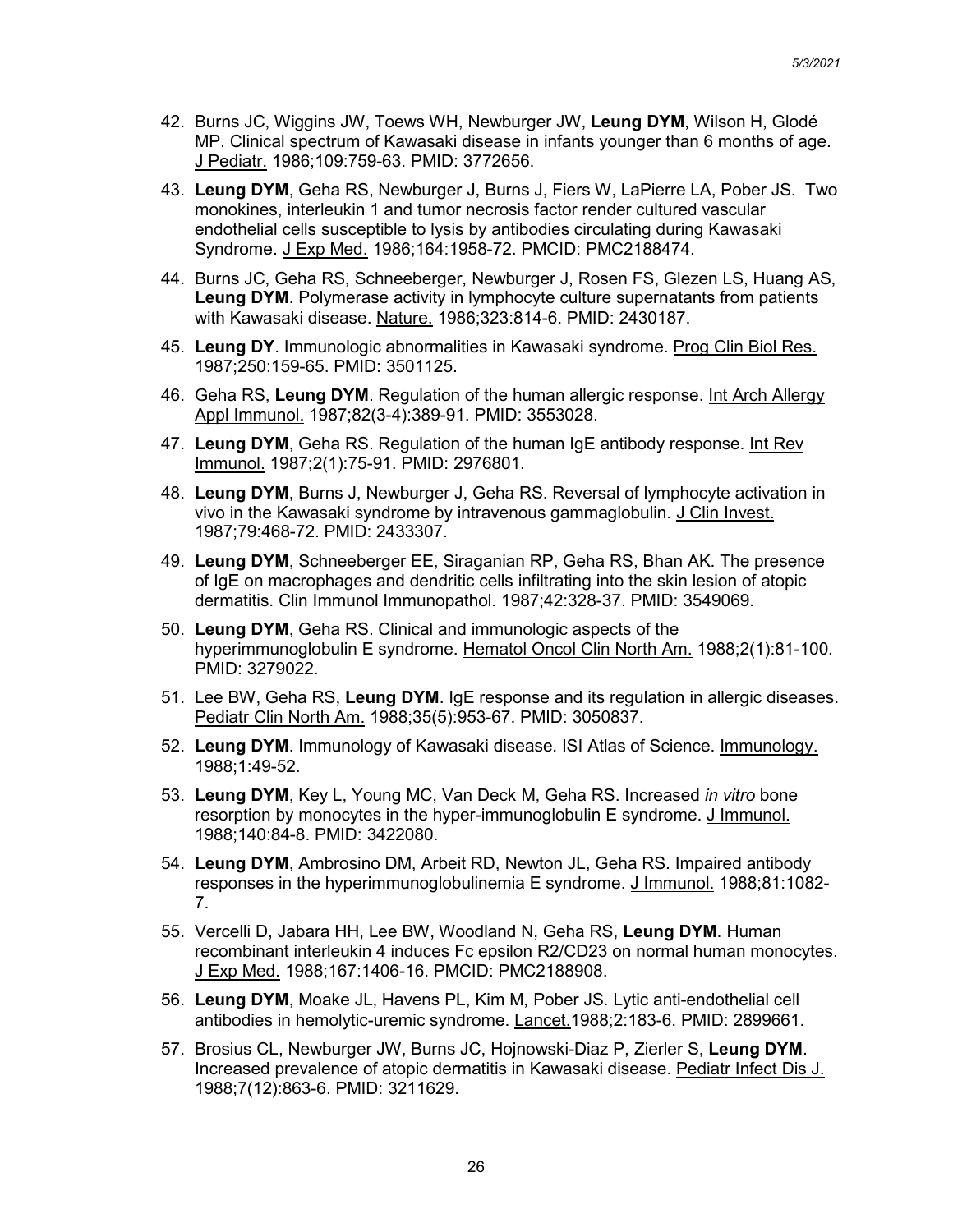42. Burns JC, Wiggins JW, Toews WH, Newburger JW, **Leung DYM**, Wilson H, Glodé MP. Clinical spectrum of Kawasaki disease in infants younger than 6 months of age. J Pediatr. 1986;109:759-63. PMID: 3772656.

43. **Leung DYM**, Geha RS, Newburger J, Burns J, Fiers W, LaPierre LA, Pober JS. Two monokines, interleukin 1 and tumor necrosis factor render cultured vascular endothelial cells susceptible to lysis by antibodies circulating during Kawasaki Syndrome. J Exp Med. 1986;164:1958-72. PMCID: PMC2188474.

44. Burns JC, Geha RS, Schneeberger, Newburger J, Rosen FS, Glezen LS, Huang AS, **Leung DYM**. Polymerase activity in lymphocyte culture supernatants from patients with Kawasaki disease. Nature. 1986;323:814-6. PMID: 2430187.

45. **Leung DY**. Immunologic abnormalities in Kawasaki syndrome. Prog Clin Biol Res. 1987;250:159-65. PMID: 3501125.

46. Geha RS, **Leung DYM**. Regulation of the human allergic response. Int Arch Allergy Appl Immunol. 1987;82(3-4):389-91. PMID: 3553028.

47. **Leung DYM**, Geha RS. Regulation of the human IgE antibody response. Int Rev Immunol. 1987;2(1):75-91. PMID: 2976801.

48. **Leung DYM**, Burns J, Newburger J, Geha RS. Reversal of lymphocyte activation in vivo in the Kawasaki syndrome by intravenous gammaglobulin. J Clin Invest. 1987;79:468-72. PMID: 2433307.

49. **Leung DYM**, Schneeberger EE, Siraganian RP, Geha RS, Bhan AK. The presence of IgE on macrophages and dendritic cells infiltrating into the skin lesion of atopic dermatitis. Clin Immunol Immunopathol. 1987;42:328-37. PMID: 3549069.

50. **Leung DYM**, Geha RS. Clinical and immunologic aspects of the hyperimmunoglobulin E syndrome. Hematol Oncol Clin North Am. 1988;2(1):81-100. PMID: 3279022.

51. Lee BW, Geha RS, **Leung DYM**. IgE response and its regulation in allergic diseases. Pediatr Clin North Am. 1988;35(5):953-67. PMID: 3050837.

52. **Leung DYM**. Immunology of Kawasaki disease. ISI Atlas of Science. Immunology. 1988;1:49-52.

53. **Leung DYM**, Key L, Young MC, Van Deck M, Geha RS. Increased *in vitro* bone resorption by monocytes in the hyper-immunoglobulin E syndrome. J Immunol. 1988;140:84-8. PMID: 3422080.

54. **Leung DYM**, Ambrosino DM, Arbeit RD, Newton JL, Geha RS. Impaired antibody responses in the hyperimmunoglobulinemia E syndrome. J Immunol. 1988;81:1082-7.

55. Vercelli D, Jabara HH, Lee BW, Woodland N, Geha RS, **Leung DYM**. Human recombinant interleukin 4 induces Fc epsilon R2/CD23 on normal human monocytes. J Exp Med. 1988;167:1406-16. PMCID: PMC2188908.

56. **Leung DYM**, Moake JL, Havens PL, Kim M, Pober JS. Lytic anti-endothelial cell antibodies in hemolytic-uremic syndrome. Lancet.1988;2:183-6. PMID: 2899661.

57. Brosius CL, Newburger JW, Burns JC, Hojnowski-Diaz P, Zierler S, **Leung DYM**. Increased prevalence of atopic dermatitis in Kawasaki disease. Pediatr Infect Dis J. 1988;7(12):863-6. PMID: 3211629.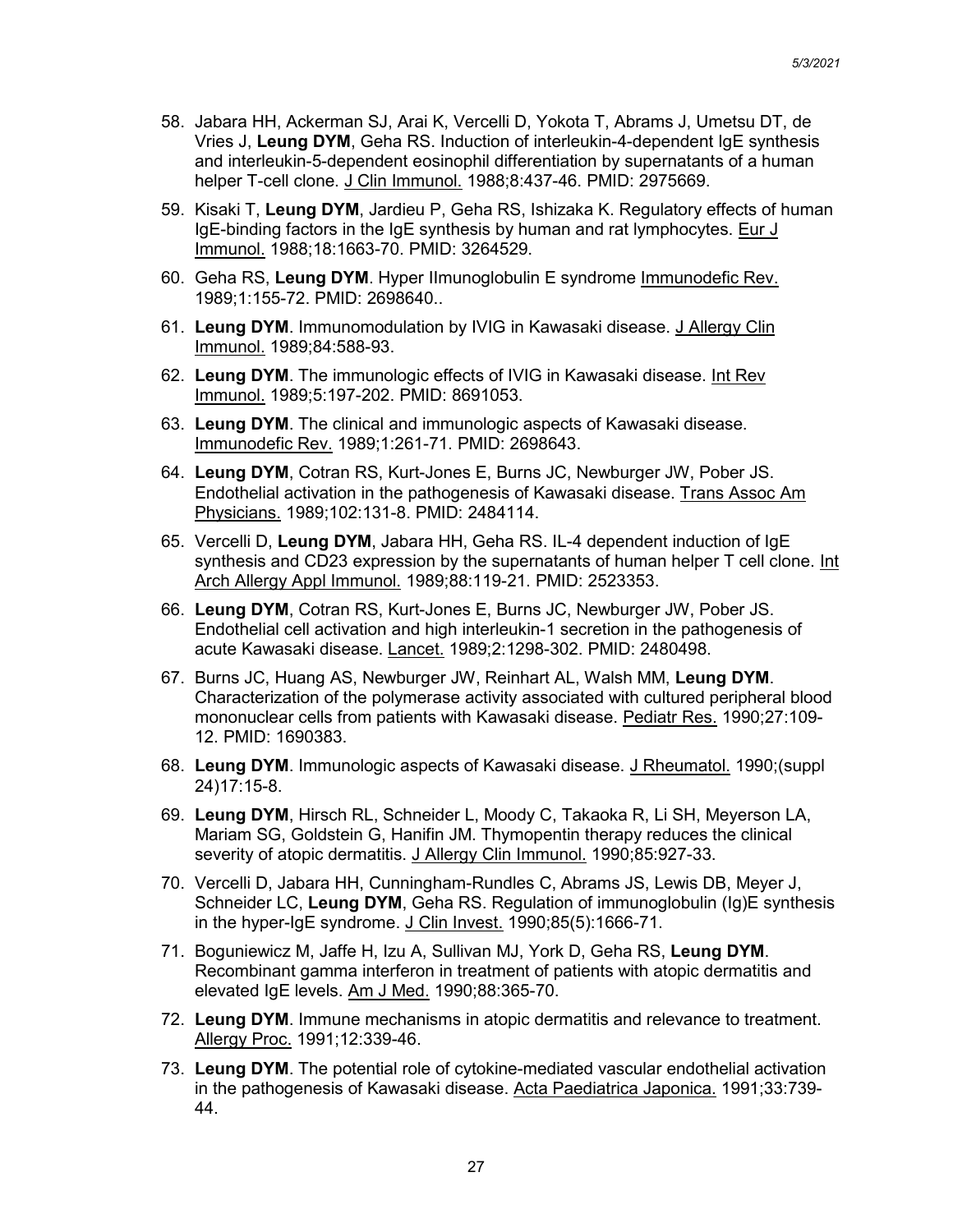58. Jabara HH, Ackerman SJ, Arai K, Vercelli D, Yokota T, Abrams J, Umetsu DT, de Vries J, **Leung DYM**, Geha RS. Induction of interleukin-4-dependent IgE synthesis and interleukin-5-dependent eosinophil differentiation by supernatants of a human helper T-cell clone. J Clin Immunol. 1988;8:437-46. PMID: 2975669.

59. Kisaki T, **Leung DYM**, Jardieu P, Geha RS, Ishizaka K. Regulatory effects of human IgE-binding factors in the IgE synthesis by human and rat lymphocytes. Eur J Immunol. 1988;18:1663-70. PMID: 3264529.

60. Geha RS, **Leung DYM**. Hyper IImunoglobulin E syndrome Immunodefic Rev. 1989;1:155-72. PMID: 2698640..

61. **Leung DYM**. Immunomodulation by IVIG in Kawasaki disease. J Allergy Clin Immunol. 1989;84:588-93.

62. **Leung DYM**. The immunologic effects of IVIG in Kawasaki disease. Int Rev Immunol. 1989;5:197-202. PMID: 8691053.

63. **Leung DYM**. The clinical and immunologic aspects of Kawasaki disease. Immunodefic Rev. 1989;1:261-71. PMID: 2698643.

64. **Leung DYM**, Cotran RS, Kurt-Jones E, Burns JC, Newburger JW, Pober JS. Endothelial activation in the pathogenesis of Kawasaki disease. Trans Assoc Am Physicians. 1989;102:131-8. PMID: 2484114.

65. Vercelli D, **Leung DYM**, Jabara HH, Geha RS. IL-4 dependent induction of IgE synthesis and CD23 expression by the supernatants of human helper T cell clone. Int Arch Allergy Appl Immunol. 1989;88:119-21. PMID: 2523353.

66. **Leung DYM**, Cotran RS, Kurt-Jones E, Burns JC, Newburger JW, Pober JS. Endothelial cell activation and high interleukin-1 secretion in the pathogenesis of acute Kawasaki disease. Lancet. 1989;2:1298-302. PMID: 2480498.

67. Burns JC, Huang AS, Newburger JW, Reinhart AL, Walsh MM, **Leung DYM**. Characterization of the polymerase activity associated with cultured peripheral blood mononuclear cells from patients with Kawasaki disease. Pediatr Res. 1990;27:109-12. PMID: 1690383.

68. **Leung DYM**. Immunologic aspects of Kawasaki disease. J Rheumatol. 1990;(suppl 24)17:15-8.

69. **Leung DYM**, Hirsch RL, Schneider L, Moody C, Takaoka R, Li SH, Meyerson LA, Mariam SG, Goldstein G, Hanifin JM. Thymopentin therapy reduces the clinical severity of atopic dermatitis. J Allergy Clin Immunol. 1990;85:927-33.

70. Vercelli D, Jabara HH, Cunningham-Rundles C, Abrams JS, Lewis DB, Meyer J, Schneider LC, **Leung DYM**, Geha RS. Regulation of immunoglobulin (Ig)E synthesis in the hyper-IgE syndrome. J Clin Invest. 1990;85(5):1666-71.

71. Boguniewicz M, Jaffe H, Izu A, Sullivan MJ, York D, Geha RS, **Leung DYM**. Recombinant gamma interferon in treatment of patients with atopic dermatitis and elevated IgE levels. Am J Med. 1990;88:365-70.

72. **Leung DYM**. Immune mechanisms in atopic dermatitis and relevance to treatment. Allergy Proc. 1991;12:339-46.

73. **Leung DYM**. The potential role of cytokine-mediated vascular endothelial activation in the pathogenesis of Kawasaki disease. Acta Paediatrica Japonica. 1991;33:739-44.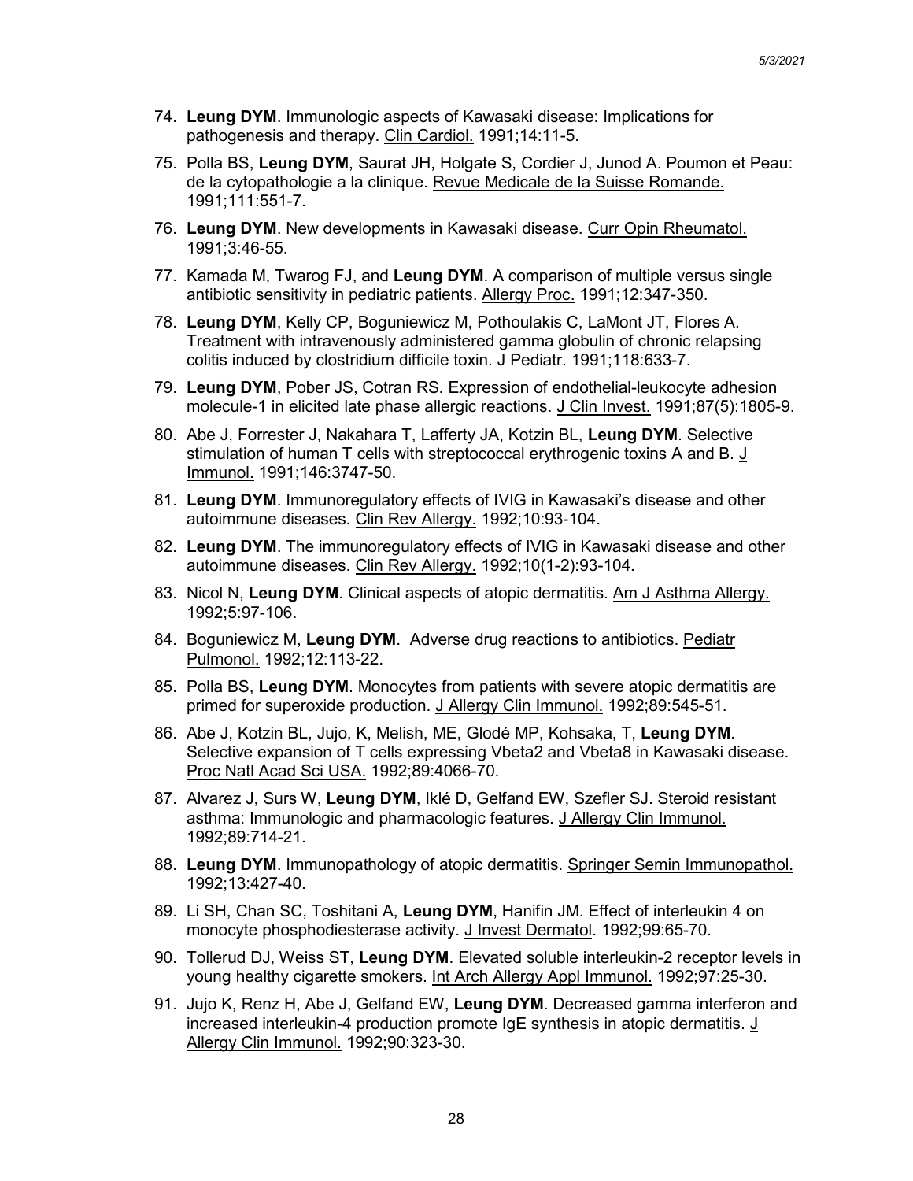74. **Leung DYM**. Immunologic aspects of Kawasaki disease: Implications for pathogenesis and therapy. Clin Cardiol. 1991;14:11-5.

75. Polla BS, **Leung DYM**, Saurat JH, Holgate S, Cordier J, Junod A. Poumon et Peau: de la cytopathologie a la clinique. Revue Medicale de la Suisse Romande. 1991;111:551-7.

76. **Leung DYM**. New developments in Kawasaki disease. Curr Opin Rheumatol. 1991;3:46-55.

77. Kamada M, Twarog FJ, and **Leung DYM**. A comparison of multiple versus single antibiotic sensitivity in pediatric patients. Allergy Proc. 1991;12:347-350.

78. **Leung DYM**, Kelly CP, Boguniewicz M, Pothoulakis C, LaMont JT, Flores A. Treatment with intravenously administered gamma globulin of chronic relapsing colitis induced by clostridium difficile toxin. J Pediatr. 1991;118:633-7.

79. **Leung DYM**, Pober JS, Cotran RS. Expression of endothelial-leukocyte adhesion molecule-1 in elicited late phase allergic reactions. J Clin Invest. 1991;87(5):1805-9.

80. Abe J, Forrester J, Nakahara T, Lafferty JA, Kotzin BL, **Leung DYM**. Selective stimulation of human T cells with streptococcal erythrogenic toxins A and B. J Immunol. 1991;146:3747-50.

81. **Leung DYM**. Immunoregulatory effects of IVIG in Kawasaki's disease and other autoimmune diseases. Clin Rev Allergy. 1992;10:93-104.

82. **Leung DYM**. The immunoregulatory effects of IVIG in Kawasaki disease and other autoimmune diseases. Clin Rev Allergy. 1992;10(1-2):93-104.

83. Nicol N, **Leung DYM**. Clinical aspects of atopic dermatitis. Am J Asthma Allergy. 1992;5:97-106.

84. Boguniewicz M, **Leung DYM**. Adverse drug reactions to antibiotics. Pediatr Pulmonol. 1992;12:113-22.

85. Polla BS, **Leung DYM**. Monocytes from patients with severe atopic dermatitis are primed for superoxide production. J Allergy Clin Immunol. 1992;89:545-51.

86. Abe J, Kotzin BL, Jujo, K, Melish, ME, Glodé MP, Kohsaka, T, **Leung DYM**. Selective expansion of T cells expressing Vbeta2 and Vbeta8 in Kawasaki disease. Proc Natl Acad Sci USA. 1992;89:4066-70.

87. Alvarez J, Surs W, **Leung DYM**, Iklé D, Gelfand EW, Szefler SJ. Steroid resistant asthma: Immunologic and pharmacologic features. J Allergy Clin Immunol. 1992;89:714-21.

88. **Leung DYM**. Immunopathology of atopic dermatitis. Springer Semin Immunopathol. 1992;13:427-40.

89. Li SH, Chan SC, Toshitani A, **Leung DYM**, Hanifin JM. Effect of interleukin 4 on monocyte phosphodiesterase activity. J Invest Dermatol. 1992;99:65-70.

90. Tollerud DJ, Weiss ST, **Leung DYM**. Elevated soluble interleukin-2 receptor levels in young healthy cigarette smokers. Int Arch Allergy Appl Immunol. 1992;97:25-30.

91. Jujo K, Renz H, Abe J, Gelfand EW, **Leung DYM**. Decreased gamma interferon and increased interleukin-4 production promote IgE synthesis in atopic dermatitis. J Allergy Clin Immunol. 1992;90:323-30.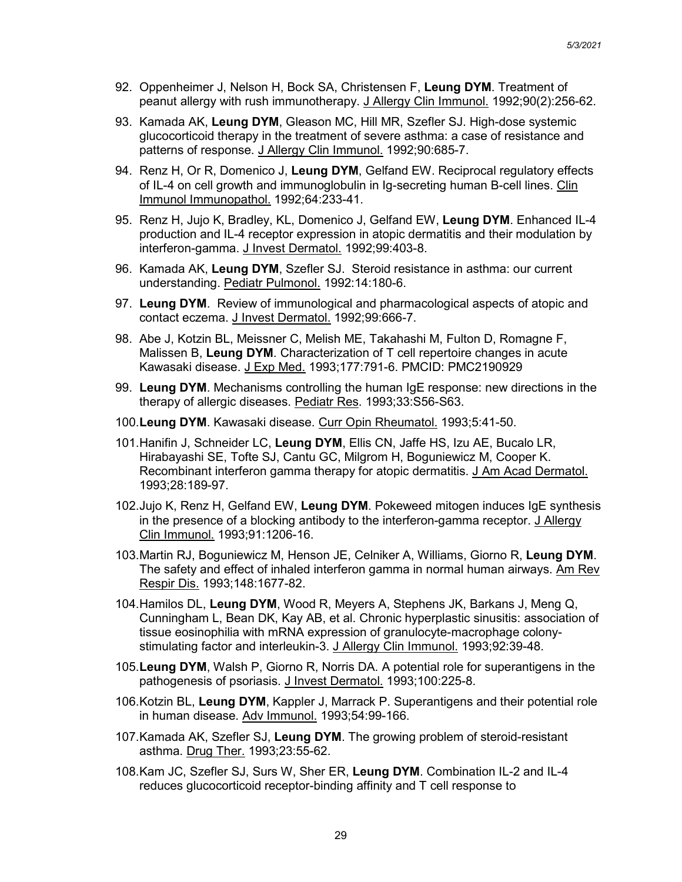92. Oppenheimer J, Nelson H, Bock SA, Christensen F, **Leung DYM**. Treatment of peanut allergy with rush immunotherapy. J Allergy Clin Immunol. 1992;90(2):256-62.

93. Kamada AK, **Leung DYM**, Gleason MC, Hill MR, Szefler SJ. High-dose systemic glucocorticoid therapy in the treatment of severe asthma: a case of resistance and patterns of response. J Allergy Clin Immunol. 1992;90:685-7.

94. Renz H, Or R, Domenico J, **Leung DYM**, Gelfand EW. Reciprocal regulatory effects of IL-4 on cell growth and immunoglobulin in Ig-secreting human B-cell lines. Clin Immunol Immunopathol. 1992;64:233-41.

95. Renz H, Jujo K, Bradley, KL, Domenico J, Gelfand EW, **Leung DYM**. Enhanced IL-4 production and IL-4 receptor expression in atopic dermatitis and their modulation by interferon-gamma. J Invest Dermatol. 1992;99:403-8.

96. Kamada AK, **Leung DYM**, Szefler SJ. Steroid resistance in asthma: our current understanding. Pediatr Pulmonol. 1992:14:180-6.

97. **Leung DYM**. Review of immunological and pharmacological aspects of atopic and contact eczema. J Invest Dermatol. 1992;99:666-7.

98. Abe J, Kotzin BL, Meissner C, Melish ME, Takahashi M, Fulton D, Romagne F, Malissen B, **Leung DYM**. Characterization of T cell repertoire changes in acute Kawasaki disease. J Exp Med. 1993;177:791-6. PMCID: PMC2190929

99. **Leung DYM**. Mechanisms controlling the human IgE response: new directions in the therapy of allergic diseases. Pediatr Res. 1993;33:S56-S63.

100. **Leung DYM**. Kawasaki disease. Curr Opin Rheumatol. 1993;5:41-50.

101. Hanifin J, Schneider LC, **Leung DYM**, Ellis CN, Jaffe HS, Izu AE, Bucalo LR, Hirabayashi SE, Tofte SJ, Cantu GC, Milgrom H, Boguniewicz M, Cooper K. Recombinant interferon gamma therapy for atopic dermatitis. J Am Acad Dermatol. 1993;28:189-97.

102. Jujo K, Renz H, Gelfand EW, **Leung DYM**. Pokeweed mitogen induces IgE synthesis in the presence of a blocking antibody to the interferon-gamma receptor. J Allergy Clin Immunol. 1993;91:1206-16.

103. Martin RJ, Boguniewicz M, Henson JE, Celniker A, Williams, Giorno R, **Leung DYM**. The safety and effect of inhaled interferon gamma in normal human airways. Am Rev Respir Dis. 1993;148:1677-82.

104. Hamilos DL, **Leung DYM**, Wood R, Meyers A, Stephens JK, Barkans J, Meng Q, Cunningham L, Bean DK, Kay AB, et al. Chronic hyperplastic sinusitis: association of tissue eosinophilia with mRNA expression of granulocyte-macrophage colony-stimulating factor and interleukin-3. J Allergy Clin Immunol. 1993;92:39-48.

105. **Leung DYM**, Walsh P, Giorno R, Norris DA. A potential role for superantigens in the pathogenesis of psoriasis. J Invest Dermatol. 1993;100:225-8.

106. Kotzin BL, **Leung DYM**, Kappler J, Marrack P. Superantigens and their potential role in human disease. Adv Immunol. 1993;54:99-166.

107. Kamada AK, Szefler SJ, **Leung DYM**. The growing problem of steroid-resistant asthma. Drug Ther. 1993;23:55-62.

108. Kam JC, Szefler SJ, Surs W, Sher ER, **Leung DYM**. Combination IL-2 and IL-4 reduces glucocorticoid receptor-binding affinity and T cell response to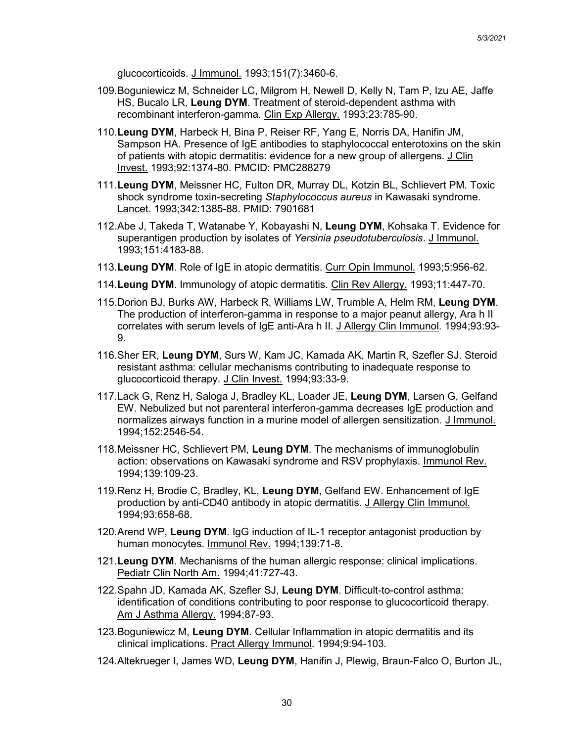glucocorticoids. J Immunol. 1993;151(7):3460-6.

109. Boguniewicz M, Schneider LC, Milgrom H, Newell D, Kelly N, Tam P, Izu AE, Jaffe HS, Bucalo LR, **Leung DYM**. Treatment of steroid-dependent asthma with recombinant interferon-gamma. Clin Exp Allergy. 1993;23:785-90.

110. **Leung DYM**, Harbeck H, Bina P, Reiser RF, Yang E, Norris DA, Hanifin JM, Sampson HA. Presence of IgE antibodies to staphylococcal enterotoxins on the skin of patients with atopic dermatitis: evidence for a new group of allergens. J Clin Invest. 1993;92:1374-80. PMCID: PMC288279

111. **Leung DYM**, Meissner HC, Fulton DR, Murray DL, Kotzin BL, Schlievert PM. Toxic shock syndrome toxin-secreting *Staphylococcus aureus* in Kawasaki syndrome. Lancet. 1993;342:1385-88. PMID: 7901681

112. Abe J, Takeda T, Watanabe Y, Kobayashi N, **Leung DYM**, Kohsaka T. Evidence for superantigen production by isolates of *Yersinia pseudotuberculosis*. J Immunol. 1993;151:4183-88.

113. **Leung DYM**. Role of IgE in atopic dermatitis. Curr Opin Immunol. 1993;5:956-62.

114. **Leung DYM**. Immunology of atopic dermatitis. Clin Rev Allergy. 1993;11:447-70.

115. Dorion BJ, Burks AW, Harbeck R, Williams LW, Trumble A, Helm RM, **Leung DYM**. The production of interferon-gamma in response to a major peanut allergy, Ara h II correlates with serum levels of IgE anti-Ara h II. J Allergy Clin Immunol. 1994;93:93-9.

116. Sher ER, **Leung DYM**, Surs W, Kam JC, Kamada AK, Martin R, Szefler SJ. Steroid resistant asthma: cellular mechanisms contributing to inadequate response to glucocorticoid therapy. J Clin Invest. 1994;93:33-9.

117. Lack G, Renz H, Saloga J, Bradley KL, Loader JE, **Leung DYM**, Larsen G, Gelfand EW. Nebulized but not parenteral interferon-gamma decreases IgE production and normalizes airways function in a murine model of allergen sensitization. J Immunol. 1994;152:2546-54.

118. Meissner HC, Schlievert PM, **Leung DYM**. The mechanisms of immunoglobulin action: observations on Kawasaki syndrome and RSV prophylaxis. Immunol Rev. 1994;139:109-23.

119. Renz H, Brodie C, Bradley, KL, **Leung DYM**, Gelfand EW. Enhancement of IgE production by anti-CD40 antibody in atopic dermatitis. J Allergy Clin Immunol. 1994;93:658-68.

120. Arend WP, **Leung DYM**. IgG induction of IL-1 receptor antagonist production by human monocytes. Immunol Rev. 1994;139:71-8.

121. **Leung DYM**. Mechanisms of the human allergic response: clinical implications. Pediatr Clin North Am. 1994;41:727-43.

122. Spahn JD, Kamada AK, Szefler SJ, **Leung DYM**. Difficult-to-control asthma: identification of conditions contributing to poor response to glucocorticoid therapy. Am J Asthma Allergy. 1994;87-93.

123. Boguniewicz M, **Leung DYM**. Cellular Inflammation in atopic dermatitis and its clinical implications. Pract Allergy Immunol. 1994;9:94-103.

124. Altekrueger I, James WD, **Leung DYM**, Hanifin J, Plewig, Braun-Falco O, Burton JL,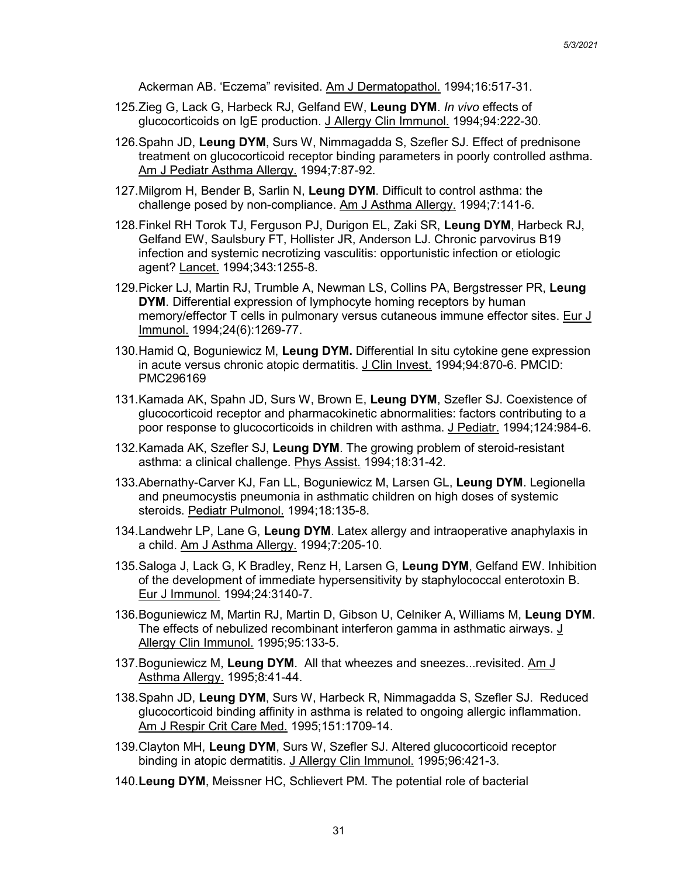Ackerman AB. 'Eczema" revisited. Am J Dermatopathol. 1994;16:517-31.

125. Zieg G, Lack G, Harbeck RJ, Gelfand EW, **Leung DYM**. *In vivo* effects of glucocorticoids on IgE production. J Allergy Clin Immunol. 1994;94:222-30.

126. Spahn JD, **Leung DYM**, Surs W, Nimmagadda S, Szefler SJ. Effect of prednisone treatment on glucocorticoid receptor binding parameters in poorly controlled asthma. Am J Pediatr Asthma Allergy. 1994;7:87-92.

127. Milgrom H, Bender B, Sarlin N, **Leung DYM**. Difficult to control asthma: the challenge posed by non-compliance. Am J Asthma Allergy. 1994;7:141-6.

128. Finkel RH Torok TJ, Ferguson PJ, Durigon EL, Zaki SR, **Leung DYM**, Harbeck RJ, Gelfand EW, Saulsbury FT, Hollister JR, Anderson LJ. Chronic parvovirus B19 infection and systemic necrotizing vasculitis: opportunistic infection or etiologic agent? Lancet. 1994;343:1255-8.

129. Picker LJ, Martin RJ, Trumble A, Newman LS, Collins PA, Bergstresser PR, **Leung DYM**. Differential expression of lymphocyte homing receptors by human memory/effector T cells in pulmonary versus cutaneous immune effector sites. Eur J Immunol. 1994;24(6):1269-77.

130. Hamid Q, Boguniewicz M, **Leung DYM.** Differential In situ cytokine gene expression in acute versus chronic atopic dermatitis. J Clin Invest. 1994;94:870-6. PMCID: PMC296169

131. Kamada AK, Spahn JD, Surs W, Brown E, **Leung DYM**, Szefler SJ. Coexistence of glucocorticoid receptor and pharmacokinetic abnormalities: factors contributing to a poor response to glucocorticoids in children with asthma. J Pediatr. 1994;124:984-6.

132. Kamada AK, Szefler SJ, **Leung DYM**. The growing problem of steroid-resistant asthma: a clinical challenge. Phys Assist. 1994;18:31-42.

133. Abernathy-Carver KJ, Fan LL, Boguniewicz M, Larsen GL, **Leung DYM**. Legionella and pneumocystis pneumonia in asthmatic children on high doses of systemic steroids. Pediatr Pulmonol. 1994;18:135-8.

134. Landwehr LP, Lane G, **Leung DYM**. Latex allergy and intraoperative anaphylaxis in a child. Am J Asthma Allergy. 1994;7:205-10.

135. Saloga J, Lack G, K Bradley, Renz H, Larsen G, **Leung DYM**, Gelfand EW. Inhibition of the development of immediate hypersensitivity by staphylococcal enterotoxin B. Eur J Immunol. 1994;24:3140-7.

136. Boguniewicz M, Martin RJ, Martin D, Gibson U, Celniker A, Williams M, **Leung DYM**. The effects of nebulized recombinant interferon gamma in asthmatic airways. J Allergy Clin Immunol. 1995;95:133-5.

137. Boguniewicz M, **Leung DYM**. All that wheezes and sneezes...revisited. Am J Asthma Allergy. 1995;8:41-44.

138. Spahn JD, **Leung DYM**, Surs W, Harbeck R, Nimmagadda S, Szefler SJ. Reduced glucocorticoid binding affinity in asthma is related to ongoing allergic inflammation. Am J Respir Crit Care Med. 1995;151:1709-14.

139. Clayton MH, **Leung DYM**, Surs W, Szefler SJ. Altered glucocorticoid receptor binding in atopic dermatitis. J Allergy Clin Immunol. 1995;96:421-3.

140. **Leung DYM**, Meissner HC, Schlievert PM. The potential role of bacterial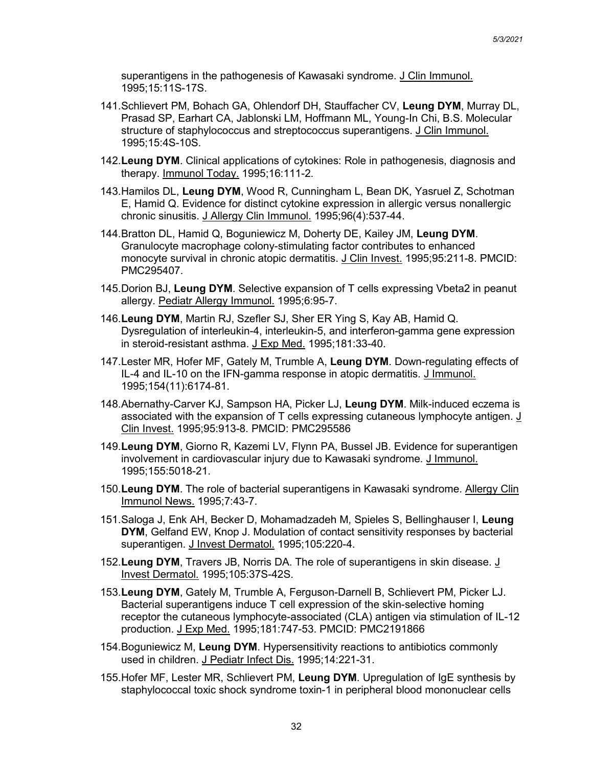superantigens in the pathogenesis of Kawasaki syndrome. J Clin Immunol. 1995;15:11S-17S.

141. Schlievert PM, Bohach GA, Ohlendorf DH, Stauffacher CV, **Leung DYM**, Murray DL, Prasad SP, Earhart CA, Jablonski LM, Hoffmann ML, Young-In Chi, B.S. Molecular structure of staphylococcus and streptococcus superantigens. J Clin Immunol. 1995;15:4S-10S.

142. **Leung DYM**. Clinical applications of cytokines: Role in pathogenesis, diagnosis and therapy. Immunol Today. 1995;16:111-2.

143. Hamilos DL, **Leung DYM**, Wood R, Cunningham L, Bean DK, Yasruel Z, Schotman E, Hamid Q. Evidence for distinct cytokine expression in allergic versus nonallergic chronic sinusitis. J Allergy Clin Immunol. 1995;96(4):537-44.

144. Bratton DL, Hamid Q, Boguniewicz M, Doherty DE, Kailey JM, **Leung DYM**. Granulocyte macrophage colony-stimulating factor contributes to enhanced monocyte survival in chronic atopic dermatitis. J Clin Invest. 1995;95:211-8. PMCID: PMC295407.

145. Dorion BJ, **Leung DYM**. Selective expansion of T cells expressing Vbeta2 in peanut allergy. Pediatr Allergy Immunol. 1995;6:95-7.

146. **Leung DYM**, Martin RJ, Szefler SJ, Sher ER Ying S, Kay AB, Hamid Q. Dysregulation of interleukin-4, interleukin-5, and interferon-gamma gene expression in steroid-resistant asthma. J Exp Med. 1995;181:33-40.

147. Lester MR, Hofer MF, Gately M, Trumble A, **Leung DYM**. Down-regulating effects of IL-4 and IL-10 on the IFN-gamma response in atopic dermatitis. J Immunol. 1995;154(11):6174-81.

148. Abernathy-Carver KJ, Sampson HA, Picker LJ, **Leung DYM**. Milk-induced eczema is associated with the expansion of T cells expressing cutaneous lymphocyte antigen. J Clin Invest. 1995;95:913-8. PMCID: PMC295586

149. **Leung DYM**, Giorno R, Kazemi LV, Flynn PA, Bussel JB. Evidence for superantigen involvement in cardiovascular injury due to Kawasaki syndrome. J Immunol. 1995;155:5018-21.

150. **Leung DYM**. The role of bacterial superantigens in Kawasaki syndrome. Allergy Clin Immunol News. 1995;7:43-7.

151. Saloga J, Enk AH, Becker D, Mohamadzadeh M, Spieles S, Bellinghauser I, **Leung DYM**, Gelfand EW, Knop J. Modulation of contact sensitivity responses by bacterial superantigen. J Invest Dermatol. 1995;105:220-4.

152. **Leung DYM**, Travers JB, Norris DA. The role of superantigens in skin disease. J Invest Dermatol. 1995;105:37S-42S.

153. **Leung DYM**, Gately M, Trumble A, Ferguson-Darnell B, Schlievert PM, Picker LJ. Bacterial superantigens induce T cell expression of the skin-selective homing receptor the cutaneous lymphocyte-associated (CLA) antigen via stimulation of IL-12 production. J Exp Med. 1995;181:747-53. PMCID: PMC2191866

154. Boguniewicz M, **Leung DYM**. Hypersensitivity reactions to antibiotics commonly used in children. J Pediatr Infect Dis. 1995;14:221-31.

155. Hofer MF, Lester MR, Schlievert PM, **Leung DYM**. Upregulation of IgE synthesis by staphylococcal toxic shock syndrome toxin-1 in peripheral blood mononuclear cells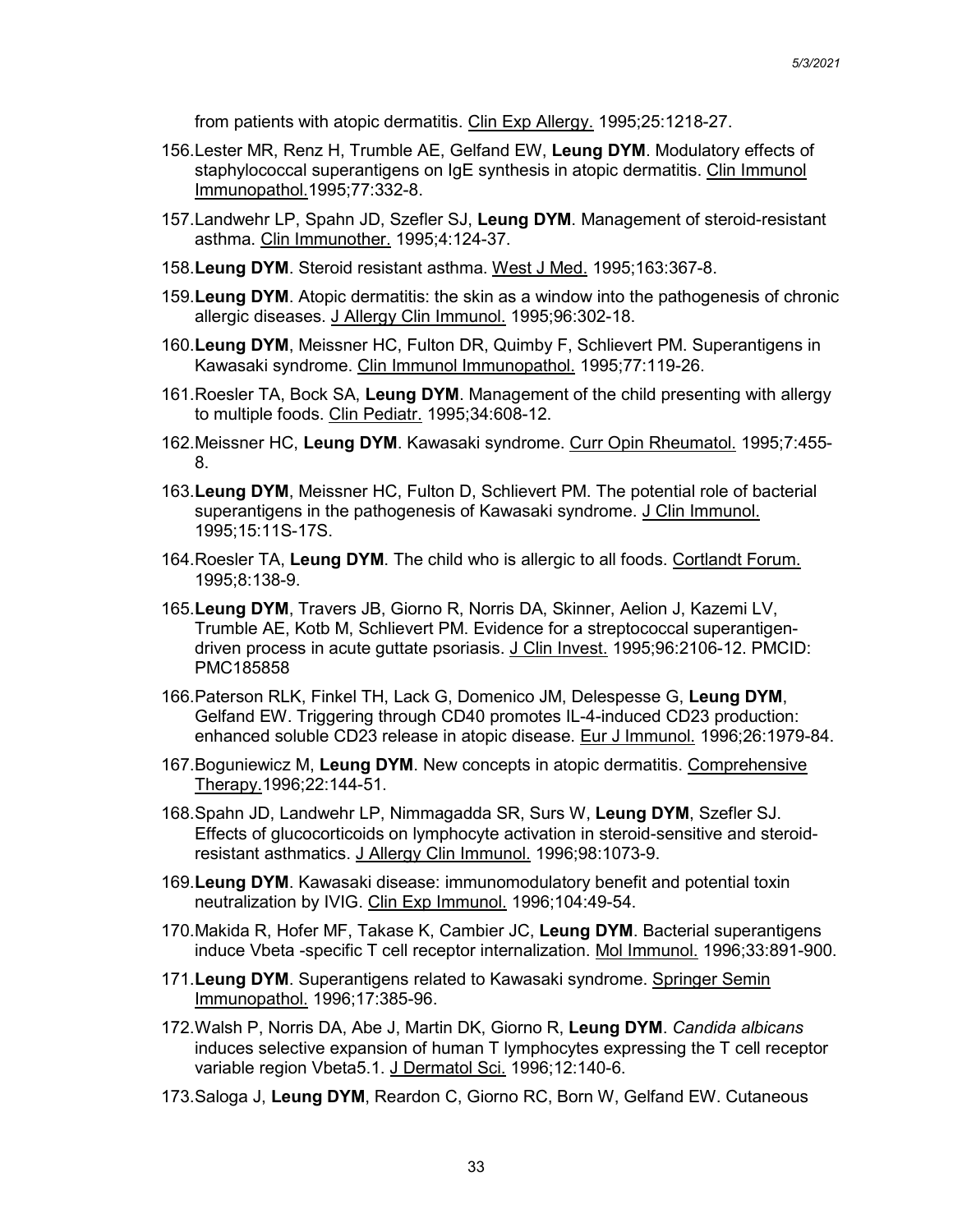from patients with atopic dermatitis. Clin Exp Allergy. 1995;25:1218-27.

156. Lester MR, Renz H, Trumble AE, Gelfand EW, **Leung DYM**. Modulatory effects of staphylococcal superantigens on IgE synthesis in atopic dermatitis. Clin Immunol Immunopathol. 1995;77:332-8.

157. Landwehr LP, Spahn JD, Szefler SJ, **Leung DYM**. Management of steroid-resistant asthma. Clin Immunother. 1995;4:124-37.

158. **Leung DYM**. Steroid resistant asthma. West J Med. 1995;163:367-8.

159. **Leung DYM**. Atopic dermatitis: the skin as a window into the pathogenesis of chronic allergic diseases. J Allergy Clin Immunol. 1995;96:302-18.

160. **Leung DYM**, Meissner HC, Fulton DR, Quimby F, Schlievert PM. Superantigens in Kawasaki syndrome. Clin Immunol Immunopathol. 1995;77:119-26.

161. Roesler TA, Bock SA, **Leung DYM**. Management of the child presenting with allergy to multiple foods. Clin Pediatr. 1995;34:608-12.

162. Meissner HC, **Leung DYM**. Kawasaki syndrome. Curr Opin Rheumatol. 1995;7:455-8.

163. **Leung DYM**, Meissner HC, Fulton D, Schlievert PM. The potential role of bacterial superantigens in the pathogenesis of Kawasaki syndrome. J Clin Immunol. 1995;15:11S-17S.

164. Roesler TA, **Leung DYM**. The child who is allergic to all foods. Cortlandt Forum. 1995;8:138-9.

165. **Leung DYM**, Travers JB, Giorno R, Norris DA, Skinner, Aelion J, Kazemi LV, Trumble AE, Kotb M, Schlievert PM. Evidence for a streptococcal superantigen-driven process in acute guttate psoriasis. J Clin Invest. 1995;96:2106-12. PMCID: PMC185858

166. Paterson RLK, Finkel TH, Lack G, Domenico JM, Delespesse G, **Leung DYM**, Gelfand EW. Triggering through CD40 promotes IL-4-induced CD23 production: enhanced soluble CD23 release in atopic disease. Eur J Immunol. 1996;26:1979-84.

167. Boguniewicz M, **Leung DYM**. New concepts in atopic dermatitis. Comprehensive Therapy. 1996;22:144-51.

168. Spahn JD, Landwehr LP, Nimmagadda SR, Surs W, **Leung DYM**, Szefler SJ. Effects of glucocorticoids on lymphocyte activation in steroid-sensitive and steroid-resistant asthmatics. J Allergy Clin Immunol. 1996;98:1073-9.

169. **Leung DYM**. Kawasaki disease: immunomodulatory benefit and potential toxin neutralization by IVIG. Clin Exp Immunol. 1996;104:49-54.

170. Makida R, Hofer MF, Takase K, Cambier JC, **Leung DYM**. Bacterial superantigens induce Vbeta -specific T cell receptor internalization. Mol Immunol. 1996;33:891-900.

171. **Leung DYM**. Superantigens related to Kawasaki syndrome. Springer Semin Immunopathol. 1996;17:385-96.

172. Walsh P, Norris DA, Abe J, Martin DK, Giorno R, **Leung DYM**. *Candida albicans* induces selective expansion of human T lymphocytes expressing the T cell receptor variable region Vbeta5.1. J Dermatol Sci. 1996;12:140-6.

173. Saloga J, **Leung DYM**, Reardon C, Giorno RC, Born W, Gelfand EW. Cutaneous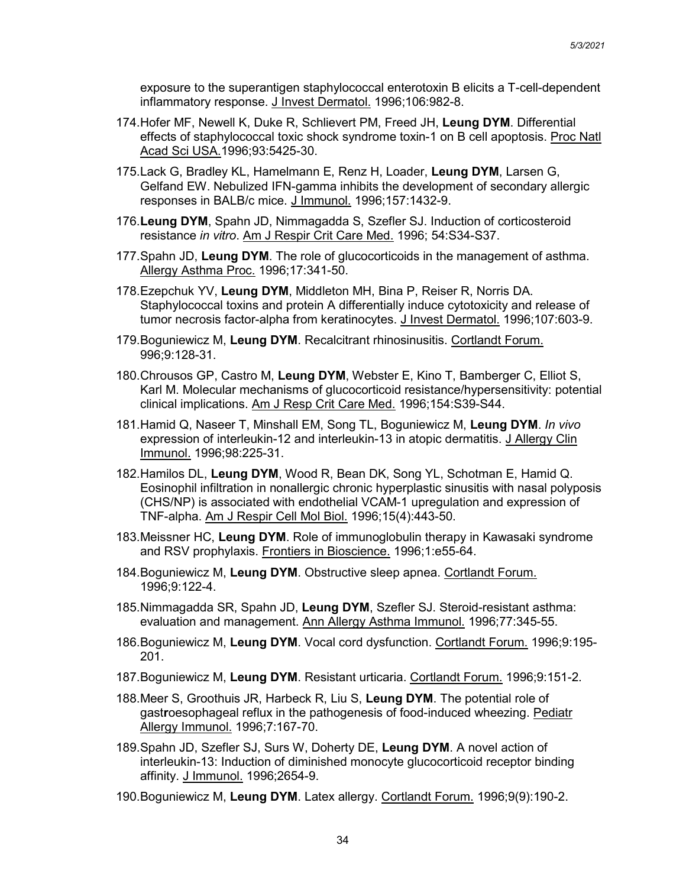exposure to the superantigen staphylococcal enterotoxin B elicits a T-cell-dependent inflammatory response. J Invest Dermatol. 1996;106:982-8.

174. Hofer MF, Newell K, Duke R, Schlievert PM, Freed JH, **Leung DYM**. Differential effects of staphylococcal toxic shock syndrome toxin-1 on B cell apoptosis. Proc Natl Acad Sci USA. 1996;93:5425-30.

175. Lack G, Bradley KL, Hamelmann E, Renz H, Loader, **Leung DYM**, Larsen G, Gelfand EW. Nebulized IFN-gamma inhibits the development of secondary allergic responses in BALB/c mice. J Immunol. 1996;157:1432-9.

176. **Leung DYM**, Spahn JD, Nimmagadda S, Szefler SJ. Induction of corticosteroid resistance *in vitro*. Am J Respir Crit Care Med. 1996; 54:S34-S37.

177. Spahn JD, **Leung DYM**. The role of glucocorticoids in the management of asthma. Allergy Asthma Proc. 1996;17:341-50.

178. Ezepchuk YV, **Leung DYM**, Middleton MH, Bina P, Reiser R, Norris DA. Staphylococcal toxins and protein A differentially induce cytotoxicity and release of tumor necrosis factor-alpha from keratinocytes. J Invest Dermatol. 1996;107:603-9.

179. Boguniewicz M, **Leung DYM**. Recalcitrant rhinosinusitis. Cortlandt Forum. 996;9:128-31.

180. Chrousos GP, Castro M, **Leung DYM**, Webster E, Kino T, Bamberger C, Elliot S, Karl M. Molecular mechanisms of glucocorticoid resistance/hypersensitivity: potential clinical implications. Am J Resp Crit Care Med. 1996;154:S39-S44.

181. Hamid Q, Naseer T, Minshall EM, Song TL, Boguniewicz M, **Leung DYM**. *In vivo* expression of interleukin-12 and interleukin-13 in atopic dermatitis. J Allergy Clin Immunol. 1996;98:225-31.

182. Hamilos DL, **Leung DYM**, Wood R, Bean DK, Song YL, Schotman E, Hamid Q. Eosinophil infiltration in nonallergic chronic hyperplastic sinusitis with nasal polyposis (CHS/NP) is associated with endothelial VCAM-1 upregulation and expression of TNF-alpha. Am J Respir Cell Mol Biol. 1996;15(4):443-50.

183. Meissner HC, **Leung DYM**. Role of immunoglobulin therapy in Kawasaki syndrome and RSV prophylaxis. Frontiers in Bioscience. 1996;1:e55-64.

184. Boguniewicz M, **Leung DYM**. Obstructive sleep apnea. Cortlandt Forum. 1996;9:122-4.

185. Nimmagadda SR, Spahn JD, **Leung DYM**, Szefler SJ. Steroid-resistant asthma: evaluation and management. Ann Allergy Asthma Immunol. 1996;77:345-55.

186. Boguniewicz M, **Leung DYM**. Vocal cord dysfunction. Cortlandt Forum. 1996;9:195-201.

187. Boguniewicz M, **Leung DYM**. Resistant urticaria. Cortlandt Forum. 1996;9:151-2.

188. Meer S, Groothuis JR, Harbeck R, Liu S, **Leung DYM**. The potential role of gastroesophageal reflux in the pathogenesis of food-induced wheezing. Pediatr Allergy Immunol. 1996;7:167-70.

189. Spahn JD, Szefler SJ, Surs W, Doherty DE, **Leung DYM**. A novel action of interleukin-13: Induction of diminished monocyte glucocorticoid receptor binding affinity. J Immunol. 1996;2654-9.

190. Boguniewicz M, **Leung DYM**. Latex allergy. Cortlandt Forum. 1996;9(9):190-2.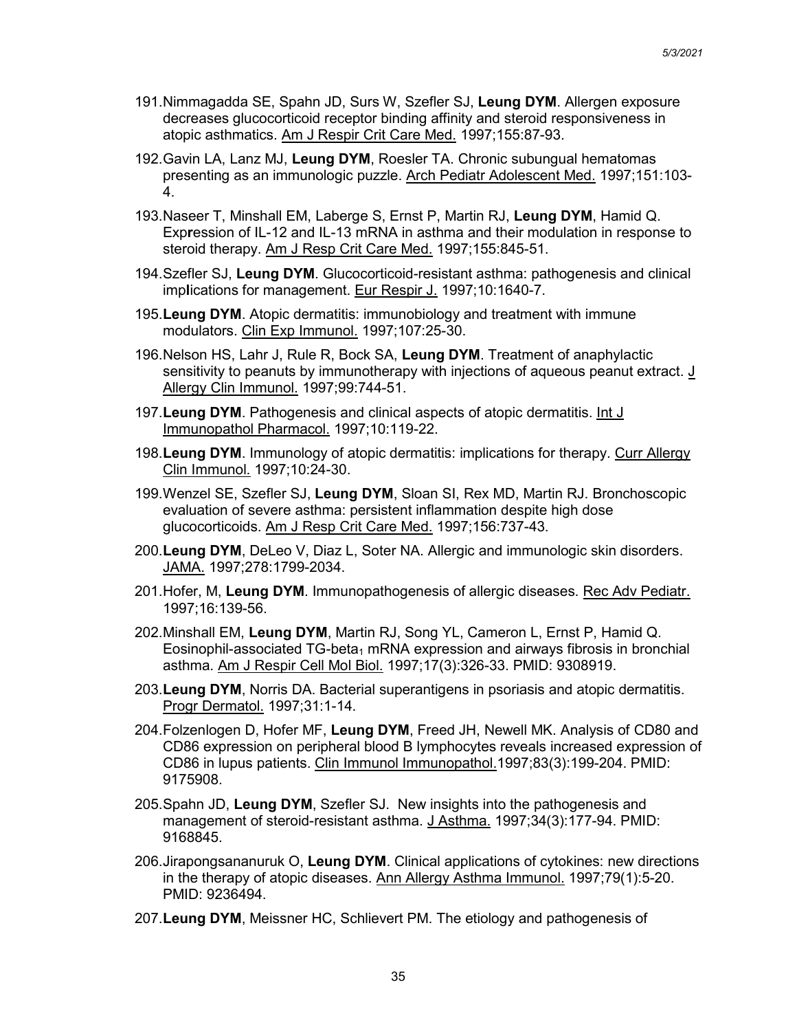191. Nimmagadda SE, Spahn JD, Surs W, Szefler SJ, **Leung DYM**. Allergen exposure decreases glucocorticoid receptor binding affinity and steroid responsiveness in atopic asthmatics. Am J Respir Crit Care Med. 1997;155:87-93.

192. Gavin LA, Lanz MJ, **Leung DYM**, Roesler TA. Chronic subungual hematomas presenting as an immunologic puzzle. Arch Pediatr Adolescent Med. 1997;151:103-4.

193. Naseer T, Minshall EM, Laberge S, Ernst P, Martin RJ, **Leung DYM**, Hamid Q. Expression of IL-12 and IL-13 mRNA in asthma and their modulation in response to steroid therapy. Am J Resp Crit Care Med. 1997;155:845-51.

194. Szefler SJ, **Leung DYM**. Glucocorticoid-resistant asthma: pathogenesis and clinical implications for management. Eur Respir J. 1997;10:1640-7.

195. **Leung DYM**. Atopic dermatitis: immunobiology and treatment with immune modulators. Clin Exp Immunol. 1997;107:25-30.

196. Nelson HS, Lahr J, Rule R, Bock SA, **Leung DYM**. Treatment of anaphylactic sensitivity to peanuts by immunotherapy with injections of aqueous peanut extract. J Allergy Clin Immunol. 1997;99:744-51.

197. **Leung DYM**. Pathogenesis and clinical aspects of atopic dermatitis. Int J Immunopathol Pharmacol. 1997;10:119-22.

198. **Leung DYM**. Immunology of atopic dermatitis: implications for therapy. Curr Allergy Clin Immunol. 1997;10:24-30.

199. Wenzel SE, Szefler SJ, **Leung DYM**, Sloan SI, Rex MD, Martin RJ. Bronchoscopic evaluation of severe asthma: persistent inflammation despite high dose glucocorticoids. Am J Resp Crit Care Med. 1997;156:737-43.

200. **Leung DYM**, DeLeo V, Diaz L, Soter NA. Allergic and immunologic skin disorders. JAMA. 1997;278:1799-2034.

201. Hofer, M, **Leung DYM**. Immunopathogenesis of allergic diseases. Rec Adv Pediatr. 1997;16:139-56.

202. Minshall EM, **Leung DYM**, Martin RJ, Song YL, Cameron L, Ernst P, Hamid Q. Eosinophil-associated TG-beta$_1$ mRNA expression and airways fibrosis in bronchial asthma. Am J Respir Cell Mol Biol. 1997;17(3):326-33. PMID: 9308919.

203. **Leung DYM**, Norris DA. Bacterial superantigens in psoriasis and atopic dermatitis. Progr Dermatol. 1997;31:1-14.

204. Folzenlogen D, Hofer MF, **Leung DYM**, Freed JH, Newell MK. Analysis of CD80 and CD86 expression on peripheral blood B lymphocytes reveals increased expression of CD86 in lupus patients. Clin Immunol Immunopathol.1997;83(3):199-204. PMID: 9175908.

205. Spahn JD, **Leung DYM**, Szefler SJ. New insights into the pathogenesis and management of steroid-resistant asthma. J Asthma. 1997;34(3):177-94. PMID: 9168845.

206. Jirapongsananuruk O, **Leung DYM**. Clinical applications of cytokines: new directions in the therapy of atopic diseases. Ann Allergy Asthma Immunol. 1997;79(1):5-20. PMID: 9236494.

207. **Leung DYM**, Meissner HC, Schlievert PM. The etiology and pathogenesis of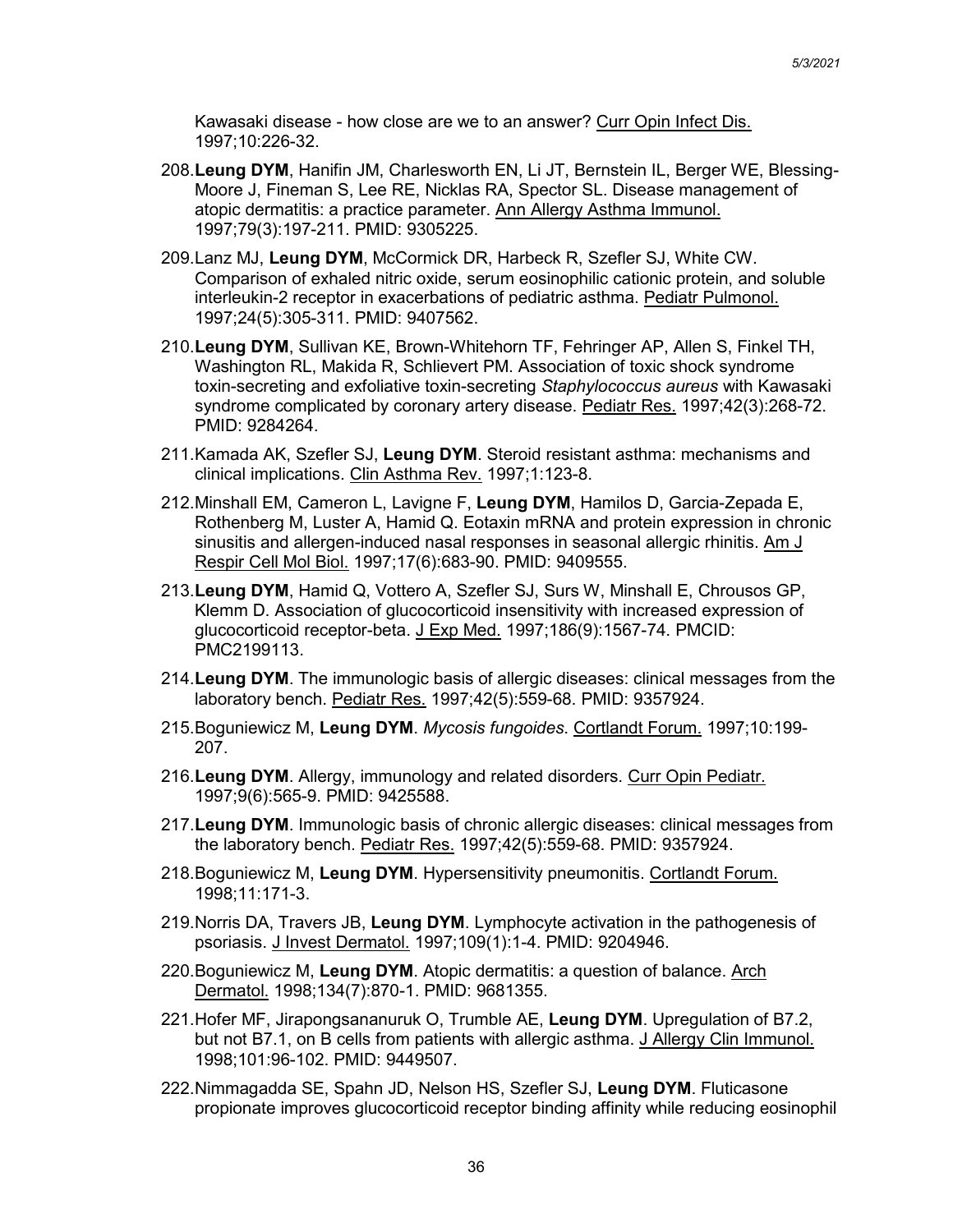Kawasaki disease - how close are we to an answer? Curr Opin Infect Dis. 1997;10:226-32.

208. **Leung DYM**, Hanifin JM, Charlesworth EN, Li JT, Bernstein IL, Berger WE, Blessing-Moore J, Fineman S, Lee RE, Nicklas RA, Spector SL. Disease management of atopic dermatitis: a practice parameter. Ann Allergy Asthma Immunol. 1997;79(3):197-211. PMID: 9305225.

209. Lanz MJ, **Leung DYM**, McCormick DR, Harbeck R, Szefler SJ, White CW. Comparison of exhaled nitric oxide, serum eosinophilic cationic protein, and soluble interleukin-2 receptor in exacerbations of pediatric asthma. Pediatr Pulmonol. 1997;24(5):305-311. PMID: 9407562.

210. **Leung DYM**, Sullivan KE, Brown-Whitehorn TF, Fehringer AP, Allen S, Finkel TH, Washington RL, Makida R, Schlievert PM. Association of toxic shock syndrome toxin-secreting and exfoliative toxin-secreting *Staphylococcus aureus* with Kawasaki syndrome complicated by coronary artery disease. Pediatr Res. 1997;42(3):268-72. PMID: 9284264.

211. Kamada AK, Szefler SJ, **Leung DYM**. Steroid resistant asthma: mechanisms and clinical implications. Clin Asthma Rev. 1997;1:123-8.

212. Minshall EM, Cameron L, Lavigne F, **Leung DYM**, Hamilos D, Garcia-Zepada E, Rothenberg M, Luster A, Hamid Q. Eotaxin mRNA and protein expression in chronic sinusitis and allergen-induced nasal responses in seasonal allergic rhinitis. Am J Respir Cell Mol Biol. 1997;17(6):683-90. PMID: 9409555.

213. **Leung DYM**, Hamid Q, Vottero A, Szefler SJ, Surs W, Minshall E, Chrousos GP, Klemm D. Association of glucocorticoid insensitivity with increased expression of glucocorticoid receptor-beta. J Exp Med. 1997;186(9):1567-74. PMCID: PMC2199113.

214. **Leung DYM**. The immunologic basis of allergic diseases: clinical messages from the laboratory bench. Pediatr Res. 1997;42(5):559-68. PMID: 9357924.

215. Boguniewicz M, **Leung DYM**. *Mycosis fungoides*. Cortlandt Forum. 1997;10:199-207.

216. **Leung DYM**. Allergy, immunology and related disorders. Curr Opin Pediatr. 1997;9(6):565-9. PMID: 9425588.

217. **Leung DYM**. Immunologic basis of chronic allergic diseases: clinical messages from the laboratory bench. Pediatr Res. 1997;42(5):559-68. PMID: 9357924.

218. Boguniewicz M, **Leung DYM**. Hypersensitivity pneumonitis. Cortlandt Forum. 1998;11:171-3.

219. Norris DA, Travers JB, **Leung DYM**. Lymphocyte activation in the pathogenesis of psoriasis. J Invest Dermatol. 1997;109(1):1-4. PMID: 9204946.

220. Boguniewicz M, **Leung DYM**. Atopic dermatitis: a question of balance. Arch Dermatol. 1998;134(7):870-1. PMID: 9681355.

221. Hofer MF, Jirapongsananuruk O, Trumble AE, **Leung DYM**. Upregulation of B7.2, but not B7.1, on B cells from patients with allergic asthma. J Allergy Clin Immunol. 1998;101:96-102. PMID: 9449507.

222. Nimmagadda SE, Spahn JD, Nelson HS, Szefler SJ, **Leung DYM**. Fluticasone propionate improves glucocorticoid receptor binding affinity while reducing eosinophil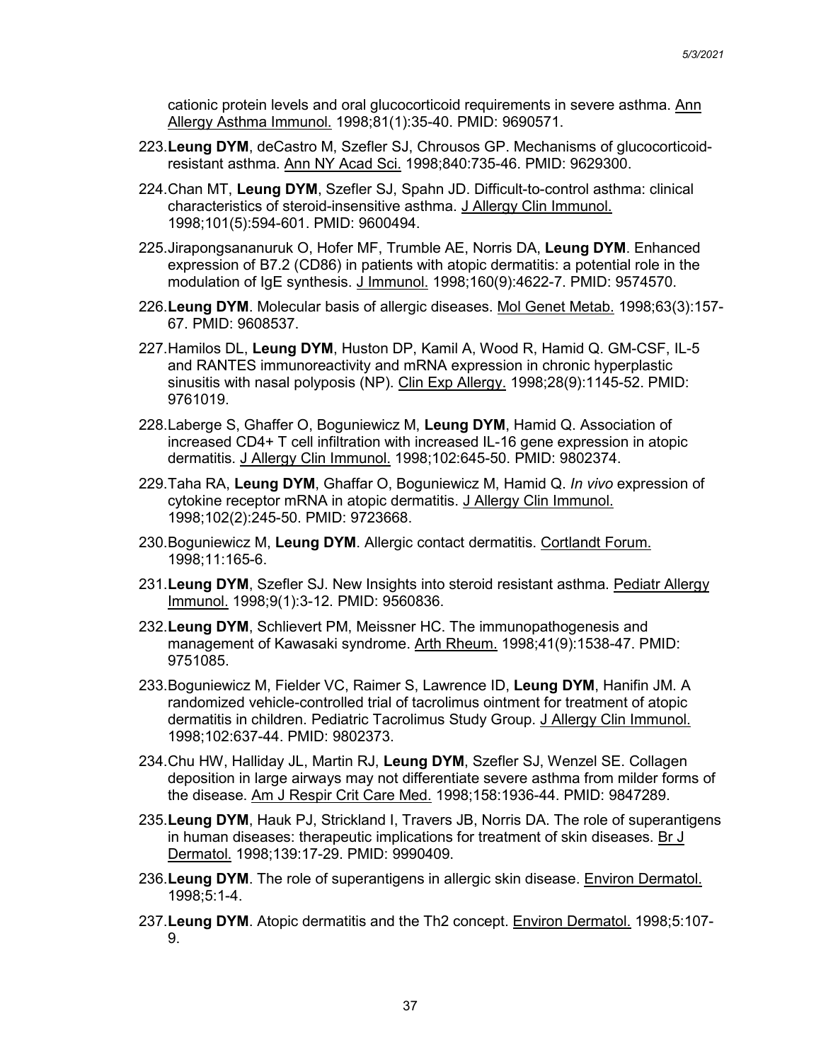cationic protein levels and oral glucocorticoid requirements in severe asthma. Ann Allergy Asthma Immunol. 1998;81(1):35-40. PMID: 9690571.

223. **Leung DYM**, deCastro M, Szefler SJ, Chrousos GP. Mechanisms of glucocorticoid-resistant asthma. Ann NY Acad Sci. 1998;840:735-46. PMID: 9629300.

224. Chan MT, **Leung DYM**, Szefler SJ, Spahn JD. Difficult-to-control asthma: clinical characteristics of steroid-insensitive asthma. J Allergy Clin Immunol. 1998;101(5):594-601. PMID: 9600494.

225. Jirapongsananuruk O, Hofer MF, Trumble AE, Norris DA, **Leung DYM**. Enhanced expression of B7.2 (CD86) in patients with atopic dermatitis: a potential role in the modulation of IgE synthesis. J Immunol. 1998;160(9):4622-7. PMID: 9574570.

226. **Leung DYM**. Molecular basis of allergic diseases. Mol Genet Metab. 1998;63(3):157-67. PMID: 9608537.

227. Hamilos DL, **Leung DYM**, Huston DP, Kamil A, Wood R, Hamid Q. GM-CSF, IL-5 and RANTES immunoreactivity and mRNA expression in chronic hyperplastic sinusitis with nasal polyposis (NP). Clin Exp Allergy. 1998;28(9):1145-52. PMID: 9761019.

228. Laberge S, Ghaffer O, Boguniewicz M, **Leung DYM**, Hamid Q. Association of increased CD4+ T cell infiltration with increased IL-16 gene expression in atopic dermatitis. J Allergy Clin Immunol. 1998;102:645-50. PMID: 9802374.

229. Taha RA, **Leung DYM**, Ghaffar O, Boguniewicz M, Hamid Q. *In vivo* expression of cytokine receptor mRNA in atopic dermatitis. J Allergy Clin Immunol. 1998;102(2):245-50. PMID: 9723668.

230. Boguniewicz M, **Leung DYM**. Allergic contact dermatitis. Cortlandt Forum. 1998;11:165-6.

231. **Leung DYM**, Szefler SJ. New Insights into steroid resistant asthma. Pediatr Allergy Immunol. 1998;9(1):3-12. PMID: 9560836.

232. **Leung DYM**, Schlievert PM, Meissner HC. The immunopathogenesis and management of Kawasaki syndrome. Arth Rheum. 1998;41(9):1538-47. PMID: 9751085.

233. Boguniewicz M, Fielder VC, Raimer S, Lawrence ID, **Leung DYM**, Hanifin JM. A randomized vehicle-controlled trial of tacrolimus ointment for treatment of atopic dermatitis in children. Pediatric Tacrolimus Study Group. J Allergy Clin Immunol. 1998;102:637-44. PMID: 9802373.

234. Chu HW, Halliday JL, Martin RJ, **Leung DYM**, Szefler SJ, Wenzel SE. Collagen deposition in large airways may not differentiate severe asthma from milder forms of the disease. Am J Respir Crit Care Med. 1998;158:1936-44. PMID: 9847289.

235. **Leung DYM**, Hauk PJ, Strickland I, Travers JB, Norris DA. The role of superantigens in human diseases: therapeutic implications for treatment of skin diseases. Br J Dermatol. 1998;139:17-29. PMID: 9990409.

236. **Leung DYM**. The role of superantigens in allergic skin disease. Environ Dermatol. 1998;5:1-4.

237. **Leung DYM**. Atopic dermatitis and the Th2 concept. Environ Dermatol. 1998;5:107-9.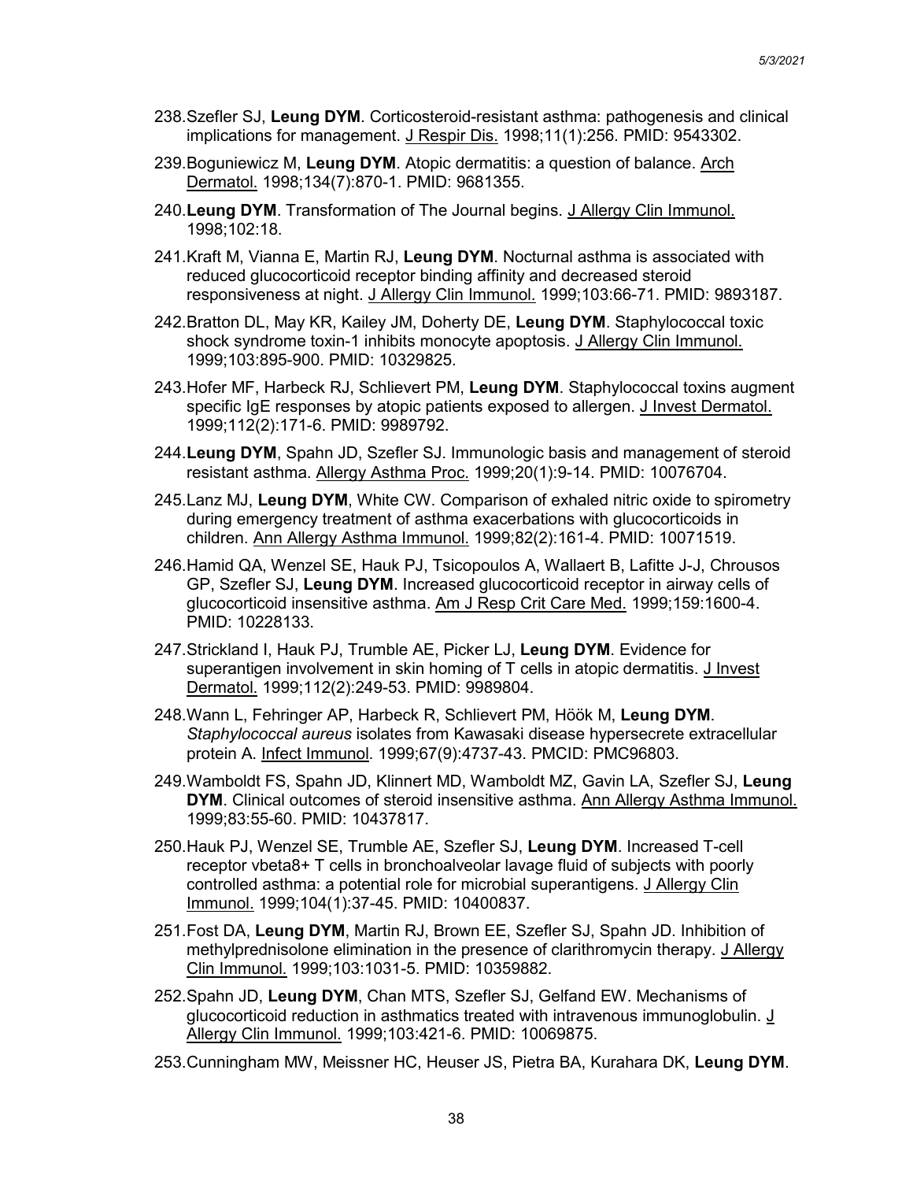238. Szefler SJ, **Leung DYM**. Corticosteroid-resistant asthma: pathogenesis and clinical implications for management. J Respir Dis. 1998;11(1):256. PMID: 9543302.

239. Boguniewicz M, **Leung DYM**. Atopic dermatitis: a question of balance. Arch Dermatol. 1998;134(7):870-1. PMID: 9681355.

240. **Leung DYM**. Transformation of The Journal begins. J Allergy Clin Immunol. 1998;102:18.

241. Kraft M, Vianna E, Martin RJ, **Leung DYM**. Nocturnal asthma is associated with reduced glucocorticoid receptor binding affinity and decreased steroid responsiveness at night. J Allergy Clin Immunol. 1999;103:66-71. PMID: 9893187.

242. Bratton DL, May KR, Kailey JM, Doherty DE, **Leung DYM**. Staphylococcal toxic shock syndrome toxin-1 inhibits monocyte apoptosis. J Allergy Clin Immunol. 1999;103:895-900. PMID: 10329825.

243. Hofer MF, Harbeck RJ, Schlievert PM, **Leung DYM**. Staphylococcal toxins augment specific IgE responses by atopic patients exposed to allergen. J Invest Dermatol. 1999;112(2):171-6. PMID: 9989792.

244. **Leung DYM**, Spahn JD, Szefler SJ. Immunologic basis and management of steroid resistant asthma. Allergy Asthma Proc. 1999;20(1):9-14. PMID: 10076704.

245. Lanz MJ, **Leung DYM**, White CW. Comparison of exhaled nitric oxide to spirometry during emergency treatment of asthma exacerbations with glucocorticoids in children. Ann Allergy Asthma Immunol. 1999;82(2):161-4. PMID: 10071519.

246. Hamid QA, Wenzel SE, Hauk PJ, Tsicopoulos A, Wallaert B, Lafitte J-J, Chrousos GP, Szefler SJ, **Leung DYM**. Increased glucocorticoid receptor in airway cells of glucocorticoid insensitive asthma. Am J Resp Crit Care Med. 1999;159:1600-4. PMID: 10228133.

247. Strickland I, Hauk PJ, Trumble AE, Picker LJ, **Leung DYM**. Evidence for superantigen involvement in skin homing of T cells in atopic dermatitis. J Invest Dermatol. 1999;112(2):249-53. PMID: 9989804.

248. Wann L, Fehringer AP, Harbeck R, Schlievert PM, Höök M, **Leung DYM**. *Staphylococcal aureus* isolates from Kawasaki disease hypersecrete extracellular protein A. Infect Immunol. 1999;67(9):4737-43. PMCID: PMC96803.

249. Wamboldt FS, Spahn JD, Klinnert MD, Wamboldt MZ, Gavin LA, Szefler SJ, **Leung DYM**. Clinical outcomes of steroid insensitive asthma. Ann Allergy Asthma Immunol. 1999;83:55-60. PMID: 10437817.

250. Hauk PJ, Wenzel SE, Trumble AE, Szefler SJ, **Leung DYM**. Increased T-cell receptor vbeta8+ T cells in bronchoalveolar lavage fluid of subjects with poorly controlled asthma: a potential role for microbial superantigens. J Allergy Clin Immunol. 1999;104(1):37-45. PMID: 10400837.

251. Fost DA, **Leung DYM**, Martin RJ, Brown EE, Szefler SJ, Spahn JD. Inhibition of methylprednisolone elimination in the presence of clarithromycin therapy. J Allergy Clin Immunol. 1999;103:1031-5. PMID: 10359882.

252. Spahn JD, **Leung DYM**, Chan MTS, Szefler SJ, Gelfand EW. Mechanisms of glucocorticoid reduction in asthmatics treated with intravenous immunoglobulin. J Allergy Clin Immunol. 1999;103:421-6. PMID: 10069875.

253. Cunningham MW, Meissner HC, Heuser JS, Pietra BA, Kurahara DK, **Leung DYM**.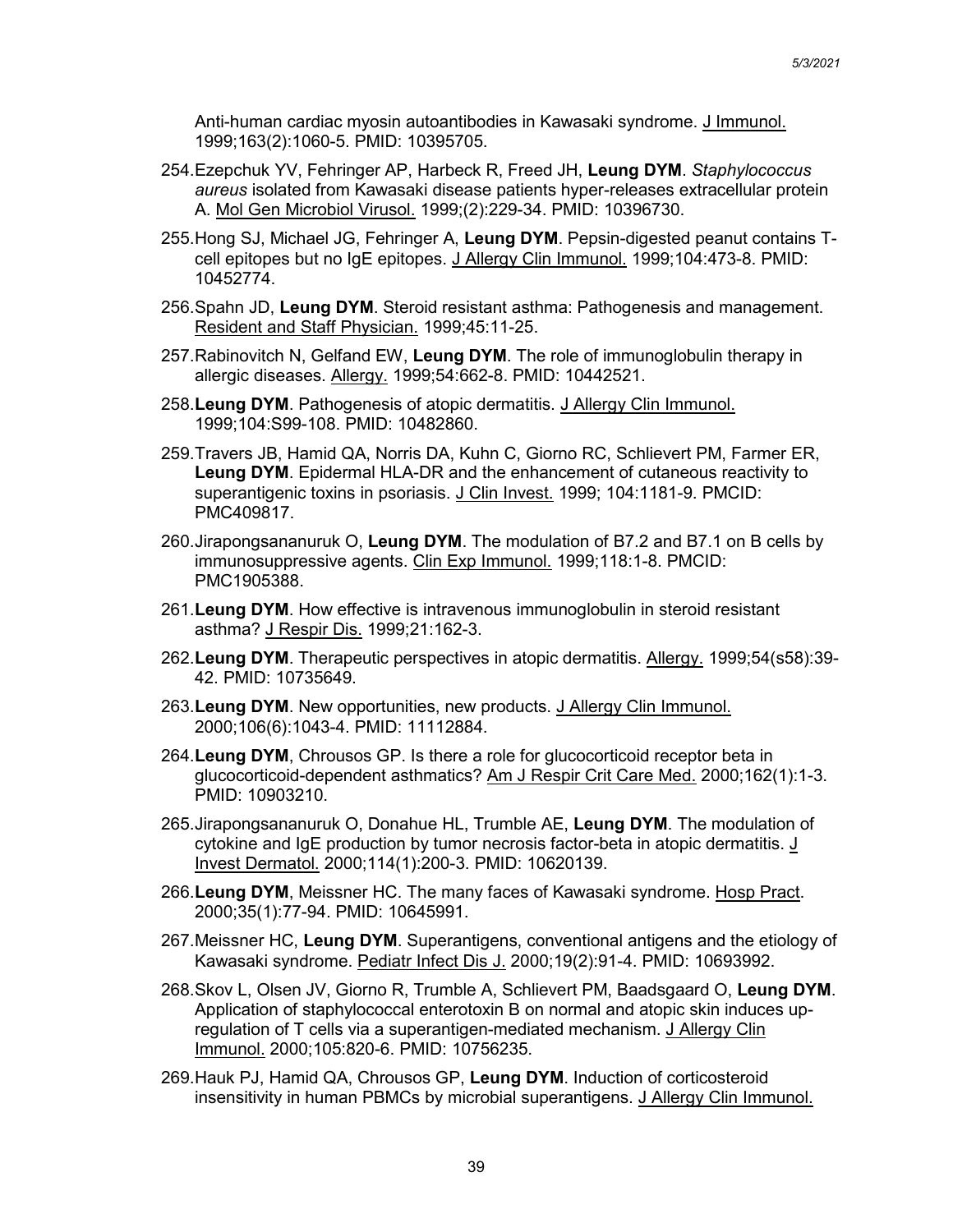Anti-human cardiac myosin autoantibodies in Kawasaki syndrome. J Immunol. 1999;163(2):1060-5. PMID: 10395705.

254. Ezepchuk YV, Fehringer AP, Harbeck R, Freed JH, **Leung DYM**. *Staphylococcus aureus* isolated from Kawasaki disease patients hyper-releases extracellular protein A. Mol Gen Microbiol Virusol. 1999;(2):229-34. PMID: 10396730.

255. Hong SJ, Michael JG, Fehringer A, **Leung DYM**. Pepsin-digested peanut contains T-cell epitopes but no IgE epitopes. J Allergy Clin Immunol. 1999;104:473-8. PMID: 10452774.

256. Spahn JD, **Leung DYM**. Steroid resistant asthma: Pathogenesis and management. Resident and Staff Physician. 1999;45:11-25.

257. Rabinovitch N, Gelfand EW, **Leung DYM**. The role of immunoglobulin therapy in allergic diseases. Allergy. 1999;54:662-8. PMID: 10442521.

258. **Leung DYM**. Pathogenesis of atopic dermatitis. J Allergy Clin Immunol. 1999;104:S99-108. PMID: 10482860.

259. Travers JB, Hamid QA, Norris DA, Kuhn C, Giorno RC, Schlievert PM, Farmer ER, **Leung DYM**. Epidermal HLA-DR and the enhancement of cutaneous reactivity to superantigenic toxins in psoriasis. J Clin Invest. 1999; 104:1181-9. PMCID: PMC409817.

260. Jirapongsananuruk O, **Leung DYM**. The modulation of B7.2 and B7.1 on B cells by immunosuppressive agents. Clin Exp Immunol. 1999;118:1-8. PMCID: PMC1905388.

261. **Leung DYM**. How effective is intravenous immunoglobulin in steroid resistant asthma? J Respir Dis. 1999;21:162-3.

262. **Leung DYM**. Therapeutic perspectives in atopic dermatitis. Allergy. 1999;54(s58):39-42. PMID: 10735649.

263. **Leung DYM**. New opportunities, new products. J Allergy Clin Immunol. 2000;106(6):1043-4. PMID: 11112884.

264. **Leung DYM**, Chrousos GP. Is there a role for glucocorticoid receptor beta in glucocorticoid-dependent asthmatics? Am J Respir Crit Care Med. 2000;162(1):1-3. PMID: 10903210.

265. Jirapongsananuruk O, Donahue HL, Trumble AE, **Leung DYM**. The modulation of cytokine and IgE production by tumor necrosis factor-beta in atopic dermatitis. J Invest Dermatol. 2000;114(1):200-3. PMID: 10620139.

266. **Leung DYM**, Meissner HC. The many faces of Kawasaki syndrome. Hosp Pract. 2000;35(1):77-94. PMID: 10645991.

267. Meissner HC, **Leung DYM**. Superantigens, conventional antigens and the etiology of Kawasaki syndrome. Pediatr Infect Dis J. 2000;19(2):91-4. PMID: 10693992.

268. Skov L, Olsen JV, Giorno R, Trumble A, Schlievert PM, Baadsgaard O, **Leung DYM**. Application of staphylococcal enterotoxin B on normal and atopic skin induces up-regulation of T cells via a superantigen-mediated mechanism. J Allergy Clin Immunol. 2000;105:820-6. PMID: 10756235.

269. Hauk PJ, Hamid QA, Chrousos GP, **Leung DYM**. Induction of corticosteroid insensitivity in human PBMCs by microbial superantigens. J Allergy Clin Immunol.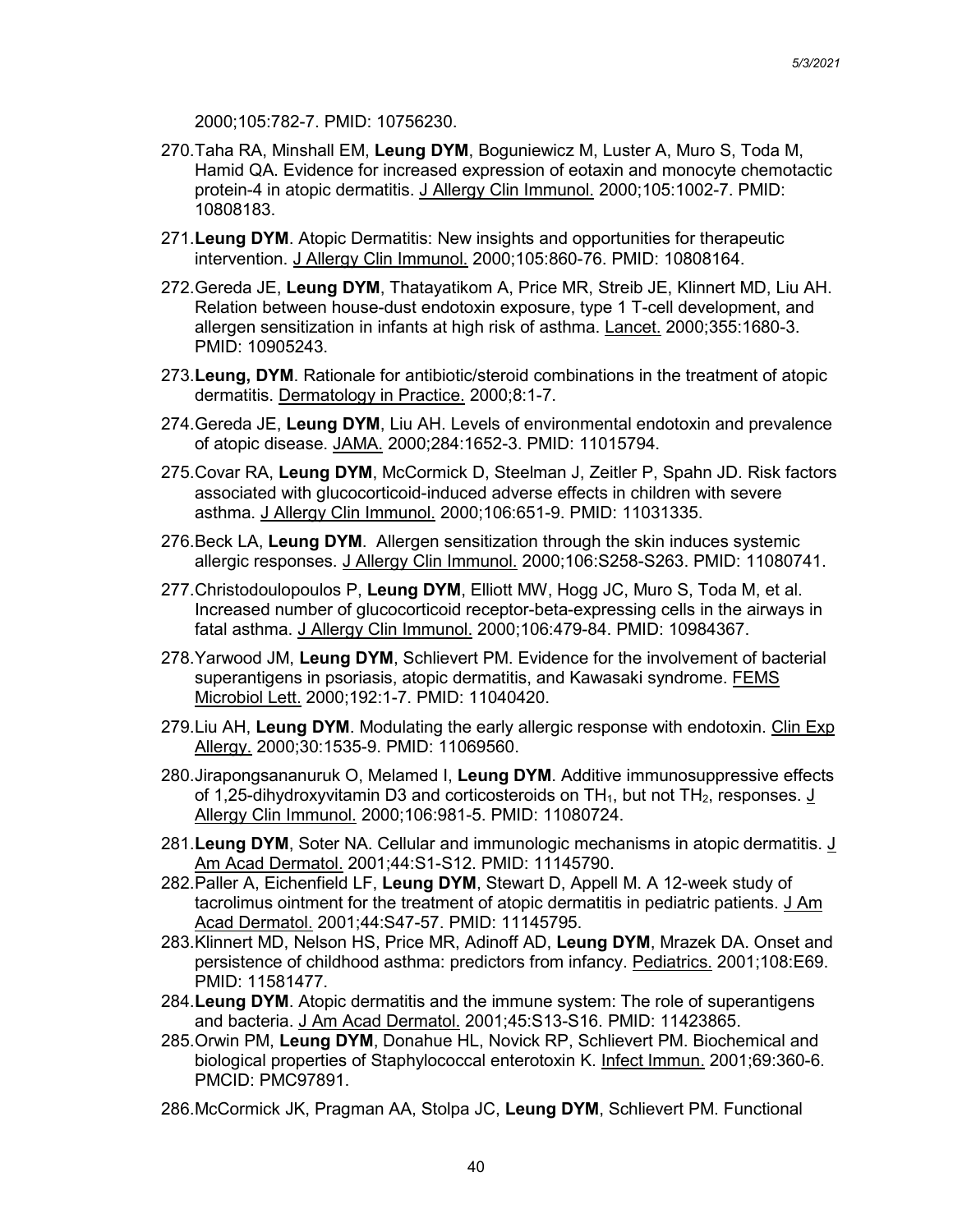2000;105:782-7. PMID: 10756230.

270. Taha RA, Minshall EM, **Leung DYM**, Boguniewicz M, Luster A, Muro S, Toda M, Hamid QA. Evidence for increased expression of eotaxin and monocyte chemotactic protein-4 in atopic dermatitis. J Allergy Clin Immunol. 2000;105:1002-7. PMID: 10808183.

271. **Leung DYM**. Atopic Dermatitis: New insights and opportunities for therapeutic intervention. J Allergy Clin Immunol. 2000;105:860-76. PMID: 10808164.

272. Gereda JE, **Leung DYM**, Thatayatikom A, Price MR, Streib JE, Klinnert MD, Liu AH. Relation between house-dust endotoxin exposure, type 1 T-cell development, and allergen sensitization in infants at high risk of asthma. Lancet. 2000;355:1680-3. PMID: 10905243.

273. **Leung, DYM**. Rationale for antibiotic/steroid combinations in the treatment of atopic dermatitis. Dermatology in Practice. 2000;8:1-7.

274. Gereda JE, **Leung DYM**, Liu AH. Levels of environmental endotoxin and prevalence of atopic disease. JAMA. 2000;284:1652-3. PMID: 11015794.

275. Covar RA, **Leung DYM**, McCormick D, Steelman J, Zeitler P, Spahn JD. Risk factors associated with glucocorticoid-induced adverse effects in children with severe asthma. J Allergy Clin Immunol. 2000;106:651-9. PMID: 11031335.

276. Beck LA, **Leung DYM**. Allergen sensitization through the skin induces systemic allergic responses. J Allergy Clin Immunol. 2000;106:S258-S263. PMID: 11080741.

277. Christodoulopoulos P, **Leung DYM**, Elliott MW, Hogg JC, Muro S, Toda M, et al. Increased number of glucocorticoid receptor-beta-expressing cells in the airways in fatal asthma. J Allergy Clin Immunol. 2000;106:479-84. PMID: 10984367.

278. Yarwood JM, **Leung DYM**, Schlievert PM. Evidence for the involvement of bacterial superantigens in psoriasis, atopic dermatitis, and Kawasaki syndrome. FEMS Microbiol Lett. 2000;192:1-7. PMID: 11040420.

279. Liu AH, **Leung DYM**. Modulating the early allergic response with endotoxin. Clin Exp Allergy. 2000;30:1535-9. PMID: 11069560.

280. Jirapongsananuruk O, Melamed I, **Leung DYM**. Additive immunosuppressive effects of 1,25-dihydroxyvitamin D3 and corticosteroids on $TH_1$, but not $TH_2$, responses. J Allergy Clin Immunol. 2000;106:981-5. PMID: 11080724.

281. **Leung DYM**, Soter NA. Cellular and immunologic mechanisms in atopic dermatitis. J Am Acad Dermatol. 2001;44:S1-S12. PMID: 11145790.

282. Paller A, Eichenfield LF, **Leung DYM**, Stewart D, Appell M. A 12-week study of tacrolimus ointment for the treatment of atopic dermatitis in pediatric patients. J Am Acad Dermatol. 2001;44:S47-57. PMID: 11145795.

283. Klinnert MD, Nelson HS, Price MR, Adinoff AD, **Leung DYM**, Mrazek DA. Onset and persistence of childhood asthma: predictors from infancy. Pediatrics. 2001;108:E69. PMID: 11581477.

284. **Leung DYM**. Atopic dermatitis and the immune system: The role of superantigens and bacteria. J Am Acad Dermatol. 2001;45:S13-S16. PMID: 11423865.

285. Orwin PM, **Leung DYM**, Donahue HL, Novick RP, Schlievert PM. Biochemical and biological properties of Staphylococcal enterotoxin K. Infect Immun. 2001;69:360-6. PMCID: PMC97891.

286. McCormick JK, Pragman AA, Stolpa JC, **Leung DYM**, Schlievert PM. Functional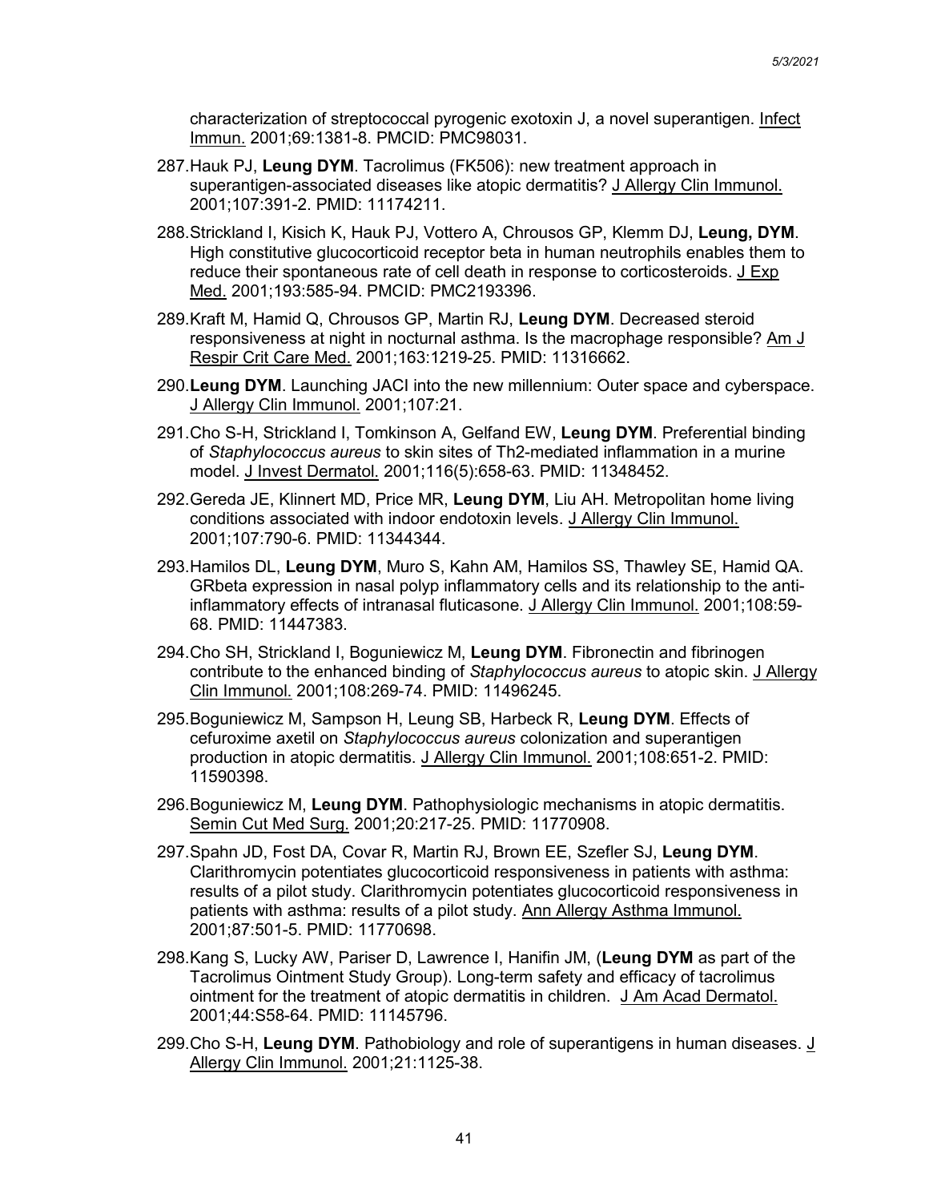characterization of streptococcal pyrogenic exotoxin J, a novel superantigen. Infect Immun. 2001;69:1381-8. PMCID: PMC98031.

287. Hauk PJ, **Leung DYM**. Tacrolimus (FK506): new treatment approach in superantigen-associated diseases like atopic dermatitis? J Allergy Clin Immunol. 2001;107:391-2. PMID: 11174211.

288. Strickland I, Kisich K, Hauk PJ, Vottero A, Chrousos GP, Klemm DJ, **Leung, DYM**. High constitutive glucocorticoid receptor beta in human neutrophils enables them to reduce their spontaneous rate of cell death in response to corticosteroids. J Exp Med. 2001;193:585-94. PMCID: PMC2193396.

289. Kraft M, Hamid Q, Chrousos GP, Martin RJ, **Leung DYM**. Decreased steroid responsiveness at night in nocturnal asthma. Is the macrophage responsible? Am J Respir Crit Care Med. 2001;163:1219-25. PMID: 11316662.

290. **Leung DYM**. Launching JACI into the new millennium: Outer space and cyberspace. J Allergy Clin Immunol. 2001;107:21.

291. Cho S-H, Strickland I, Tomkinson A, Gelfand EW, **Leung DYM**. Preferential binding of *Staphylococcus aureus* to skin sites of Th2-mediated inflammation in a murine model. J Invest Dermatol. 2001;116(5):658-63. PMID: 11348452.

292. Gereda JE, Klinnert MD, Price MR, **Leung DYM**, Liu AH. Metropolitan home living conditions associated with indoor endotoxin levels. J Allergy Clin Immunol. 2001;107:790-6. PMID: 11344344.

293. Hamilos DL, **Leung DYM**, Muro S, Kahn AM, Hamilos SS, Thawley SE, Hamid QA. GRbeta expression in nasal polyp inflammatory cells and its relationship to the anti-inflammatory effects of intranasal fluticasone. J Allergy Clin Immunol. 2001;108:59-68. PMID: 11447383.

294. Cho SH, Strickland I, Boguniewicz M, **Leung DYM**. Fibronectin and fibrinogen contribute to the enhanced binding of *Staphylococcus aureus* to atopic skin. J Allergy Clin Immunol. 2001;108:269-74. PMID: 11496245.

295. Boguniewicz M, Sampson H, Leung SB, Harbeck R, **Leung DYM**. Effects of cefuroxime axetil on *Staphylococcus aureus* colonization and superantigen production in atopic dermatitis. J Allergy Clin Immunol. 2001;108:651-2. PMID: 11590398.

296. Boguniewicz M, **Leung DYM**. Pathophysiologic mechanisms in atopic dermatitis. Semin Cut Med Surg. 2001;20:217-25. PMID: 11770908.

297. Spahn JD, Fost DA, Covar R, Martin RJ, Brown EE, Szefler SJ, **Leung DYM**. Clarithromycin potentiates glucocorticoid responsiveness in patients with asthma: results of a pilot study. Clarithromycin potentiates glucocorticoid responsiveness in patients with asthma: results of a pilot study. Ann Allergy Asthma Immunol. 2001;87:501-5. PMID: 11770698.

298. Kang S, Lucky AW, Pariser D, Lawrence I, Hanifin JM, (**Leung DYM** as part of the Tacrolimus Ointment Study Group). Long-term safety and efficacy of tacrolimus ointment for the treatment of atopic dermatitis in children. J Am Acad Dermatol. 2001;44:S58-64. PMID: 11145796.

299. Cho S-H, **Leung DYM**. Pathobiology and role of superantigens in human diseases. J Allergy Clin Immunol. 2001;21:1125-38.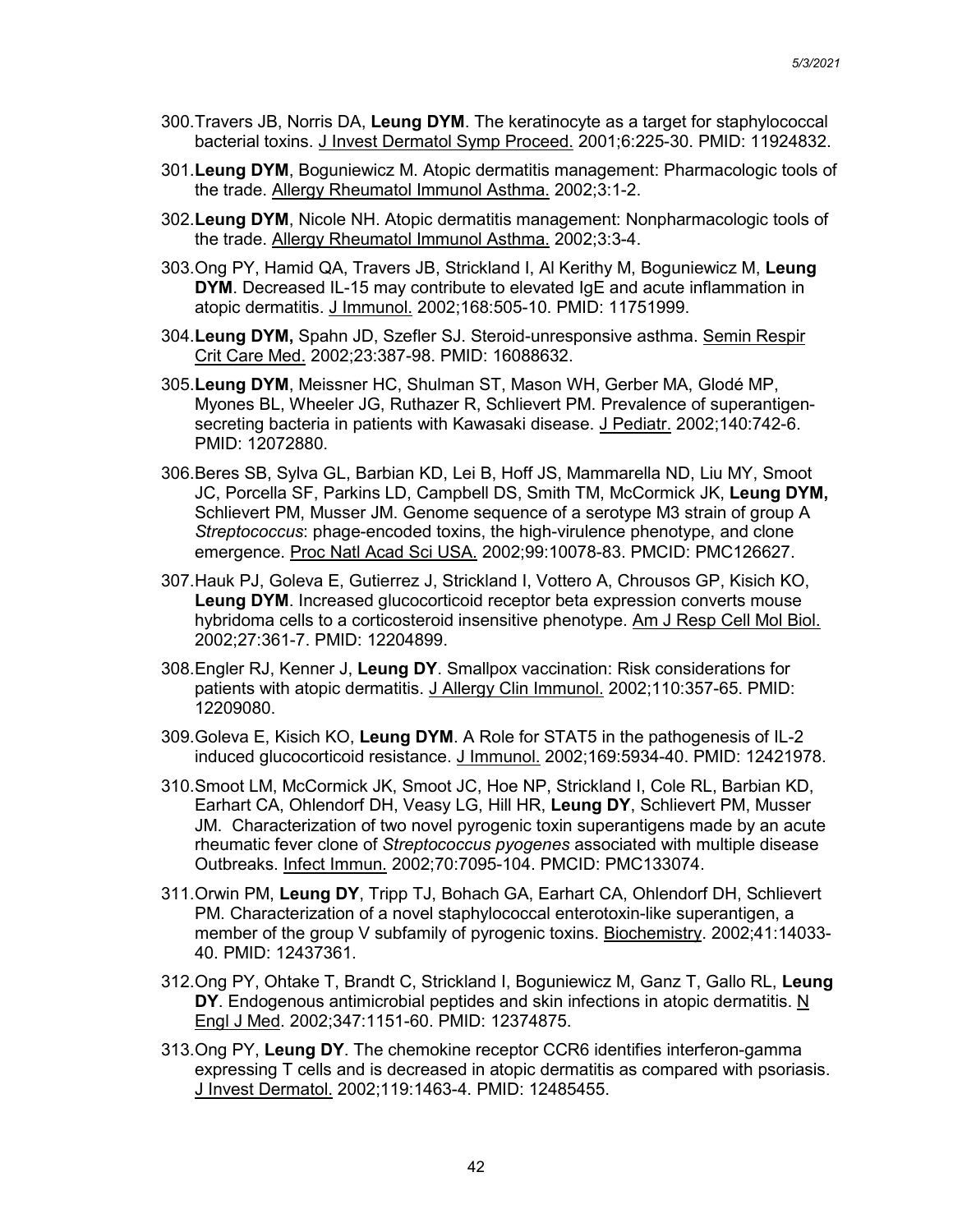300. Travers JB, Norris DA, **Leung DYM**. The keratinocyte as a target for staphylococcal bacterial toxins. J Invest Dermatol Symp Proceed. 2001;6:225-30. PMID: 11924832.

301. **Leung DYM**, Boguniewicz M. Atopic dermatitis management: Pharmacologic tools of the trade. Allergy Rheumatol Immunol Asthma. 2002;3:1-2.

302. **Leung DYM**, Nicole NH. Atopic dermatitis management: Nonpharmacologic tools of the trade. Allergy Rheumatol Immunol Asthma. 2002;3:3-4.

303. Ong PY, Hamid QA, Travers JB, Strickland I, Al Kerithy M, Boguniewicz M, **Leung DYM**. Decreased IL-15 may contribute to elevated IgE and acute inflammation in atopic dermatitis. J Immunol. 2002;168:505-10. PMID: 11751999.

304. **Leung DYM,** Spahn JD, Szefler SJ. Steroid-unresponsive asthma. Semin Respir Crit Care Med. 2002;23:387-98. PMID: 16088632.

305. **Leung DYM**, Meissner HC, Shulman ST, Mason WH, Gerber MA, Glodé MP, Myones BL, Wheeler JG, Ruthazer R, Schlievert PM. Prevalence of superantigen-secreting bacteria in patients with Kawasaki disease. J Pediatr. 2002;140:742-6. PMID: 12072880.

306. Beres SB, Sylva GL, Barbian KD, Lei B, Hoff JS, Mammarella ND, Liu MY, Smoot JC, Porcella SF, Parkins LD, Campbell DS, Smith TM, McCormick JK, **Leung DYM,** Schlievert PM, Musser JM. Genome sequence of a serotype M3 strain of group A *Streptococcus*: phage-encoded toxins, the high-virulence phenotype, and clone emergence. Proc Natl Acad Sci USA. 2002;99:10078-83. PMCID: PMC126627.

307. Hauk PJ, Goleva E, Gutierrez J, Strickland I, Vottero A, Chrousos GP, Kisich KO, **Leung DYM**. Increased glucocorticoid receptor beta expression converts mouse hybridoma cells to a corticosteroid insensitive phenotype. Am J Resp Cell Mol Biol. 2002;27:361-7. PMID: 12204899.

308. Engler RJ, Kenner J, **Leung DY**. Smallpox vaccination: Risk considerations for patients with atopic dermatitis. J Allergy Clin Immunol. 2002;110:357-65. PMID: 12209080.

309. Goleva E, Kisich KO, **Leung DYM**. A Role for STAT5 in the pathogenesis of IL-2 induced glucocorticoid resistance. J Immunol. 2002;169:5934-40. PMID: 12421978.

310. Smoot LM, McCormick JK, Smoot JC, Hoe NP, Strickland I, Cole RL, Barbian KD, Earhart CA, Ohlendorf DH, Veasy LG, Hill HR, **Leung DY**, Schlievert PM, Musser JM. Characterization of two novel pyrogenic toxin superantigens made by an acute rheumatic fever clone of *Streptococcus pyogenes* associated with multiple disease Outbreaks. Infect Immun. 2002;70:7095-104. PMCID: PMC133074.

311. Orwin PM, **Leung DY**, Tripp TJ, Bohach GA, Earhart CA, Ohlendorf DH, Schlievert PM. Characterization of a novel staphylococcal enterotoxin-like superantigen, a member of the group V subfamily of pyrogenic toxins. Biochemistry. 2002;41:14033-40. PMID: 12437361.

312. Ong PY, Ohtake T, Brandt C, Strickland I, Boguniewicz M, Ganz T, Gallo RL, **Leung DY**. Endogenous antimicrobial peptides and skin infections in atopic dermatitis. N Engl J Med. 2002;347:1151-60. PMID: 12374875.

313. Ong PY, **Leung DY**. The chemokine receptor CCR6 identifies interferon-gamma expressing T cells and is decreased in atopic dermatitis as compared with psoriasis. J Invest Dermatol. 2002;119:1463-4. PMID: 12485455.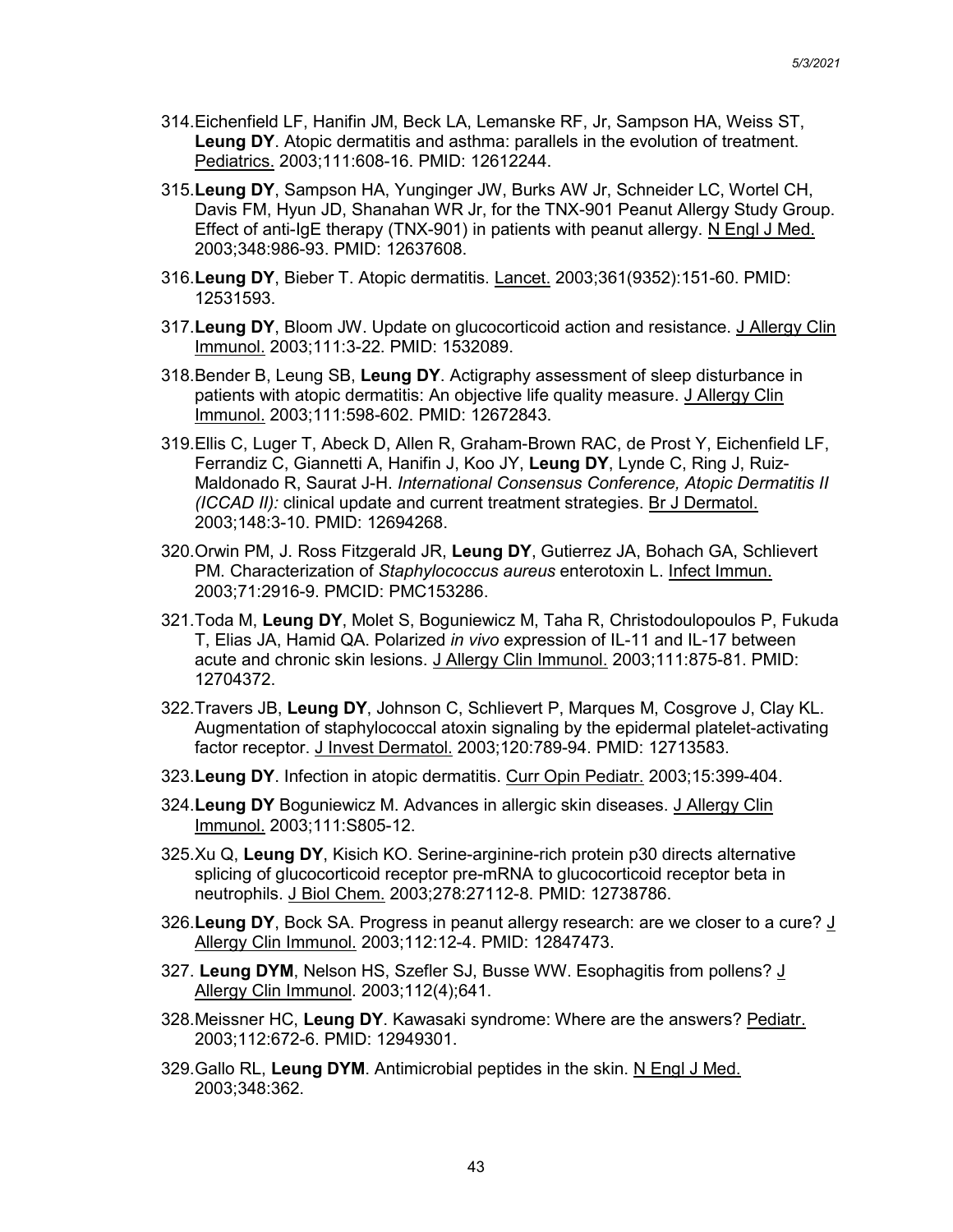314. Eichenfield LF, Hanifin JM, Beck LA, Lemanske RF, Jr, Sampson HA, Weiss ST, **Leung DY**. Atopic dermatitis and asthma: parallels in the evolution of treatment. Pediatrics. 2003;111:608-16. PMID: 12612244.

315. **Leung DY**, Sampson HA, Yunginger JW, Burks AW Jr, Schneider LC, Wortel CH, Davis FM, Hyun JD, Shanahan WR Jr, for the TNX-901 Peanut Allergy Study Group. Effect of anti-IgE therapy (TNX-901) in patients with peanut allergy. N Engl J Med. 2003;348:986-93. PMID: 12637608.

316. **Leung DY**, Bieber T. Atopic dermatitis. Lancet. 2003;361(9352):151-60. PMID: 12531593.

317. **Leung DY**, Bloom JW. Update on glucocorticoid action and resistance. J Allergy Clin Immunol. 2003;111:3-22. PMID: 1532089.

318. Bender B, Leung SB, **Leung DY**. Actigraphy assessment of sleep disturbance in patients with atopic dermatitis: An objective life quality measure. J Allergy Clin Immunol. 2003;111:598-602. PMID: 12672843.

319. Ellis C, Luger T, Abeck D, Allen R, Graham-Brown RAC, de Prost Y, Eichenfield LF, Ferrandiz C, Giannetti A, Hanifin J, Koo JY, **Leung DY**, Lynde C, Ring J, Ruiz-Maldonado R, Saurat J-H. *International Consensus Conference, Atopic Dermatitis II (ICCAD II):* clinical update and current treatment strategies. Br J Dermatol. 2003;148:3-10. PMID: 12694268.

320. Orwin PM, J. Ross Fitzgerald JR, **Leung DY**, Gutierrez JA, Bohach GA, Schlievert PM. Characterization of *Staphylococcus aureus* enterotoxin L. Infect Immun. 2003;71:2916-9. PMCID: PMC153286.

321. Toda M, **Leung DY**, Molet S, Boguniewicz M, Taha R, Christodoulopoulos P, Fukuda T, Elias JA, Hamid QA. Polarized *in vivo* expression of IL-11 and IL-17 between acute and chronic skin lesions. J Allergy Clin Immunol. 2003;111:875-81. PMID: 12704372.

322. Travers JB, **Leung DY**, Johnson C, Schlievert P, Marques M, Cosgrove J, Clay KL. Augmentation of staphylococcal atoxin signaling by the epidermal platelet-activating factor receptor. J Invest Dermatol. 2003;120:789-94. PMID: 12713583.

323. **Leung DY**. Infection in atopic dermatitis. Curr Opin Pediatr. 2003;15:399-404.

324. **Leung DY** Boguniewicz M. Advances in allergic skin diseases. J Allergy Clin Immunol. 2003;111:S805-12.

325. Xu Q, **Leung DY**, Kisich KO. Serine-arginine-rich protein p30 directs alternative splicing of glucocorticoid receptor pre-mRNA to glucocorticoid receptor beta in neutrophils. J Biol Chem. 2003;278:27112-8. PMID: 12738786.

326. **Leung DY**, Bock SA. Progress in peanut allergy research: are we closer to a cure? J Allergy Clin Immunol. 2003;112:12-4. PMID: 12847473.

327. **Leung DYM**, Nelson HS, Szefler SJ, Busse WW. Esophagitis from pollens? J Allergy Clin Immunol. 2003;112(4);641.

328. Meissner HC, **Leung DY**. Kawasaki syndrome: Where are the answers? Pediatr. 2003;112:672-6. PMID: 12949301.

329. Gallo RL, **Leung DYM**. Antimicrobial peptides in the skin. N Engl J Med. 2003;348:362.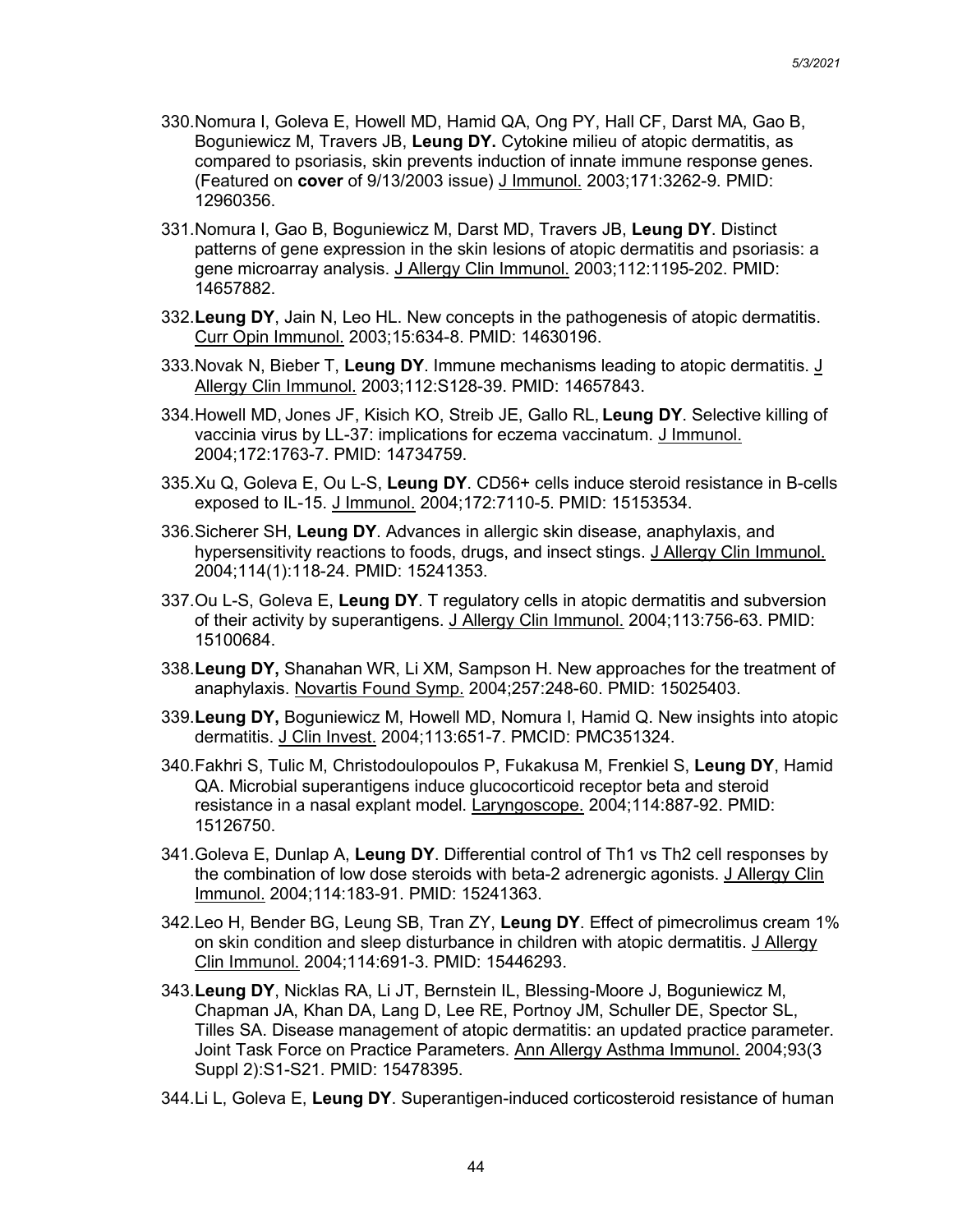330. Nomura I, Goleva E, Howell MD, Hamid QA, Ong PY, Hall CF, Darst MA, Gao B, Boguniewicz M, Travers JB, **Leung DY.** Cytokine milieu of atopic dermatitis, as compared to psoriasis, skin prevents induction of innate immune response genes. (Featured on **cover** of 9/13/2003 issue) J Immunol. 2003;171:3262-9. PMID: 12960356.

331. Nomura I, Gao B, Boguniewicz M, Darst MD, Travers JB, **Leung DY**. Distinct patterns of gene expression in the skin lesions of atopic dermatitis and psoriasis: a gene microarray analysis. J Allergy Clin Immunol. 2003;112:1195-202. PMID: 14657882.

332. **Leung DY**, Jain N, Leo HL. New concepts in the pathogenesis of atopic dermatitis. Curr Opin Immunol. 2003;15:634-8. PMID: 14630196.

333. Novak N, Bieber T, **Leung DY**. Immune mechanisms leading to atopic dermatitis. J Allergy Clin Immunol. 2003;112:S128-39. PMID: 14657843.

334. Howell MD, Jones JF, Kisich KO, Streib JE, Gallo RL, **Leung DY**. Selective killing of vaccinia virus by LL-37: implications for eczema vaccinatum. J Immunol. 2004;172:1763-7. PMID: 14734759.

335. Xu Q, Goleva E, Ou L-S, **Leung DY**. CD56+ cells induce steroid resistance in B-cells exposed to IL-15. J Immunol. 2004;172:7110-5. PMID: 15153534.

336. Sicherer SH, **Leung DY**. Advances in allergic skin disease, anaphylaxis, and hypersensitivity reactions to foods, drugs, and insect stings. J Allergy Clin Immunol. 2004;114(1):118-24. PMID: 15241353.

337. Ou L-S, Goleva E, **Leung DY**. T regulatory cells in atopic dermatitis and subversion of their activity by superantigens. J Allergy Clin Immunol. 2004;113:756-63. PMID: 15100684.

338. **Leung DY,** Shanahan WR, Li XM, Sampson H. New approaches for the treatment of anaphylaxis. Novartis Found Symp. 2004;257:248-60. PMID: 15025403.

339. **Leung DY,** Boguniewicz M, Howell MD, Nomura I, Hamid Q. New insights into atopic dermatitis. J Clin Invest. 2004;113:651-7. PMCID: PMC351324.

340. Fakhri S, Tulic M, Christodoulopoulos P, Fukakusa M, Frenkiel S, **Leung DY**, Hamid QA. Microbial superantigens induce glucocorticoid receptor beta and steroid resistance in a nasal explant model. Laryngoscope. 2004;114:887-92. PMID: 15126750.

341. Goleva E, Dunlap A, **Leung DY**. Differential control of Th1 vs Th2 cell responses by the combination of low dose steroids with beta-2 adrenergic agonists. J Allergy Clin Immunol. 2004;114:183-91. PMID: 15241363.

342. Leo H, Bender BG, Leung SB, Tran ZY, **Leung DY**. Effect of pimecrolimus cream 1% on skin condition and sleep disturbance in children with atopic dermatitis. J Allergy Clin Immunol. 2004;114:691-3. PMID: 15446293.

343. **Leung DY**, Nicklas RA, Li JT, Bernstein IL, Blessing-Moore J, Boguniewicz M, Chapman JA, Khan DA, Lang D, Lee RE, Portnoy JM, Schuller DE, Spector SL, Tilles SA. Disease management of atopic dermatitis: an updated practice parameter. Joint Task Force on Practice Parameters. Ann Allergy Asthma Immunol. 2004;93(3 Suppl 2):S1-S21. PMID: 15478395.

344. Li L, Goleva E, **Leung DY**. Superantigen-induced corticosteroid resistance of human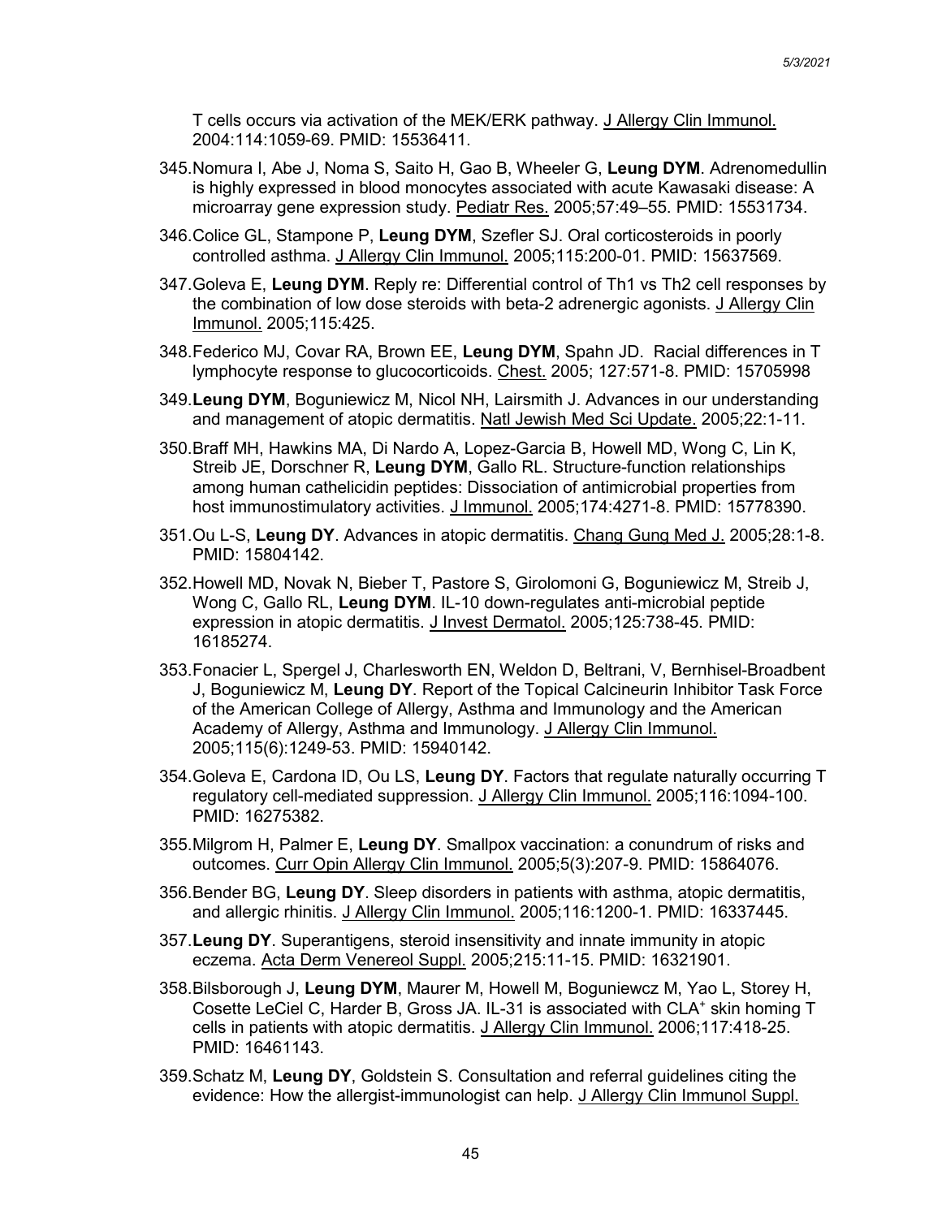T cells occurs via activation of the MEK/ERK pathway. J Allergy Clin Immunol. 2004:114:1059-69. PMID: 15536411.

345. Nomura I, Abe J, Noma S, Saito H, Gao B, Wheeler G, **Leung DYM**. Adrenomedullin is highly expressed in blood monocytes associated with acute Kawasaki disease: A microarray gene expression study. Pediatr Res. 2005;57:49–55. PMID: 15531734.

346. Colice GL, Stampone P, **Leung DYM**, Szefler SJ. Oral corticosteroids in poorly controlled asthma. J Allergy Clin Immunol. 2005;115:200-01. PMID: 15637569.

347. Goleva E, **Leung DYM**. Reply re: Differential control of Th1 vs Th2 cell responses by the combination of low dose steroids with beta-2 adrenergic agonists. J Allergy Clin Immunol. 2005;115:425.

348. Federico MJ, Covar RA, Brown EE, **Leung DYM**, Spahn JD. Racial differences in T lymphocyte response to glucocorticoids. Chest. 2005; 127:571-8. PMID: 15705998

349. **Leung DYM**, Boguniewicz M, Nicol NH, Lairsmith J. Advances in our understanding and management of atopic dermatitis. Natl Jewish Med Sci Update. 2005;22:1-11.

350. Braff MH, Hawkins MA, Di Nardo A, Lopez-Garcia B, Howell MD, Wong C, Lin K, Streib JE, Dorschner R, **Leung DYM**, Gallo RL. Structure-function relationships among human cathelicidin peptides: Dissociation of antimicrobial properties from host immunostimulatory activities. J Immunol. 2005;174:4271-8. PMID: 15778390.

351. Ou L-S, **Leung DY**. Advances in atopic dermatitis. Chang Gung Med J. 2005;28:1-8. PMID: 15804142.

352. Howell MD, Novak N, Bieber T, Pastore S, Girolomoni G, Boguniewicz M, Streib J, Wong C, Gallo RL, **Leung DYM**. IL-10 down-regulates anti-microbial peptide expression in atopic dermatitis. J Invest Dermatol. 2005;125:738-45. PMID: 16185274.

353. Fonacier L, Spergel J, Charlesworth EN, Weldon D, Beltrani, V, Bernhisel-Broadbent J, Boguniewicz M, **Leung DY**. Report of the Topical Calcineurin Inhibitor Task Force of the American College of Allergy, Asthma and Immunology and the American Academy of Allergy, Asthma and Immunology. J Allergy Clin Immunol. 2005;115(6):1249-53. PMID: 15940142.

354. Goleva E, Cardona ID, Ou LS, **Leung DY**. Factors that regulate naturally occurring T regulatory cell-mediated suppression. J Allergy Clin Immunol. 2005;116:1094-100. PMID: 16275382.

355. Milgrom H, Palmer E, **Leung DY**. Smallpox vaccination: a conundrum of risks and outcomes. Curr Opin Allergy Clin Immunol. 2005;5(3):207-9. PMID: 15864076.

356. Bender BG, **Leung DY**. Sleep disorders in patients with asthma, atopic dermatitis, and allergic rhinitis. J Allergy Clin Immunol. 2005;116:1200-1. PMID: 16337445.

357. **Leung DY**. Superantigens, steroid insensitivity and innate immunity in atopic eczema. Acta Derm Venereol Suppl. 2005;215:11-15. PMID: 16321901.

358. Bilsborough J, **Leung DYM**, Maurer M, Howell M, Boguniewcz M, Yao L, Storey H, Cosette LeCiel C, Harder B, Gross JA. IL-31 is associated with CLA$^{+}$ skin homing T cells in patients with atopic dermatitis. J Allergy Clin Immunol. 2006;117:418-25. PMID: 16461143.

359. Schatz M, **Leung DY**, Goldstein S. Consultation and referral guidelines citing the evidence: How the allergist-immunologist can help. J Allergy Clin Immunol Suppl.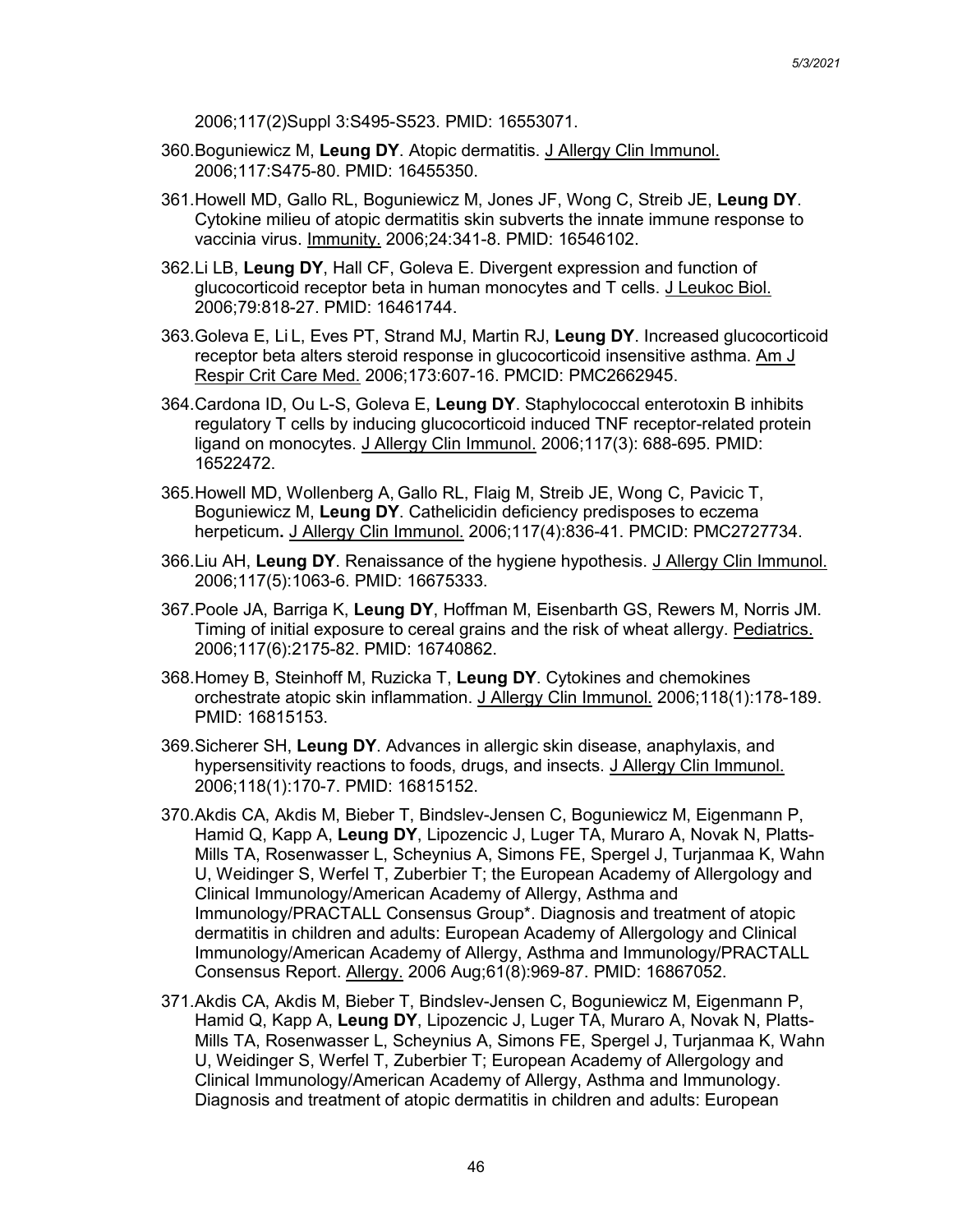2006;117(2)Suppl 3:S495-S523. PMID: 16553071.

360. Boguniewicz M, **Leung DY**. Atopic dermatitis. J Allergy Clin Immunol. 2006;117:S475-80. PMID: 16455350.

361. Howell MD, Gallo RL, Boguniewicz M, Jones JF, Wong C, Streib JE, **Leung DY**. Cytokine milieu of atopic dermatitis skin subverts the innate immune response to vaccinia virus. Immunity. 2006;24:341-8. PMID: 16546102.

362. Li LB, **Leung DY**, Hall CF, Goleva E. Divergent expression and function of glucocorticoid receptor beta in human monocytes and T cells. J Leukoc Biol. 2006;79:818-27. PMID: 16461744.

363. Goleva E, Li L, Eves PT, Strand MJ, Martin RJ, **Leung DY**. Increased glucocorticoid receptor beta alters steroid response in glucocorticoid insensitive asthma. Am J Respir Crit Care Med. 2006;173:607-16. PMCID: PMC2662945.

364. Cardona ID, Ou L-S, Goleva E, **Leung DY**. Staphylococcal enterotoxin B inhibits regulatory T cells by inducing glucocorticoid induced TNF receptor-related protein ligand on monocytes. J Allergy Clin Immunol. 2006;117(3): 688-695. PMID: 16522472.

365. Howell MD, Wollenberg A, Gallo RL, Flaig M, Streib JE, Wong C, Pavicic T, Boguniewicz M, **Leung DY**. Cathelicidin deficiency predisposes to eczema herpeticum**.** J Allergy Clin Immunol. 2006;117(4):836-41. PMCID: PMC2727734.

366. Liu AH, **Leung DY**. Renaissance of the hygiene hypothesis. J Allergy Clin Immunol. 2006;117(5):1063-6. PMID: 16675333.

367. Poole JA, Barriga K, **Leung DY**, Hoffman M, Eisenbarth GS, Rewers M, Norris JM. Timing of initial exposure to cereal grains and the risk of wheat allergy. Pediatrics. 2006;117(6):2175-82. PMID: 16740862.

368. Homey B, Steinhoff M, Ruzicka T, **Leung DY**. Cytokines and chemokines orchestrate atopic skin inflammation. J Allergy Clin Immunol. 2006;118(1):178-189. PMID: 16815153.

369. Sicherer SH, **Leung DY**. Advances in allergic skin disease, anaphylaxis, and hypersensitivity reactions to foods, drugs, and insects. J Allergy Clin Immunol. 2006;118(1):170-7. PMID: 16815152.

370. Akdis CA, Akdis M, Bieber T, Bindslev-Jensen C, Boguniewicz M, Eigenmann P, Hamid Q, Kapp A, **Leung DY**, Lipozencic J, Luger TA, Muraro A, Novak N, Platts-Mills TA, Rosenwasser L, Scheynius A, Simons FE, Spergel J, Turjanmaa K, Wahn U, Weidinger S, Werfel T, Zuberbier T; the European Academy of Allergology and Clinical Immunology/American Academy of Allergy, Asthma and Immunology/PRACTALL Consensus Group*. Diagnosis and treatment of atopic dermatitis in children and adults: European Academy of Allergology and Clinical Immunology/American Academy of Allergy, Asthma and Immunology/PRACTALL Consensus Report. Allergy. 2006 Aug;61(8):969-87. PMID: 16867052.

371. Akdis CA, Akdis M, Bieber T, Bindslev-Jensen C, Boguniewicz M, Eigenmann P, Hamid Q, Kapp A, **Leung DY**, Lipozencic J, Luger TA, Muraro A, Novak N, Platts-Mills TA, Rosenwasser L, Scheynius A, Simons FE, Spergel J, Turjanmaa K, Wahn U, Weidinger S, Werfel T, Zuberbier T; European Academy of Allergology and Clinical Immunology/American Academy of Allergy, Asthma and Immunology. Diagnosis and treatment of atopic dermatitis in children and adults: European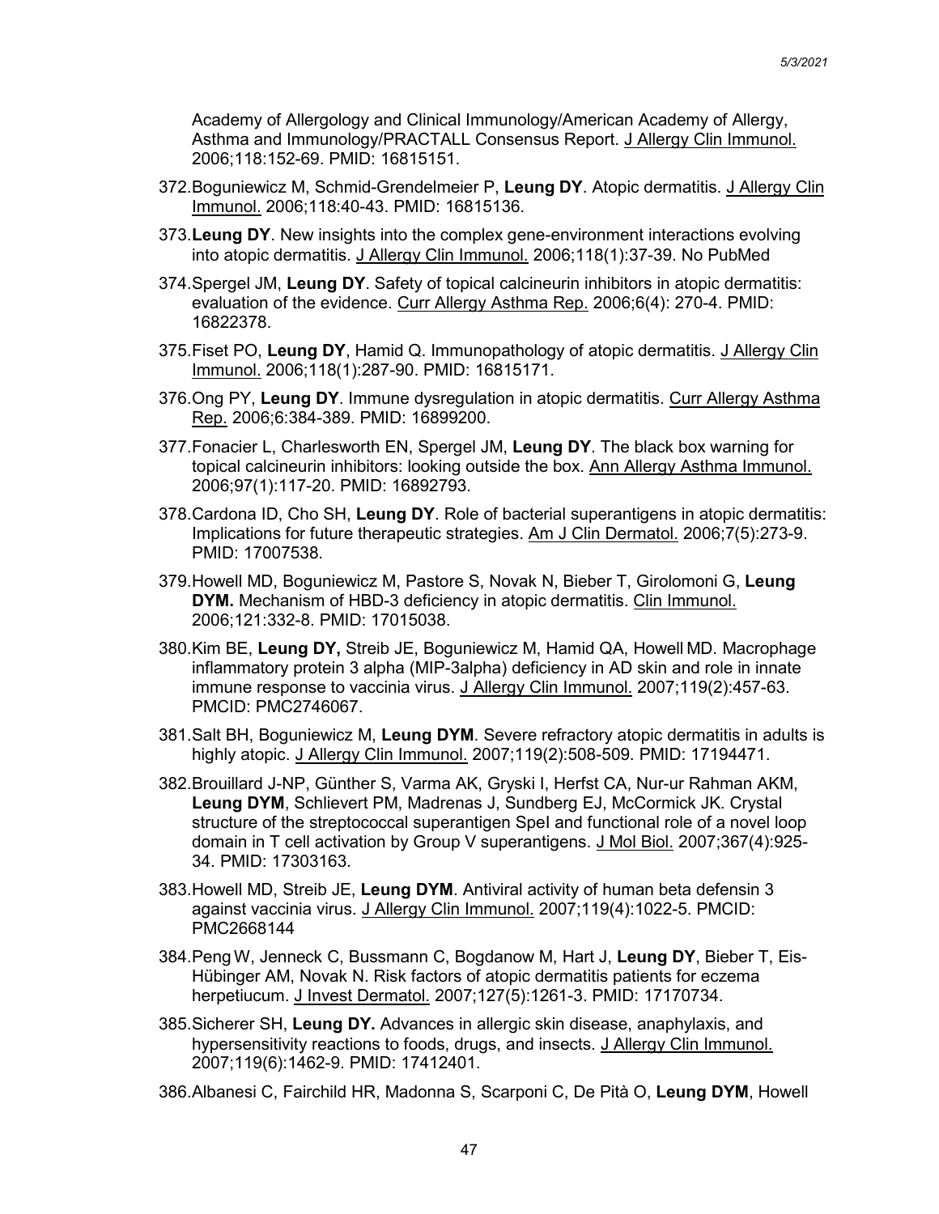Academy of Allergology and Clinical Immunology/American Academy of Allergy, Asthma and Immunology/PRACTALL Consensus Report. J Allergy Clin Immunol. 2006;118:152-69. PMID: 16815151.

372. Boguniewicz M, Schmid-Grendelmeier P, **Leung DY**. Atopic dermatitis. J Allergy Clin Immunol. 2006;118:40-43. PMID: 16815136.

373. **Leung DY**. New insights into the complex gene-environment interactions evolving into atopic dermatitis. J Allergy Clin Immunol. 2006;118(1):37-39. No PubMed

374. Spergel JM, **Leung DY**. Safety of topical calcineurin inhibitors in atopic dermatitis: evaluation of the evidence. Curr Allergy Asthma Rep. 2006;6(4): 270-4. PMID: 16822378.

375. Fiset PO, **Leung DY**, Hamid Q. Immunopathology of atopic dermatitis. J Allergy Clin Immunol. 2006;118(1):287-90. PMID: 16815171.

376. Ong PY, **Leung DY**. Immune dysregulation in atopic dermatitis. Curr Allergy Asthma Rep. 2006;6:384-389. PMID: 16899200.

377. Fonacier L, Charlesworth EN, Spergel JM, **Leung DY**. The black box warning for topical calcineurin inhibitors: looking outside the box. Ann Allergy Asthma Immunol. 2006;97(1):117-20. PMID: 16892793.

378. Cardona ID, Cho SH, **Leung DY**. Role of bacterial superantigens in atopic dermatitis: Implications for future therapeutic strategies. Am J Clin Dermatol. 2006;7(5):273-9. PMID: 17007538.

379. Howell MD, Boguniewicz M, Pastore S, Novak N, Bieber T, Girolomoni G, **Leung DYM.** Mechanism of HBD-3 deficiency in atopic dermatitis. Clin Immunol. 2006;121:332-8. PMID: 17015038.

380. Kim BE, **Leung DY,** Streib JE, Boguniewicz M, Hamid QA, Howell MD. Macrophage inflammatory protein 3 alpha (MIP-3alpha) deficiency in AD skin and role in innate immune response to vaccinia virus. J Allergy Clin Immunol. 2007;119(2):457-63. PMCID: PMC2746067.

381. Salt BH, Boguniewicz M, **Leung DYM**. Severe refractory atopic dermatitis in adults is highly atopic. J Allergy Clin Immunol. 2007;119(2):508-509. PMID: 17194471.

382. Brouillard J-NP, Günther S, Varma AK, Gryski I, Herfst CA, Nur-ur Rahman AKM, **Leung DYM**, Schlievert PM, Madrenas J, Sundberg EJ, McCormick JK. Crystal structure of the streptococcal superantigen SpeI and functional role of a novel loop domain in T cell activation by Group V superantigens. J Mol Biol. 2007;367(4):925-34. PMID: 17303163.

383. Howell MD, Streib JE, **Leung DYM**. Antiviral activity of human beta defensin 3 against vaccinia virus. J Allergy Clin Immunol. 2007;119(4):1022-5. PMCID: PMC2668144

384. Peng W, Jenneck C, Bussmann C, Bogdanow M, Hart J, **Leung DY**, Bieber T, Eis-Hübinger AM, Novak N. Risk factors of atopic dermatitis patients for eczema herpetiucum. J Invest Dermatol. 2007;127(5):1261-3. PMID: 17170734.

385. Sicherer SH, **Leung DY.** Advances in allergic skin disease, anaphylaxis, and hypersensitivity reactions to foods, drugs, and insects. J Allergy Clin Immunol. 2007;119(6):1462-9. PMID: 17412401.

386. Albanesi C, Fairchild HR, Madonna S, Scarponi C, De Pità O, **Leung DYM**, Howell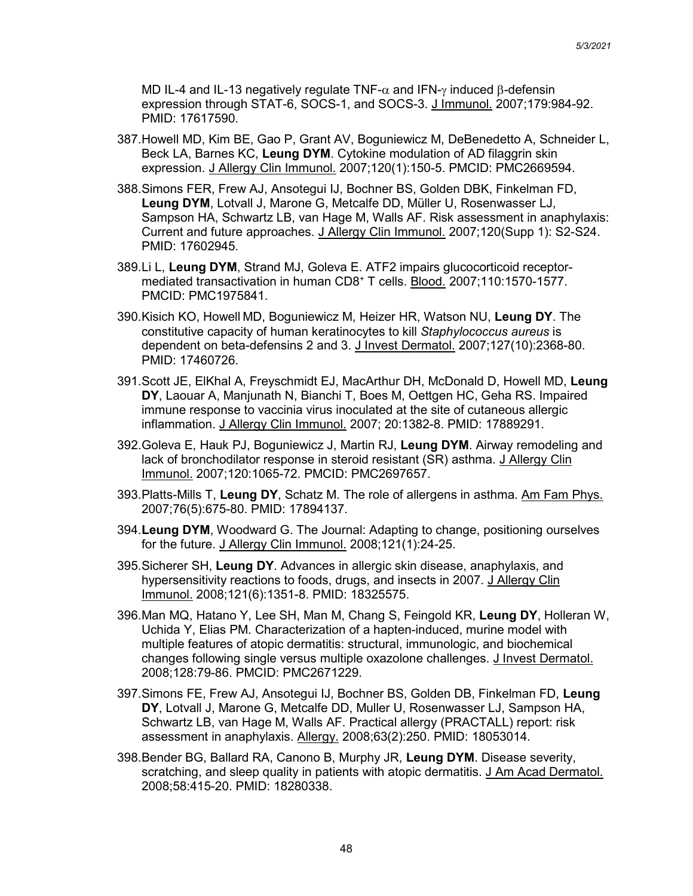MD IL-4 and IL-13 negatively regulate TNF-α and IFN-γ induced β-defensin expression through STAT-6, SOCS-1, and SOCS-3. J Immunol. 2007;179:984-92. PMID: 17617590.

387. Howell MD, Kim BE, Gao P, Grant AV, Boguniewicz M, DeBenedetto A, Schneider L, Beck LA, Barnes KC, **Leung DYM**. Cytokine modulation of AD filaggrin skin expression. J Allergy Clin Immunol. 2007;120(1):150-5. PMCID: PMC2669594.

388. Simons FER, Frew AJ, Ansotegui IJ, Bochner BS, Golden DBK, Finkelman FD, **Leung DYM**, Lotvall J, Marone G, Metcalfe DD, Müller U, Rosenwasser LJ, Sampson HA, Schwartz LB, van Hage M, Walls AF. Risk assessment in anaphylaxis: Current and future approaches. J Allergy Clin Immunol. 2007;120(Supp 1): S2-S24. PMID: 17602945.

389. Li L, **Leung DYM**, Strand MJ, Goleva E. ATF2 impairs glucocorticoid receptor-mediated transactivation in human CD8+ T cells. Blood. 2007;110:1570-1577. PMCID: PMC1975841.

390. Kisich KO, Howell MD, Boguniewicz M, Heizer HR, Watson NU, **Leung DY**. The constitutive capacity of human keratinocytes to kill *Staphylococcus aureus* is dependent on beta-defensins 2 and 3. J Invest Dermatol. 2007;127(10):2368-80. PMID: 17460726.

391. Scott JE, ElKhal A, Freyschmidt EJ, MacArthur DH, McDonald D, Howell MD, **Leung DY**, Laouar A, Manjunath N, Bianchi T, Boes M, Oettgen HC, Geha RS. Impaired immune response to vaccinia virus inoculated at the site of cutaneous allergic inflammation. J Allergy Clin Immunol. 2007; 20:1382-8. PMID: 17889291.

392. Goleva E, Hauk PJ, Boguniewicz J, Martin RJ, **Leung DYM**. Airway remodeling and lack of bronchodilator response in steroid resistant (SR) asthma. J Allergy Clin Immunol. 2007;120:1065-72. PMCID: PMC2697657.

393. Platts-Mills T, **Leung DY**, Schatz M. The role of allergens in asthma. Am Fam Phys. 2007;76(5):675-80. PMID: 17894137.

394. **Leung DYM**, Woodward G. The Journal: Adapting to change, positioning ourselves for the future. J Allergy Clin Immunol. 2008;121(1):24-25.

395. Sicherer SH, **Leung DY**. Advances in allergic skin disease, anaphylaxis, and hypersensitivity reactions to foods, drugs, and insects in 2007. J Allergy Clin Immunol. 2008;121(6):1351-8. PMID: 18325575.

396. Man MQ, Hatano Y, Lee SH, Man M, Chang S, Feingold KR, **Leung DY**, Holleran W, Uchida Y, Elias PM. Characterization of a hapten-induced, murine model with multiple features of atopic dermatitis: structural, immunologic, and biochemical changes following single versus multiple oxazolone challenges. J Invest Dermatol. 2008;128:79-86. PMCID: PMC2671229.

397. Simons FE, Frew AJ, Ansotegui IJ, Bochner BS, Golden DB, Finkelman FD, **Leung DY**, Lotvall J, Marone G, Metcalfe DD, Muller U, Rosenwasser LJ, Sampson HA, Schwartz LB, van Hage M, Walls AF. Practical allergy (PRACTALL) report: risk assessment in anaphylaxis. Allergy. 2008;63(2):250. PMID: 18053014.

398. Bender BG, Ballard RA, Canono B, Murphy JR, **Leung DYM**. Disease severity, scratching, and sleep quality in patients with atopic dermatitis. J Am Acad Dermatol. 2008;58:415-20. PMID: 18280338.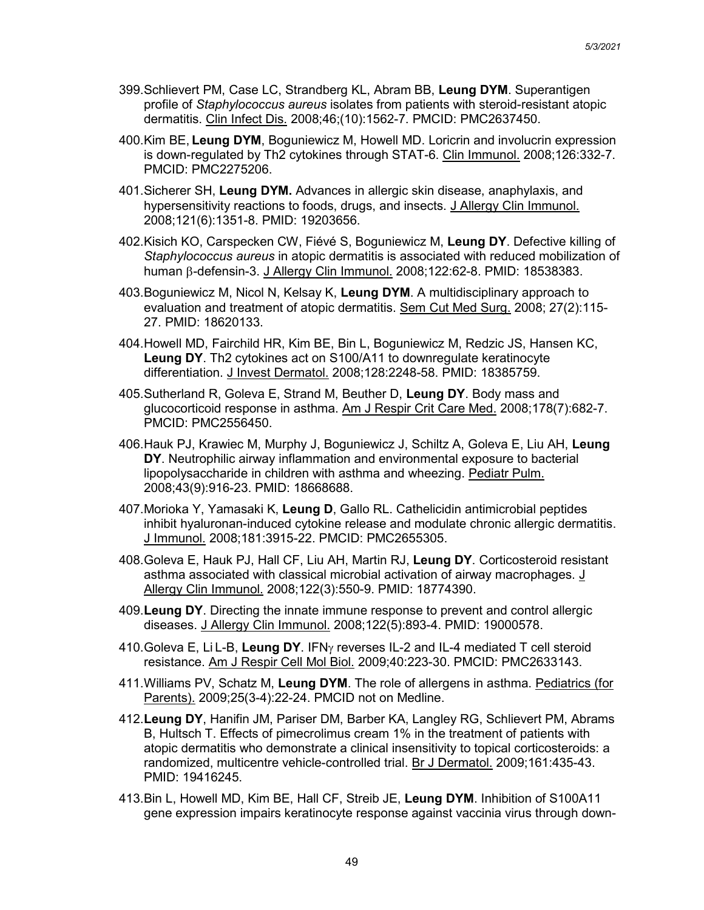399. Schlievert PM, Case LC, Strandberg KL, Abram BB, **Leung DYM**. Superantigen profile of *Staphylococcus aureus* isolates from patients with steroid-resistant atopic dermatitis. Clin Infect Dis. 2008;46;(10):1562-7. PMCID: PMC2637450.

400. Kim BE, **Leung DYM**, Boguniewicz M, Howell MD. Loricrin and involucrin expression is down-regulated by Th2 cytokines through STAT-6. Clin Immunol. 2008;126:332-7. PMCID: PMC2275206.

401. Sicherer SH, **Leung DYM.** Advances in allergic skin disease, anaphylaxis, and hypersensitivity reactions to foods, drugs, and insects. J Allergy Clin Immunol. 2008;121(6):1351-8. PMID: 19203656.

402. Kisich KO, Carspecken CW, Fiévé S, Boguniewicz M, **Leung DY**. Defective killing of *Staphylococcus aureus* in atopic dermatitis is associated with reduced mobilization of human $\beta$-defensin-3. J Allergy Clin Immunol. 2008;122:62-8. PMID: 18538383.

403. Boguniewicz M, Nicol N, Kelsay K, **Leung DYM**. A multidisciplinary approach to evaluation and treatment of atopic dermatitis. Sem Cut Med Surg. 2008; 27(2):115-27. PMID: 18620133.

404. Howell MD, Fairchild HR, Kim BE, Bin L, Boguniewicz M, Redzic JS, Hansen KC, **Leung DY**. Th2 cytokines act on S100/A11 to downregulate keratinocyte differentiation. J Invest Dermatol. 2008;128:2248-58. PMID: 18385759.

405. Sutherland R, Goleva E, Strand M, Beuther D, **Leung DY**. Body mass and glucocorticoid response in asthma. Am J Respir Crit Care Med. 2008;178(7):682-7. PMCID: PMC2556450.

406. Hauk PJ, Krawiec M, Murphy J, Boguniewicz J, Schiltz A, Goleva E, Liu AH, **Leung DY**. Neutrophilic airway inflammation and environmental exposure to bacterial lipopolysaccharide in children with asthma and wheezing. Pediatr Pulm. 2008;43(9):916-23. PMID: 18668688.

407. Morioka Y, Yamasaki K, **Leung D**, Gallo RL. Cathelicidin antimicrobial peptides inhibit hyaluronan-induced cytokine release and modulate chronic allergic dermatitis. J Immunol. 2008;181:3915-22. PMCID: PMC2655305.

408. Goleva E, Hauk PJ, Hall CF, Liu AH, Martin RJ, **Leung DY**. Corticosteroid resistant asthma associated with classical microbial activation of airway macrophages. J Allergy Clin Immunol. 2008;122(3):550-9. PMID: 18774390.

409. **Leung DY**. Directing the innate immune response to prevent and control allergic diseases. J Allergy Clin Immunol. 2008;122(5):893-4. PMID: 19000578.

410. Goleva E, Li L-B, **Leung DY**. IFN$\gamma$ reverses IL-2 and IL-4 mediated T cell steroid resistance. Am J Respir Cell Mol Biol. 2009;40:223-30. PMCID: PMC2633143.

411. Williams PV, Schatz M, **Leung DYM**. The role of allergens in asthma. Pediatrics (for Parents). 2009;25(3-4):22-24. PMCID not on Medline.

412. **Leung DY**, Hanifin JM, Pariser DM, Barber KA, Langley RG, Schlievert PM, Abrams B, Hultsch T. Effects of pimecrolimus cream 1% in the treatment of patients with atopic dermatitis who demonstrate a clinical insensitivity to topical corticosteroids: a randomized, multicentre vehicle-controlled trial. Br J Dermatol. 2009;161:435-43. PMID: 19416245.

413. Bin L, Howell MD, Kim BE, Hall CF, Streib JE, **Leung DYM**. Inhibition of S100A11 gene expression impairs keratinocyte response against vaccinia virus through down-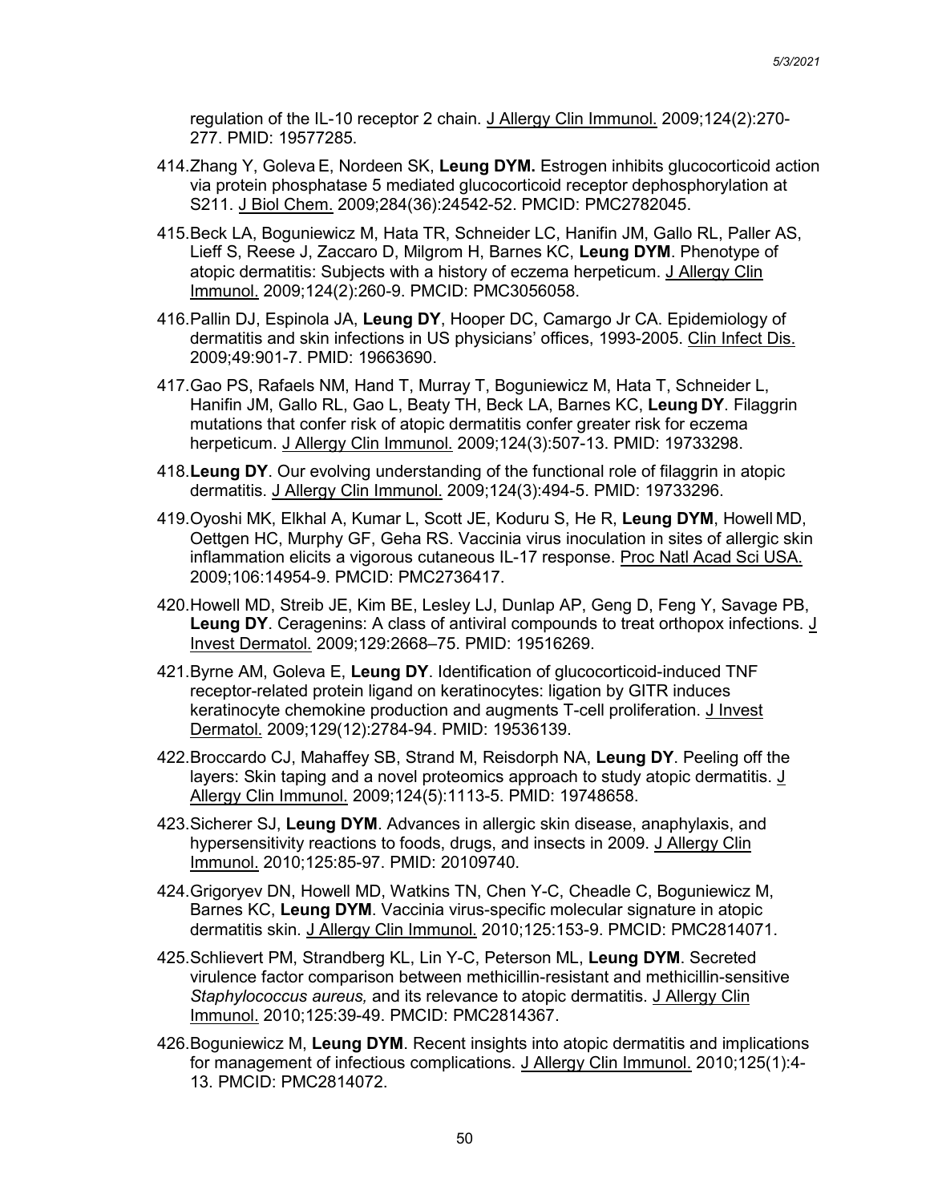regulation of the IL-10 receptor 2 chain. J Allergy Clin Immunol. 2009;124(2):270-277. PMID: 19577285.

414. Zhang Y, Goleva E, Nordeen SK, **Leung DYM.** Estrogen inhibits glucocorticoid action via protein phosphatase 5 mediated glucocorticoid receptor dephosphorylation at S211. J Biol Chem. 2009;284(36):24542-52. PMCID: PMC2782045.

415. Beck LA, Boguniewicz M, Hata TR, Schneider LC, Hanifin JM, Gallo RL, Paller AS, Lieff S, Reese J, Zaccaro D, Milgrom H, Barnes KC, **Leung DYM**. Phenotype of atopic dermatitis: Subjects with a history of eczema herpeticum. J Allergy Clin Immunol. 2009;124(2):260-9. PMCID: PMC3056058.

416. Pallin DJ, Espinola JA, **Leung DY**, Hooper DC, Camargo Jr CA. Epidemiology of dermatitis and skin infections in US physicians' offices, 1993-2005. Clin Infect Dis. 2009;49:901-7. PMID: 19663690.

417. Gao PS, Rafaels NM, Hand T, Murray T, Boguniewicz M, Hata T, Schneider L, Hanifin JM, Gallo RL, Gao L, Beaty TH, Beck LA, Barnes KC, **Leung DY**. Filaggrin mutations that confer risk of atopic dermatitis confer greater risk for eczema herpeticum. J Allergy Clin Immunol. 2009;124(3):507-13. PMID: 19733298.

418. **Leung DY**. Our evolving understanding of the functional role of filaggrin in atopic dermatitis. J Allergy Clin Immunol. 2009;124(3):494-5. PMID: 19733296.

419. Oyoshi MK, Elkhal A, Kumar L, Scott JE, Koduru S, He R, **Leung DYM**, Howell MD, Oettgen HC, Murphy GF, Geha RS. Vaccinia virus inoculation in sites of allergic skin inflammation elicits a vigorous cutaneous IL-17 response. Proc Natl Acad Sci USA. 2009;106:14954-9. PMCID: PMC2736417.

420. Howell MD, Streib JE, Kim BE, Lesley LJ, Dunlap AP, Geng D, Feng Y, Savage PB, **Leung DY**. Ceragenins: A class of antiviral compounds to treat orthopox infections. J Invest Dermatol. 2009;129:2668–75. PMID: 19516269.

421. Byrne AM, Goleva E, **Leung DY**. Identification of glucocorticoid-induced TNF receptor-related protein ligand on keratinocytes: ligation by GITR induces keratinocyte chemokine production and augments T-cell proliferation. J Invest Dermatol. 2009;129(12):2784-94. PMID: 19536139.

422. Broccardo CJ, Mahaffey SB, Strand M, Reisdorph NA, **Leung DY**. Peeling off the layers: Skin taping and a novel proteomics approach to study atopic dermatitis. J Allergy Clin Immunol. 2009;124(5):1113-5. PMID: 19748658.

423. Sicherer SJ, **Leung DYM**. Advances in allergic skin disease, anaphylaxis, and hypersensitivity reactions to foods, drugs, and insects in 2009. J Allergy Clin Immunol. 2010;125:85-97. PMID: 20109740.

424. Grigoryev DN, Howell MD, Watkins TN, Chen Y-C, Cheadle C, Boguniewicz M, Barnes KC, **Leung DYM**. Vaccinia virus-specific molecular signature in atopic dermatitis skin. J Allergy Clin Immunol. 2010;125:153-9. PMCID: PMC2814071.

425. Schlievert PM, Strandberg KL, Lin Y-C, Peterson ML, **Leung DYM**. Secreted virulence factor comparison between methicillin-resistant and methicillin-sensitive *Staphylococcus aureus,* and its relevance to atopic dermatitis. J Allergy Clin Immunol. 2010;125:39-49. PMCID: PMC2814367.

426. Boguniewicz M, **Leung DYM**. Recent insights into atopic dermatitis and implications for management of infectious complications. J Allergy Clin Immunol. 2010;125(1):4-13. PMCID: PMC2814072.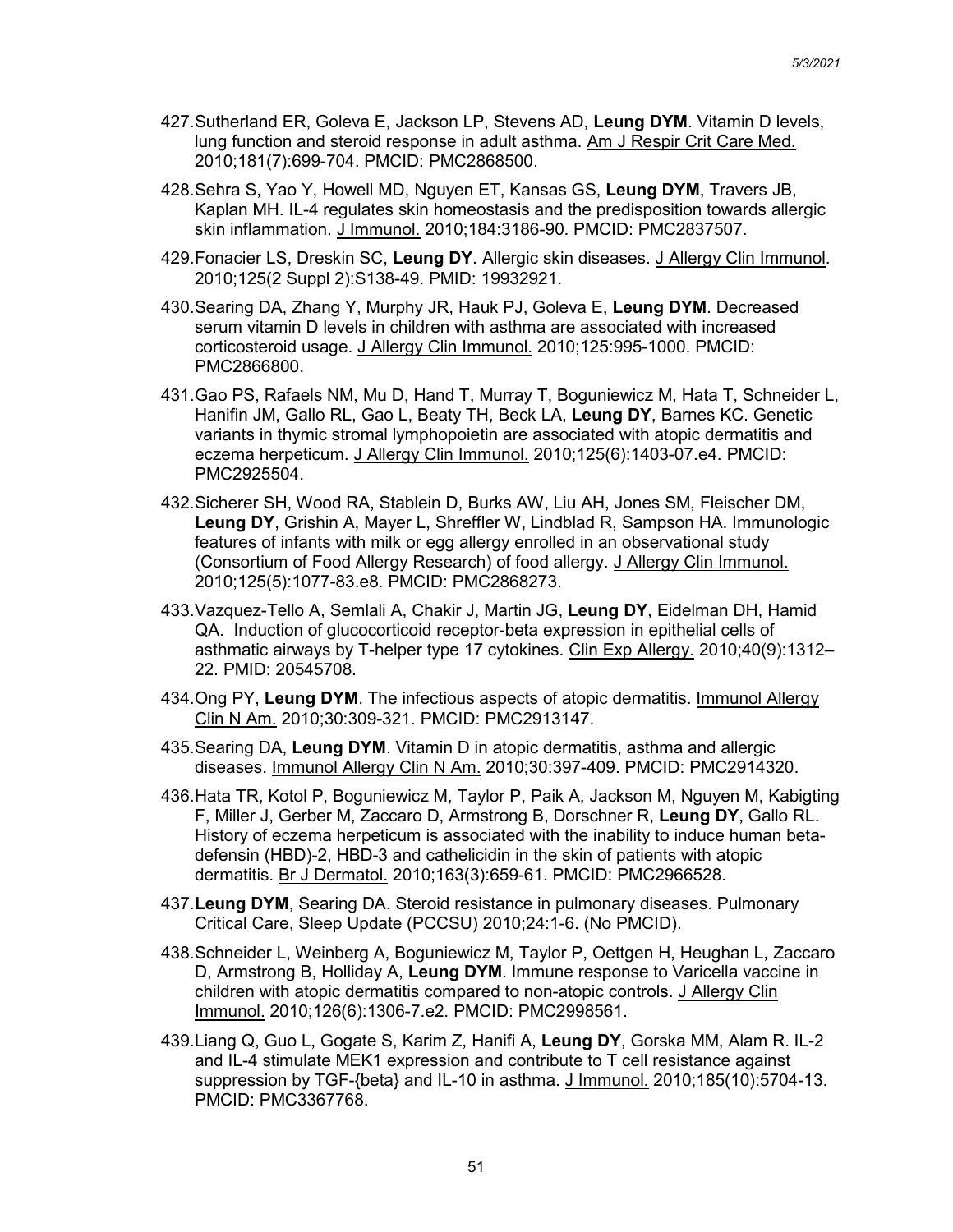427. Sutherland ER, Goleva E, Jackson LP, Stevens AD, **Leung DYM**. Vitamin D levels, lung function and steroid response in adult asthma. Am J Respir Crit Care Med. 2010;181(7):699-704. PMCID: PMC2868500.

428. Sehra S, Yao Y, Howell MD, Nguyen ET, Kansas GS, **Leung DYM**, Travers JB, Kaplan MH. IL-4 regulates skin homeostasis and the predisposition towards allergic skin inflammation. J Immunol. 2010;184:3186-90. PMCID: PMC2837507.

429. Fonacier LS, Dreskin SC, **Leung DY**. Allergic skin diseases. J Allergy Clin Immunol. 2010;125(2 Suppl 2):S138-49. PMID: 19932921.

430. Searing DA, Zhang Y, Murphy JR, Hauk PJ, Goleva E, **Leung DYM**. Decreased serum vitamin D levels in children with asthma are associated with increased corticosteroid usage. J Allergy Clin Immunol. 2010;125:995-1000. PMCID: PMC2866800.

431. Gao PS, Rafaels NM, Mu D, Hand T, Murray T, Boguniewicz M, Hata T, Schneider L, Hanifin JM, Gallo RL, Gao L, Beaty TH, Beck LA, **Leung DY**, Barnes KC. Genetic variants in thymic stromal lymphopoietin are associated with atopic dermatitis and eczema herpeticum. J Allergy Clin Immunol. 2010;125(6):1403-07.e4. PMCID: PMC2925504.

432. Sicherer SH, Wood RA, Stablein D, Burks AW, Liu AH, Jones SM, Fleischer DM, **Leung DY**, Grishin A, Mayer L, Shreffler W, Lindblad R, Sampson HA. Immunologic features of infants with milk or egg allergy enrolled in an observational study (Consortium of Food Allergy Research) of food allergy. J Allergy Clin Immunol. 2010;125(5):1077-83.e8. PMCID: PMC2868273.

433. Vazquez-Tello A, Semlali A, Chakir J, Martin JG, **Leung DY**, Eidelman DH, Hamid QA. Induction of glucocorticoid receptor-beta expression in epithelial cells of asthmatic airways by T-helper type 17 cytokines. Clin Exp Allergy. 2010;40(9):1312–22. PMID: 20545708.

434. Ong PY, **Leung DYM**. The infectious aspects of atopic dermatitis. Immunol Allergy Clin N Am. 2010;30:309-321. PMCID: PMC2913147.

435. Searing DA, **Leung DYM**. Vitamin D in atopic dermatitis, asthma and allergic diseases. Immunol Allergy Clin N Am. 2010;30:397-409. PMCID: PMC2914320.

436. Hata TR, Kotol P, Boguniewicz M, Taylor P, Paik A, Jackson M, Nguyen M, Kabigting F, Miller J, Gerber M, Zaccaro D, Armstrong B, Dorschner R, **Leung DY**, Gallo RL. History of eczema herpeticum is associated with the inability to induce human beta-defensin (HBD)-2, HBD-3 and cathelicidin in the skin of patients with atopic dermatitis. Br J Dermatol. 2010;163(3):659-61. PMCID: PMC2966528.

437. **Leung DYM**, Searing DA. Steroid resistance in pulmonary diseases. Pulmonary Critical Care, Sleep Update (PCCSU) 2010;24:1-6. (No PMCID).

438. Schneider L, Weinberg A, Boguniewicz M, Taylor P, Oettgen H, Heughan L, Zaccaro D, Armstrong B, Holliday A, **Leung DYM**. Immune response to Varicella vaccine in children with atopic dermatitis compared to non-atopic controls. J Allergy Clin Immunol. 2010;126(6):1306-7.e2. PMCID: PMC2998561.

439. Liang Q, Guo L, Gogate S, Karim Z, Hanifi A, **Leung DY**, Gorska MM, Alam R. IL-2 and IL-4 stimulate MEK1 expression and contribute to T cell resistance against suppression by TGF-{beta} and IL-10 in asthma. J Immunol. 2010;185(10):5704-13. PMCID: PMC3367768.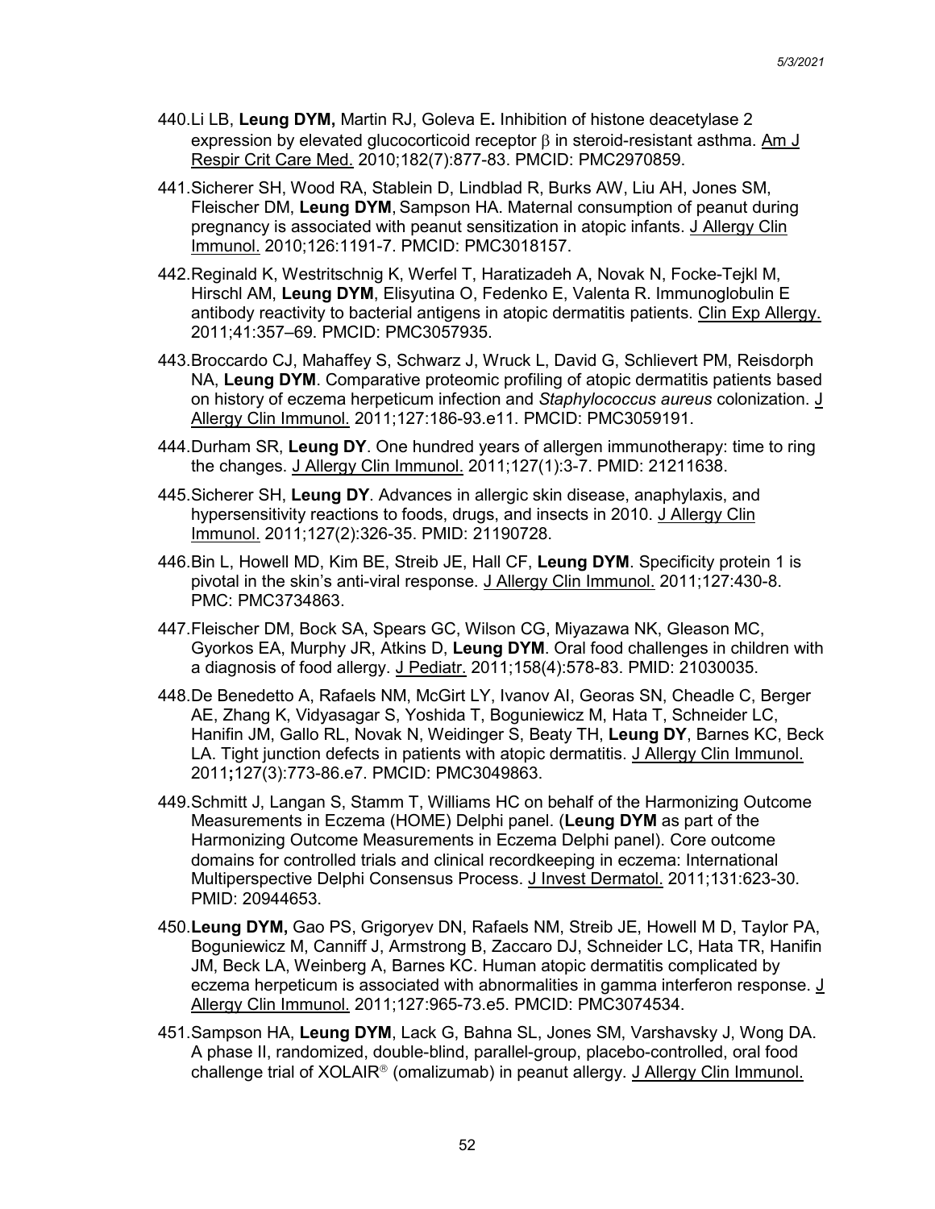440. Li LB, **Leung DYM,** Martin RJ, Goleva E**.** Inhibition of histone deacetylase 2 expression by elevated glucocorticoid receptor $\beta$ in steroid-resistant asthma. Am J Respir Crit Care Med. 2010;182(7):877-83. PMCID: PMC2970859.

441. Sicherer SH, Wood RA, Stablein D, Lindblad R, Burks AW, Liu AH, Jones SM, Fleischer DM, **Leung DYM**, Sampson HA. Maternal consumption of peanut during pregnancy is associated with peanut sensitization in atopic infants. J Allergy Clin Immunol. 2010;126:1191-7. PMCID: PMC3018157.

442. Reginald K, Westritschnig K, Werfel T, Haratizadeh A, Novak N, Focke-Tejkl M, Hirschl AM, **Leung DYM**, Elisyutina O, Fedenko E, Valenta R. Immunoglobulin E antibody reactivity to bacterial antigens in atopic dermatitis patients. Clin Exp Allergy. 2011;41:357–69. PMCID: PMC3057935.

443. Broccardo CJ, Mahaffey S, Schwarz J, Wruck L, David G, Schlievert PM, Reisdorph NA, **Leung DYM**. Comparative proteomic profiling of atopic dermatitis patients based on history of eczema herpeticum infection and *Staphylococcus aureus* colonization. J Allergy Clin Immunol. 2011;127:186-93.e11. PMCID: PMC3059191.

444. Durham SR, **Leung DY**. One hundred years of allergen immunotherapy: time to ring the changes. J Allergy Clin Immunol. 2011;127(1):3-7. PMID: 21211638.

445. Sicherer SH, **Leung DY**. Advances in allergic skin disease, anaphylaxis, and hypersensitivity reactions to foods, drugs, and insects in 2010. J Allergy Clin Immunol. 2011;127(2):326-35. PMID: 21190728.

446. Bin L, Howell MD, Kim BE, Streib JE, Hall CF, **Leung DYM**. Specificity protein 1 is pivotal in the skin's anti-viral response. J Allergy Clin Immunol. 2011;127:430-8. PMC: PMC3734863.

447. Fleischer DM, Bock SA, Spears GC, Wilson CG, Miyazawa NK, Gleason MC, Gyorkos EA, Murphy JR, Atkins D, **Leung DYM**. Oral food challenges in children with a diagnosis of food allergy. J Pediatr. 2011;158(4):578-83. PMID: 21030035.

448. De Benedetto A, Rafaels NM, McGirt LY, Ivanov AI, Georas SN, Cheadle C, Berger AE, Zhang K, Vidyasagar S, Yoshida T, Boguniewicz M, Hata T, Schneider LC, Hanifin JM, Gallo RL, Novak N, Weidinger S, Beaty TH, **Leung DY**, Barnes KC, Beck LA. Tight junction defects in patients with atopic dermatitis. J Allergy Clin Immunol. 2011**;**127(3):773-86.e7. PMCID: PMC3049863.

449. Schmitt J, Langan S, Stamm T, Williams HC on behalf of the Harmonizing Outcome Measurements in Eczema (HOME) Delphi panel. (**Leung DYM** as part of the Harmonizing Outcome Measurements in Eczema Delphi panel). Core outcome domains for controlled trials and clinical recordkeeping in eczema: International Multiperspective Delphi Consensus Process. J Invest Dermatol. 2011;131:623-30. PMID: 20944653.

450. **Leung DYM,** Gao PS, Grigoryev DN, Rafaels NM, Streib JE, Howell M D, Taylor PA, Boguniewicz M, Canniff J, Armstrong B, Zaccaro DJ, Schneider LC, Hata TR, Hanifin JM, Beck LA, Weinberg A, Barnes KC. Human atopic dermatitis complicated by eczema herpeticum is associated with abnormalities in gamma interferon response. J Allergy Clin Immunol. 2011;127:965-73.e5. PMCID: PMC3074534.

451. Sampson HA, **Leung DYM**, Lack G, Bahna SL, Jones SM, Varshavsky J, Wong DA. A phase II, randomized, double-blind, parallel-group, placebo-controlled, oral food challenge trial of XOLAIR® (omalizumab) in peanut allergy. J Allergy Clin Immunol.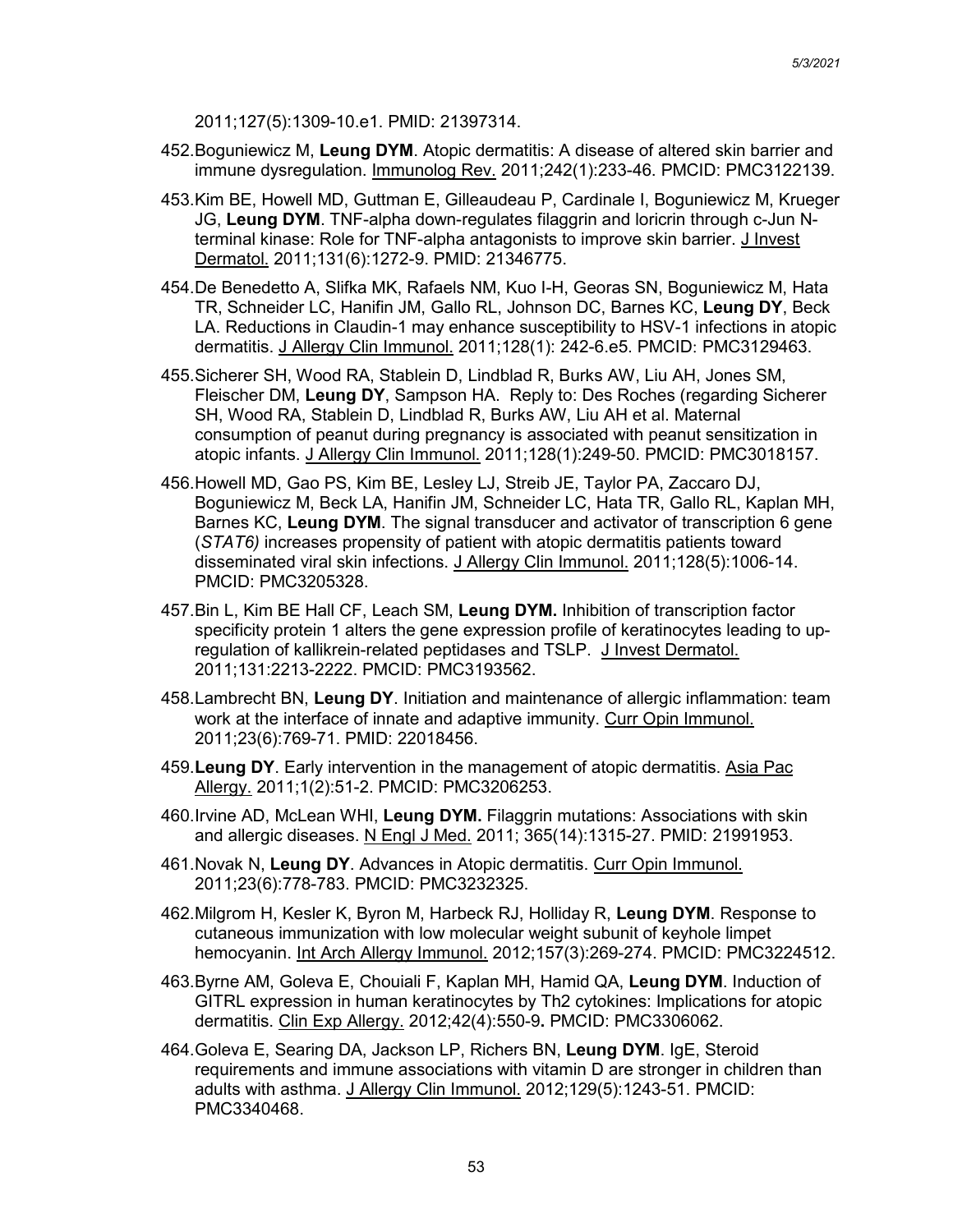2011;127(5):1309-10.e1. PMID: 21397314.

452. Boguniewicz M, **Leung DYM**. Atopic dermatitis: A disease of altered skin barrier and immune dysregulation. Immunolog Rev. 2011;242(1):233-46. PMCID: PMC3122139.

453. Kim BE, Howell MD, Guttman E, Gilleaudeau P, Cardinale I, Boguniewicz M, Krueger JG, **Leung DYM**. TNF-alpha down-regulates filaggrin and loricrin through c-Jun N-terminal kinase: Role for TNF-alpha antagonists to improve skin barrier. J Invest Dermatol. 2011;131(6):1272-9. PMID: 21346775.

454. De Benedetto A, Slifka MK, Rafaels NM, Kuo I-H, Georas SN, Boguniewicz M, Hata TR, Schneider LC, Hanifin JM, Gallo RL, Johnson DC, Barnes KC, **Leung DY**, Beck LA. Reductions in Claudin-1 may enhance susceptibility to HSV-1 infections in atopic dermatitis. J Allergy Clin Immunol. 2011;128(1): 242-6.e5. PMCID: PMC3129463.

455. Sicherer SH, Wood RA, Stablein D, Lindblad R, Burks AW, Liu AH, Jones SM, Fleischer DM, **Leung DY**, Sampson HA. Reply to: Des Roches (regarding Sicherer SH, Wood RA, Stablein D, Lindblad R, Burks AW, Liu AH et al. Maternal consumption of peanut during pregnancy is associated with peanut sensitization in atopic infants. J Allergy Clin Immunol. 2011;128(1):249-50. PMCID: PMC3018157.

456. Howell MD, Gao PS, Kim BE, Lesley LJ, Streib JE, Taylor PA, Zaccaro DJ, Boguniewicz M, Beck LA, Hanifin JM, Schneider LC, Hata TR, Gallo RL, Kaplan MH, Barnes KC, **Leung DYM**. The signal transducer and activator of transcription 6 gene (*STAT6)* increases propensity of patient with atopic dermatitis patients toward disseminated viral skin infections. J Allergy Clin Immunol. 2011;128(5):1006-14. PMCID: PMC3205328.

457. Bin L, Kim BE Hall CF, Leach SM, **Leung DYM.** Inhibition of transcription factor specificity protein 1 alters the gene expression profile of keratinocytes leading to up-regulation of kallikrein-related peptidases and TSLP. J Invest Dermatol. 2011;131:2213-2222. PMCID: PMC3193562.

458. Lambrecht BN, **Leung DY**. Initiation and maintenance of allergic inflammation: team work at the interface of innate and adaptive immunity. Curr Opin Immunol. 2011;23(6):769-71. PMID: 22018456.

459. **Leung DY**. Early intervention in the management of atopic dermatitis. Asia Pac Allergy. 2011;1(2):51-2. PMCID: PMC3206253.

460. Irvine AD, McLean WHI, **Leung DYM.** Filaggrin mutations: Associations with skin and allergic diseases. N Engl J Med. 2011; 365(14):1315-27. PMID: 21991953.

461. Novak N, **Leung DY**. Advances in Atopic dermatitis. Curr Opin Immunol. 2011;23(6):778-783. PMCID: PMC3232325.

462. Milgrom H, Kesler K, Byron M, Harbeck RJ, Holliday R, **Leung DYM**. Response to cutaneous immunization with low molecular weight subunit of keyhole limpet hemocyanin. Int Arch Allergy Immunol. 2012;157(3):269-274. PMCID: PMC3224512.

463. Byrne AM, Goleva E, Chouiali F, Kaplan MH, Hamid QA, **Leung DYM**. Induction of GITRL expression in human keratinocytes by Th2 cytokines: Implications for atopic dermatitis. Clin Exp Allergy. 2012;42(4):550-9**.** PMCID: PMC3306062.

464. Goleva E, Searing DA, Jackson LP, Richers BN, **Leung DYM**. IgE, Steroid requirements and immune associations with vitamin D are stronger in children than adults with asthma. J Allergy Clin Immunol. 2012;129(5):1243-51. PMCID: PMC3340468.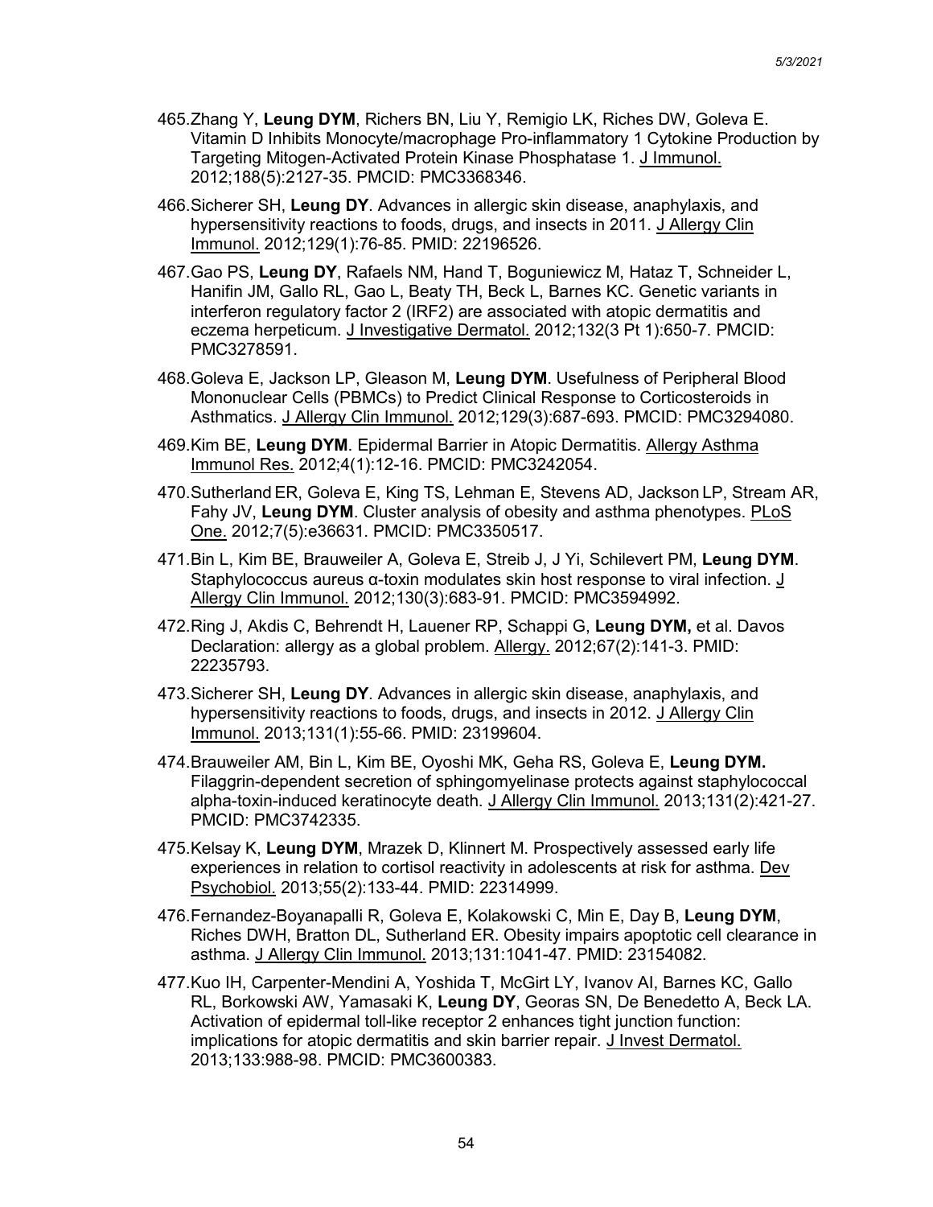465. Zhang Y, **Leung DYM**, Richers BN, Liu Y, Remigio LK, Riches DW, Goleva E. Vitamin D Inhibits Monocyte/macrophage Pro-inflammatory 1 Cytokine Production by Targeting Mitogen-Activated Protein Kinase Phosphatase 1. J Immunol. 2012;188(5):2127-35. PMCID: PMC3368346.

466. Sicherer SH, **Leung DY**. Advances in allergic skin disease, anaphylaxis, and hypersensitivity reactions to foods, drugs, and insects in 2011. J Allergy Clin Immunol. 2012;129(1):76-85. PMID: 22196526.

467. Gao PS, **Leung DY**, Rafaels NM, Hand T, Boguniewicz M, Hataz T, Schneider L, Hanifin JM, Gallo RL, Gao L, Beaty TH, Beck L, Barnes KC. Genetic variants in interferon regulatory factor 2 (IRF2) are associated with atopic dermatitis and eczema herpeticum. J Investigative Dermatol. 2012;132(3 Pt 1):650-7. PMCID: PMC3278591.

468. Goleva E, Jackson LP, Gleason M, **Leung DYM**. Usefulness of Peripheral Blood Mononuclear Cells (PBMCs) to Predict Clinical Response to Corticosteroids in Asthmatics. J Allergy Clin Immunol. 2012;129(3):687-693. PMCID: PMC3294080.

469. Kim BE, **Leung DYM**. Epidermal Barrier in Atopic Dermatitis. Allergy Asthma Immunol Res. 2012;4(1):12-16. PMCID: PMC3242054.

470. Sutherland ER, Goleva E, King TS, Lehman E, Stevens AD, Jackson LP, Stream AR, Fahy JV, **Leung DYM**. Cluster analysis of obesity and asthma phenotypes. PLoS One. 2012;7(5):e36631. PMCID: PMC3350517.

471. Bin L, Kim BE, Brauweiler A, Goleva E, Streib J, J Yi, Schilevert PM, **Leung DYM**. Staphylococcus aureus α-toxin modulates skin host response to viral infection. J Allergy Clin Immunol. 2012;130(3):683-91. PMCID: PMC3594992.

472. Ring J, Akdis C, Behrendt H, Lauener RP, Schappi G, **Leung DYM,** et al. Davos Declaration: allergy as a global problem. Allergy. 2012;67(2):141-3. PMID: 22235793.

473. Sicherer SH, **Leung DY**. Advances in allergic skin disease, anaphylaxis, and hypersensitivity reactions to foods, drugs, and insects in 2012. J Allergy Clin Immunol. 2013;131(1):55-66. PMID: 23199604.

474. Brauweiler AM, Bin L, Kim BE, Oyoshi MK, Geha RS, Goleva E, **Leung DYM.** Filaggrin-dependent secretion of sphingomyelinase protects against staphylococcal alpha-toxin-induced keratinocyte death. J Allergy Clin Immunol. 2013;131(2):421-27. PMCID: PMC3742335.

475. Kelsay K, **Leung DYM**, Mrazek D, Klinnert M. Prospectively assessed early life experiences in relation to cortisol reactivity in adolescents at risk for asthma. Dev Psychobiol. 2013;55(2):133-44. PMID: 22314999.

476. Fernandez-Boyanapalli R, Goleva E, Kolakowski C, Min E, Day B, **Leung DYM**, Riches DWH, Bratton DL, Sutherland ER. Obesity impairs apoptotic cell clearance in asthma. J Allergy Clin Immunol. 2013;131:1041-47. PMID: 23154082.

477. Kuo IH, Carpenter-Mendini A, Yoshida T, McGirt LY, Ivanov AI, Barnes KC, Gallo RL, Borkowski AW, Yamasaki K, **Leung DY**, Georas SN, De Benedetto A, Beck LA. Activation of epidermal toll-like receptor 2 enhances tight junction function: implications for atopic dermatitis and skin barrier repair. J Invest Dermatol. 2013;133:988-98. PMCID: PMC3600383.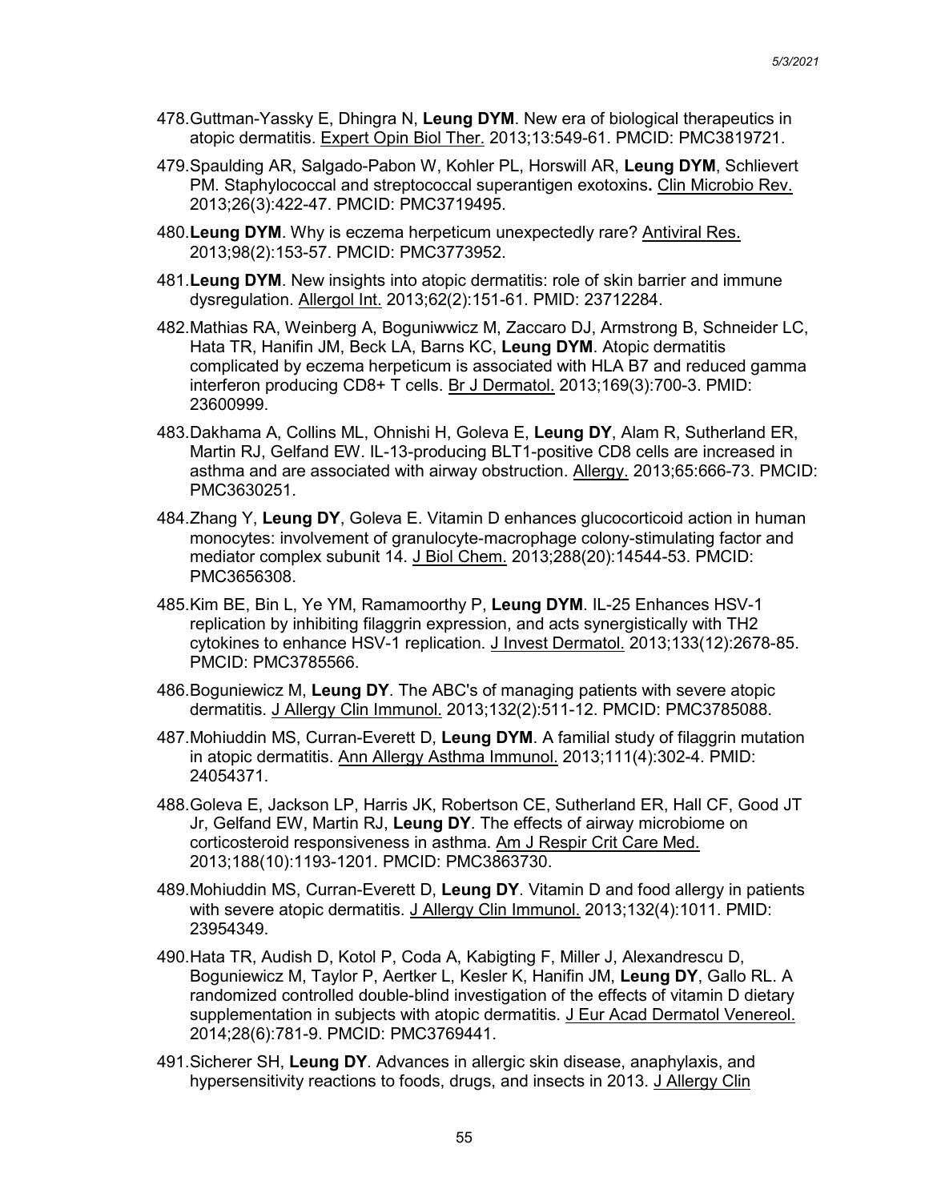478. Guttman-Yassky E, Dhingra N, **Leung DYM**. New era of biological therapeutics in atopic dermatitis. Expert Opin Biol Ther. 2013;13:549-61. PMCID: PMC3819721.

479. Spaulding AR, Salgado-Pabon W, Kohler PL, Horswill AR, **Leung DYM**, Schlievert PM. Staphylococcal and streptococcal superantigen exotoxins. Clin Microbio Rev. 2013;26(3):422-47. PMCID: PMC3719495.

480. **Leung DYM**. Why is eczema herpeticum unexpectedly rare? Antiviral Res. 2013;98(2):153-57. PMCID: PMC3773952.

481. **Leung DYM**. New insights into atopic dermatitis: role of skin barrier and immune dysregulation. Allergol Int. 2013;62(2):151-61. PMID: 23712284.

482. Mathias RA, Weinberg A, Boguniwwicz M, Zaccaro DJ, Armstrong B, Schneider LC, Hata TR, Hanifin JM, Beck LA, Barns KC, **Leung DYM**. Atopic dermatitis complicated by eczema herpeticum is associated with HLA B7 and reduced gamma interferon producing CD8+ T cells. Br J Dermatol. 2013;169(3):700-3. PMID: 23600999.

483. Dakhama A, Collins ML, Ohnishi H, Goleva E, **Leung DY**, Alam R, Sutherland ER, Martin RJ, Gelfand EW. IL-13-producing BLT1-positive CD8 cells are increased in asthma and are associated with airway obstruction. Allergy. 2013;65:666-73. PMCID: PMC3630251.

484. Zhang Y, **Leung DY**, Goleva E. Vitamin D enhances glucocorticoid action in human monocytes: involvement of granulocyte-macrophage colony-stimulating factor and mediator complex subunit 14. J Biol Chem. 2013;288(20):14544-53. PMCID: PMC3656308.

485. Kim BE, Bin L, Ye YM, Ramamoorthy P, **Leung DYM**. IL-25 Enhances HSV-1 replication by inhibiting filaggrin expression, and acts synergistically with TH2 cytokines to enhance HSV-1 replication. J Invest Dermatol. 2013;133(12):2678-85. PMCID: PMC3785566.

486. Boguniewicz M, **Leung DY**. The ABC's of managing patients with severe atopic dermatitis. J Allergy Clin Immunol. 2013;132(2):511-12. PMCID: PMC3785088.

487. Mohiuddin MS, Curran-Everett D, **Leung DYM**. A familial study of filaggrin mutation in atopic dermatitis. Ann Allergy Asthma Immunol. 2013;111(4):302-4. PMID: 24054371.

488. Goleva E, Jackson LP, Harris JK, Robertson CE, Sutherland ER, Hall CF, Good JT Jr, Gelfand EW, Martin RJ, **Leung DY**. The effects of airway microbiome on corticosteroid responsiveness in asthma. Am J Respir Crit Care Med. 2013;188(10):1193-1201. PMCID: PMC3863730.

489. Mohiuddin MS, Curran-Everett D, **Leung DY**. Vitamin D and food allergy in patients with severe atopic dermatitis. J Allergy Clin Immunol. 2013;132(4):1011. PMID: 23954349.

490. Hata TR, Audish D, Kotol P, Coda A, Kabigting F, Miller J, Alexandrescu D, Boguniewicz M, Taylor P, Aertker L, Kesler K, Hanifin JM, **Leung DY**, Gallo RL. A randomized controlled double-blind investigation of the effects of vitamin D dietary supplementation in subjects with atopic dermatitis. J Eur Acad Dermatol Venereol. 2014;28(6):781-9. PMCID: PMC3769441.

491. Sicherer SH, **Leung DY**. Advances in allergic skin disease, anaphylaxis, and hypersensitivity reactions to foods, drugs, and insects in 2013. J Allergy Clin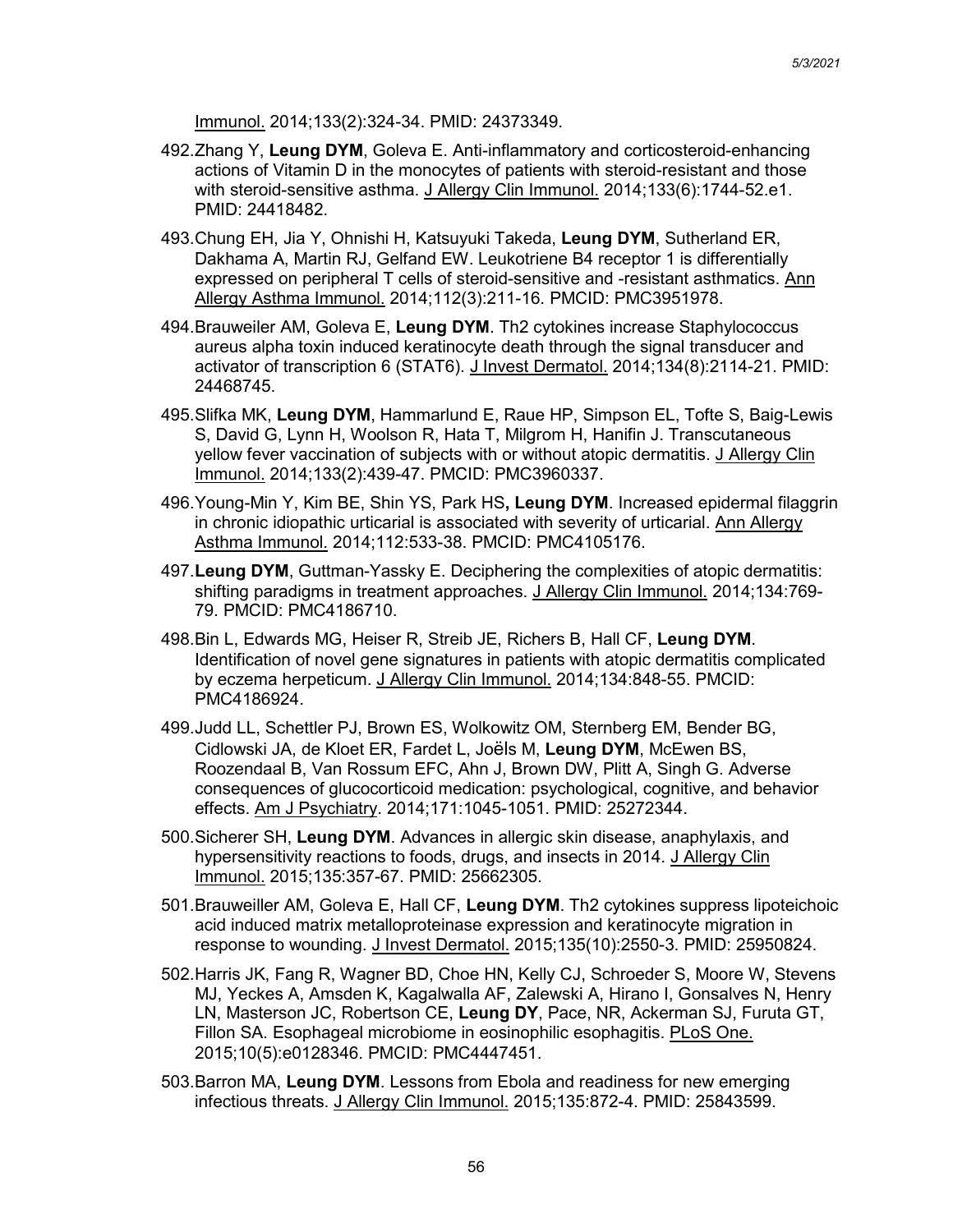Immunol. 2014;133(2):324-34. PMID: 24373349.

492. Zhang Y, **Leung DYM**, Goleva E. Anti-inflammatory and corticosteroid-enhancing actions of Vitamin D in the monocytes of patients with steroid-resistant and those with steroid-sensitive asthma. J Allergy Clin Immunol. 2014;133(6):1744-52.e1. PMID: 24418482.

493. Chung EH, Jia Y, Ohnishi H, Katsuyuki Takeda, **Leung DYM**, Sutherland ER, Dakhama A, Martin RJ, Gelfand EW. Leukotriene B4 receptor 1 is differentially expressed on peripheral T cells of steroid-sensitive and -resistant asthmatics. Ann Allergy Asthma Immunol. 2014;112(3):211-16. PMCID: PMC3951978.

494. Brauweiler AM, Goleva E, **Leung DYM**. Th2 cytokines increase Staphylococcus aureus alpha toxin induced keratinocyte death through the signal transducer and activator of transcription 6 (STAT6). J Invest Dermatol. 2014;134(8):2114-21. PMID: 24468745.

495. Slifka MK, **Leung DYM**, Hammarlund E, Raue HP, Simpson EL, Tofte S, Baig-Lewis S, David G, Lynn H, Woolson R, Hata T, Milgrom H, Hanifin J. Transcutaneous yellow fever vaccination of subjects with or without atopic dermatitis. J Allergy Clin Immunol. 2014;133(2):439-47. PMCID: PMC3960337.

496. Young-Min Y, Kim BE, Shin YS, Park HS**, Leung DYM**. Increased epidermal filaggrin in chronic idiopathic urticarial is associated with severity of urticarial. Ann Allergy Asthma Immunol. 2014;112:533-38. PMCID: PMC4105176.

497. **Leung DYM**, Guttman-Yassky E. Deciphering the complexities of atopic dermatitis: shifting paradigms in treatment approaches. J Allergy Clin Immunol. 2014;134:769-79. PMCID: PMC4186710.

498. Bin L, Edwards MG, Heiser R, Streib JE, Richers B, Hall CF, **Leung DYM**. Identification of novel gene signatures in patients with atopic dermatitis complicated by eczema herpeticum. J Allergy Clin Immunol. 2014;134:848-55. PMCID: PMC4186924.

499. Judd LL, Schettler PJ, Brown ES, Wolkowitz OM, Sternberg EM, Bender BG, Cidlowski JA, de Kloet ER, Fardet L, Joëls M, **Leung DYM**, McEwen BS, Roozendaal B, Van Rossum EFC, Ahn J, Brown DW, Plitt A, Singh G. Adverse consequences of glucocorticoid medication: psychological, cognitive, and behavior effects. Am J Psychiatry. 2014;171:1045-1051. PMID: 25272344.

500. Sicherer SH, **Leung DYM**. Advances in allergic skin disease, anaphylaxis, and hypersensitivity reactions to foods, drugs, and insects in 2014. J Allergy Clin Immunol. 2015;135:357-67. PMID: 25662305.

501. Brauweiller AM, Goleva E, Hall CF, **Leung DYM**. Th2 cytokines suppress lipoteichoic acid induced matrix metalloproteinase expression and keratinocyte migration in response to wounding. J Invest Dermatol. 2015;135(10):2550-3. PMID: 25950824.

502. Harris JK, Fang R, Wagner BD, Choe HN, Kelly CJ, Schroeder S, Moore W, Stevens MJ, Yeckes A, Amsden K, Kagalwalla AF, Zalewski A, Hirano I, Gonsalves N, Henry LN, Masterson JC, Robertson CE, **Leung DY**, Pace, NR, Ackerman SJ, Furuta GT, Fillon SA. Esophageal microbiome in eosinophilic esophagitis. PLoS One. 2015;10(5):e0128346. PMCID: PMC4447451.

503. Barron MA, **Leung DYM**. Lessons from Ebola and readiness for new emerging infectious threats. J Allergy Clin Immunol. 2015;135:872-4. PMID: 25843599.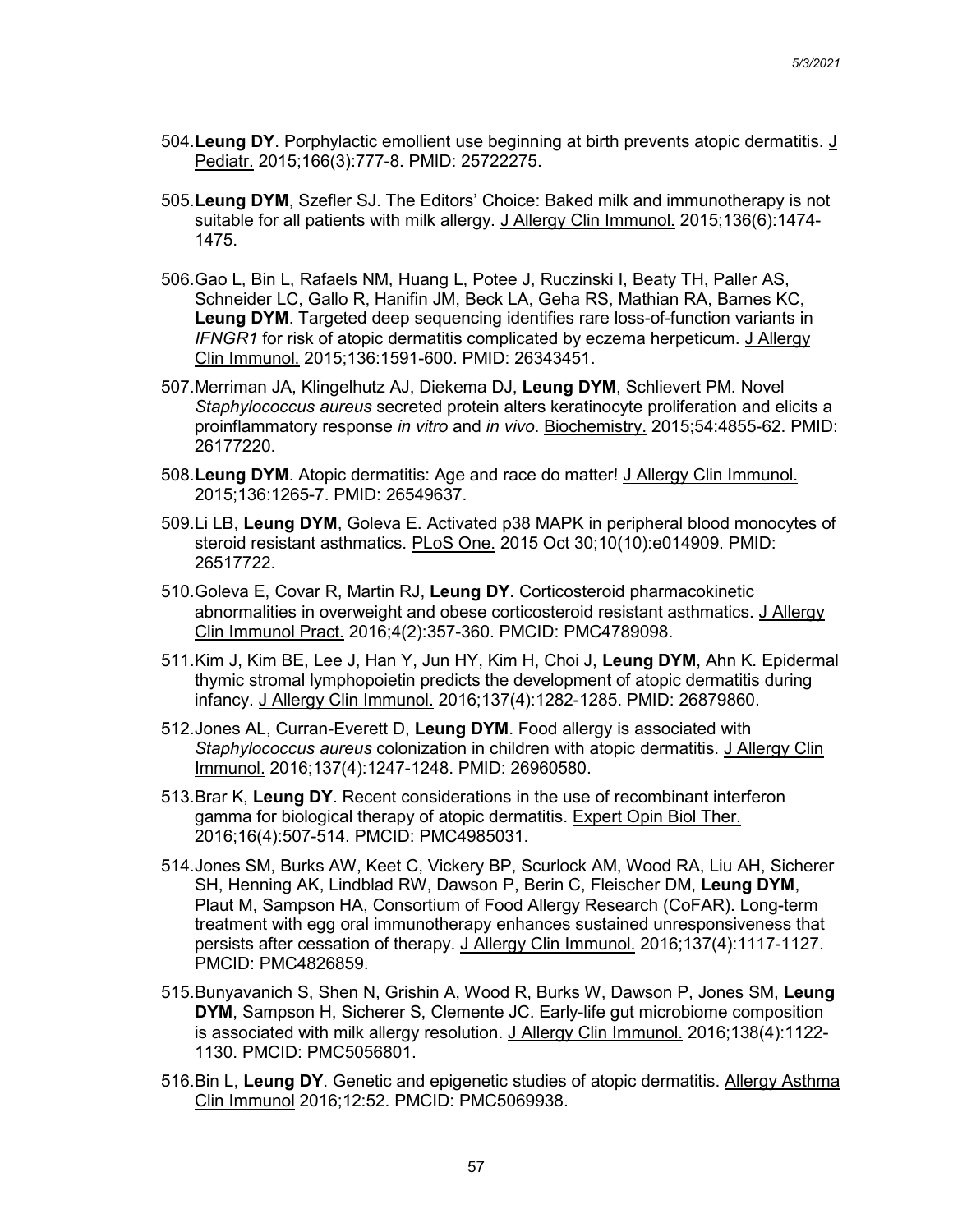504. **Leung DY**. Porphylactic emollient use beginning at birth prevents atopic dermatitis. J Pediatr. 2015;166(3):777-8. PMID: 25722275.

505. **Leung DYM**, Szefler SJ. The Editors' Choice: Baked milk and immunotherapy is not suitable for all patients with milk allergy. J Allergy Clin Immunol. 2015;136(6):1474-1475.

506. Gao L, Bin L, Rafaels NM, Huang L, Potee J, Ruczinski I, Beaty TH, Paller AS, Schneider LC, Gallo R, Hanifin JM, Beck LA, Geha RS, Mathian RA, Barnes KC, **Leung DYM**. Targeted deep sequencing identifies rare loss-of-function variants in *IFNGR1* for risk of atopic dermatitis complicated by eczema herpeticum. J Allergy Clin Immunol. 2015;136:1591-600. PMID: 26343451.

507. Merriman JA, Klingelhutz AJ, Diekema DJ, **Leung DYM**, Schlievert PM. Novel *Staphylococcus aureus* secreted protein alters keratinocyte proliferation and elicits a proinflammatory response *in vitro* and *in vivo*. Biochemistry. 2015;54:4855-62. PMID: 26177220.

508. **Leung DYM**. Atopic dermatitis: Age and race do matter! J Allergy Clin Immunol. 2015;136:1265-7. PMID: 26549637.

509. Li LB, **Leung DYM**, Goleva E. Activated p38 MAPK in peripheral blood monocytes of steroid resistant asthmatics. PLoS One. 2015 Oct 30;10(10):e014909. PMID: 26517722.

510. Goleva E, Covar R, Martin RJ, **Leung DY**. Corticosteroid pharmacokinetic abnormalities in overweight and obese corticosteroid resistant asthmatics. J Allergy Clin Immunol Pract. 2016;4(2):357-360. PMCID: PMC4789098.

511. Kim J, Kim BE, Lee J, Han Y, Jun HY, Kim H, Choi J, **Leung DYM**, Ahn K. Epidermal thymic stromal lymphopoietin predicts the development of atopic dermatitis during infancy. J Allergy Clin Immunol. 2016;137(4):1282-1285. PMID: 26879860.

512. Jones AL, Curran-Everett D, **Leung DYM**. Food allergy is associated with *Staphylococcus aureus* colonization in children with atopic dermatitis. J Allergy Clin Immunol. 2016;137(4):1247-1248. PMID: 26960580.

513. Brar K, **Leung DY**. Recent considerations in the use of recombinant interferon gamma for biological therapy of atopic dermatitis. Expert Opin Biol Ther. 2016;16(4):507-514. PMCID: PMC4985031.

514. Jones SM, Burks AW, Keet C, Vickery BP, Scurlock AM, Wood RA, Liu AH, Sicherer SH, Henning AK, Lindblad RW, Dawson P, Berin C, Fleischer DM, **Leung DYM**, Plaut M, Sampson HA, Consortium of Food Allergy Research (CoFAR). Long-term treatment with egg oral immunotherapy enhances sustained unresponsiveness that persists after cessation of therapy. J Allergy Clin Immunol. 2016;137(4):1117-1127. PMCID: PMC4826859.

515. Bunyavanich S, Shen N, Grishin A, Wood R, Burks W, Dawson P, Jones SM, **Leung DYM**, Sampson H, Sicherer S, Clemente JC. Early-life gut microbiome composition is associated with milk allergy resolution. J Allergy Clin Immunol. 2016;138(4):1122-1130. PMCID: PMC5056801.

516. Bin L, **Leung DY**. Genetic and epigenetic studies of atopic dermatitis. Allergy Asthma Clin Immunol 2016;12:52. PMCID: PMC5069938.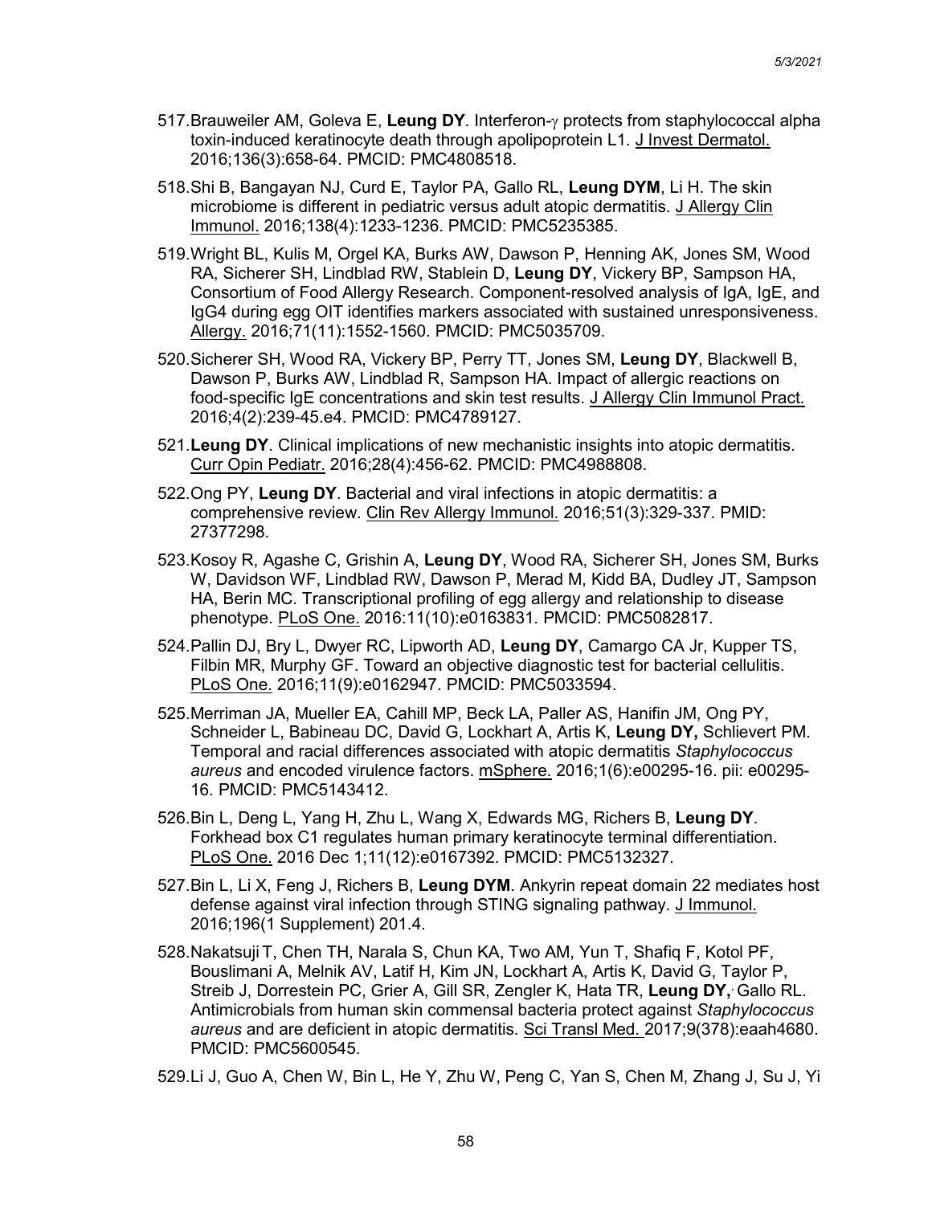517. Brauweiler AM, Goleva E, **Leung DY**. Interferon-$\gamma$ protects from staphylococcal alpha toxin-induced keratinocyte death through apolipoprotein L1. J Invest Dermatol. 2016;136(3):658-64. PMCID: PMC4808518.

518. Shi B, Bangayan NJ, Curd E, Taylor PA, Gallo RL, **Leung DYM**, Li H. The skin microbiome is different in pediatric versus adult atopic dermatitis. J Allergy Clin Immunol. 2016;138(4):1233-1236. PMCID: PMC5235385.

519. Wright BL, Kulis M, Orgel KA, Burks AW, Dawson P, Henning AK, Jones SM, Wood RA, Sicherer SH, Lindblad RW, Stablein D, **Leung DY**, Vickery BP, Sampson HA, Consortium of Food Allergy Research. Component-resolved analysis of IgA, IgE, and IgG4 during egg OIT identifies markers associated with sustained unresponsiveness. Allergy. 2016;71(11):1552-1560. PMCID: PMC5035709.

520. Sicherer SH, Wood RA, Vickery BP, Perry TT, Jones SM, **Leung DY**, Blackwell B, Dawson P, Burks AW, Lindblad R, Sampson HA. Impact of allergic reactions on food-specific IgE concentrations and skin test results. J Allergy Clin Immunol Pract. 2016;4(2):239-45.e4. PMCID: PMC4789127.

521. **Leung DY**. Clinical implications of new mechanistic insights into atopic dermatitis. Curr Opin Pediatr. 2016;28(4):456-62. PMCID: PMC4988808.

522. Ong PY, **Leung DY**. Bacterial and viral infections in atopic dermatitis: a comprehensive review. Clin Rev Allergy Immunol. 2016;51(3):329-337. PMID: 27377298.

523. Kosoy R, Agashe C, Grishin A, **Leung DY**, Wood RA, Sicherer SH, Jones SM, Burks W, Davidson WF, Lindblad RW, Dawson P, Merad M, Kidd BA, Dudley JT, Sampson HA, Berin MC. Transcriptional profiling of egg allergy and relationship to disease phenotype. PLoS One. 2016:11(10):e0163831. PMCID: PMC5082817.

524. Pallin DJ, Bry L, Dwyer RC, Lipworth AD, **Leung DY**, Camargo CA Jr, Kupper TS, Filbin MR, Murphy GF. Toward an objective diagnostic test for bacterial cellulitis. PLoS One. 2016;11(9):e0162947. PMCID: PMC5033594.

525. Merriman JA, Mueller EA, Cahill MP, Beck LA, Paller AS, Hanifin JM, Ong PY, Schneider L, Babineau DC, David G, Lockhart A, Artis K, **Leung DY,** Schlievert PM. Temporal and racial differences associated with atopic dermatitis *Staphylococcus aureus* and encoded virulence factors. mSphere. 2016;1(6):e00295-16. pii: e00295-16. PMCID: PMC5143412.

526. Bin L, Deng L, Yang H, Zhu L, Wang X, Edwards MG, Richers B, **Leung DY**. Forkhead box C1 regulates human primary keratinocyte terminal differentiation. PLoS One. 2016 Dec 1;11(12):e0167392. PMCID: PMC5132327.

527. Bin L, Li X, Feng J, Richers B, **Leung DYM**. Ankyrin repeat domain 22 mediates host defense against viral infection through STING signaling pathway. J Immunol. 2016;196(1 Supplement) 201.4.

528. Nakatsuji T, Chen TH, Narala S, Chun KA, Two AM, Yun T, Shafiq F, Kotol PF, Bouslimani A, Melnik AV, Latif H, Kim JN, Lockhart A, Artis K, David G, Taylor P, Streib J, Dorrestein PC, Grier A, Gill SR, Zengler K, Hata TR, **Leung DY,** Gallo RL. Antimicrobials from human skin commensal bacteria protect against *Staphylococcus aureus* and are deficient in atopic dermatitis. Sci Transl Med. 2017;9(378):eaah4680. PMCID: PMC5600545.

529. Li J, Guo A, Chen W, Bin L, He Y, Zhu W, Peng C, Yan S, Chen M, Zhang J, Su J, Yi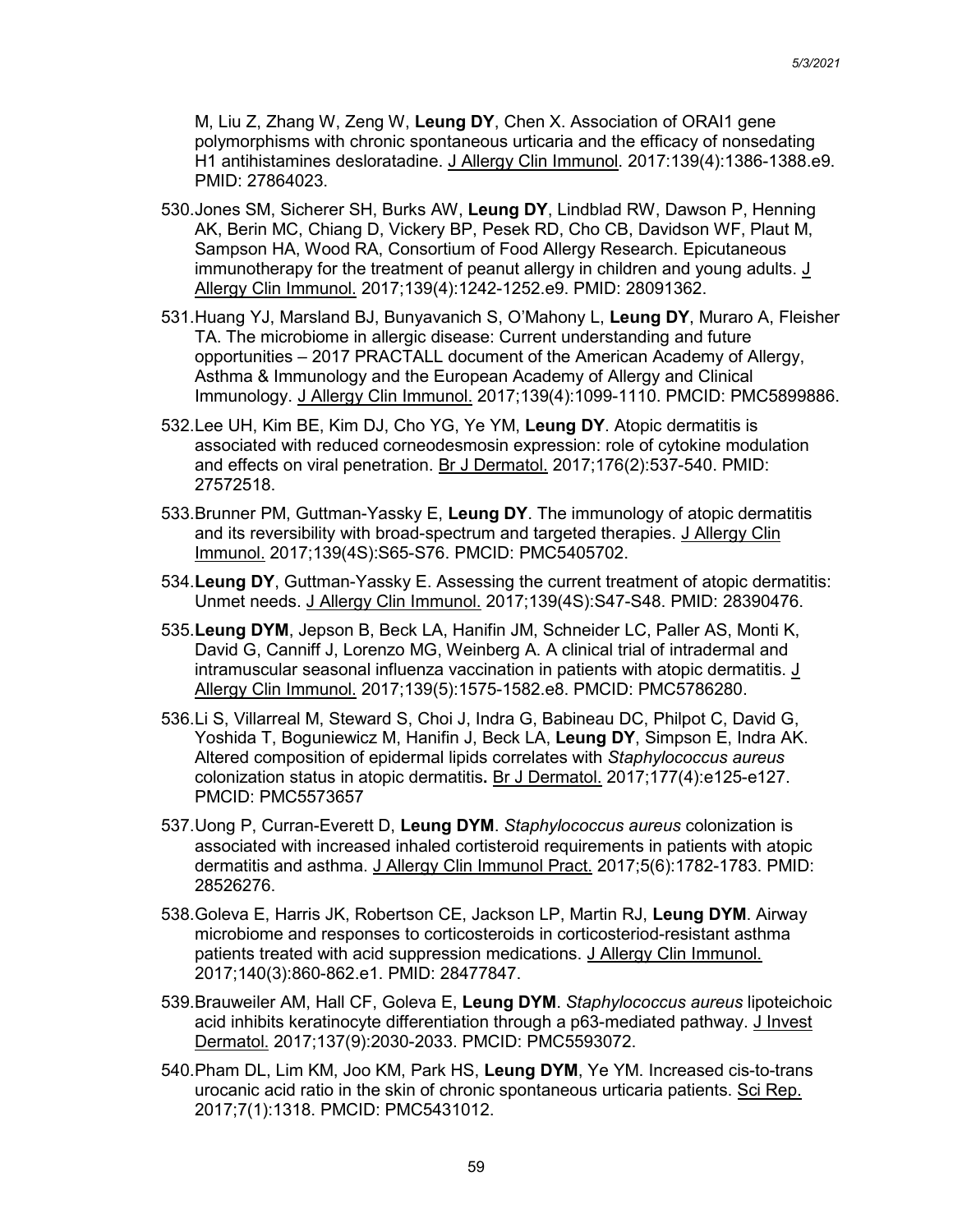M, Liu Z, Zhang W, Zeng W, **Leung DY**, Chen X. Association of ORAI1 gene polymorphisms with chronic spontaneous urticaria and the efficacy of nonsedating H1 antihistamines desloratadine. J Allergy Clin Immunol. 2017:139(4):1386-1388.e9. PMID: 27864023.

530. Jones SM, Sicherer SH, Burks AW, **Leung DY**, Lindblad RW, Dawson P, Henning AK, Berin MC, Chiang D, Vickery BP, Pesek RD, Cho CB, Davidson WF, Plaut M, Sampson HA, Wood RA, Consortium of Food Allergy Research. Epicutaneous immunotherapy for the treatment of peanut allergy in children and young adults. J Allergy Clin Immunol. 2017;139(4):1242-1252.e9. PMID: 28091362.

531. Huang YJ, Marsland BJ, Bunyavanich S, O'Mahony L, **Leung DY**, Muraro A, Fleisher TA. The microbiome in allergic disease: Current understanding and future opportunities – 2017 PRACTALL document of the American Academy of Allergy, Asthma & Immunology and the European Academy of Allergy and Clinical Immunology. J Allergy Clin Immunol. 2017;139(4):1099-1110. PMCID: PMC5899886.

532. Lee UH, Kim BE, Kim DJ, Cho YG, Ye YM, **Leung DY**. Atopic dermatitis is associated with reduced corneodesmosin expression: role of cytokine modulation and effects on viral penetration. Br J Dermatol. 2017;176(2):537-540. PMID: 27572518.

533. Brunner PM, Guttman-Yassky E, **Leung DY**. The immunology of atopic dermatitis and its reversibility with broad-spectrum and targeted therapies. J Allergy Clin Immunol. 2017;139(4S):S65-S76. PMCID: PMC5405702.

534. **Leung DY**, Guttman-Yassky E. Assessing the current treatment of atopic dermatitis: Unmet needs. J Allergy Clin Immunol. 2017;139(4S):S47-S48. PMID: 28390476.

535. **Leung DYM**, Jepson B, Beck LA, Hanifin JM, Schneider LC, Paller AS, Monti K, David G, Canniff J, Lorenzo MG, Weinberg A. A clinical trial of intradermal and intramuscular seasonal influenza vaccination in patients with atopic dermatitis. J Allergy Clin Immunol. 2017;139(5):1575-1582.e8. PMCID: PMC5786280.

536. Li S, Villarreal M, Steward S, Choi J, Indra G, Babineau DC, Philpot C, David G, Yoshida T, Boguniewicz M, Hanifin J, Beck LA, **Leung DY**, Simpson E, Indra AK. Altered composition of epidermal lipids correlates with *Staphylococcus aureus* colonization status in atopic dermatitis**.** Br J Dermatol. 2017;177(4):e125-e127. PMCID: PMC5573657

537. Uong P, Curran-Everett D, **Leung DYM**. *Staphylococcus aureus* colonization is associated with increased inhaled cortisteroid requirements in patients with atopic dermatitis and asthma. J Allergy Clin Immunol Pract. 2017;5(6):1782-1783. PMID: 28526276.

538. Goleva E, Harris JK, Robertson CE, Jackson LP, Martin RJ, **Leung DYM**. Airway microbiome and responses to corticosteroids in corticosteriod-resistant asthma patients treated with acid suppression medications. J Allergy Clin Immunol. 2017;140(3):860-862.e1. PMID: 28477847.

539. Brauweiler AM, Hall CF, Goleva E, **Leung DYM**. *Staphylococcus aureus* lipoteichoic acid inhibits keratinocyte differentiation through a p63-mediated pathway. J Invest Dermatol. 2017;137(9):2030-2033. PMCID: PMC5593072.

540. Pham DL, Lim KM, Joo KM, Park HS, **Leung DYM**, Ye YM. Increased cis-to-trans urocanic acid ratio in the skin of chronic spontaneous urticaria patients. Sci Rep. 2017;7(1):1318. PMCID: PMC5431012.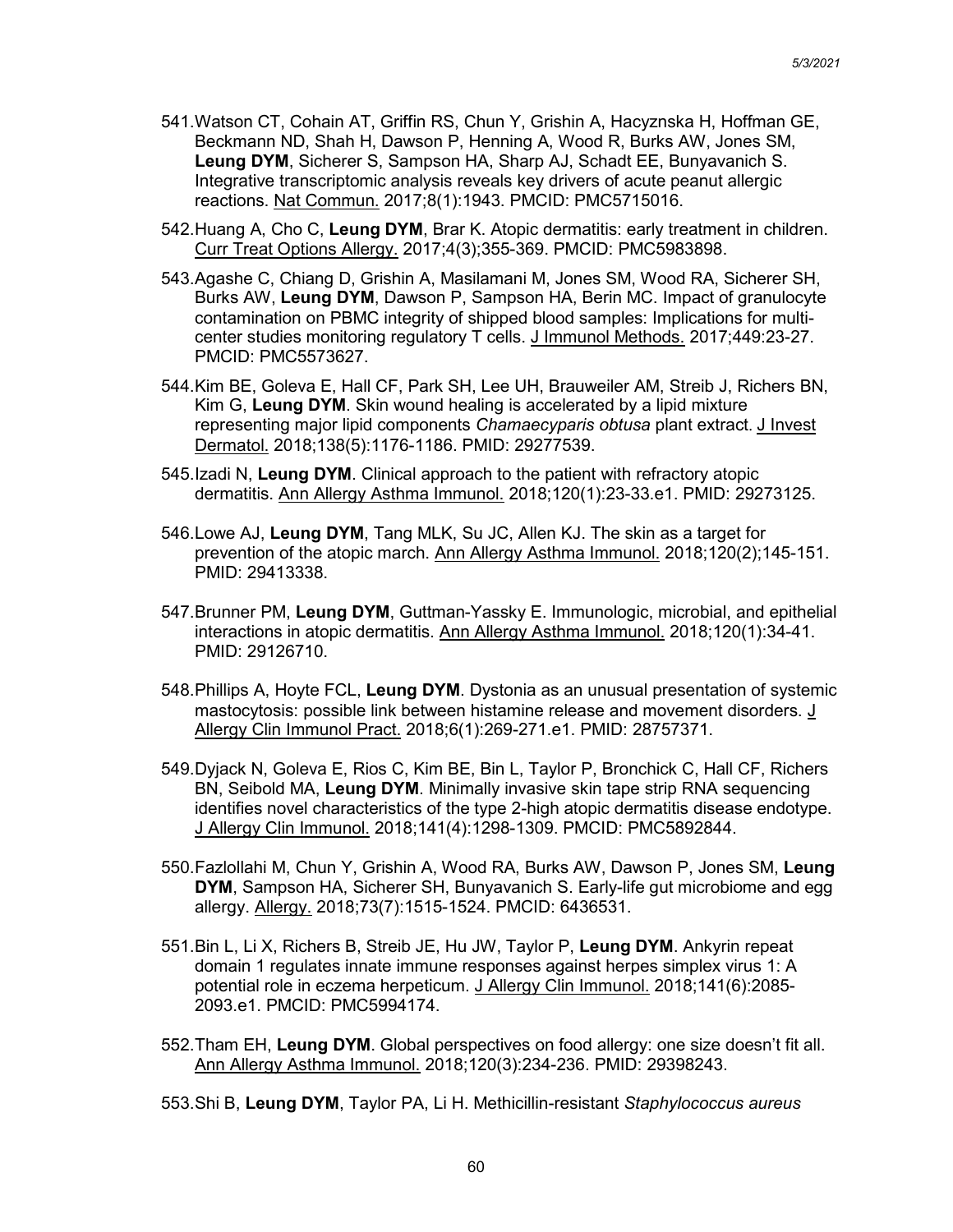541. Watson CT, Cohain AT, Griffin RS, Chun Y, Grishin A, Hacyznska H, Hoffman GE, Beckmann ND, Shah H, Dawson P, Henning A, Wood R, Burks AW, Jones SM, **Leung DYM**, Sicherer S, Sampson HA, Sharp AJ, Schadt EE, Bunyavanich S. Integrative transcriptomic analysis reveals key drivers of acute peanut allergic reactions. Nat Commun. 2017;8(1):1943. PMCID: PMC5715016.

542. Huang A, Cho C, **Leung DYM**, Brar K. Atopic dermatitis: early treatment in children. Curr Treat Options Allergy. 2017;4(3);355-369. PMCID: PMC5983898.

543. Agashe C, Chiang D, Grishin A, Masilamani M, Jones SM, Wood RA, Sicherer SH, Burks AW, **Leung DYM**, Dawson P, Sampson HA, Berin MC. Impact of granulocyte contamination on PBMC integrity of shipped blood samples: Implications for multi-center studies monitoring regulatory T cells. J Immunol Methods. 2017;449:23-27. PMCID: PMC5573627.

544. Kim BE, Goleva E, Hall CF, Park SH, Lee UH, Brauweiler AM, Streib J, Richers BN, Kim G, **Leung DYM**. Skin wound healing is accelerated by a lipid mixture representing major lipid components *Chamaecyparis obtusa* plant extract. J Invest Dermatol. 2018;138(5):1176-1186. PMID: 29277539.

545. Izadi N, **Leung DYM**. Clinical approach to the patient with refractory atopic dermatitis. Ann Allergy Asthma Immunol. 2018;120(1):23-33.e1. PMID: 29273125.

546. Lowe AJ, **Leung DYM**, Tang MLK, Su JC, Allen KJ. The skin as a target for prevention of the atopic march. Ann Allergy Asthma Immunol. 2018;120(2);145-151. PMID: 29413338.

547. Brunner PM, **Leung DYM**, Guttman-Yassky E. Immunologic, microbial, and epithelial interactions in atopic dermatitis. Ann Allergy Asthma Immunol. 2018;120(1):34-41. PMID: 29126710.

548. Phillips A, Hoyte FCL, **Leung DYM**. Dystonia as an unusual presentation of systemic mastocytosis: possible link between histamine release and movement disorders. J Allergy Clin Immunol Pract. 2018;6(1):269-271.e1. PMID: 28757371.

549. Dyjack N, Goleva E, Rios C, Kim BE, Bin L, Taylor P, Bronchick C, Hall CF, Richers BN, Seibold MA, **Leung DYM**. Minimally invasive skin tape strip RNA sequencing identifies novel characteristics of the type 2-high atopic dermatitis disease endotype. J Allergy Clin Immunol. 2018;141(4):1298-1309. PMCID: PMC5892844.

550. Fazlollahi M, Chun Y, Grishin A, Wood RA, Burks AW, Dawson P, Jones SM, **Leung DYM**, Sampson HA, Sicherer SH, Bunyavanich S. Early-life gut microbiome and egg allergy. Allergy. 2018;73(7):1515-1524. PMCID: 6436531.

551. Bin L, Li X, Richers B, Streib JE, Hu JW, Taylor P, **Leung DYM**. Ankyrin repeat domain 1 regulates innate immune responses against herpes simplex virus 1: A potential role in eczema herpeticum. J Allergy Clin Immunol. 2018;141(6):2085-2093.e1. PMCID: PMC5994174.

552. Tham EH, **Leung DYM**. Global perspectives on food allergy: one size doesn't fit all. Ann Allergy Asthma Immunol. 2018;120(3):234-236. PMID: 29398243.

553. Shi B, **Leung DYM**, Taylor PA, Li H. Methicillin-resistant *Staphylococcus aureus*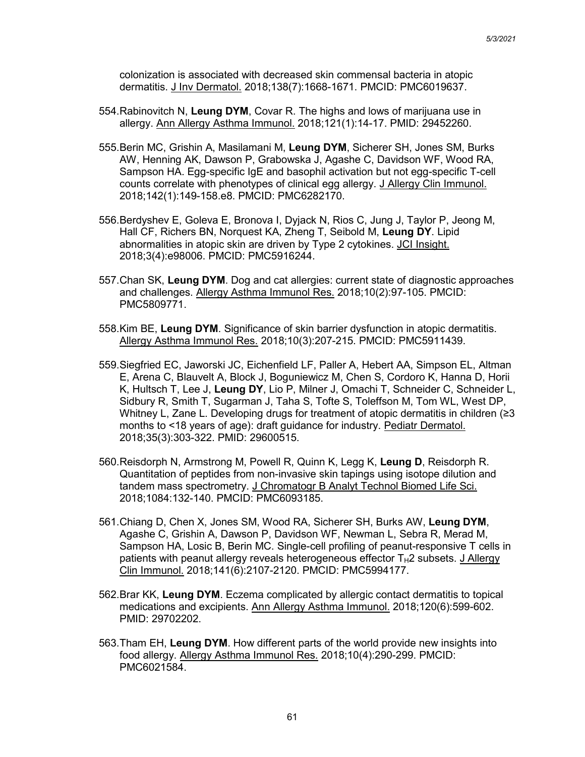colonization is associated with decreased skin commensal bacteria in atopic dermatitis. J Inv Dermatol. 2018;138(7):1668-1671. PMCID: PMC6019637.

554. Rabinovitch N, **Leung DYM**, Covar R. The highs and lows of marijuana use in allergy. Ann Allergy Asthma Immunol. 2018;121(1):14-17. PMID: 29452260.

555. Berin MC, Grishin A, Masilamani M, **Leung DYM**, Sicherer SH, Jones SM, Burks AW, Henning AK, Dawson P, Grabowska J, Agashe C, Davidson WF, Wood RA, Sampson HA. Egg-specific IgE and basophil activation but not egg-specific T-cell counts correlate with phenotypes of clinical egg allergy. J Allergy Clin Immunol. 2018;142(1):149-158.e8. PMCID: PMC6282170.

556. Berdyshev E, Goleva E, Bronova I, Dyjack N, Rios C, Jung J, Taylor P, Jeong M, Hall CF, Richers BN, Norquest KA, Zheng T, Seibold M, **Leung DY**. Lipid abnormalities in atopic skin are driven by Type 2 cytokines. JCI Insight. 2018;3(4):e98006. PMCID: PMC5916244.

557. Chan SK, **Leung DYM**. Dog and cat allergies: current state of diagnostic approaches and challenges. Allergy Asthma Immunol Res. 2018;10(2):97-105. PMCID: PMC5809771.

558. Kim BE, **Leung DYM**. Significance of skin barrier dysfunction in atopic dermatitis. Allergy Asthma Immunol Res. 2018;10(3):207-215. PMCID: PMC5911439.

559. Siegfried EC, Jaworski JC, Eichenfield LF, Paller A, Hebert AA, Simpson EL, Altman E, Arena C, Blauvelt A, Block J, Boguniewicz M, Chen S, Cordoro K, Hanna D, Horii K, Hultsch T, Lee J, **Leung DY**, Lio P, Milner J, Omachi T, Schneider C, Schneider L, Sidbury R, Smith T, Sugarman J, Taha S, Tofte S, Toleffson M, Tom WL, West DP, Whitney L, Zane L. Developing drugs for treatment of atopic dermatitis in children (≥3 months to <18 years of age): draft guidance for industry. Pediatr Dermatol. 2018;35(3):303-322. PMID: 29600515.

560. Reisdorph N, Armstrong M, Powell R, Quinn K, Legg K, **Leung D**, Reisdorph R. Quantitation of peptides from non-invasive skin tapings using isotope dilution and tandem mass spectrometry. J Chromatogr B Analyt Technol Biomed Life Sci. 2018;1084:132-140. PMCID: PMC6093185.

561. Chiang D, Chen X, Jones SM, Wood RA, Sicherer SH, Burks AW, **Leung DYM**, Agashe C, Grishin A, Dawson P, Davidson WF, Newman L, Sebra R, Merad M, Sampson HA, Losic B, Berin MC. Single-cell profiling of peanut-responsive T cells in patients with peanut allergy reveals heterogeneous effector $T_H2$ subsets. J Allergy Clin Immunol. 2018;141(6):2107-2120. PMCID: PMC5994177.

562. Brar KK, **Leung DYM**. Eczema complicated by allergic contact dermatitis to topical medications and excipients. Ann Allergy Asthma Immunol. 2018;120(6):599-602. PMID: 29702202.

563. Tham EH, **Leung DYM**. How different parts of the world provide new insights into food allergy. Allergy Asthma Immunol Res. 2018;10(4):290-299. PMCID: PMC6021584.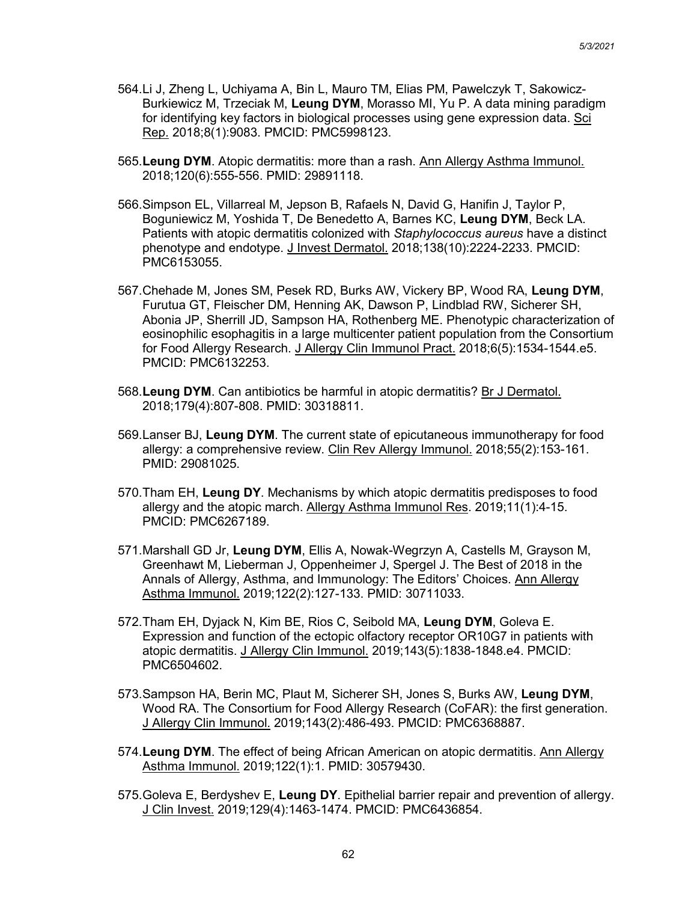564. Li J, Zheng L, Uchiyama A, Bin L, Mauro TM, Elias PM, Pawelczyk T, Sakowicz-Burkiewicz M, Trzeciak M, **Leung DYM**, Morasso MI, Yu P. A data mining paradigm for identifying key factors in biological processes using gene expression data. Sci Rep. 2018;8(1):9083. PMCID: PMC5998123.

565. **Leung DYM**. Atopic dermatitis: more than a rash. Ann Allergy Asthma Immunol. 2018;120(6):555-556. PMID: 29891118.

566. Simpson EL, Villarreal M, Jepson B, Rafaels N, David G, Hanifin J, Taylor P, Boguniewicz M, Yoshida T, De Benedetto A, Barnes KC, **Leung DYM**, Beck LA. Patients with atopic dermatitis colonized with *Staphylococcus aureus* have a distinct phenotype and endotype. J Invest Dermatol. 2018;138(10):2224-2233. PMCID: PMC6153055.

567. Chehade M, Jones SM, Pesek RD, Burks AW, Vickery BP, Wood RA, **Leung DYM**, Furutua GT, Fleischer DM, Henning AK, Dawson P, Lindblad RW, Sicherer SH, Abonia JP, Sherrill JD, Sampson HA, Rothenberg ME. Phenotypic characterization of eosinophilic esophagitis in a large multicenter patient population from the Consortium for Food Allergy Research. J Allergy Clin Immunol Pract. 2018;6(5):1534-1544.e5. PMCID: PMC6132253.

568. **Leung DYM**. Can antibiotics be harmful in atopic dermatitis? Br J Dermatol. 2018;179(4):807-808. PMID: 30318811.

569. Lanser BJ, **Leung DYM**. The current state of epicutaneous immunotherapy for food allergy: a comprehensive review. Clin Rev Allergy Immunol. 2018;55(2):153-161. PMID: 29081025.

570. Tham EH, **Leung DY**. Mechanisms by which atopic dermatitis predisposes to food allergy and the atopic march. Allergy Asthma Immunol Res. 2019;11(1):4-15. PMCID: PMC6267189.

571. Marshall GD Jr, **Leung DYM**, Ellis A, Nowak-Wegrzyn A, Castells M, Grayson M, Greenhawt M, Lieberman J, Oppenheimer J, Spergel J. The Best of 2018 in the Annals of Allergy, Asthma, and Immunology: The Editors' Choices. Ann Allergy Asthma Immunol. 2019;122(2):127-133. PMID: 30711033.

572. Tham EH, Dyjack N, Kim BE, Rios C, Seibold MA, **Leung DYM**, Goleva E. Expression and function of the ectopic olfactory receptor OR10G7 in patients with atopic dermatitis. J Allergy Clin Immunol. 2019;143(5):1838-1848.e4. PMCID: PMC6504602.

573. Sampson HA, Berin MC, Plaut M, Sicherer SH, Jones S, Burks AW, **Leung DYM**, Wood RA. The Consortium for Food Allergy Research (CoFAR): the first generation. J Allergy Clin Immunol. 2019;143(2):486-493. PMCID: PMC6368887.

574. **Leung DYM**. The effect of being African American on atopic dermatitis. Ann Allergy Asthma Immunol. 2019;122(1):1. PMID: 30579430.

575. Goleva E, Berdyshev E, **Leung DY**. Epithelial barrier repair and prevention of allergy. J Clin Invest. 2019;129(4):1463-1474. PMCID: PMC6436854.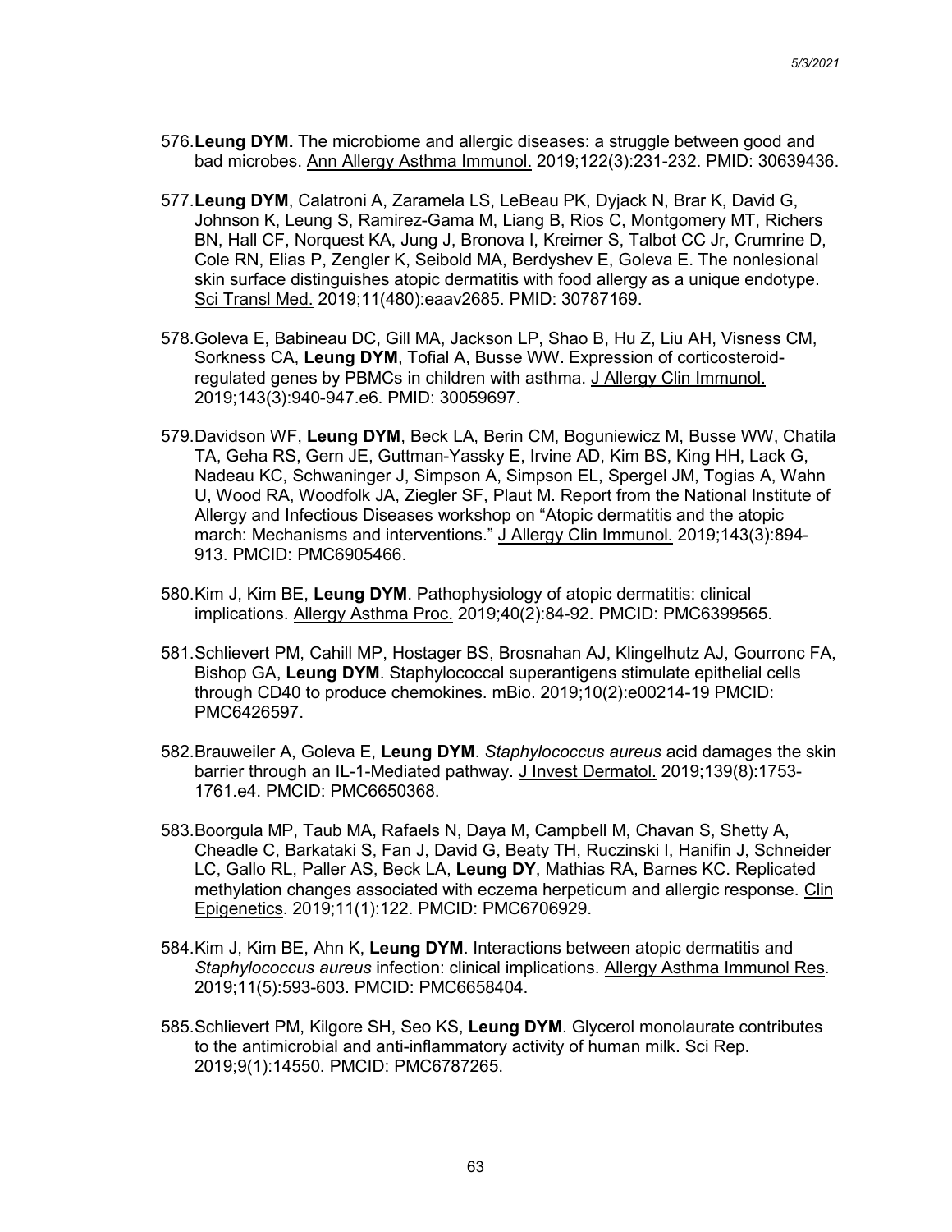576. **Leung DYM.** The microbiome and allergic diseases: a struggle between good and bad microbes. Ann Allergy Asthma Immunol. 2019;122(3):231-232. PMID: 30639436.

577. **Leung DYM**, Calatroni A, Zaramela LS, LeBeau PK, Dyjack N, Brar K, David G, Johnson K, Leung S, Ramirez-Gama M, Liang B, Rios C, Montgomery MT, Richers BN, Hall CF, Norquest KA, Jung J, Bronova I, Kreimer S, Talbot CC Jr, Crumrine D, Cole RN, Elias P, Zengler K, Seibold MA, Berdyshev E, Goleva E. The nonlesional skin surface distinguishes atopic dermatitis with food allergy as a unique endotype. Sci Transl Med. 2019;11(480):eaav2685. PMID: 30787169.

578. Goleva E, Babineau DC, Gill MA, Jackson LP, Shao B, Hu Z, Liu AH, Visness CM, Sorkness CA, **Leung DYM**, Tofial A, Busse WW. Expression of corticosteroid-regulated genes by PBMCs in children with asthma. J Allergy Clin Immunol. 2019;143(3):940-947.e6. PMID: 30059697.

579. Davidson WF, **Leung DYM**, Beck LA, Berin CM, Boguniewicz M, Busse WW, Chatila TA, Geha RS, Gern JE, Guttman-Yassky E, Irvine AD, Kim BS, King HH, Lack G, Nadeau KC, Schwaninger J, Simpson A, Simpson EL, Spergel JM, Togias A, Wahn U, Wood RA, Woodfolk JA, Ziegler SF, Plaut M. Report from the National Institute of Allergy and Infectious Diseases workshop on "Atopic dermatitis and the atopic march: Mechanisms and interventions." J Allergy Clin Immunol. 2019;143(3):894-913. PMCID: PMC6905466.

580. Kim J, Kim BE, **Leung DYM**. Pathophysiology of atopic dermatitis: clinical implications. Allergy Asthma Proc. 2019;40(2):84-92. PMCID: PMC6399565.

581. Schlievert PM, Cahill MP, Hostager BS, Brosnahan AJ, Klingelhutz AJ, Gourronc FA, Bishop GA, **Leung DYM**. Staphylococcal superantigens stimulate epithelial cells through CD40 to produce chemokines. mBio. 2019;10(2):e00214-19 PMCID: PMC6426597.

582. Brauweiler A, Goleva E, **Leung DYM**. *Staphylococcus aureus* acid damages the skin barrier through an IL-1-Mediated pathway. J Invest Dermatol. 2019;139(8):1753-1761.e4. PMCID: PMC6650368.

583. Boorgula MP, Taub MA, Rafaels N, Daya M, Campbell M, Chavan S, Shetty A, Cheadle C, Barkataki S, Fan J, David G, Beaty TH, Ruczinski I, Hanifin J, Schneider LC, Gallo RL, Paller AS, Beck LA, **Leung DY**, Mathias RA, Barnes KC. Replicated methylation changes associated with eczema herpeticum and allergic response. Clin Epigenetics. 2019;11(1):122. PMCID: PMC6706929.

584. Kim J, Kim BE, Ahn K, **Leung DYM**. Interactions between atopic dermatitis and *Staphylococcus aureus* infection: clinical implications. Allergy Asthma Immunol Res. 2019;11(5):593-603. PMCID: PMC6658404.

585. Schlievert PM, Kilgore SH, Seo KS, **Leung DYM**. Glycerol monolaurate contributes to the antimicrobial and anti-inflammatory activity of human milk. Sci Rep. 2019;9(1):14550. PMCID: PMC6787265.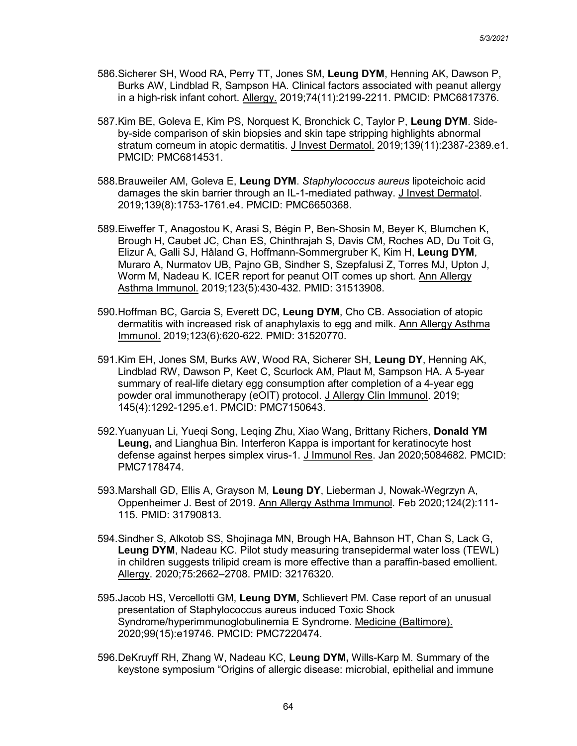586. Sicherer SH, Wood RA, Perry TT, Jones SM, **Leung DYM**, Henning AK, Dawson P, Burks AW, Lindblad R, Sampson HA. Clinical factors associated with peanut allergy in a high-risk infant cohort. Allergy. 2019;74(11):2199-2211. PMCID: PMC6817376.

587. Kim BE, Goleva E, Kim PS, Norquest K, Bronchick C, Taylor P, **Leung DYM**. Side-by-side comparison of skin biopsies and skin tape stripping highlights abnormal stratum corneum in atopic dermatitis. J Invest Dermatol. 2019;139(11):2387-2389.e1. PMCID: PMC6814531.

588. Brauweiler AM, Goleva E, **Leung DYM**. *Staphylococcus aureus* lipoteichoic acid damages the skin barrier through an IL-1-mediated pathway. J Invest Dermatol. 2019;139(8):1753-1761.e4. PMCID: PMC6650368.

589. Eiweffer T, Anagostou K, Arasi S, Bégin P, Ben-Shosin M, Beyer K, Blumchen K, Brough H, Caubet JC, Chan ES, Chinthrajah S, Davis CM, Roches AD, Du Toit G, Elizur A, Galli SJ, Håland G, Hoffmann-Sommergruber K, Kim H, **Leung DYM**, Muraro A, Nurmatov UB, Pajno GB, Sindher S, Szepfalusi Z, Torres MJ, Upton J, Worm M, Nadeau K. ICER report for peanut OIT comes up short. Ann Allergy Asthma Immunol. 2019;123(5):430-432. PMID: 31513908.

590. Hoffman BC, Garcia S, Everett DC, **Leung DYM**, Cho CB. Association of atopic dermatitis with increased risk of anaphylaxis to egg and milk. Ann Allergy Asthma Immunol. 2019;123(6):620-622. PMID: 31520770.

591. Kim EH, Jones SM, Burks AW, Wood RA, Sicherer SH, **Leung DY**, Henning AK, Lindblad RW, Dawson P, Keet C, Scurlock AM, Plaut M, Sampson HA. A 5-year summary of real-life dietary egg consumption after completion of a 4-year egg powder oral immunotherapy (eOIT) protocol. J Allergy Clin Immunol. 2019; 145(4):1292-1295.e1. PMCID: PMC7150643.

592. Yuanyuan Li, Yueqi Song, Leqing Zhu, Xiao Wang, Brittany Richers, **Donald YM Leung,** and Lianghua Bin. Interferon Kappa is important for keratinocyte host defense against herpes simplex virus-1. J Immunol Res. Jan 2020;5084682. PMCID: PMC7178474.

593. Marshall GD, Ellis A, Grayson M, **Leung DY**, Lieberman J, Nowak-Wegrzyn A, Oppenheimer J. Best of 2019. Ann Allergy Asthma Immunol. Feb 2020;124(2):111-115. PMID: 31790813.

594. Sindher S, Alkotob SS, Shojinaga MN, Brough HA, Bahnson HT, Chan S, Lack G, **Leung DYM**, Nadeau KC. Pilot study measuring transepidermal water loss (TEWL) in children suggests trilipid cream is more effective than a paraffin-based emollient. Allergy. 2020;75:2662–2708. PMID: 32176320.

595. Jacob HS, Vercellotti GM, **Leung DYM,** Schlievert PM. Case report of an unusual presentation of Staphylococcus aureus induced Toxic Shock Syndrome/hyperimmunoglobulinemia E Syndrome. Medicine (Baltimore). 2020;99(15):e19746. PMCID: PMC7220474.

596. DeKruyff RH, Zhang W, Nadeau KC, **Leung DYM,** Wills-Karp M. Summary of the keystone symposium "Origins of allergic disease: microbial, epithelial and immune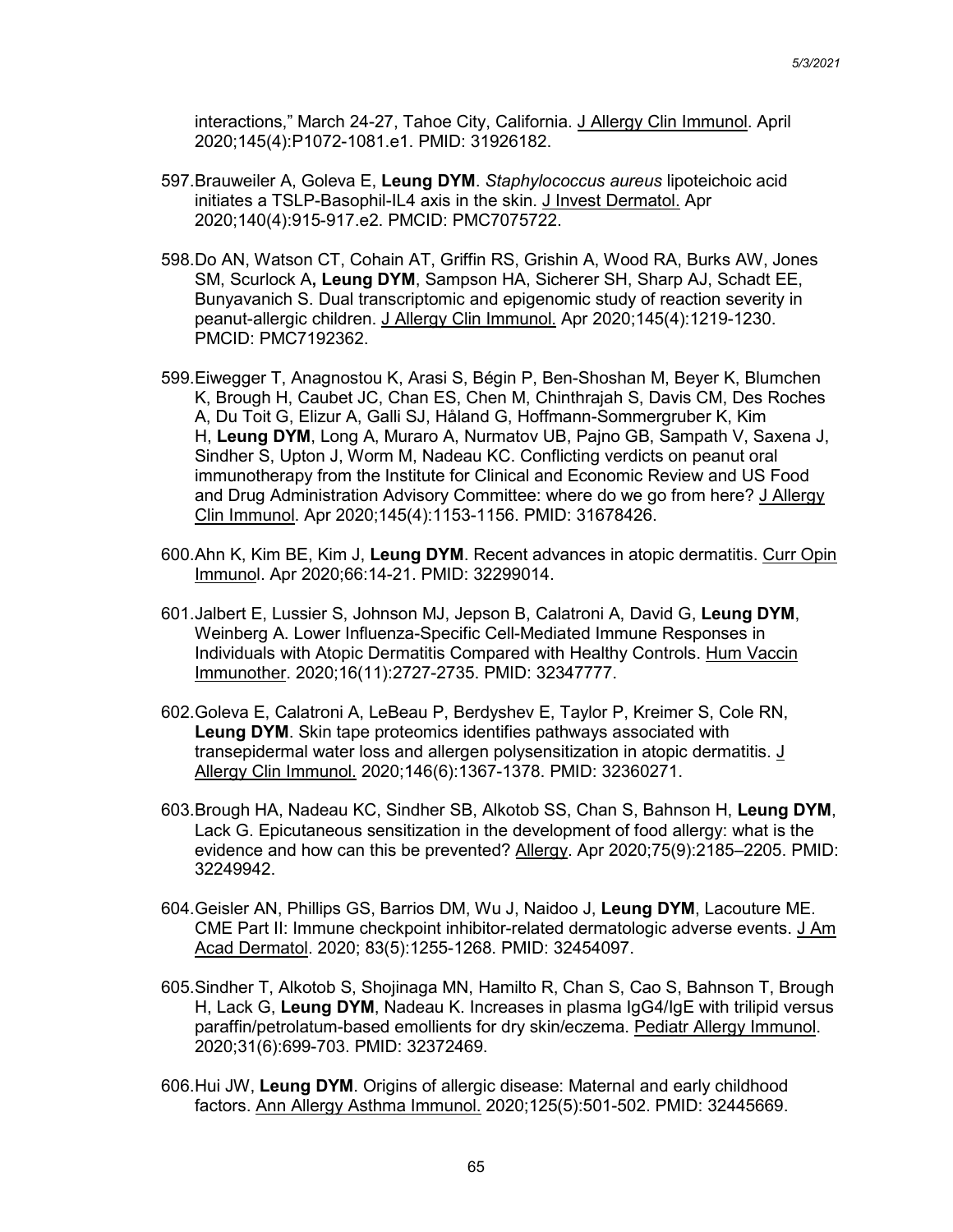interactions," March 24-27, Tahoe City, California. J Allergy Clin Immunol. April 2020;145(4):P1072-1081.e1. PMID: 31926182.

597. Brauweiler A, Goleva E, **Leung DYM**. *Staphylococcus aureus* lipoteichoic acid initiates a TSLP-Basophil-IL4 axis in the skin. J Invest Dermatol. Apr 2020;140(4):915-917.e2. PMCID: PMC7075722.

598. Do AN, Watson CT, Cohain AT, Griffin RS, Grishin A, Wood RA, Burks AW, Jones SM, Scurlock A**, Leung DYM**, Sampson HA, Sicherer SH, Sharp AJ, Schadt EE, Bunyavanich S. Dual transcriptomic and epigenomic study of reaction severity in peanut-allergic children. J Allergy Clin Immunol. Apr 2020;145(4):1219-1230. PMCID: PMC7192362.

599. Eiwegger T, Anagnostou K, Arasi S, Bégin P, Ben-Shoshan M, Beyer K, Blumchen K, Brough H, Caubet JC, Chan ES, Chen M, Chinthrajah S, Davis CM, Des Roches A, Du Toit G, Elizur A, Galli SJ, Håland G, Hoffmann-Sommergruber K, Kim H, **Leung DYM**, Long A, Muraro A, Nurmatov UB, Pajno GB, Sampath V, Saxena J, Sindher S, Upton J, Worm M, Nadeau KC. Conflicting verdicts on peanut oral immunotherapy from the Institute for Clinical and Economic Review and US Food and Drug Administration Advisory Committee: where do we go from here? J Allergy Clin Immunol. Apr 2020;145(4):1153-1156. PMID: 31678426.

600. Ahn K, Kim BE, Kim J, **Leung DYM**. Recent advances in atopic dermatitis. Curr Opin Immunol. Apr 2020;66:14-21. PMID: 32299014.

601. Jalbert E, Lussier S, Johnson MJ, Jepson B, Calatroni A, David G, **Leung DYM**, Weinberg A. Lower Influenza-Specific Cell-Mediated Immune Responses in Individuals with Atopic Dermatitis Compared with Healthy Controls. Hum Vaccin Immunother. 2020;16(11):2727-2735. PMID: 32347777.

602. Goleva E, Calatroni A, LeBeau P, Berdyshev E, Taylor P, Kreimer S, Cole RN, **Leung DYM**. Skin tape proteomics identifies pathways associated with transepidermal water loss and allergen polysensitization in atopic dermatitis. J Allergy Clin Immunol. 2020;146(6):1367-1378. PMID: 32360271.

603. Brough HA, Nadeau KC, Sindher SB, Alkotob SS, Chan S, Bahnson H, **Leung DYM**, Lack G. Epicutaneous sensitization in the development of food allergy: what is the evidence and how can this be prevented? Allergy. Apr 2020;75(9):2185–2205. PMID: 32249942.

604. Geisler AN, Phillips GS, Barrios DM, Wu J, Naidoo J, **Leung DYM**, Lacouture ME. CME Part II: Immune checkpoint inhibitor-related dermatologic adverse events. J Am Acad Dermatol. 2020; 83(5):1255-1268. PMID: 32454097.

605. Sindher T, Alkotob S, Shojinaga MN, Hamilto R, Chan S, Cao S, Bahnson T, Brough H, Lack G, **Leung DYM**, Nadeau K. Increases in plasma IgG4/IgE with trilipid versus paraffin/petrolatum-based emollients for dry skin/eczema. Pediatr Allergy Immunol. 2020;31(6):699-703. PMID: 32372469.

606. Hui JW, **Leung DYM**. Origins of allergic disease: Maternal and early childhood factors. Ann Allergy Asthma Immunol. 2020;125(5):501-502. PMID: 32445669.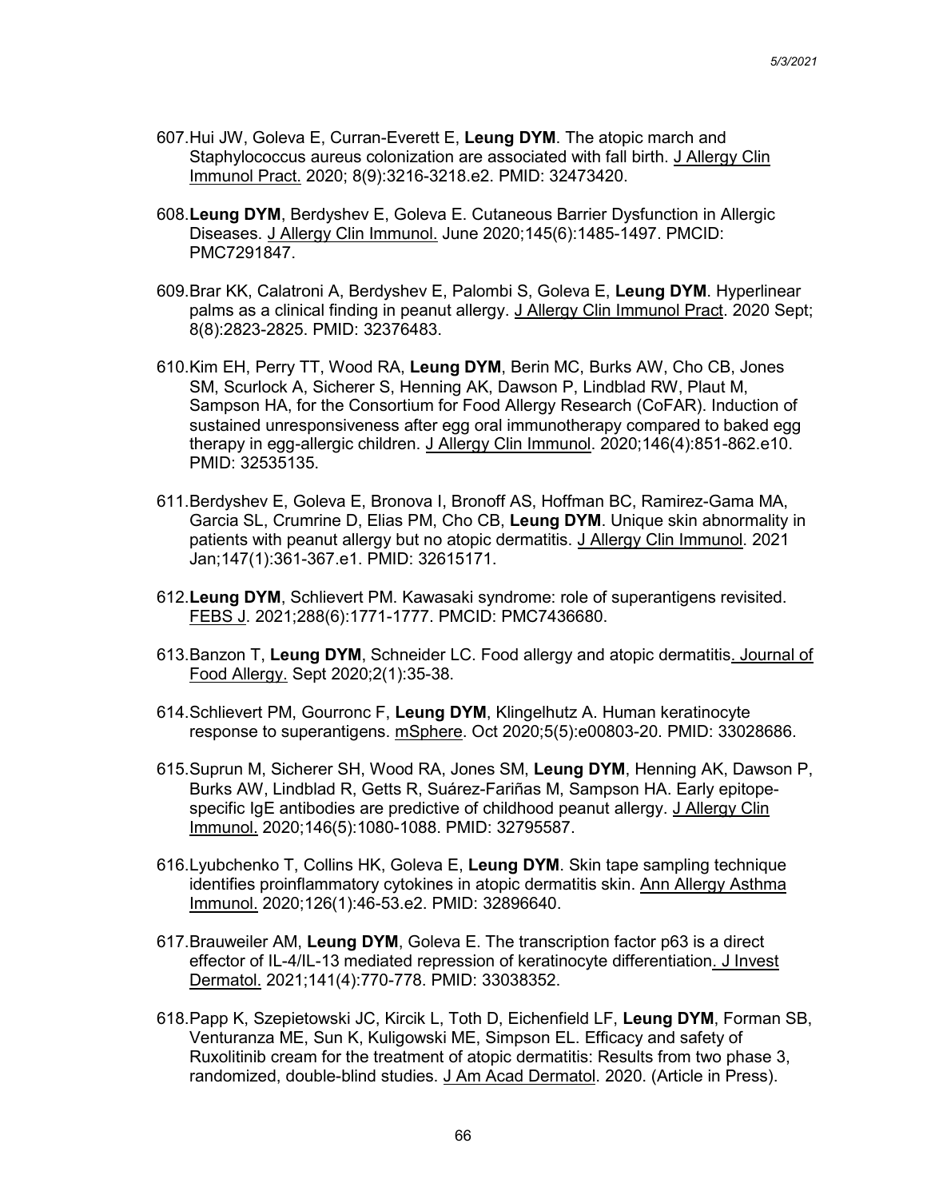607. Hui JW, Goleva E, Curran-Everett E, **Leung DYM**. The atopic march and Staphylococcus aureus colonization are associated with fall birth. J Allergy Clin Immunol Pract. 2020; 8(9):3216-3218.e2. PMID: 32473420.

608. **Leung DYM**, Berdyshev E, Goleva E. Cutaneous Barrier Dysfunction in Allergic Diseases. J Allergy Clin Immunol. June 2020;145(6):1485-1497. PMCID: PMC7291847.

609. Brar KK, Calatroni A, Berdyshev E, Palombi S, Goleva E, **Leung DYM**. Hyperlinear palms as a clinical finding in peanut allergy. J Allergy Clin Immunol Pract. 2020 Sept; 8(8):2823-2825. PMID: 32376483.

610. Kim EH, Perry TT, Wood RA, **Leung DYM**, Berin MC, Burks AW, Cho CB, Jones SM, Scurlock A, Sicherer S, Henning AK, Dawson P, Lindblad RW, Plaut M, Sampson HA, for the Consortium for Food Allergy Research (CoFAR). Induction of sustained unresponsiveness after egg oral immunotherapy compared to baked egg therapy in egg-allergic children. J Allergy Clin Immunol. 2020;146(4):851-862.e10. PMID: 32535135.

611. Berdyshev E, Goleva E, Bronova I, Bronoff AS, Hoffman BC, Ramirez-Gama MA, Garcia SL, Crumrine D, Elias PM, Cho CB, **Leung DYM**. Unique skin abnormality in patients with peanut allergy but no atopic dermatitis. J Allergy Clin Immunol. 2021 Jan;147(1):361-367.e1. PMID: 32615171.

612. **Leung DYM**, Schlievert PM. Kawasaki syndrome: role of superantigens revisited. FEBS J. 2021;288(6):1771-1777. PMCID: PMC7436680.

613. Banzon T, **Leung DYM**, Schneider LC. Food allergy and atopic dermatitis. Journal of Food Allergy. Sept 2020;2(1):35-38.

614. Schlievert PM, Gourronc F, **Leung DYM**, Klingelhutz A. Human keratinocyte response to superantigens. mSphere. Oct 2020;5(5):e00803-20. PMID: 33028686.

615. Suprun M, Sicherer SH, Wood RA, Jones SM, **Leung DYM**, Henning AK, Dawson P, Burks AW, Lindblad R, Getts R, Suárez-Fariñas M, Sampson HA. Early epitope-specific IgE antibodies are predictive of childhood peanut allergy. J Allergy Clin Immunol. 2020;146(5):1080-1088. PMID: 32795587.

616. Lyubchenko T, Collins HK, Goleva E, **Leung DYM**. Skin tape sampling technique identifies proinflammatory cytokines in atopic dermatitis skin. Ann Allergy Asthma Immunol. 2020;126(1):46-53.e2. PMID: 32896640.

617. Brauweiler AM, **Leung DYM**, Goleva E. The transcription factor p63 is a direct effector of IL-4/IL-13 mediated repression of keratinocyte differentiation. J Invest Dermatol. 2021;141(4):770-778. PMID: 33038352.

618. Papp K, Szepietowski JC, Kircik L, Toth D, Eichenfield LF, **Leung DYM**, Forman SB, Venturanza ME, Sun K, Kuligowski ME, Simpson EL. Efficacy and safety of Ruxolitinib cream for the treatment of atopic dermatitis: Results from two phase 3, randomized, double-blind studies. J Am Acad Dermatol. 2020. (Article in Press).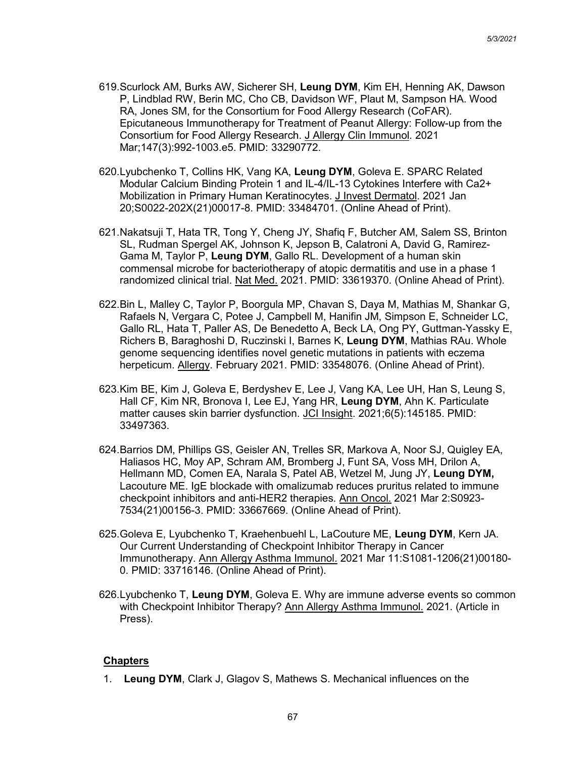619. Scurlock AM, Burks AW, Sicherer SH, **Leung DYM**, Kim EH, Henning AK, Dawson P, Lindblad RW, Berin MC, Cho CB, Davidson WF, Plaut M, Sampson HA. Wood RA, Jones SM, for the Consortium for Food Allergy Research (CoFAR). Epicutaneous Immunotherapy for Treatment of Peanut Allergy: Follow-up from the Consortium for Food Allergy Research. J Allergy Clin Immunol. 2021 Mar;147(3):992-1003.e5. PMID: 33290772.

620. Lyubchenko T, Collins HK, Vang KA, **Leung DYM**, Goleva E. SPARC Related Modular Calcium Binding Protein 1 and IL-4/IL-13 Cytokines Interfere with Ca2+ Mobilization in Primary Human Keratinocytes. J Invest Dermatol. 2021 Jan 20;S0022-202X(21)00017-8. PMID: 33484701. (Online Ahead of Print).

621. Nakatsuji T, Hata TR, Tong Y, Cheng JY, Shafiq F, Butcher AM, Salem SS, Brinton SL, Rudman Spergel AK, Johnson K, Jepson B, Calatroni A, David G, Ramirez-Gama M, Taylor P, **Leung DYM**, Gallo RL. Development of a human skin commensal microbe for bacteriotherapy of atopic dermatitis and use in a phase 1 randomized clinical trial. Nat Med. 2021. PMID: 33619370. (Online Ahead of Print).

622. Bin L, Malley C, Taylor P, Boorgula MP, Chavan S, Daya M, Mathias M, Shankar G, Rafaels N, Vergara C, Potee J, Campbell M, Hanifin JM, Simpson E, Schneider LC, Gallo RL, Hata T, Paller AS, De Benedetto A, Beck LA, Ong PY, Guttman-Yassky E, Richers B, Baraghoshi D, Ruczinski I, Barnes K, **Leung DYM**, Mathias RAu. Whole genome sequencing identifies novel genetic mutations in patients with eczema herpeticum. Allergy. February 2021. PMID: 33548076. (Online Ahead of Print).

623. Kim BE, Kim J, Goleva E, Berdyshev E, Lee J, Vang KA, Lee UH, Han S, Leung S, Hall CF, Kim NR, Bronova I, Lee EJ, Yang HR, **Leung DYM**, Ahn K. Particulate matter causes skin barrier dysfunction. JCI Insight. 2021;6(5):145185. PMID: 33497363.

624. Barrios DM, Phillips GS, Geisler AN, Trelles SR, Markova A, Noor SJ, Quigley EA, Haliasos HC, Moy AP, Schram AM, Bromberg J, Funt SA, Voss MH, Drilon A, Hellmann MD, Comen EA, Narala S, Patel AB, Wetzel M, Jung JY, **Leung DYM,** Lacouture ME. IgE blockade with omalizumab reduces pruritus related to immune checkpoint inhibitors and anti-HER2 therapies. Ann Oncol. 2021 Mar 2:S0923-7534(21)00156-3. PMID: 33667669. (Online Ahead of Print).

625. Goleva E, Lyubchenko T, Kraehenbuehl L, LaCouture ME, **Leung DYM**, Kern JA. Our Current Understanding of Checkpoint Inhibitor Therapy in Cancer Immunotherapy. Ann Allergy Asthma Immunol. 2021 Mar 11:S1081-1206(21)00180-0. PMID: 33716146. (Online Ahead of Print).

626. Lyubchenko T, **Leung DYM**, Goleva E. Why are immune adverse events so common with Checkpoint Inhibitor Therapy? Ann Allergy Asthma Immunol. 2021. (Article in Press).

## Chapters

1. **Leung DYM**, Clark J, Glagov S, Mathews S. Mechanical influences on the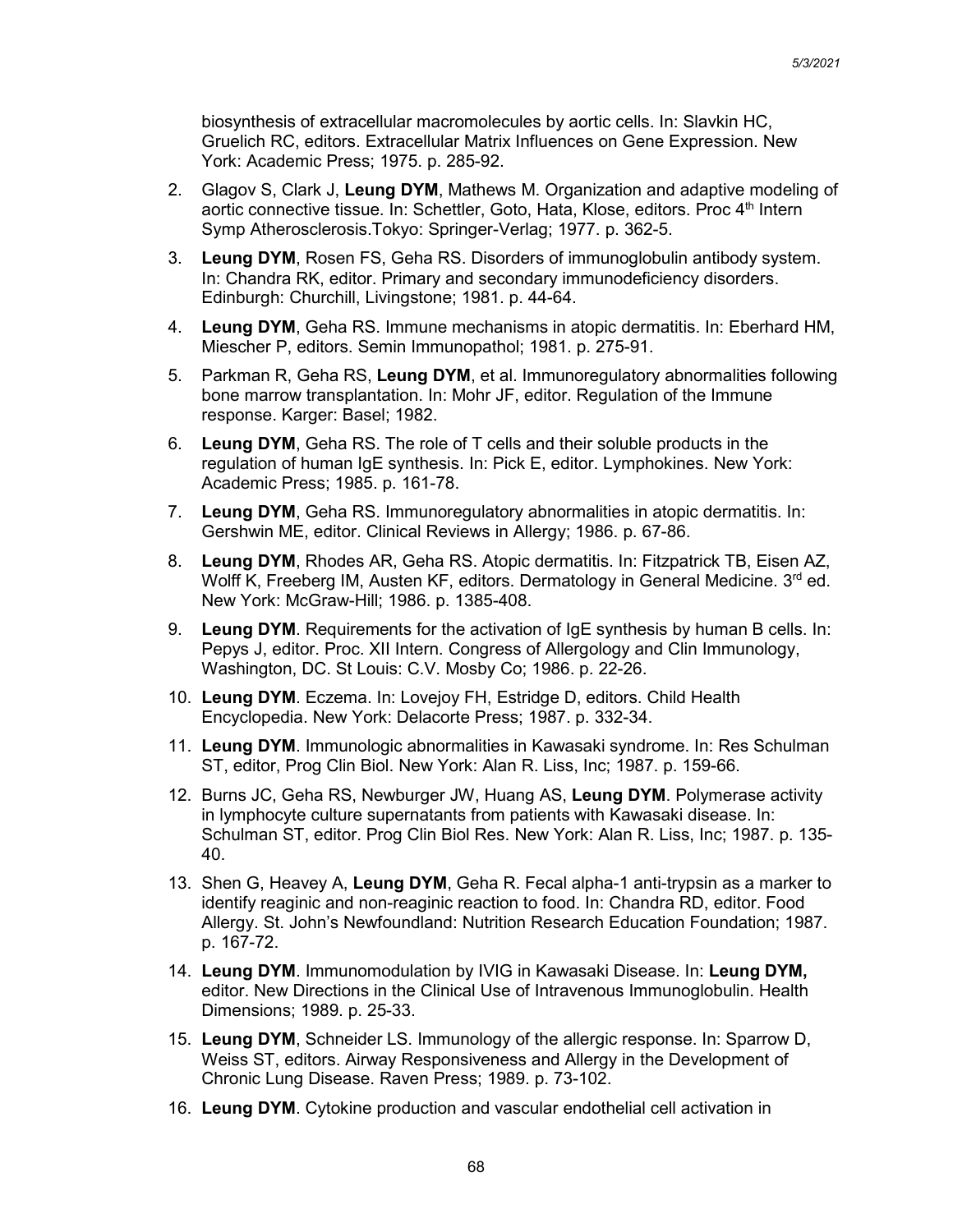biosynthesis of extracellular macromolecules by aortic cells. In: Slavkin HC, Gruelich RC, editors. Extracellular Matrix Influences on Gene Expression. New York: Academic Press; 1975. p. 285-92.

2. Glagov S, Clark J, **Leung DYM**, Mathews M. Organization and adaptive modeling of aortic connective tissue. In: Schettler, Goto, Hata, Klose, editors. Proc 4th Intern Symp Atherosclerosis.Tokyo: Springer-Verlag; 1977. p. 362-5.
3. **Leung DYM**, Rosen FS, Geha RS. Disorders of immunoglobulin antibody system. In: Chandra RK, editor. Primary and secondary immunodeficiency disorders. Edinburgh: Churchill, Livingstone; 1981. p. 44-64.
4. **Leung DYM**, Geha RS. Immune mechanisms in atopic dermatitis. In: Eberhard HM, Miescher P, editors. Semin Immunopathol; 1981. p. 275-91.
5. Parkman R, Geha RS, **Leung DYM**, et al. Immunoregulatory abnormalities following bone marrow transplantation. In: Mohr JF, editor. Regulation of the Immune response. Karger: Basel; 1982.
6. **Leung DYM**, Geha RS. The role of T cells and their soluble products in the regulation of human IgE synthesis. In: Pick E, editor. Lymphokines. New York: Academic Press; 1985. p. 161-78.
7. **Leung DYM**, Geha RS. Immunoregulatory abnormalities in atopic dermatitis. In: Gershwin ME, editor. Clinical Reviews in Allergy; 1986. p. 67-86.
8. **Leung DYM**, Rhodes AR, Geha RS. Atopic dermatitis. In: Fitzpatrick TB, Eisen AZ, Wolff K, Freeberg IM, Austen KF, editors. Dermatology in General Medicine. 3rd ed. New York: McGraw-Hill; 1986. p. 1385-408.
9. **Leung DYM**. Requirements for the activation of IgE synthesis by human B cells. In: Pepys J, editor. Proc. XII Intern. Congress of Allergology and Clin Immunology, Washington, DC. St Louis: C.V. Mosby Co; 1986. p. 22-26.
10. **Leung DYM**. Eczema. In: Lovejoy FH, Estridge D, editors. Child Health Encyclopedia. New York: Delacorte Press; 1987. p. 332-34.
11. **Leung DYM**. Immunologic abnormalities in Kawasaki syndrome. In: Res Schulman ST, editor, Prog Clin Biol. New York: Alan R. Liss, Inc; 1987. p. 159-66.
12. Burns JC, Geha RS, Newburger JW, Huang AS, **Leung DYM**. Polymerase activity in lymphocyte culture supernatants from patients with Kawasaki disease. In: Schulman ST, editor. Prog Clin Biol Res. New York: Alan R. Liss, Inc; 1987. p. 135-40.
13. Shen G, Heavey A, **Leung DYM**, Geha R. Fecal alpha-1 anti-trypsin as a marker to identify reaginic and non-reaginic reaction to food. In: Chandra RD, editor. Food Allergy. St. John's Newfoundland: Nutrition Research Education Foundation; 1987. p. 167-72.
14. **Leung DYM**. Immunomodulation by IVIG in Kawasaki Disease. In: **Leung DYM,** editor. New Directions in the Clinical Use of Intravenous Immunoglobulin. Health Dimensions; 1989. p. 25-33.
15. **Leung DYM**, Schneider LS. Immunology of the allergic response. In: Sparrow D, Weiss ST, editors. Airway Responsiveness and Allergy in the Development of Chronic Lung Disease. Raven Press; 1989. p. 73-102.
16. **Leung DYM**. Cytokine production and vascular endothelial cell activation in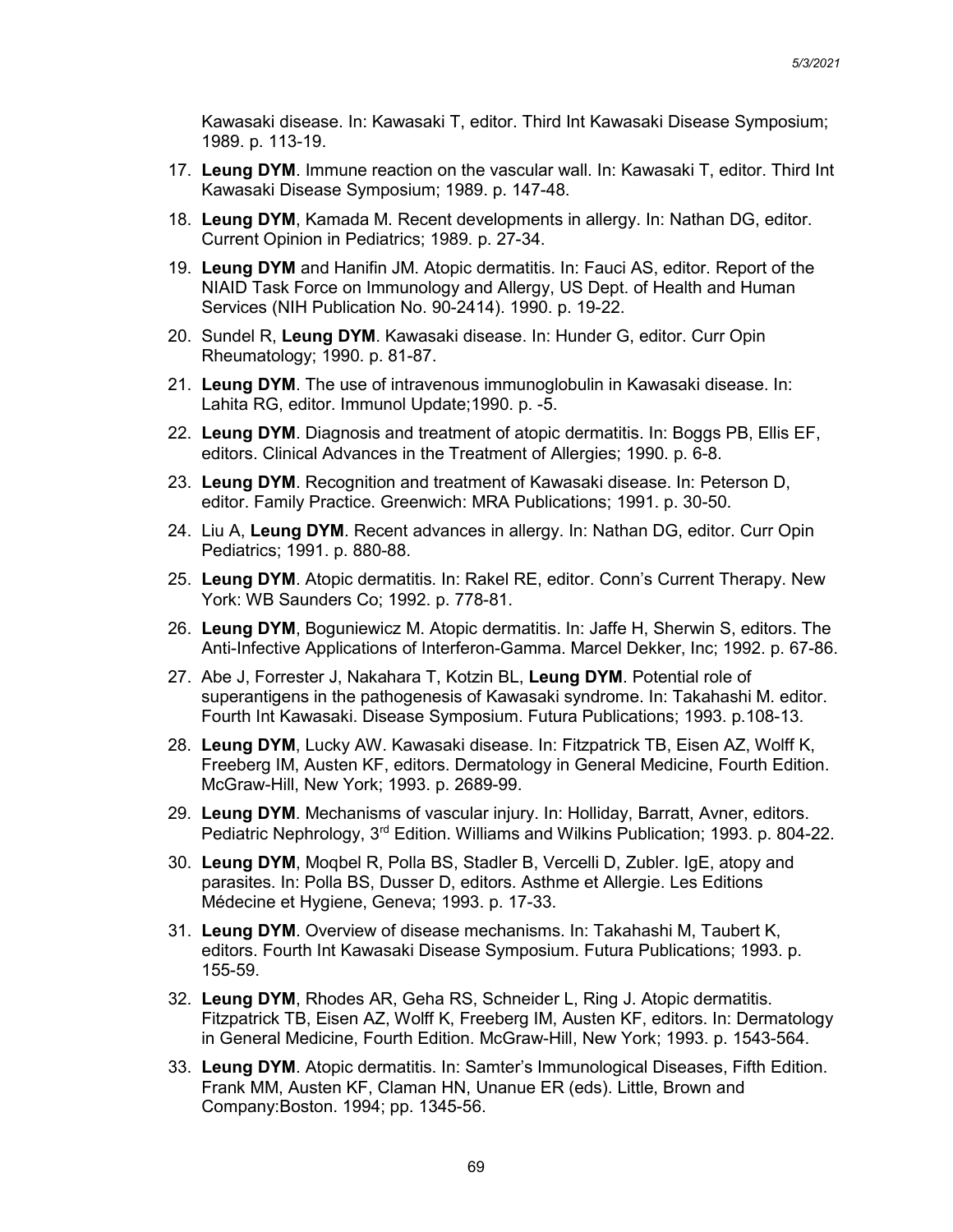Kawasaki disease. In: Kawasaki T, editor. Third Int Kawasaki Disease Symposium; 1989. p. 113-19.

17. **Leung DYM**. Immune reaction on the vascular wall. In: Kawasaki T, editor. Third Int Kawasaki Disease Symposium; 1989. p. 147-48.
18. **Leung DYM**, Kamada M. Recent developments in allergy. In: Nathan DG, editor. Current Opinion in Pediatrics; 1989. p. 27-34.
19. **Leung DYM** and Hanifin JM. Atopic dermatitis. In: Fauci AS, editor. Report of the NIAID Task Force on Immunology and Allergy, US Dept. of Health and Human Services (NIH Publication No. 90-2414). 1990. p. 19-22.
20. Sundel R, **Leung DYM**. Kawasaki disease. In: Hunder G, editor. Curr Opin Rheumatology; 1990. p. 81-87.
21. **Leung DYM**. The use of intravenous immunoglobulin in Kawasaki disease. In: Lahita RG, editor. Immunol Update;1990. p. -5.
22. **Leung DYM**. Diagnosis and treatment of atopic dermatitis. In: Boggs PB, Ellis EF, editors. Clinical Advances in the Treatment of Allergies; 1990. p. 6-8.
23. **Leung DYM**. Recognition and treatment of Kawasaki disease. In: Peterson D, editor. Family Practice. Greenwich: MRA Publications; 1991. p. 30-50.
24. Liu A, **Leung DYM**. Recent advances in allergy. In: Nathan DG, editor. Curr Opin Pediatrics; 1991. p. 880-88.
25. **Leung DYM**. Atopic dermatitis. In: Rakel RE, editor. Conn's Current Therapy. New York: WB Saunders Co; 1992. p. 778-81.
26. **Leung DYM**, Boguniewicz M. Atopic dermatitis. In: Jaffe H, Sherwin S, editors. The Anti-Infective Applications of Interferon-Gamma. Marcel Dekker, Inc; 1992. p. 67-86.
27. Abe J, Forrester J, Nakahara T, Kotzin BL, **Leung DYM**. Potential role of superantigens in the pathogenesis of Kawasaki syndrome. In: Takahashi M. editor. Fourth Int Kawasaki. Disease Symposium. Futura Publications; 1993. p.108-13.
28. **Leung DYM**, Lucky AW. Kawasaki disease. In: Fitzpatrick TB, Eisen AZ, Wolff K, Freeberg IM, Austen KF, editors. Dermatology in General Medicine, Fourth Edition. McGraw-Hill, New York; 1993. p. 2689-99.
29. **Leung DYM**. Mechanisms of vascular injury. In: Holliday, Barratt, Avner, editors. Pediatric Nephrology, 3rd Edition. Williams and Wilkins Publication; 1993. p. 804-22.
30. **Leung DYM**, Moqbel R, Polla BS, Stadler B, Vercelli D, Zubler. IgE, atopy and parasites. In: Polla BS, Dusser D, editors. Asthme et Allergie. Les Editions Médecine et Hygiene, Geneva; 1993. p. 17-33.
31. **Leung DYM**. Overview of disease mechanisms. In: Takahashi M, Taubert K, editors. Fourth Int Kawasaki Disease Symposium. Futura Publications; 1993. p. 155-59.
32. **Leung DYM**, Rhodes AR, Geha RS, Schneider L, Ring J. Atopic dermatitis. Fitzpatrick TB, Eisen AZ, Wolff K, Freeberg IM, Austen KF, editors. In: Dermatology in General Medicine, Fourth Edition. McGraw-Hill, New York; 1993. p. 1543-564.
33. **Leung DYM**. Atopic dermatitis. In: Samter's Immunological Diseases, Fifth Edition. Frank MM, Austen KF, Claman HN, Unanue ER (eds). Little, Brown and Company:Boston. 1994; pp. 1345-56.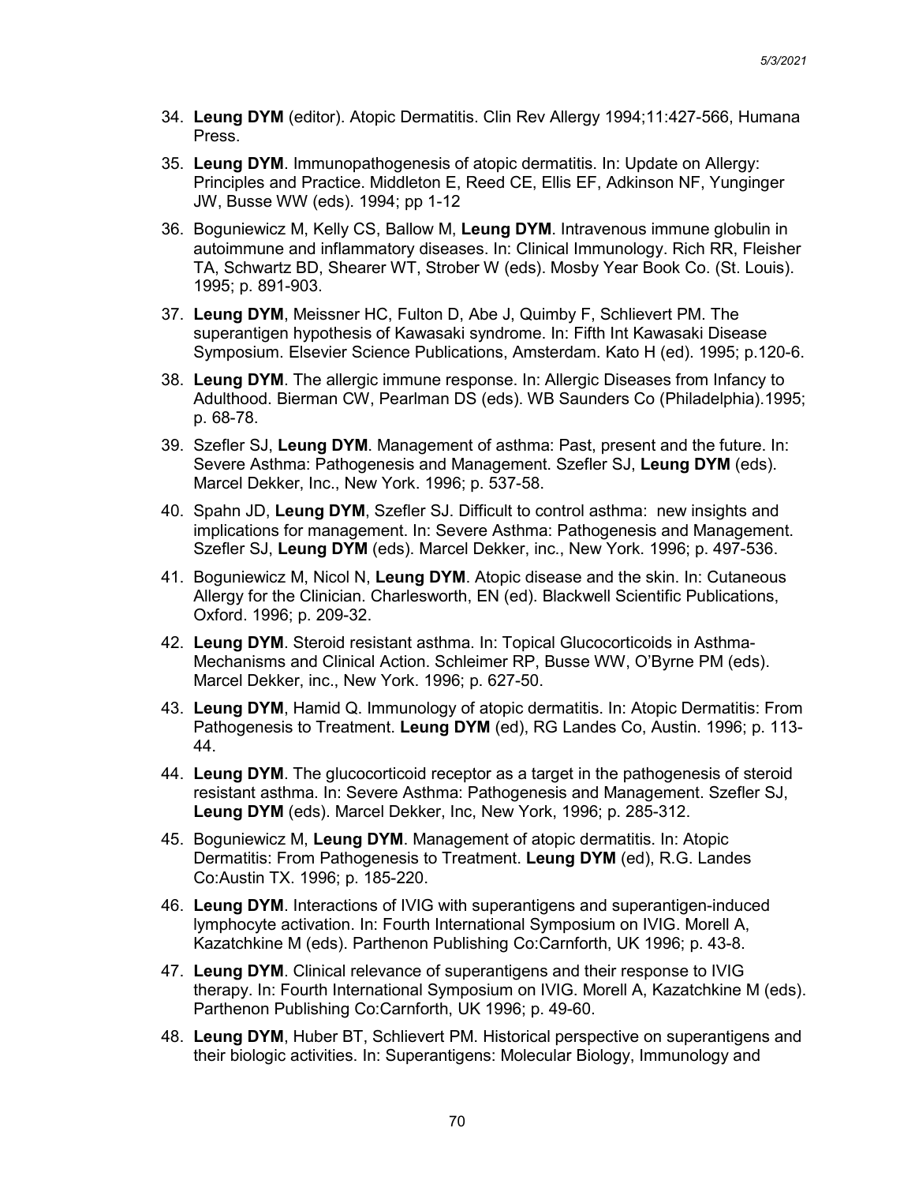34. **Leung DYM** (editor). Atopic Dermatitis. Clin Rev Allergy 1994;11:427-566, Humana Press.
35. **Leung DYM**. Immunopathogenesis of atopic dermatitis. In: Update on Allergy: Principles and Practice. Middleton E, Reed CE, Ellis EF, Adkinson NF, Yunginger JW, Busse WW (eds). 1994; pp 1-12
36. Boguniewicz M, Kelly CS, Ballow M, **Leung DYM**. Intravenous immune globulin in autoimmune and inflammatory diseases. In: Clinical Immunology. Rich RR, Fleisher TA, Schwartz BD, Shearer WT, Strober W (eds). Mosby Year Book Co. (St. Louis). 1995; p. 891-903.
37. **Leung DYM**, Meissner HC, Fulton D, Abe J, Quimby F, Schlievert PM. The superantigen hypothesis of Kawasaki syndrome. In: Fifth Int Kawasaki Disease Symposium. Elsevier Science Publications, Amsterdam. Kato H (ed). 1995; p.120-6.
38. **Leung DYM**. The allergic immune response. In: Allergic Diseases from Infancy to Adulthood. Bierman CW, Pearlman DS (eds). WB Saunders Co (Philadelphia).1995; p. 68-78.
39. Szefler SJ, **Leung DYM**. Management of asthma: Past, present and the future. In: Severe Asthma: Pathogenesis and Management. Szefler SJ, **Leung DYM** (eds). Marcel Dekker, Inc., New York. 1996; p. 537-58.
40. Spahn JD, **Leung DYM**, Szefler SJ. Difficult to control asthma: new insights and implications for management. In: Severe Asthma: Pathogenesis and Management. Szefler SJ, **Leung DYM** (eds). Marcel Dekker, inc., New York. 1996; p. 497-536.
41. Boguniewicz M, Nicol N, **Leung DYM**. Atopic disease and the skin. In: Cutaneous Allergy for the Clinician. Charlesworth, EN (ed). Blackwell Scientific Publications, Oxford. 1996; p. 209-32.
42. **Leung DYM**. Steroid resistant asthma. In: Topical Glucocorticoids in Asthma-Mechanisms and Clinical Action. Schleimer RP, Busse WW, O'Byrne PM (eds). Marcel Dekker, inc., New York. 1996; p. 627-50.
43. **Leung DYM**, Hamid Q. Immunology of atopic dermatitis. In: Atopic Dermatitis: From Pathogenesis to Treatment. **Leung DYM** (ed), RG Landes Co, Austin. 1996; p. 113-44.
44. **Leung DYM**. The glucocorticoid receptor as a target in the pathogenesis of steroid resistant asthma. In: Severe Asthma: Pathogenesis and Management. Szefler SJ, **Leung DYM** (eds). Marcel Dekker, Inc, New York, 1996; p. 285-312.
45. Boguniewicz M, **Leung DYM**. Management of atopic dermatitis. In: Atopic Dermatitis: From Pathogenesis to Treatment. **Leung DYM** (ed), R.G. Landes Co:Austin TX. 1996; p. 185-220.
46. **Leung DYM**. Interactions of IVIG with superantigens and superantigen-induced lymphocyte activation. In: Fourth International Symposium on IVIG. Morell A, Kazatchkine M (eds). Parthenon Publishing Co:Carnforth, UK 1996; p. 43-8.
47. **Leung DYM**. Clinical relevance of superantigens and their response to IVIG therapy. In: Fourth International Symposium on IVIG. Morell A, Kazatchkine M (eds). Parthenon Publishing Co:Carnforth, UK 1996; p. 49-60.
48. **Leung DYM**, Huber BT, Schlievert PM. Historical perspective on superantigens and their biologic activities. In: Superantigens: Molecular Biology, Immunology and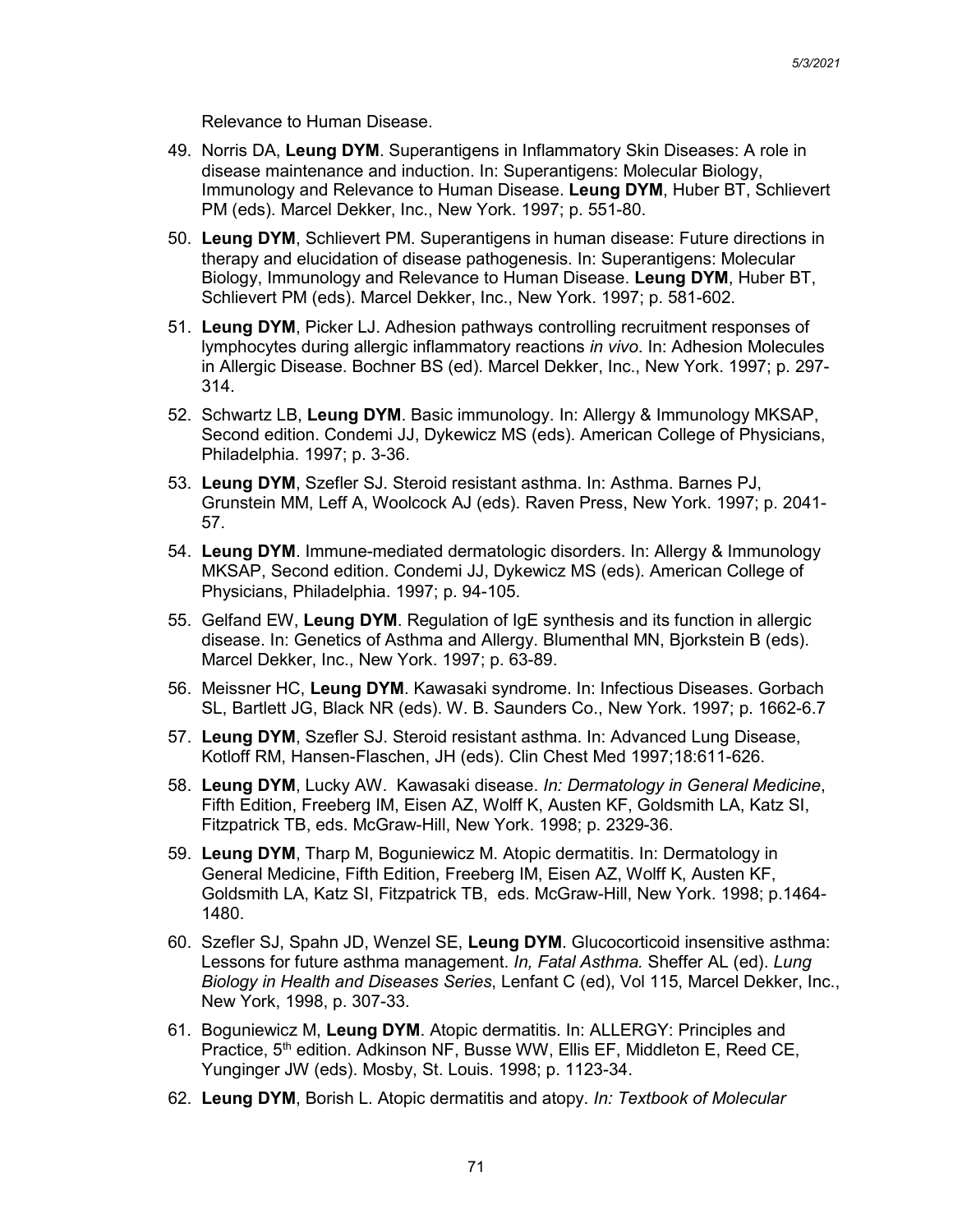Relevance to Human Disease.

49. Norris DA, **Leung DYM**. Superantigens in Inflammatory Skin Diseases: A role in disease maintenance and induction. In: Superantigens: Molecular Biology, Immunology and Relevance to Human Disease. **Leung DYM**, Huber BT, Schlievert PM (eds). Marcel Dekker, Inc., New York. 1997; p. 551-80.

50. **Leung DYM**, Schlievert PM. Superantigens in human disease: Future directions in therapy and elucidation of disease pathogenesis. In: Superantigens: Molecular Biology, Immunology and Relevance to Human Disease. **Leung DYM**, Huber BT, Schlievert PM (eds). Marcel Dekker, Inc., New York. 1997; p. 581-602.

51. **Leung DYM**, Picker LJ. Adhesion pathways controlling recruitment responses of lymphocytes during allergic inflammatory reactions *in vivo*. In: Adhesion Molecules in Allergic Disease. Bochner BS (ed). Marcel Dekker, Inc., New York. 1997; p. 297-314.

52. Schwartz LB, **Leung DYM**. Basic immunology. In: Allergy & Immunology MKSAP, Second edition. Condemi JJ, Dykewicz MS (eds). American College of Physicians, Philadelphia. 1997; p. 3-36.

53. **Leung DYM**, Szefler SJ. Steroid resistant asthma. In: Asthma. Barnes PJ, Grunstein MM, Leff A, Woolcock AJ (eds). Raven Press, New York. 1997; p. 2041-57.

54. **Leung DYM**. Immune-mediated dermatologic disorders. In: Allergy & Immunology MKSAP, Second edition. Condemi JJ, Dykewicz MS (eds). American College of Physicians, Philadelphia. 1997; p. 94-105.

55. Gelfand EW, **Leung DYM**. Regulation of IgE synthesis and its function in allergic disease. In: Genetics of Asthma and Allergy. Blumenthal MN, Bjorkstein B (eds). Marcel Dekker, Inc., New York. 1997; p. 63-89.

56. Meissner HC, **Leung DYM**. Kawasaki syndrome. In: Infectious Diseases. Gorbach SL, Bartlett JG, Black NR (eds). W. B. Saunders Co., New York. 1997; p. 1662-6.7

57. **Leung DYM**, Szefler SJ. Steroid resistant asthma. In: Advanced Lung Disease, Kotloff RM, Hansen-Flaschen, JH (eds). Clin Chest Med 1997;18:611-626.

58. **Leung DYM**, Lucky AW. Kawasaki disease. *In: Dermatology in General Medicine*, Fifth Edition, Freeberg IM, Eisen AZ, Wolff K, Austen KF, Goldsmith LA, Katz SI, Fitzpatrick TB, eds. McGraw-Hill, New York. 1998; p. 2329-36.

59. **Leung DYM**, Tharp M, Boguniewicz M. Atopic dermatitis. In: Dermatology in General Medicine, Fifth Edition, Freeberg IM, Eisen AZ, Wolff K, Austen KF, Goldsmith LA, Katz SI, Fitzpatrick TB, eds. McGraw-Hill, New York. 1998; p.1464-1480.

60. Szefler SJ, Spahn JD, Wenzel SE, **Leung DYM**. Glucocorticoid insensitive asthma: Lessons for future asthma management. *In, Fatal Asthma.* Sheffer AL (ed). *Lung Biology in Health and Diseases Series*, Lenfant C (ed), Vol 115, Marcel Dekker, Inc., New York, 1998, p. 307-33.

61. Boguniewicz M, **Leung DYM**. Atopic dermatitis. In: ALLERGY: Principles and Practice, 5th edition. Adkinson NF, Busse WW, Ellis EF, Middleton E, Reed CE, Yunginger JW (eds). Mosby, St. Louis. 1998; p. 1123-34.

62. **Leung DYM**, Borish L. Atopic dermatitis and atopy. *In: Textbook of Molecular*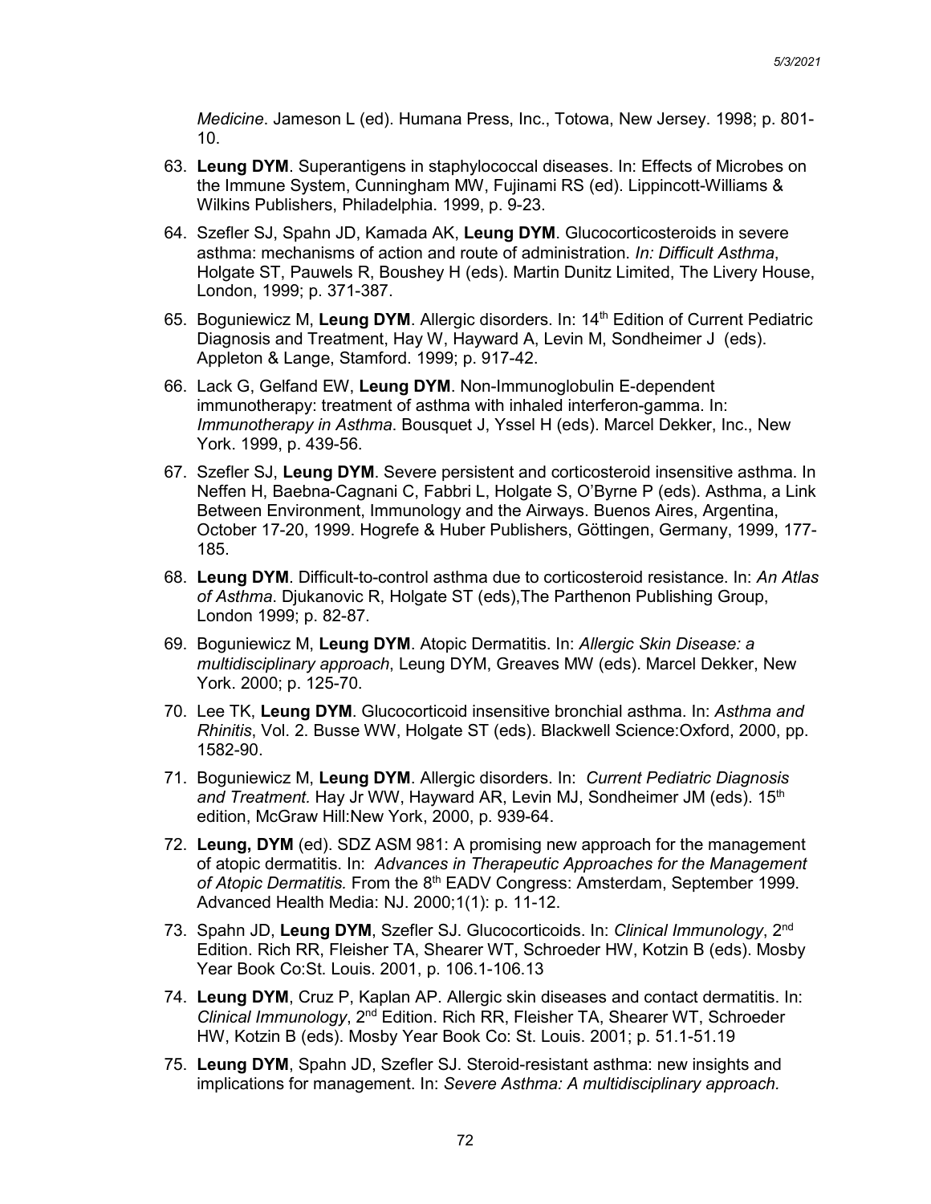*Medicine*. Jameson L (ed). Humana Press, Inc., Totowa, New Jersey. 1998; p. 801-10.

63. **Leung DYM**. Superantigens in staphylococcal diseases. In: Effects of Microbes on the Immune System, Cunningham MW, Fujinami RS (ed). Lippincott-Williams & Wilkins Publishers, Philadelphia. 1999, p. 9-23.

64. Szefler SJ, Spahn JD, Kamada AK, **Leung DYM**. Glucocorticosteroids in severe asthma: mechanisms of action and route of administration. *In: Difficult Asthma*, Holgate ST, Pauwels R, Boushey H (eds). Martin Dunitz Limited, The Livery House, London, 1999; p. 371-387.

65. Boguniewicz M, **Leung DYM**. Allergic disorders. In: 14th Edition of Current Pediatric Diagnosis and Treatment, Hay W, Hayward A, Levin M, Sondheimer J (eds). Appleton & Lange, Stamford. 1999; p. 917-42.

66. Lack G, Gelfand EW, **Leung DYM**. Non-Immunoglobulin E-dependent immunotherapy: treatment of asthma with inhaled interferon-gamma. In: *Immunotherapy in Asthma*. Bousquet J, Yssel H (eds). Marcel Dekker, Inc., New York. 1999, p. 439-56.

67. Szefler SJ, **Leung DYM**. Severe persistent and corticosteroid insensitive asthma. In Neffen H, Baebna-Cagnani C, Fabbri L, Holgate S, O'Byrne P (eds). Asthma, a Link Between Environment, Immunology and the Airways. Buenos Aires, Argentina, October 17-20, 1999. Hogrefe & Huber Publishers, Göttingen, Germany, 1999, 177-185.

68. **Leung DYM**. Difficult-to-control asthma due to corticosteroid resistance. In: *An Atlas of Asthma*. Djukanovic R, Holgate ST (eds),The Parthenon Publishing Group, London 1999; p. 82-87.

69. Boguniewicz M, **Leung DYM**. Atopic Dermatitis. In: *Allergic Skin Disease: a multidisciplinary approach*, Leung DYM, Greaves MW (eds). Marcel Dekker, New York. 2000; p. 125-70.

70. Lee TK, **Leung DYM**. Glucocorticoid insensitive bronchial asthma. In: *Asthma and Rhinitis*, Vol. 2. Busse WW, Holgate ST (eds). Blackwell Science:Oxford, 2000, pp. 1582-90.

71. Boguniewicz M, **Leung DYM**. Allergic disorders. In: *Current Pediatric Diagnosis and Treatment.* Hay Jr WW, Hayward AR, Levin MJ, Sondheimer JM (eds). 15th edition, McGraw Hill:New York, 2000, p. 939-64.

72. **Leung, DYM** (ed). SDZ ASM 981: A promising new approach for the management of atopic dermatitis. In: *Advances in Therapeutic Approaches for the Management of Atopic Dermatitis.* From the 8th EADV Congress: Amsterdam, September 1999. Advanced Health Media: NJ. 2000;1(1): p. 11-12.

73. Spahn JD, **Leung DYM**, Szefler SJ. Glucocorticoids. In: *Clinical Immunology*, 2nd Edition. Rich RR, Fleisher TA, Shearer WT, Schroeder HW, Kotzin B (eds). Mosby Year Book Co:St. Louis. 2001, p. 106.1-106.13

74. **Leung DYM**, Cruz P, Kaplan AP. Allergic skin diseases and contact dermatitis. In: *Clinical Immunology*, 2nd Edition. Rich RR, Fleisher TA, Shearer WT, Schroeder HW, Kotzin B (eds). Mosby Year Book Co: St. Louis. 2001; p. 51.1-51.19

75. **Leung DYM**, Spahn JD, Szefler SJ. Steroid-resistant asthma: new insights and implications for management. In: *Severe Asthma: A multidisciplinary approach.*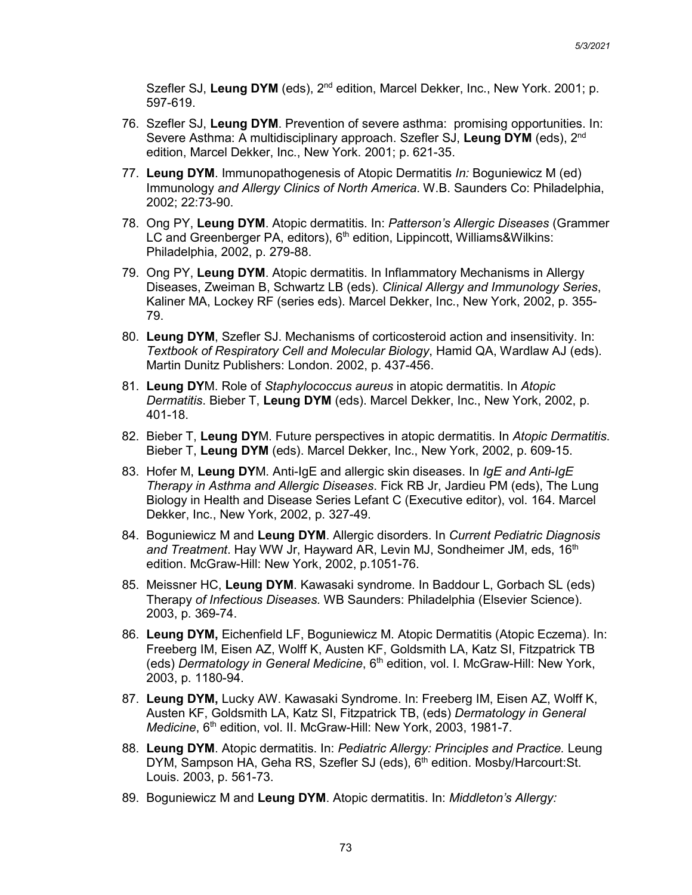Szefler SJ, **Leung DYM** (eds), 2nd edition, Marcel Dekker, Inc., New York. 2001; p. 597-619.

76. Szefler SJ, **Leung DYM**. Prevention of severe asthma: promising opportunities. In: Severe Asthma: A multidisciplinary approach. Szefler SJ, **Leung DYM** (eds), 2nd edition, Marcel Dekker, Inc., New York. 2001; p. 621-35.

77. **Leung DYM**. Immunopathogenesis of Atopic Dermatitis *In:* Boguniewicz M (ed) Immunology *and Allergy Clinics of North America*. W.B. Saunders Co: Philadelphia, 2002; 22:73-90.

78. Ong PY, **Leung DYM**. Atopic dermatitis. In: *Patterson's Allergic Diseases* (Grammer LC and Greenberger PA, editors), 6th edition, Lippincott, Williams&Wilkins: Philadelphia, 2002, p. 279-88.

79. Ong PY, **Leung DYM**. Atopic dermatitis. In Inflammatory Mechanisms in Allergy Diseases, Zweiman B, Schwartz LB (eds). *Clinical Allergy and Immunology Series*, Kaliner MA, Lockey RF (series eds). Marcel Dekker, Inc., New York, 2002, p. 355-79.

80. **Leung DYM**, Szefler SJ. Mechanisms of corticosteroid action and insensitivity. In: *Textbook of Respiratory Cell and Molecular Biology*, Hamid QA, Wardlaw AJ (eds). Martin Dunitz Publishers: London. 2002, p. 437-456.

81. **Leung DY**M. Role of *Staphylococcus aureus* in atopic dermatitis. In *Atopic Dermatitis*. Bieber T, **Leung DYM** (eds). Marcel Dekker, Inc., New York, 2002, p. 401-18.

82. Bieber T, **Leung DY**M. Future perspectives in atopic dermatitis. In *Atopic Dermatitis*. Bieber T, **Leung DYM** (eds). Marcel Dekker, Inc., New York, 2002, p. 609-15.

83. Hofer M, **Leung DY**M. Anti-IgE and allergic skin diseases. In *IgE and Anti-IgE Therapy in Asthma and Allergic Diseases*. Fick RB Jr, Jardieu PM (eds), The Lung Biology in Health and Disease Series Lefant C (Executive editor), vol. 164. Marcel Dekker, Inc., New York, 2002, p. 327-49.

84. Boguniewicz M and **Leung DYM**. Allergic disorders. In *Current Pediatric Diagnosis and Treatment*. Hay WW Jr, Hayward AR, Levin MJ, Sondheimer JM, eds, 16th edition. McGraw-Hill: New York, 2002, p.1051-76.

85. Meissner HC, **Leung DYM**. Kawasaki syndrome. In Baddour L, Gorbach SL (eds) Therapy *of Infectious Diseases.* WB Saunders: Philadelphia (Elsevier Science). 2003, p. 369-74.

86. **Leung DYM,** Eichenfield LF, Boguniewicz M. Atopic Dermatitis (Atopic Eczema). In: Freeberg IM, Eisen AZ, Wolff K, Austen KF, Goldsmith LA, Katz SI, Fitzpatrick TB (eds) *Dermatology in General Medicine*, 6th edition, vol. I. McGraw-Hill: New York, 2003, p. 1180-94.

87. **Leung DYM,** Lucky AW. Kawasaki Syndrome. In: Freeberg IM, Eisen AZ, Wolff K, Austen KF, Goldsmith LA, Katz SI, Fitzpatrick TB, (eds) *Dermatology in General Medicine*, 6th edition, vol. II. McGraw-Hill: New York, 2003, 1981-7.

88. **Leung DYM**. Atopic dermatitis. In: *Pediatric Allergy: Principles and Practice.* Leung DYM, Sampson HA, Geha RS, Szefler SJ (eds), 6th edition. Mosby/Harcourt:St. Louis. 2003, p. 561-73.

89. Boguniewicz M and **Leung DYM**. Atopic dermatitis. In: *Middleton's Allergy:*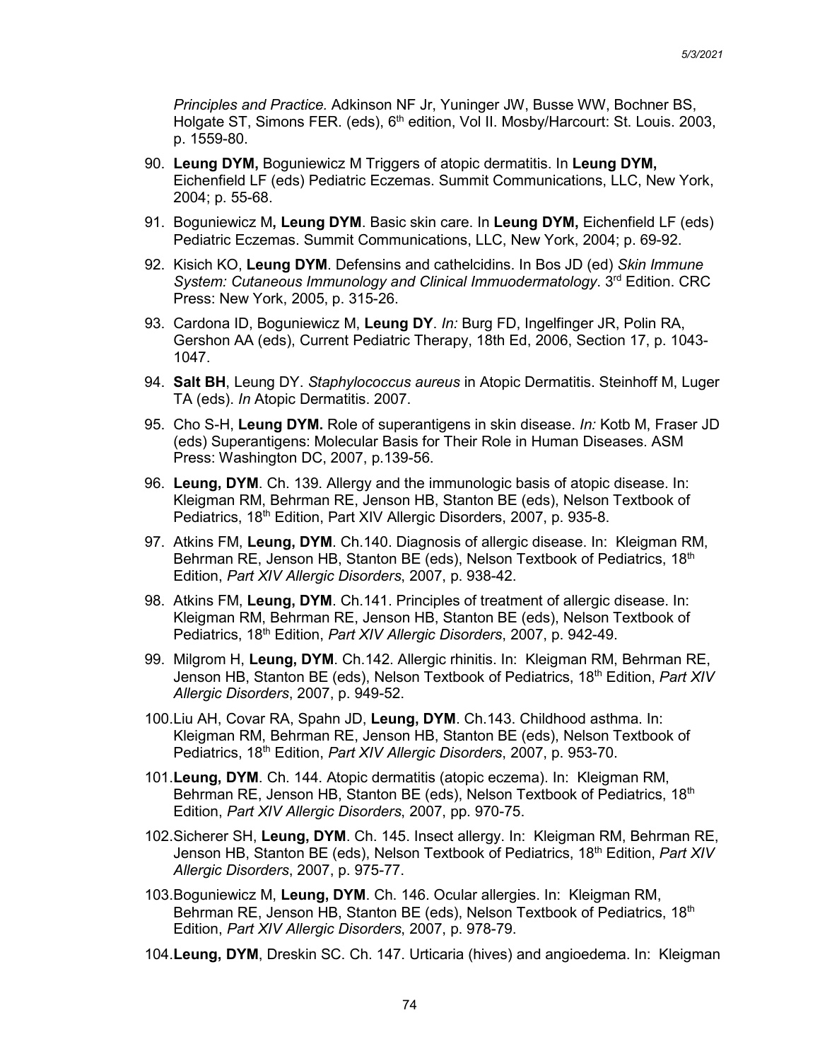*Principles and Practice.* Adkinson NF Jr, Yuninger JW, Busse WW, Bochner BS, Holgate ST, Simons FER. (eds), 6th edition, Vol II. Mosby/Harcourt: St. Louis. 2003, p. 1559-80.

90. **Leung DYM,** Boguniewicz M Triggers of atopic dermatitis. In **Leung DYM,** Eichenfield LF (eds) Pediatric Eczemas. Summit Communications, LLC, New York, 2004; p. 55-68.

91. Boguniewicz M**, Leung DYM**. Basic skin care. In **Leung DYM,** Eichenfield LF (eds) Pediatric Eczemas. Summit Communications, LLC, New York, 2004; p. 69-92.

92. Kisich KO, **Leung DYM**. Defensins and cathelcidins. In Bos JD (ed) *Skin Immune System: Cutaneous Immunology and Clinical Immuodermatology*. 3rd Edition. CRC Press: New York, 2005, p. 315-26.

93. Cardona ID, Boguniewicz M, **Leung DY**. *In:* Burg FD, Ingelfinger JR, Polin RA, Gershon AA (eds), Current Pediatric Therapy, 18th Ed, 2006, Section 17, p. 1043-1047.

94. **Salt BH**, Leung DY. *Staphylococcus aureus* in Atopic Dermatitis. Steinhoff M, Luger TA (eds). *In* Atopic Dermatitis. 2007.

95. Cho S-H, **Leung DYM.** Role of superantigens in skin disease. *In:* Kotb M, Fraser JD (eds) Superantigens: Molecular Basis for Their Role in Human Diseases. ASM Press: Washington DC, 2007, p.139-56.

96. **Leung, DYM**. Ch. 139. Allergy and the immunologic basis of atopic disease. In: Kleigman RM, Behrman RE, Jenson HB, Stanton BE (eds), Nelson Textbook of Pediatrics, 18th Edition, Part XIV Allergic Disorders, 2007, p. 935-8.

97. Atkins FM, **Leung, DYM**. Ch.140. Diagnosis of allergic disease. In: Kleigman RM, Behrman RE, Jenson HB, Stanton BE (eds), Nelson Textbook of Pediatrics, 18th Edition, *Part XIV Allergic Disorders*, 2007, p. 938-42.

98. Atkins FM, **Leung, DYM**. Ch.141. Principles of treatment of allergic disease. In: Kleigman RM, Behrman RE, Jenson HB, Stanton BE (eds), Nelson Textbook of Pediatrics, 18th Edition, *Part XIV Allergic Disorders*, 2007, p. 942-49.

99. Milgrom H, **Leung, DYM**. Ch.142. Allergic rhinitis. In: Kleigman RM, Behrman RE, Jenson HB, Stanton BE (eds), Nelson Textbook of Pediatrics, 18th Edition, *Part XIV Allergic Disorders*, 2007, p. 949-52.

100. Liu AH, Covar RA, Spahn JD, **Leung, DYM**. Ch.143. Childhood asthma. In: Kleigman RM, Behrman RE, Jenson HB, Stanton BE (eds), Nelson Textbook of Pediatrics, 18th Edition, *Part XIV Allergic Disorders*, 2007, p. 953-70.

101. **Leung, DYM**. Ch. 144. Atopic dermatitis (atopic eczema). In: Kleigman RM, Behrman RE, Jenson HB, Stanton BE (eds), Nelson Textbook of Pediatrics, 18th Edition, *Part XIV Allergic Disorders*, 2007, pp. 970-75.

102. Sicherer SH, **Leung, DYM**. Ch. 145. Insect allergy. In: Kleigman RM, Behrman RE, Jenson HB, Stanton BE (eds), Nelson Textbook of Pediatrics, 18th Edition, *Part XIV Allergic Disorders*, 2007, p. 975-77.

103. Boguniewicz M, **Leung, DYM**. Ch. 146. Ocular allergies. In: Kleigman RM, Behrman RE, Jenson HB, Stanton BE (eds), Nelson Textbook of Pediatrics, 18th Edition, *Part XIV Allergic Disorders*, 2007, p. 978-79.

104. **Leung, DYM**, Dreskin SC. Ch. 147. Urticaria (hives) and angioedema. In: Kleigman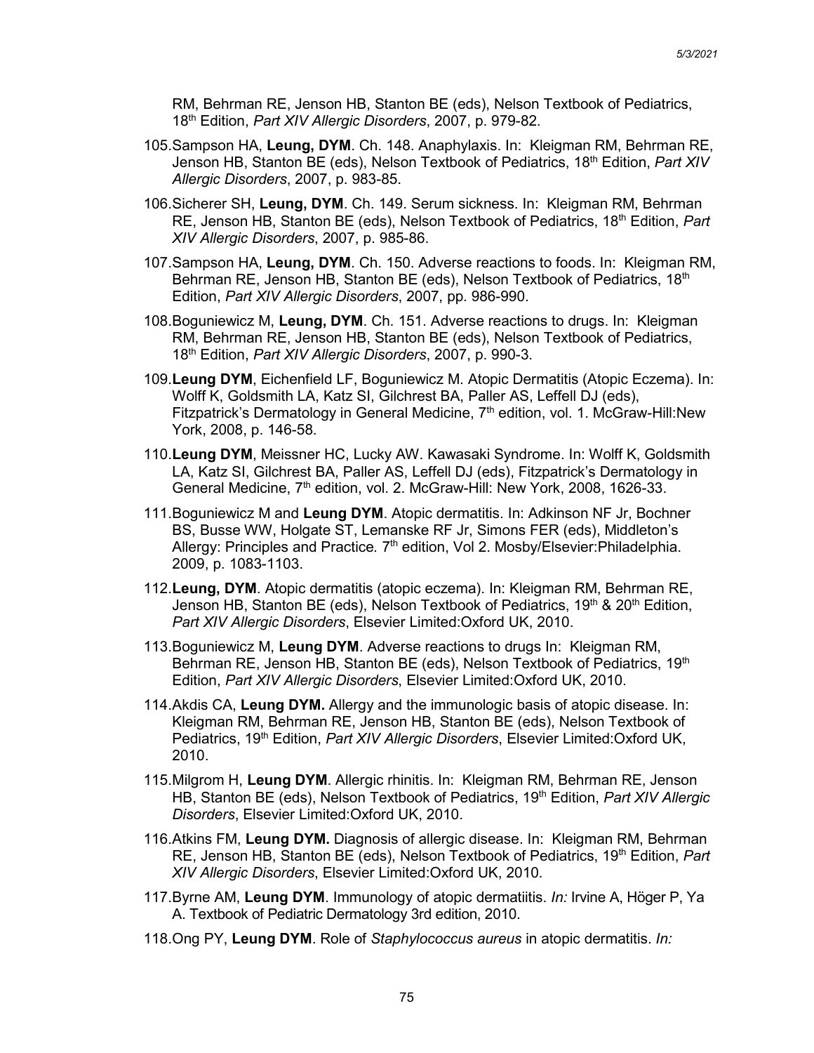RM, Behrman RE, Jenson HB, Stanton BE (eds), Nelson Textbook of Pediatrics, 18th Edition, *Part XIV Allergic Disorders*, 2007, p. 979-82.

105. Sampson HA, **Leung, DYM**. Ch. 148. Anaphylaxis. In: Kleigman RM, Behrman RE, Jenson HB, Stanton BE (eds), Nelson Textbook of Pediatrics, 18th Edition, *Part XIV Allergic Disorders*, 2007, p. 983-85.

106. Sicherer SH, **Leung, DYM**. Ch. 149. Serum sickness. In: Kleigman RM, Behrman RE, Jenson HB, Stanton BE (eds), Nelson Textbook of Pediatrics, 18th Edition, *Part XIV Allergic Disorders*, 2007, p. 985-86.

107. Sampson HA, **Leung, DYM**. Ch. 150. Adverse reactions to foods. In: Kleigman RM, Behrman RE, Jenson HB, Stanton BE (eds), Nelson Textbook of Pediatrics, 18th Edition, *Part XIV Allergic Disorders*, 2007, pp. 986-990.

108. Boguniewicz M, **Leung, DYM**. Ch. 151. Adverse reactions to drugs. In: Kleigman RM, Behrman RE, Jenson HB, Stanton BE (eds), Nelson Textbook of Pediatrics, 18th Edition, *Part XIV Allergic Disorders*, 2007, p. 990-3.

109. **Leung DYM**, Eichenfield LF, Boguniewicz M. Atopic Dermatitis (Atopic Eczema). In: Wolff K, Goldsmith LA, Katz SI, Gilchrest BA, Paller AS, Leffell DJ (eds), Fitzpatrick's Dermatology in General Medicine, 7th edition, vol. 1. McGraw-Hill:New York, 2008, p. 146-58.

110. **Leung DYM**, Meissner HC, Lucky AW. Kawasaki Syndrome. In: Wolff K, Goldsmith LA, Katz SI, Gilchrest BA, Paller AS, Leffell DJ (eds), Fitzpatrick's Dermatology in General Medicine, 7th edition, vol. 2. McGraw-Hill: New York, 2008, 1626-33.

111. Boguniewicz M and **Leung DYM**. Atopic dermatitis. In: Adkinson NF Jr, Bochner BS, Busse WW, Holgate ST, Lemanske RF Jr, Simons FER (eds), Middleton's Allergy: Principles and Practice*.* 7th edition, Vol 2. Mosby/Elsevier:Philadelphia. 2009, p. 1083-1103.

112. **Leung, DYM**. Atopic dermatitis (atopic eczema). In: Kleigman RM, Behrman RE, Jenson HB, Stanton BE (eds), Nelson Textbook of Pediatrics, 19th & 20th Edition, *Part XIV Allergic Disorders*, Elsevier Limited:Oxford UK, 2010.

113. Boguniewicz M, **Leung DYM**. Adverse reactions to drugs In: Kleigman RM, Behrman RE, Jenson HB, Stanton BE (eds), Nelson Textbook of Pediatrics, 19th Edition, *Part XIV Allergic Disorders*, Elsevier Limited:Oxford UK, 2010.

114. Akdis CA, **Leung DYM.** Allergy and the immunologic basis of atopic disease. In: Kleigman RM, Behrman RE, Jenson HB, Stanton BE (eds), Nelson Textbook of Pediatrics, 19th Edition, *Part XIV Allergic Disorders*, Elsevier Limited:Oxford UK, 2010.

115. Milgrom H, **Leung DYM**. Allergic rhinitis. In: Kleigman RM, Behrman RE, Jenson HB, Stanton BE (eds), Nelson Textbook of Pediatrics, 19th Edition, *Part XIV Allergic Disorders*, Elsevier Limited:Oxford UK, 2010.

116. Atkins FM, **Leung DYM.** Diagnosis of allergic disease. In: Kleigman RM, Behrman RE, Jenson HB, Stanton BE (eds), Nelson Textbook of Pediatrics, 19th Edition, *Part XIV Allergic Disorders*, Elsevier Limited:Oxford UK, 2010.

117. Byrne AM, **Leung DYM**. Immunology of atopic dermatiitis. *In:* Irvine A, Höger P, Ya A. Textbook of Pediatric Dermatology 3rd edition, 2010.

118. Ong PY, **Leung DYM**. Role of *Staphylococcus aureus* in atopic dermatitis. *In:*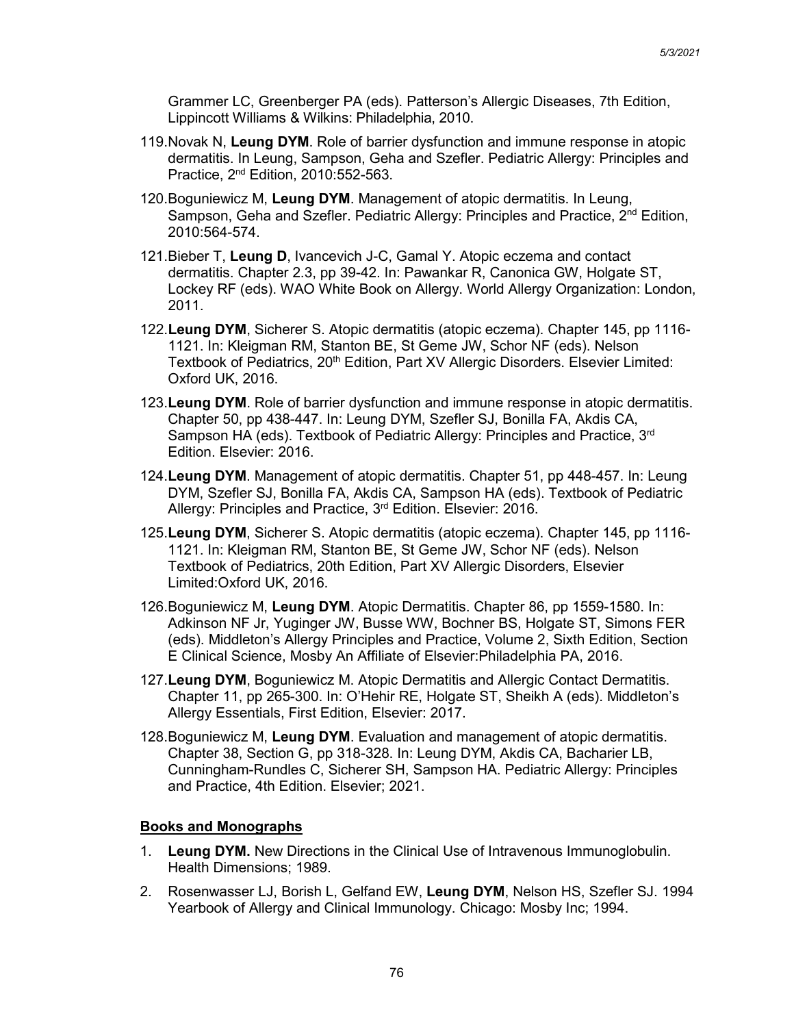Grammer LC, Greenberger PA (eds). Patterson's Allergic Diseases, 7th Edition, Lippincott Williams & Wilkins: Philadelphia, 2010.

119. Novak N, **Leung DYM**. Role of barrier dysfunction and immune response in atopic dermatitis. In Leung, Sampson, Geha and Szefler. Pediatric Allergy: Principles and Practice, 2nd Edition, 2010:552-563.

120. Boguniewicz M, **Leung DYM**. Management of atopic dermatitis. In Leung, Sampson, Geha and Szefler. Pediatric Allergy: Principles and Practice, 2nd Edition, 2010:564-574.

121. Bieber T, **Leung D**, Ivancevich J-C, Gamal Y. Atopic eczema and contact dermatitis. Chapter 2.3, pp 39-42. In: Pawankar R, Canonica GW, Holgate ST, Lockey RF (eds). WAO White Book on Allergy. World Allergy Organization: London, 2011.

122. **Leung DYM**, Sicherer S. Atopic dermatitis (atopic eczema). Chapter 145, pp 1116-1121. In: Kleigman RM, Stanton BE, St Geme JW, Schor NF (eds). Nelson Textbook of Pediatrics, 20th Edition, Part XV Allergic Disorders. Elsevier Limited: Oxford UK, 2016.

123. **Leung DYM**. Role of barrier dysfunction and immune response in atopic dermatitis. Chapter 50, pp 438-447. In: Leung DYM, Szefler SJ, Bonilla FA, Akdis CA, Sampson HA (eds). Textbook of Pediatric Allergy: Principles and Practice, 3rd Edition. Elsevier: 2016.

124. **Leung DYM**. Management of atopic dermatitis. Chapter 51, pp 448-457. In: Leung DYM, Szefler SJ, Bonilla FA, Akdis CA, Sampson HA (eds). Textbook of Pediatric Allergy: Principles and Practice, 3rd Edition. Elsevier: 2016.

125. **Leung DYM**, Sicherer S. Atopic dermatitis (atopic eczema). Chapter 145, pp 1116-1121. In: Kleigman RM, Stanton BE, St Geme JW, Schor NF (eds). Nelson Textbook of Pediatrics, 20th Edition, Part XV Allergic Disorders, Elsevier Limited:Oxford UK, 2016.

126. Boguniewicz M, **Leung DYM**. Atopic Dermatitis. Chapter 86, pp 1559-1580. In: Adkinson NF Jr, Yuginger JW, Busse WW, Bochner BS, Holgate ST, Simons FER (eds). Middleton's Allergy Principles and Practice, Volume 2, Sixth Edition, Section E Clinical Science, Mosby An Affiliate of Elsevier:Philadelphia PA, 2016.

127. **Leung DYM**, Boguniewicz M. Atopic Dermatitis and Allergic Contact Dermatitis. Chapter 11, pp 265-300. In: O'Hehir RE, Holgate ST, Sheikh A (eds). Middleton's Allergy Essentials, First Edition, Elsevier: 2017.

128. Boguniewicz M, **Leung DYM**. Evaluation and management of atopic dermatitis. Chapter 38, Section G, pp 318-328. In: Leung DYM, Akdis CA, Bacharier LB, Cunningham-Rundles C, Sicherer SH, Sampson HA. Pediatric Allergy: Principles and Practice, 4th Edition. Elsevier; 2021.

**Books and Monographs**

1. **Leung DYM.** New Directions in the Clinical Use of Intravenous Immunoglobulin. Health Dimensions; 1989.
2. Rosenwasser LJ, Borish L, Gelfand EW, **Leung DYM**, Nelson HS, Szefler SJ. 1994 Yearbook of Allergy and Clinical Immunology. Chicago: Mosby Inc; 1994.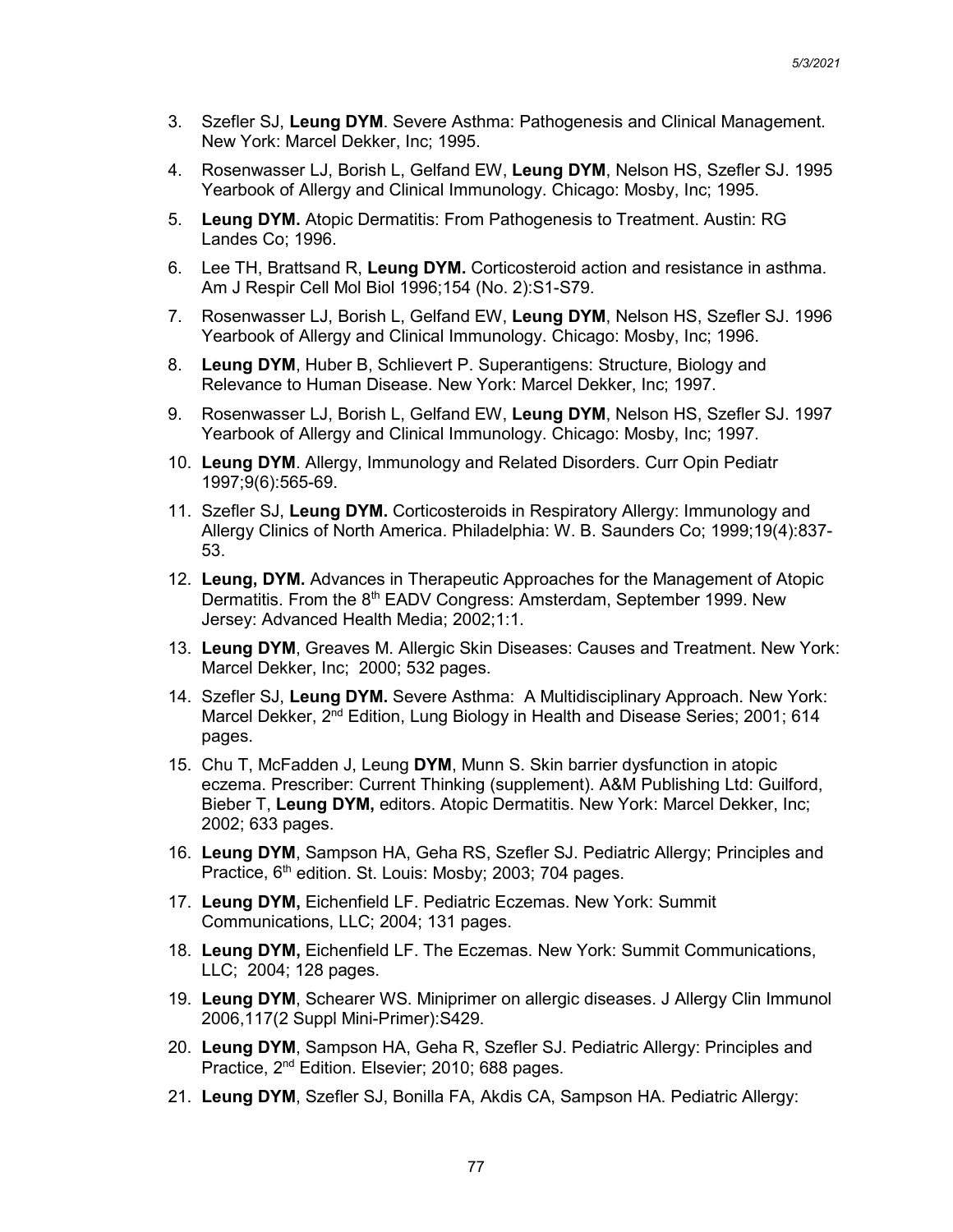3. Szefler SJ, **Leung DYM**. Severe Asthma: Pathogenesis and Clinical Management. New York: Marcel Dekker, Inc; 1995.
4. Rosenwasser LJ, Borish L, Gelfand EW, **Leung DYM**, Nelson HS, Szefler SJ. 1995 Yearbook of Allergy and Clinical Immunology. Chicago: Mosby, Inc; 1995.
5. **Leung DYM.** Atopic Dermatitis: From Pathogenesis to Treatment. Austin: RG Landes Co; 1996.
6. Lee TH, Brattsand R, **Leung DYM.** Corticosteroid action and resistance in asthma. Am J Respir Cell Mol Biol 1996;154 (No. 2):S1-S79.
7. Rosenwasser LJ, Borish L, Gelfand EW, **Leung DYM**, Nelson HS, Szefler SJ. 1996 Yearbook of Allergy and Clinical Immunology. Chicago: Mosby, Inc; 1996.
8. **Leung DYM**, Huber B, Schlievert P. Superantigens: Structure, Biology and Relevance to Human Disease. New York: Marcel Dekker, Inc; 1997.
9. Rosenwasser LJ, Borish L, Gelfand EW, **Leung DYM**, Nelson HS, Szefler SJ. 1997 Yearbook of Allergy and Clinical Immunology. Chicago: Mosby, Inc; 1997.
10. **Leung DYM**. Allergy, Immunology and Related Disorders. Curr Opin Pediatr 1997;9(6):565-69.
11. Szefler SJ, **Leung DYM.** Corticosteroids in Respiratory Allergy: Immunology and Allergy Clinics of North America. Philadelphia: W. B. Saunders Co; 1999;19(4):837-53.
12. **Leung, DYM.** Advances in Therapeutic Approaches for the Management of Atopic Dermatitis. From the 8th EADV Congress: Amsterdam, September 1999. New Jersey: Advanced Health Media; 2002;1:1.
13. **Leung DYM**, Greaves M. Allergic Skin Diseases: Causes and Treatment. New York: Marcel Dekker, Inc; 2000; 532 pages.
14. Szefler SJ, **Leung DYM.** Severe Asthma: A Multidisciplinary Approach. New York: Marcel Dekker, 2nd Edition, Lung Biology in Health and Disease Series; 2001; 614 pages.
15. Chu T, McFadden J, Leung **DYM**, Munn S. Skin barrier dysfunction in atopic eczema. Prescriber: Current Thinking (supplement). A&M Publishing Ltd: Guilford, Bieber T, **Leung DYM,** editors. Atopic Dermatitis. New York: Marcel Dekker, Inc; 2002; 633 pages.
16. **Leung DYM**, Sampson HA, Geha RS, Szefler SJ. Pediatric Allergy; Principles and Practice, 6th edition. St. Louis: Mosby; 2003; 704 pages.
17. **Leung DYM,** Eichenfield LF. Pediatric Eczemas. New York: Summit Communications, LLC; 2004; 131 pages.
18. **Leung DYM,** Eichenfield LF. The Eczemas. New York: Summit Communications, LLC; 2004; 128 pages.
19. **Leung DYM**, Schearer WS. Miniprimer on allergic diseases. J Allergy Clin Immunol 2006,117(2 Suppl Mini-Primer):S429.
20. **Leung DYM**, Sampson HA, Geha R, Szefler SJ. Pediatric Allergy: Principles and Practice, 2nd Edition. Elsevier; 2010; 688 pages.
21. **Leung DYM**, Szefler SJ, Bonilla FA, Akdis CA, Sampson HA. Pediatric Allergy: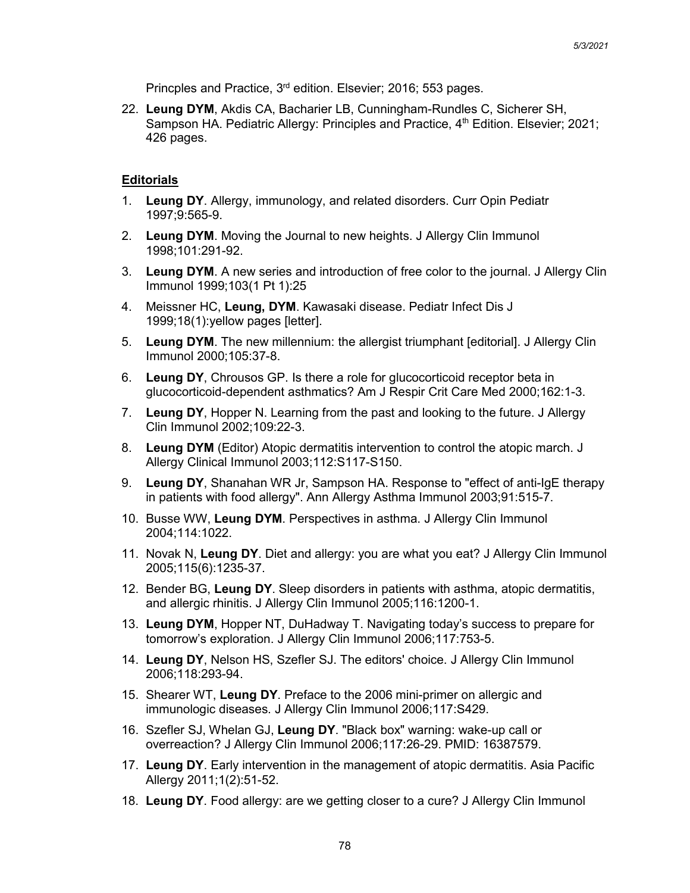Princples and Practice, 3rd edition. Elsevier; 2016; 553 pages.

22. **Leung DYM**, Akdis CA, Bacharier LB, Cunningham-Rundles C, Sicherer SH, Sampson HA. Pediatric Allergy: Principles and Practice, 4th Edition. Elsevier; 2021; 426 pages.

**Editorials**

1. **Leung DY**. Allergy, immunology, and related disorders. Curr Opin Pediatr 1997;9:565-9.
2. **Leung DYM**. Moving the Journal to new heights. J Allergy Clin Immunol 1998;101:291-92.
3. **Leung DYM**. A new series and introduction of free color to the journal. J Allergy Clin Immunol 1999;103(1 Pt 1):25
4. Meissner HC, **Leung, DYM**. Kawasaki disease. Pediatr Infect Dis J 1999;18(1):yellow pages [letter].
5. **Leung DYM**. The new millennium: the allergist triumphant [editorial]. J Allergy Clin Immunol 2000;105:37-8.
6. **Leung DY**, Chrousos GP. Is there a role for glucocorticoid receptor beta in glucocorticoid-dependent asthmatics? Am J Respir Crit Care Med 2000;162:1-3.
7. **Leung DY**, Hopper N. Learning from the past and looking to the future. J Allergy Clin Immunol 2002;109:22-3.
8. **Leung DYM** (Editor) Atopic dermatitis intervention to control the atopic march. J Allergy Clinical Immunol 2003;112:S117-S150.
9. **Leung DY**, Shanahan WR Jr, Sampson HA. Response to "effect of anti-IgE therapy in patients with food allergy". Ann Allergy Asthma Immunol 2003;91:515-7.
10. Busse WW, **Leung DYM**. Perspectives in asthma. J Allergy Clin Immunol 2004;114:1022.
11. Novak N, **Leung DY**. Diet and allergy: you are what you eat? J Allergy Clin Immunol 2005;115(6):1235-37.
12. Bender BG, **Leung DY**. Sleep disorders in patients with asthma, atopic dermatitis, and allergic rhinitis. J Allergy Clin Immunol 2005;116:1200-1.
13. **Leung DYM**, Hopper NT, DuHadway T. Navigating today's success to prepare for tomorrow's exploration. J Allergy Clin Immunol 2006;117:753-5.
14. **Leung DY**, Nelson HS, Szefler SJ. The editors' choice. J Allergy Clin Immunol 2006;118:293-94.
15. Shearer WT, **Leung DY**. Preface to the 2006 mini-primer on allergic and immunologic diseases. J Allergy Clin Immunol 2006;117:S429.
16. Szefler SJ, Whelan GJ, **Leung DY**. "Black box" warning: wake-up call or overreaction? J Allergy Clin Immunol 2006;117:26-29. PMID: 16387579.
17. **Leung DY**. Early intervention in the management of atopic dermatitis. Asia Pacific Allergy 2011;1(2):51-52.
18. **Leung DY**. Food allergy: are we getting closer to a cure? J Allergy Clin Immunol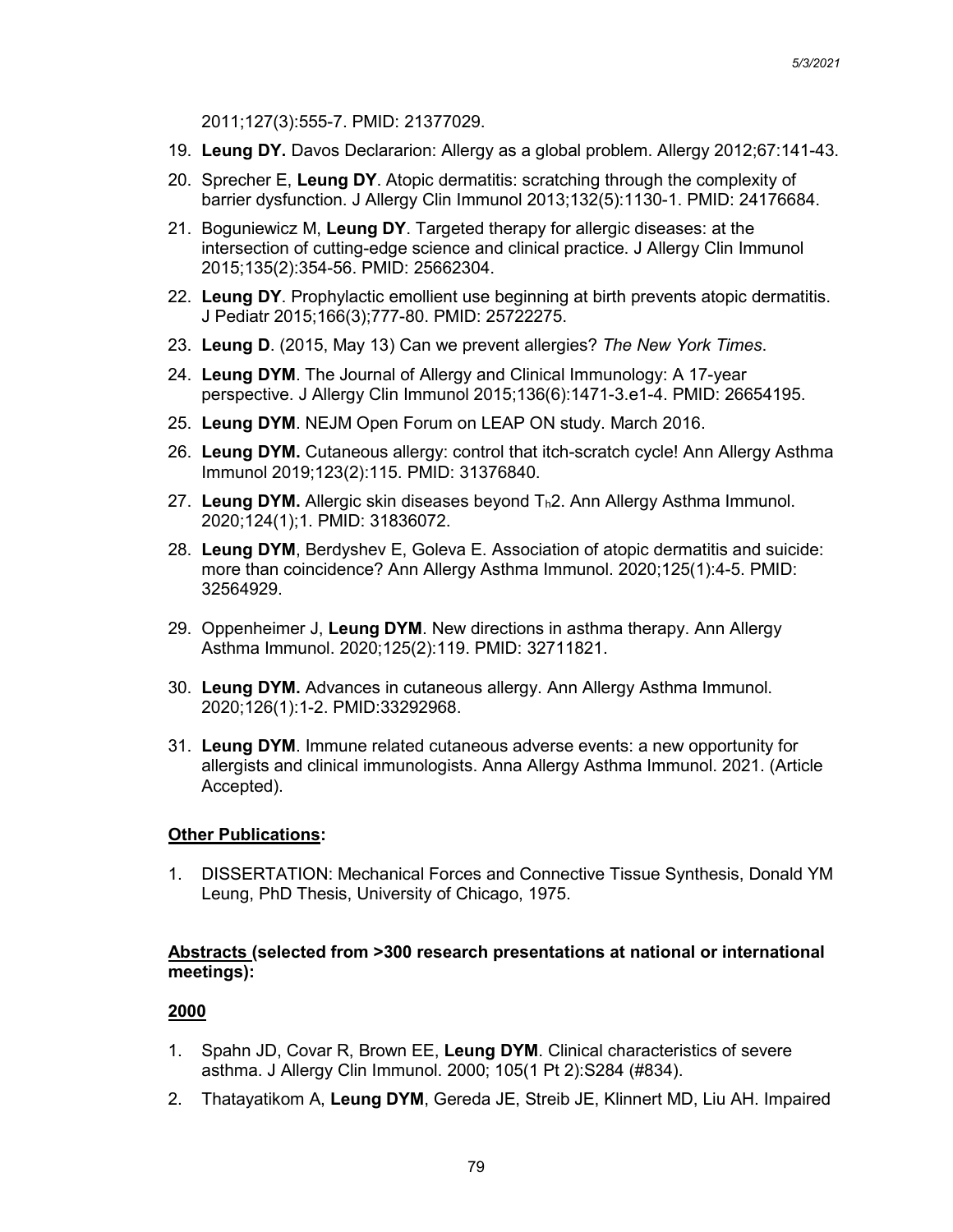2011;127(3):555-7. PMID: 21377029.

19. **Leung DY.** Davos Declararion: Allergy as a global problem. Allergy 2012;67:141-43.
20. Sprecher E, **Leung DY**. Atopic dermatitis: scratching through the complexity of barrier dysfunction. J Allergy Clin Immunol 2013;132(5):1130-1. PMID: 24176684.
21. Boguniewicz M, **Leung DY**. Targeted therapy for allergic diseases: at the intersection of cutting-edge science and clinical practice. J Allergy Clin Immunol 2015;135(2):354-56. PMID: 25662304.
22. **Leung DY**. Prophylactic emollient use beginning at birth prevents atopic dermatitis. J Pediatr 2015;166(3);777-80. PMID: 25722275.
23. **Leung D**. (2015, May 13) Can we prevent allergies? *The New York Times*.
24. **Leung DYM**. The Journal of Allergy and Clinical Immunology: A 17-year perspective. J Allergy Clin Immunol 2015;136(6):1471-3.e1-4. PMID: 26654195.
25. **Leung DYM**. NEJM Open Forum on LEAP ON study. March 2016.
26. **Leung DYM.** Cutaneous allergy: control that itch-scratch cycle! Ann Allergy Asthma Immunol 2019;123(2):115. PMID: 31376840.
27. **Leung DYM.** Allergic skin diseases beyond $T_h2$. Ann Allergy Asthma Immunol. 2020;124(1);1. PMID: 31836072.
28. **Leung DYM**, Berdyshev E, Goleva E. Association of atopic dermatitis and suicide: more than coincidence? Ann Allergy Asthma Immunol. 2020;125(1):4-5. PMID: 32564929.
29. Oppenheimer J, **Leung DYM**. New directions in asthma therapy. Ann Allergy Asthma Immunol. 2020;125(2):119. PMID: 32711821.
30. **Leung DYM.** Advances in cutaneous allergy. Ann Allergy Asthma Immunol. 2020;126(1):1-2. PMID:33292968.
31. **Leung DYM**. Immune related cutaneous adverse events: a new opportunity for allergists and clinical immunologists. Anna Allergy Asthma Immunol. 2021. (Article Accepted).

**Other Publications:**

1. DISSERTATION: Mechanical Forces and Connective Tissue Synthesis, Donald YM Leung, PhD Thesis, University of Chicago, 1975.

**Abstracts (selected from >300 research presentations at national or international meetings):**

**2000**

1. Spahn JD, Covar R, Brown EE, **Leung DYM**. Clinical characteristics of severe asthma. J Allergy Clin Immunol. 2000; 105(1 Pt 2):S284 (#834).
2. Thatayatikom A, **Leung DYM**, Gereda JE, Streib JE, Klinnert MD, Liu AH. Impaired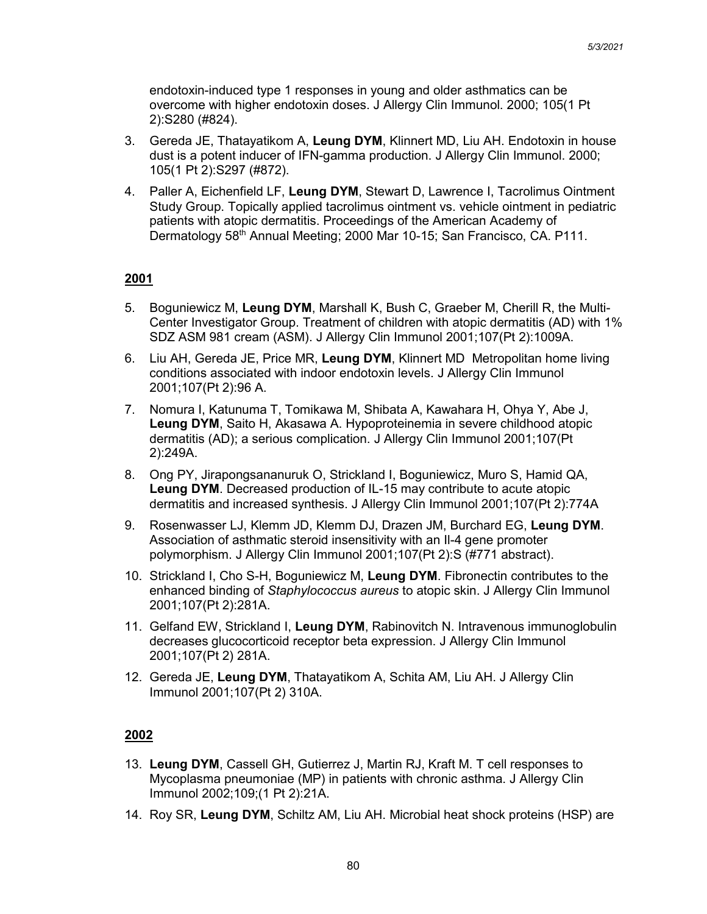endotoxin-induced type 1 responses in young and older asthmatics can be overcome with higher endotoxin doses. J Allergy Clin Immunol. 2000; 105(1 Pt 2):S280 (#824).

3. Gereda JE, Thatayatikom A, **Leung DYM**, Klinnert MD, Liu AH. Endotoxin in house dust is a potent inducer of IFN-gamma production. J Allergy Clin Immunol. 2000; 105(1 Pt 2):S297 (#872).
4. Paller A, Eichenfield LF, **Leung DYM**, Stewart D, Lawrence I, Tacrolimus Ointment Study Group. Topically applied tacrolimus ointment vs. vehicle ointment in pediatric patients with atopic dermatitis. Proceedings of the American Academy of Dermatology 58th Annual Meeting; 2000 Mar 10-15; San Francisco, CA. P111.

**2001**

5. Boguniewicz M, **Leung DYM**, Marshall K, Bush C, Graeber M, Cherill R, the Multi-Center Investigator Group. Treatment of children with atopic dermatitis (AD) with 1% SDZ ASM 981 cream (ASM). J Allergy Clin Immunol 2001;107(Pt 2):1009A.
6. Liu AH, Gereda JE, Price MR, **Leung DYM**, Klinnert MD Metropolitan home living conditions associated with indoor endotoxin levels. J Allergy Clin Immunol 2001;107(Pt 2):96 A.
7. Nomura I, Katunuma T, Tomikawa M, Shibata A, Kawahara H, Ohya Y, Abe J, **Leung DYM**, Saito H, Akasawa A. Hypoproteinemia in severe childhood atopic dermatitis (AD); a serious complication. J Allergy Clin Immunol 2001;107(Pt 2):249A.
8. Ong PY, Jirapongsananuruk O, Strickland I, Boguniewicz, Muro S, Hamid QA, **Leung DYM**. Decreased production of IL-15 may contribute to acute atopic dermatitis and increased synthesis. J Allergy Clin Immunol 2001;107(Pt 2):774A
9. Rosenwasser LJ, Klemm JD, Klemm DJ, Drazen JM, Burchard EG, **Leung DYM**. Association of asthmatic steroid insensitivity with an Il-4 gene promoter polymorphism. J Allergy Clin Immunol 2001;107(Pt 2):S (#771 abstract).
10. Strickland I, Cho S-H, Boguniewicz M, **Leung DYM**. Fibronectin contributes to the enhanced binding of *Staphylococcus aureus* to atopic skin. J Allergy Clin Immunol 2001;107(Pt 2):281A.
11. Gelfand EW, Strickland I, **Leung DYM**, Rabinovitch N. Intravenous immunoglobulin decreases glucocorticoid receptor beta expression. J Allergy Clin Immunol 2001;107(Pt 2) 281A.
12. Gereda JE, **Leung DYM**, Thatayatikom A, Schita AM, Liu AH. J Allergy Clin Immunol 2001;107(Pt 2) 310A.

**2002**

13. **Leung DYM**, Cassell GH, Gutierrez J, Martin RJ, Kraft M. T cell responses to Mycoplasma pneumoniae (MP) in patients with chronic asthma. J Allergy Clin Immunol 2002;109;(1 Pt 2):21A.
14. Roy SR, **Leung DYM**, Schiltz AM, Liu AH. Microbial heat shock proteins (HSP) are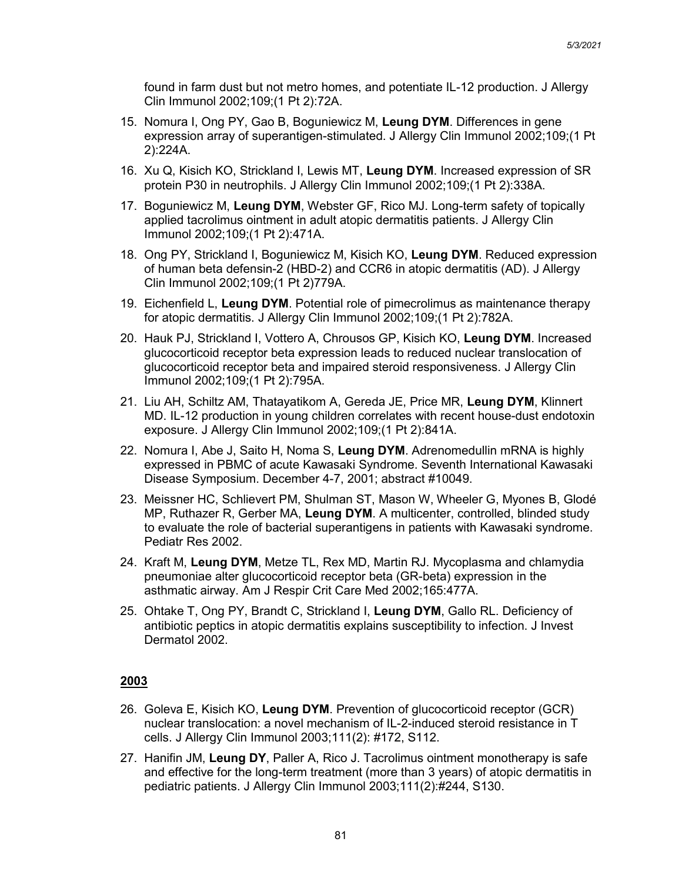found in farm dust but not metro homes, and potentiate IL-12 production. J Allergy Clin Immunol 2002;109;(1 Pt 2):72A.

15. Nomura I, Ong PY, Gao B, Boguniewicz M, **Leung DYM**. Differences in gene expression array of superantigen-stimulated. J Allergy Clin Immunol 2002;109;(1 Pt 2):224A.
16. Xu Q, Kisich KO, Strickland I, Lewis MT, **Leung DYM**. Increased expression of SR protein P30 in neutrophils. J Allergy Clin Immunol 2002;109;(1 Pt 2):338A.
17. Boguniewicz M, **Leung DYM**, Webster GF, Rico MJ. Long-term safety of topically applied tacrolimus ointment in adult atopic dermatitis patients. J Allergy Clin Immunol 2002;109;(1 Pt 2):471A.
18. Ong PY, Strickland I, Boguniewicz M, Kisich KO, **Leung DYM**. Reduced expression of human beta defensin-2 (HBD-2) and CCR6 in atopic dermatitis (AD). J Allergy Clin Immunol 2002;109;(1 Pt 2)779A.
19. Eichenfield L, **Leung DYM**. Potential role of pimecrolimus as maintenance therapy for atopic dermatitis. J Allergy Clin Immunol 2002;109;(1 Pt 2):782A.
20. Hauk PJ, Strickland I, Vottero A, Chrousos GP, Kisich KO, **Leung DYM**. Increased glucocorticoid receptor beta expression leads to reduced nuclear translocation of glucocorticoid receptor beta and impaired steroid responsiveness. J Allergy Clin Immunol 2002;109;(1 Pt 2):795A.
21. Liu AH, Schiltz AM, Thatayatikom A, Gereda JE, Price MR, **Leung DYM**, Klinnert MD. IL-12 production in young children correlates with recent house-dust endotoxin exposure. J Allergy Clin Immunol 2002;109;(1 Pt 2):841A.
22. Nomura I, Abe J, Saito H, Noma S, **Leung DYM**. Adrenomedullin mRNA is highly expressed in PBMC of acute Kawasaki Syndrome. Seventh International Kawasaki Disease Symposium. December 4-7, 2001; abstract #10049.
23. Meissner HC, Schlievert PM, Shulman ST, Mason W, Wheeler G, Myones B, Glodé MP, Ruthazer R, Gerber MA, **Leung DYM**. A multicenter, controlled, blinded study to evaluate the role of bacterial superantigens in patients with Kawasaki syndrome. Pediatr Res 2002.
24. Kraft M, **Leung DYM**, Metze TL, Rex MD, Martin RJ. Mycoplasma and chlamydia pneumoniae alter glucocorticoid receptor beta (GR-beta) expression in the asthmatic airway. Am J Respir Crit Care Med 2002;165:477A.
25. Ohtake T, Ong PY, Brandt C, Strickland I, **Leung DYM**, Gallo RL. Deficiency of antibiotic peptics in atopic dermatitis explains susceptibility to infection. J Invest Dermatol 2002.

## 2003

26. Goleva E, Kisich KO, **Leung DYM**. Prevention of glucocorticoid receptor (GCR) nuclear translocation: a novel mechanism of IL-2-induced steroid resistance in T cells. J Allergy Clin Immunol 2003;111(2): #172, S112.
27. Hanifin JM, **Leung DY**, Paller A, Rico J. Tacrolimus ointment monotherapy is safe and effective for the long-term treatment (more than 3 years) of atopic dermatitis in pediatric patients. J Allergy Clin Immunol 2003;111(2):#244, S130.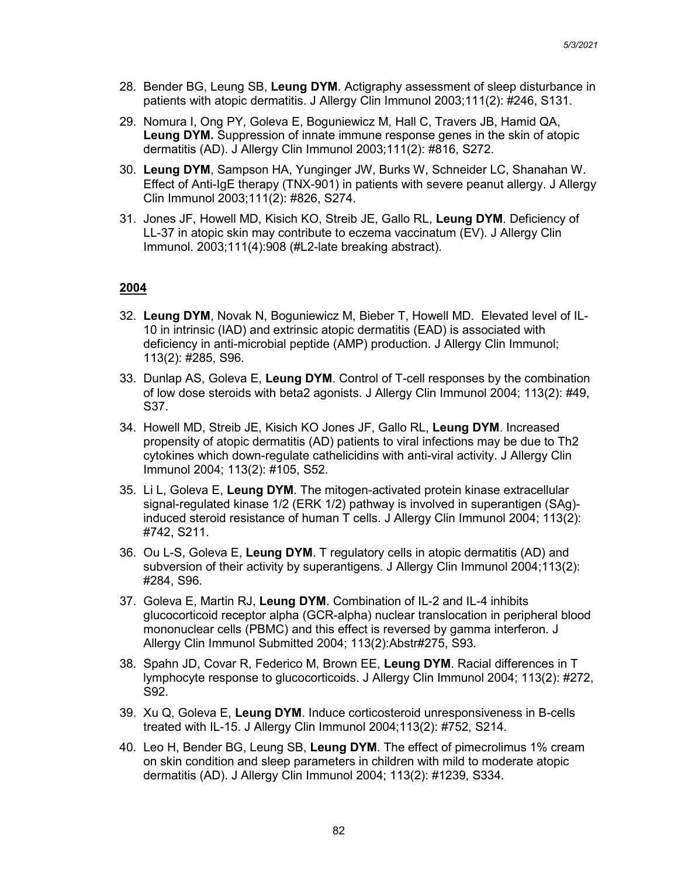28. Bender BG, Leung SB, **Leung DYM**. Actigraphy assessment of sleep disturbance in patients with atopic dermatitis. J Allergy Clin Immunol 2003;111(2): #246, S131.

29. Nomura I, Ong PY, Goleva E, Boguniewicz M, Hall C, Travers JB, Hamid QA, **Leung DYM.** Suppression of innate immune response genes in the skin of atopic dermatitis (AD). J Allergy Clin Immunol 2003;111(2): #816, S272.

30. **Leung DYM**, Sampson HA, Yunginger JW, Burks W, Schneider LC, Shanahan W. Effect of Anti-IgE therapy (TNX-901) in patients with severe peanut allergy. J Allergy Clin Immunol 2003;111(2): #826, S274.

31. Jones JF, Howell MD, Kisich KO, Streib JE, Gallo RL, **Leung DYM**. Deficiency of LL-37 in atopic skin may contribute to eczema vaccinatum (EV). J Allergy Clin Immunol. 2003;111(4):908 (#L2-late breaking abstract).

**2004**

32. **Leung DYM**, Novak N, Boguniewicz M, Bieber T, Howell MD. Elevated level of IL-10 in intrinsic (IAD) and extrinsic atopic dermatitis (EAD) is associated with deficiency in anti-microbial peptide (AMP) production. J Allergy Clin Immunol; 113(2): #285, S96.

33. Dunlap AS, Goleva E, **Leung DYM**. Control of T-cell responses by the combination of low dose steroids with beta2 agonists. J Allergy Clin Immunol 2004; 113(2): #49, S37.

34. Howell MD, Streib JE, Kisich KO Jones JF, Gallo RL, **Leung DYM**. Increased propensity of atopic dermatitis (AD) patients to viral infections may be due to Th2 cytokines which down-regulate cathelicidins with anti-viral activity. J Allergy Clin Immunol 2004; 113(2): #105, S52.

35. Li L, Goleva E, **Leung DYM**. The mitogen-activated protein kinase extracellular signal-regulated kinase 1/2 (ERK 1/2) pathway is involved in superantigen (SAg)-induced steroid resistance of human T cells. J Allergy Clin Immunol 2004; 113(2): #742, S211.

36. Ou L-S, Goleva E, **Leung DYM**. T regulatory cells in atopic dermatitis (AD) and subversion of their activity by superantigens. J Allergy Clin Immunol 2004;113(2): #284, S96.

37. Goleva E, Martin RJ, **Leung DYM**. Combination of IL-2 and IL-4 inhibits glucocorticoid receptor alpha (GCR-alpha) nuclear translocation in peripheral blood mononuclear cells (PBMC) and this effect is reversed by gamma interferon. J Allergy Clin Immunol Submitted 2004; 113(2):Abstr#275, S93.

38. Spahn JD, Covar R, Federico M, Brown EE, **Leung DYM**. Racial differences in T lymphocyte response to glucocorticoids. J Allergy Clin Immunol 2004; 113(2): #272, S92.

39. Xu Q, Goleva E, **Leung DYM**. Induce corticosteroid unresponsiveness in B-cells treated with IL-15. J Allergy Clin Immunol 2004;113(2): #752, S214.

40. Leo H, Bender BG, Leung SB, **Leung DYM**. The effect of pimecrolimus 1% cream on skin condition and sleep parameters in children with mild to moderate atopic dermatitis (AD). J Allergy Clin Immunol 2004; 113(2): #1239, S334.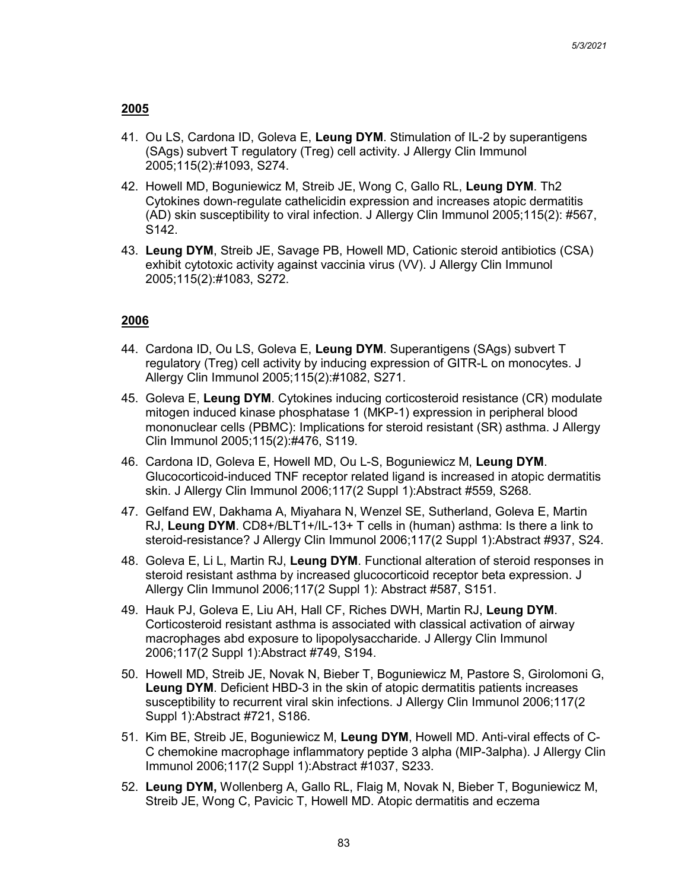## 2005

41. Ou LS, Cardona ID, Goleva E, **Leung DYM**. Stimulation of IL-2 by superantigens (SAgs) subvert T regulatory (Treg) cell activity. J Allergy Clin Immunol 2005;115(2):#1093, S274.
42. Howell MD, Boguniewicz M, Streib JE, Wong C, Gallo RL, **Leung DYM**. Th2 Cytokines down-regulate cathelicidin expression and increases atopic dermatitis (AD) skin susceptibility to viral infection. J Allergy Clin Immunol 2005;115(2): #567, S142.
43. **Leung DYM**, Streib JE, Savage PB, Howell MD, Cationic steroid antibiotics (CSA) exhibit cytotoxic activity against vaccinia virus (VV). J Allergy Clin Immunol 2005;115(2):#1083, S272.

## 2006

44. Cardona ID, Ou LS, Goleva E, **Leung DYM**. Superantigens (SAgs) subvert T regulatory (Treg) cell activity by inducing expression of GITR-L on monocytes. J Allergy Clin Immunol 2005;115(2):#1082, S271.
45. Goleva E, **Leung DYM**. Cytokines inducing corticosteroid resistance (CR) modulate mitogen induced kinase phosphatase 1 (MKP-1) expression in peripheral blood mononuclear cells (PBMC): Implications for steroid resistant (SR) asthma. J Allergy Clin Immunol 2005;115(2):#476, S119.
46. Cardona ID, Goleva E, Howell MD, Ou L-S, Boguniewicz M, **Leung DYM**. Glucocorticoid-induced TNF receptor related ligand is increased in atopic dermatitis skin. J Allergy Clin Immunol 2006;117(2 Suppl 1):Abstract #559, S268.
47. Gelfand EW, Dakhama A, Miyahara N, Wenzel SE, Sutherland, Goleva E, Martin RJ, **Leung DYM**. CD8+/BLT1+/IL-13+ T cells in (human) asthma: Is there a link to steroid-resistance? J Allergy Clin Immunol 2006;117(2 Suppl 1):Abstract #937, S24.
48. Goleva E, Li L, Martin RJ, **Leung DYM**. Functional alteration of steroid responses in steroid resistant asthma by increased glucocorticoid receptor beta expression. J Allergy Clin Immunol 2006;117(2 Suppl 1): Abstract #587, S151.
49. Hauk PJ, Goleva E, Liu AH, Hall CF, Riches DWH, Martin RJ, **Leung DYM**. Corticosteroid resistant asthma is associated with classical activation of airway macrophages abd exposure to lipopolysaccharide. J Allergy Clin Immunol 2006;117(2 Suppl 1):Abstract #749, S194.
50. Howell MD, Streib JE, Novak N, Bieber T, Boguniewicz M, Pastore S, Girolomoni G, **Leung DYM**. Deficient HBD-3 in the skin of atopic dermatitis patients increases susceptibility to recurrent viral skin infections. J Allergy Clin Immunol 2006;117(2 Suppl 1):Abstract #721, S186.
51. Kim BE, Streib JE, Boguniewicz M, **Leung DYM**, Howell MD. Anti-viral effects of C-C chemokine macrophage inflammatory peptide 3 alpha (MIP-3alpha). J Allergy Clin Immunol 2006;117(2 Suppl 1):Abstract #1037, S233.
52. **Leung DYM,** Wollenberg A, Gallo RL, Flaig M, Novak N, Bieber T, Boguniewicz M, Streib JE, Wong C, Pavicic T, Howell MD. Atopic dermatitis and eczema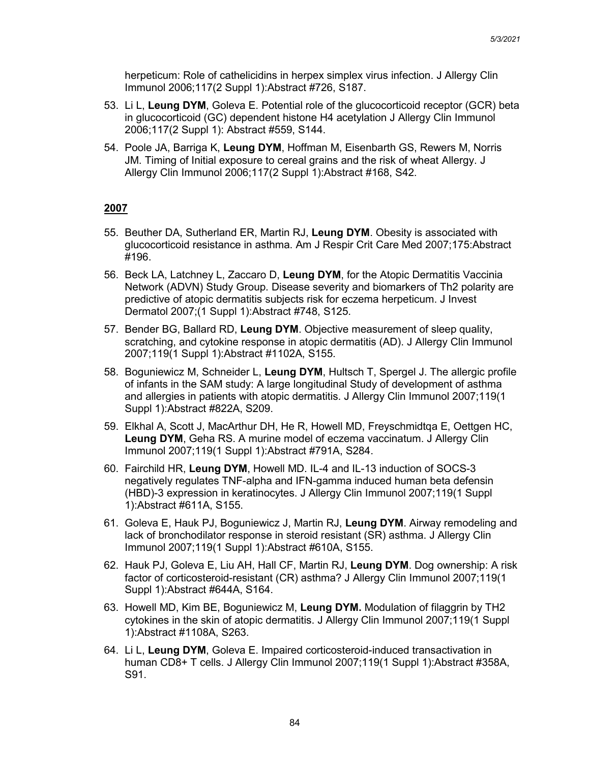herpeticum: Role of cathelicidins in herpex simplex virus infection. J Allergy Clin Immunol 2006;117(2 Suppl 1):Abstract #726, S187.

53. Li L, **Leung DYM**, Goleva E. Potential role of the glucocorticoid receptor (GCR) beta in glucocorticoid (GC) dependent histone H4 acetylation J Allergy Clin Immunol 2006;117(2 Suppl 1): Abstract #559, S144.

54. Poole JA, Barriga K, **Leung DYM**, Hoffman M, Eisenbarth GS, Rewers M, Norris JM. Timing of Initial exposure to cereal grains and the risk of wheat Allergy. J Allergy Clin Immunol 2006;117(2 Suppl 1):Abstract #168, S42.

## 2007

55. Beuther DA, Sutherland ER, Martin RJ, **Leung DYM**. Obesity is associated with glucocorticoid resistance in asthma. Am J Respir Crit Care Med 2007;175:Abstract #196.

56. Beck LA, Latchney L, Zaccaro D, **Leung DYM**, for the Atopic Dermatitis Vaccinia Network (ADVN) Study Group. Disease severity and biomarkers of Th2 polarity are predictive of atopic dermatitis subjects risk for eczema herpeticum. J Invest Dermatol 2007;(1 Suppl 1):Abstract #748, S125.

57. Bender BG, Ballard RD, **Leung DYM**. Objective measurement of sleep quality, scratching, and cytokine response in atopic dermatitis (AD). J Allergy Clin Immunol 2007;119(1 Suppl 1):Abstract #1102A, S155.

58. Boguniewicz M, Schneider L, **Leung DYM**, Hultsch T, Spergel J. The allergic profile of infants in the SAM study: A large longitudinal Study of development of asthma and allergies in patients with atopic dermatitis. J Allergy Clin Immunol 2007;119(1 Suppl 1):Abstract #822A, S209.

59. Elkhal A, Scott J, MacArthur DH, He R, Howell MD, Freyschmidtqa E, Oettgen HC, **Leung DYM**, Geha RS. A murine model of eczema vaccinatum. J Allergy Clin Immunol 2007;119(1 Suppl 1):Abstract #791A, S284.

60. Fairchild HR, **Leung DYM**, Howell MD. IL-4 and IL-13 induction of SOCS-3 negatively regulates TNF-alpha and IFN-gamma induced human beta defensin (HBD)-3 expression in keratinocytes. J Allergy Clin Immunol 2007;119(1 Suppl 1):Abstract #611A, S155.

61. Goleva E, Hauk PJ, Boguniewicz J, Martin RJ, **Leung DYM**. Airway remodeling and lack of bronchodilator response in steroid resistant (SR) asthma. J Allergy Clin Immunol 2007;119(1 Suppl 1):Abstract #610A, S155.

62. Hauk PJ, Goleva E, Liu AH, Hall CF, Martin RJ, **Leung DYM**. Dog ownership: A risk factor of corticosteroid-resistant (CR) asthma? J Allergy Clin Immunol 2007;119(1 Suppl 1):Abstract #644A, S164.

63. Howell MD, Kim BE, Boguniewicz M, **Leung DYM.** Modulation of filaggrin by TH2 cytokines in the skin of atopic dermatitis. J Allergy Clin Immunol 2007;119(1 Suppl 1):Abstract #1108A, S263.

64. Li L, **Leung DYM**, Goleva E. Impaired corticosteroid-induced transactivation in human CD8+ T cells. J Allergy Clin Immunol 2007;119(1 Suppl 1):Abstract #358A, S91.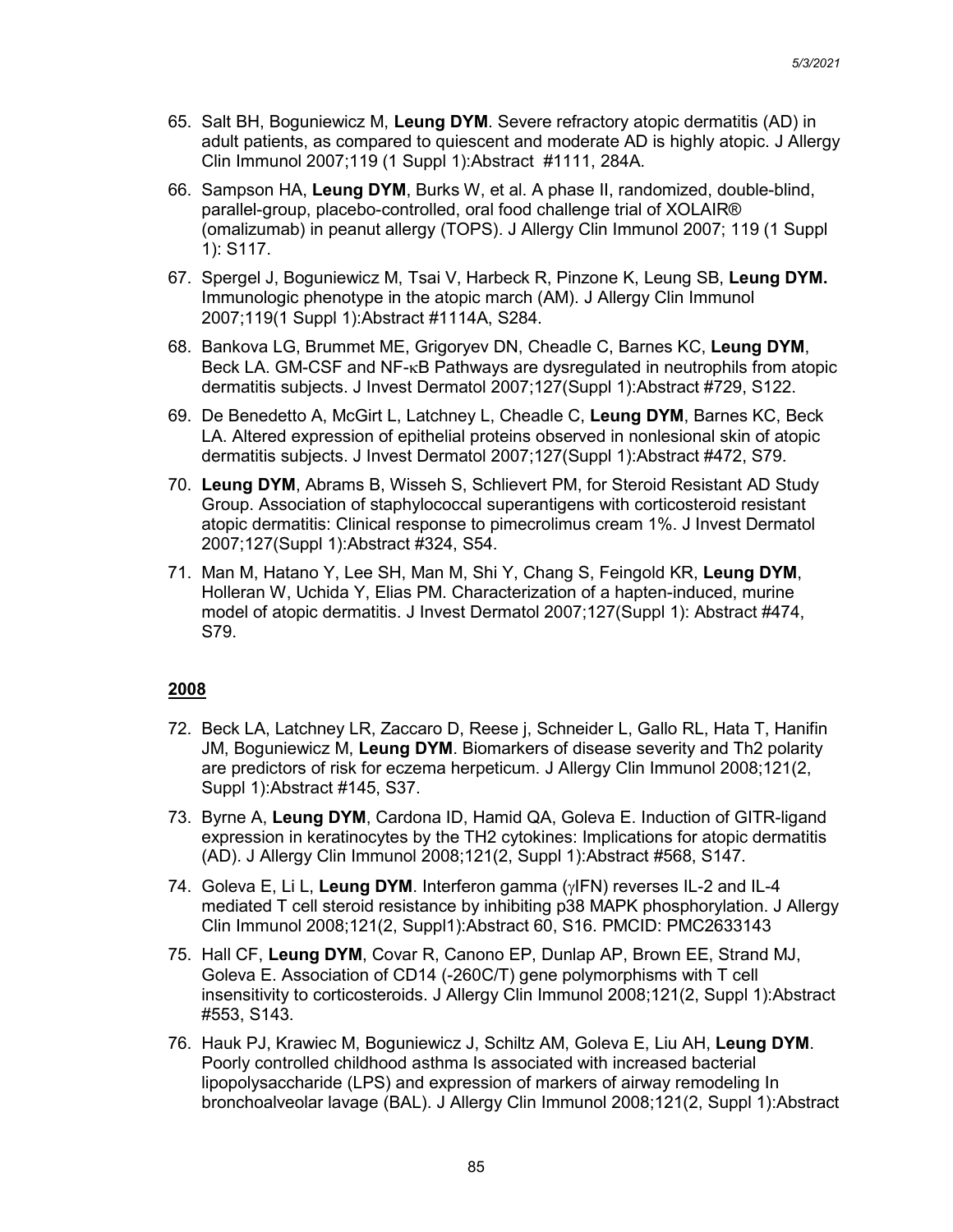65. Salt BH, Boguniewicz M, **Leung DYM**. Severe refractory atopic dermatitis (AD) in adult patients, as compared to quiescent and moderate AD is highly atopic. J Allergy Clin Immunol 2007;119 (1 Suppl 1):Abstract #1111, 284A.

66. Sampson HA, **Leung DYM**, Burks W, et al. A phase II, randomized, double-blind, parallel-group, placebo-controlled, oral food challenge trial of XOLAIR® (omalizumab) in peanut allergy (TOPS). J Allergy Clin Immunol 2007; 119 (1 Suppl 1): S117.

67. Spergel J, Boguniewicz M, Tsai V, Harbeck R, Pinzone K, Leung SB, **Leung DYM.** Immunologic phenotype in the atopic march (AM). J Allergy Clin Immunol 2007;119(1 Suppl 1):Abstract #1114A, S284.

68. Bankova LG, Brummet ME, Grigoryev DN, Cheadle C, Barnes KC, **Leung DYM**, Beck LA. GM-CSF and NF-κB Pathways are dysregulated in neutrophils from atopic dermatitis subjects. J Invest Dermatol 2007;127(Suppl 1):Abstract #729, S122.

69. De Benedetto A, McGirt L, Latchney L, Cheadle C, **Leung DYM**, Barnes KC, Beck LA. Altered expression of epithelial proteins observed in nonlesional skin of atopic dermatitis subjects. J Invest Dermatol 2007;127(Suppl 1):Abstract #472, S79.

70. **Leung DYM**, Abrams B, Wisseh S, Schlievert PM, for Steroid Resistant AD Study Group. Association of staphylococcal superantigens with corticosteroid resistant atopic dermatitis: Clinical response to pimecrolimus cream 1%. J Invest Dermatol 2007;127(Suppl 1):Abstract #324, S54.

71. Man M, Hatano Y, Lee SH, Man M, Shi Y, Chang S, Feingold KR, **Leung DYM**, Holleran W, Uchida Y, Elias PM. Characterization of a hapten-induced, murine model of atopic dermatitis. J Invest Dermatol 2007;127(Suppl 1): Abstract #474, S79.

**2008**

72. Beck LA, Latchney LR, Zaccaro D, Reese j, Schneider L, Gallo RL, Hata T, Hanifin JM, Boguniewicz M, **Leung DYM**. Biomarkers of disease severity and Th2 polarity are predictors of risk for eczema herpeticum. J Allergy Clin Immunol 2008;121(2, Suppl 1):Abstract #145, S37.

73. Byrne A, **Leung DYM**, Cardona ID, Hamid QA, Goleva E. Induction of GITR-ligand expression in keratinocytes by the TH2 cytokines: Implications for atopic dermatitis (AD). J Allergy Clin Immunol 2008;121(2, Suppl 1):Abstract #568, S147.

74. Goleva E, Li L, **Leung DYM**. Interferon gamma (γIFN) reverses IL-2 and IL-4 mediated T cell steroid resistance by inhibiting p38 MAPK phosphorylation. J Allergy Clin Immunol 2008;121(2, Suppl1):Abstract 60, S16. PMCID: PMC2633143

75. Hall CF, **Leung DYM**, Covar R, Canono EP, Dunlap AP, Brown EE, Strand MJ, Goleva E. Association of CD14 (-260C/T) gene polymorphisms with T cell insensitivity to corticosteroids. J Allergy Clin Immunol 2008;121(2, Suppl 1):Abstract #553, S143.

76. Hauk PJ, Krawiec M, Boguniewicz J, Schiltz AM, Goleva E, Liu AH, **Leung DYM**. Poorly controlled childhood asthma Is associated with increased bacterial lipopolysaccharide (LPS) and expression of markers of airway remodeling In bronchoalveolar lavage (BAL). J Allergy Clin Immunol 2008;121(2, Suppl 1):Abstract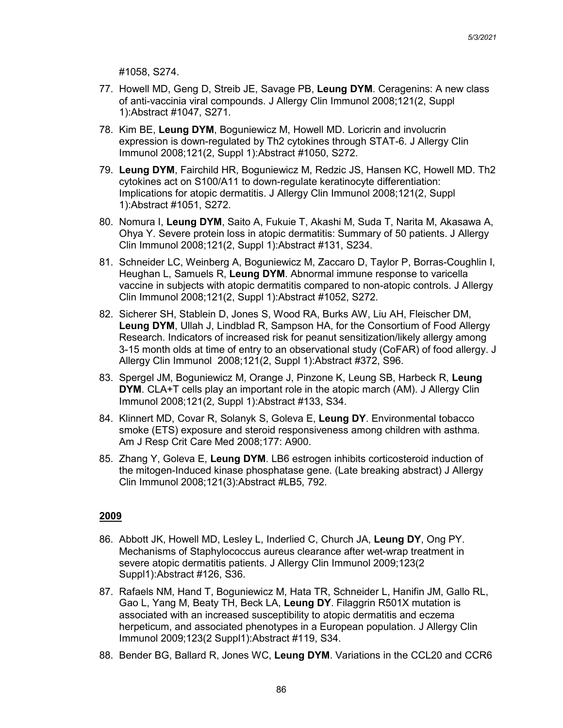#1058, S274.

77. Howell MD, Geng D, Streib JE, Savage PB, **Leung DYM**. Ceragenins: A new class of anti-vaccinia viral compounds. J Allergy Clin Immunol 2008;121(2, Suppl 1):Abstract #1047, S271.
78. Kim BE, **Leung DYM**, Boguniewicz M, Howell MD. Loricrin and involucrin expression is down-regulated by Th2 cytokines through STAT-6. J Allergy Clin Immunol 2008;121(2, Suppl 1):Abstract #1050, S272.
79. **Leung DYM**, Fairchild HR, Boguniewicz M, Redzic JS, Hansen KC, Howell MD. Th2 cytokines act on S100/A11 to down-regulate keratinocyte differentiation: Implications for atopic dermatitis. J Allergy Clin Immunol 2008;121(2, Suppl 1):Abstract #1051, S272.
80. Nomura I, **Leung DYM**, Saito A, Fukuie T, Akashi M, Suda T, Narita M, Akasawa A, Ohya Y. Severe protein loss in atopic dermatitis: Summary of 50 patients. J Allergy Clin Immunol 2008;121(2, Suppl 1):Abstract #131, S234.
81. Schneider LC, Weinberg A, Boguniewicz M, Zaccaro D, Taylor P, Borras-Coughlin I, Heughan L, Samuels R, **Leung DYM**. Abnormal immune response to varicella vaccine in subjects with atopic dermatitis compared to non-atopic controls. J Allergy Clin Immunol 2008;121(2, Suppl 1):Abstract #1052, S272.
82. Sicherer SH, Stablein D, Jones S, Wood RA, Burks AW, Liu AH, Fleischer DM, **Leung DYM**, Ullah J, Lindblad R, Sampson HA, for the Consortium of Food Allergy Research. Indicators of increased risk for peanut sensitization/likely allergy among 3-15 month olds at time of entry to an observational study (CoFAR) of food allergy. J Allergy Clin Immunol 2008;121(2, Suppl 1):Abstract #372, S96.
83. Spergel JM, Boguniewicz M, Orange J, Pinzone K, Leung SB, Harbeck R, **Leung DYM**. CLA+T cells play an important role in the atopic march (AM). J Allergy Clin Immunol 2008;121(2, Suppl 1):Abstract #133, S34.
84. Klinnert MD, Covar R, Solanyk S, Goleva E, **Leung DY**. Environmental tobacco smoke (ETS) exposure and steroid responsiveness among children with asthma. Am J Resp Crit Care Med 2008;177: A900.
85. Zhang Y, Goleva E, **Leung DYM**. LB6 estrogen inhibits corticosteroid induction of the mitogen-Induced kinase phosphatase gene. (Late breaking abstract) J Allergy Clin Immunol 2008;121(3):Abstract #LB5, 792.

**2009**

86. Abbott JK, Howell MD, Lesley L, Inderlied C, Church JA, **Leung DY**, Ong PY. Mechanisms of Staphylococcus aureus clearance after wet-wrap treatment in severe atopic dermatitis patients. J Allergy Clin Immunol 2009;123(2 Suppl1):Abstract #126, S36.
87. Rafaels NM, Hand T, Boguniewicz M, Hata TR, Schneider L, Hanifin JM, Gallo RL, Gao L, Yang M, Beaty TH, Beck LA, **Leung DY**. Filaggrin R501X mutation is associated with an increased susceptibility to atopic dermatitis and eczema herpeticum, and associated phenotypes in a European population. J Allergy Clin Immunol 2009;123(2 Suppl1):Abstract #119, S34.
88. Bender BG, Ballard R, Jones WC, **Leung DYM**. Variations in the CCL20 and CCR6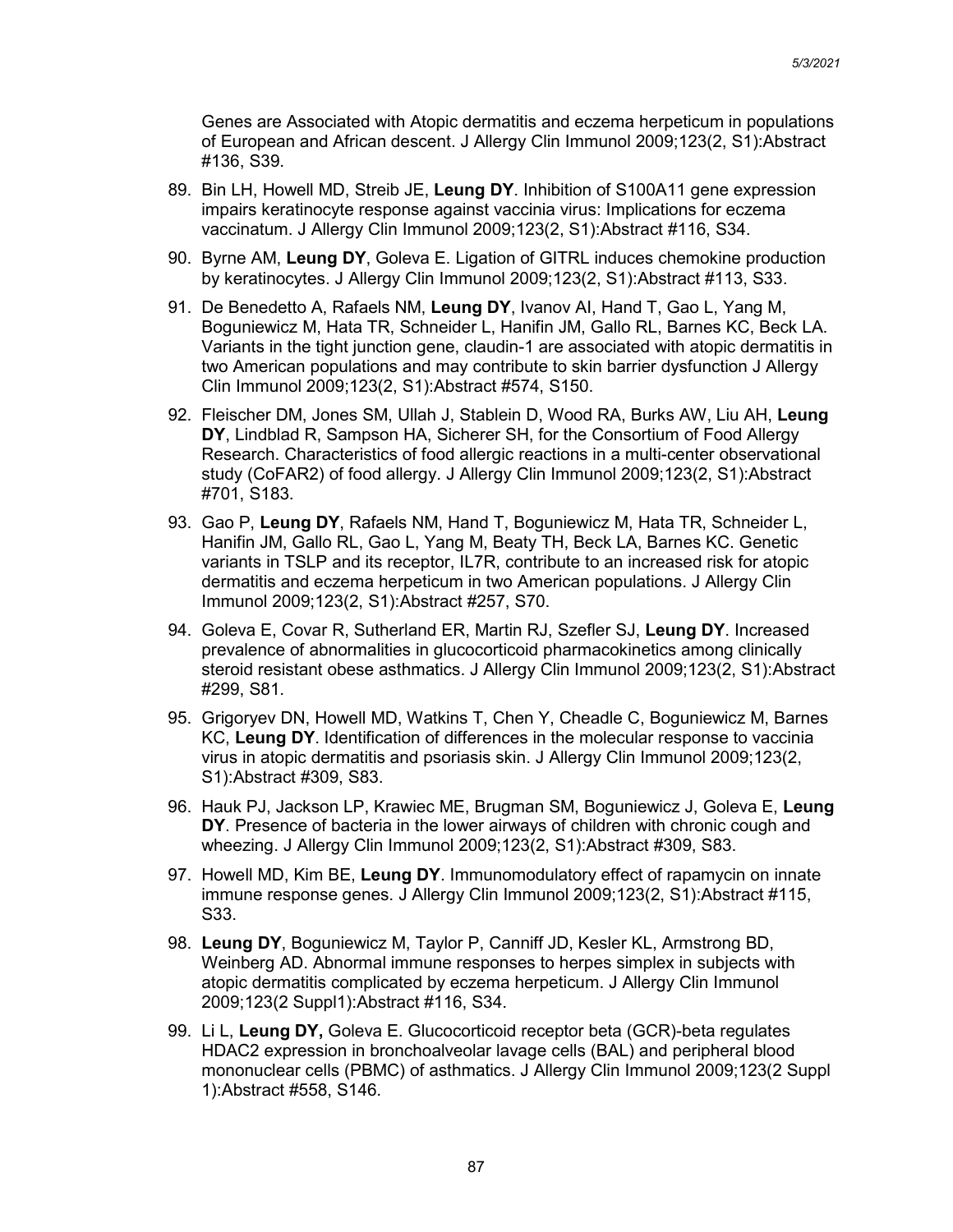Genes are Associated with Atopic dermatitis and eczema herpeticum in populations of European and African descent. J Allergy Clin Immunol 2009;123(2, S1):Abstract #136, S39.

89. Bin LH, Howell MD, Streib JE, **Leung DY**. Inhibition of S100A11 gene expression impairs keratinocyte response against vaccinia virus: Implications for eczema vaccinatum. J Allergy Clin Immunol 2009;123(2, S1):Abstract #116, S34.

90. Byrne AM, **Leung DY**, Goleva E. Ligation of GITRL induces chemokine production by keratinocytes. J Allergy Clin Immunol 2009;123(2, S1):Abstract #113, S33.

91. De Benedetto A, Rafaels NM, **Leung DY**, Ivanov AI, Hand T, Gao L, Yang M, Boguniewicz M, Hata TR, Schneider L, Hanifin JM, Gallo RL, Barnes KC, Beck LA. Variants in the tight junction gene, claudin-1 are associated with atopic dermatitis in two American populations and may contribute to skin barrier dysfunction J Allergy Clin Immunol 2009;123(2, S1):Abstract #574, S150.

92. Fleischer DM, Jones SM, Ullah J, Stablein D, Wood RA, Burks AW, Liu AH, **Leung DY**, Lindblad R, Sampson HA, Sicherer SH, for the Consortium of Food Allergy Research. Characteristics of food allergic reactions in a multi-center observational study (CoFAR2) of food allergy. J Allergy Clin Immunol 2009;123(2, S1):Abstract #701, S183.

93. Gao P, **Leung DY**, Rafaels NM, Hand T, Boguniewicz M, Hata TR, Schneider L, Hanifin JM, Gallo RL, Gao L, Yang M, Beaty TH, Beck LA, Barnes KC. Genetic variants in TSLP and its receptor, IL7R, contribute to an increased risk for atopic dermatitis and eczema herpeticum in two American populations. J Allergy Clin Immunol 2009;123(2, S1):Abstract #257, S70.

94. Goleva E, Covar R, Sutherland ER, Martin RJ, Szefler SJ, **Leung DY**. Increased prevalence of abnormalities in glucocorticoid pharmacokinetics among clinically steroid resistant obese asthmatics. J Allergy Clin Immunol 2009;123(2, S1):Abstract #299, S81.

95. Grigoryev DN, Howell MD, Watkins T, Chen Y, Cheadle C, Boguniewicz M, Barnes KC, **Leung DY**. Identification of differences in the molecular response to vaccinia virus in atopic dermatitis and psoriasis skin. J Allergy Clin Immunol 2009;123(2, S1):Abstract #309, S83.

96. Hauk PJ, Jackson LP, Krawiec ME, Brugman SM, Boguniewicz J, Goleva E, **Leung DY**. Presence of bacteria in the lower airways of children with chronic cough and wheezing. J Allergy Clin Immunol 2009;123(2, S1):Abstract #309, S83.

97. Howell MD, Kim BE, **Leung DY**. Immunomodulatory effect of rapamycin on innate immune response genes. J Allergy Clin Immunol 2009;123(2, S1):Abstract #115, S33.

98. **Leung DY**, Boguniewicz M, Taylor P, Canniff JD, Kesler KL, Armstrong BD, Weinberg AD. Abnormal immune responses to herpes simplex in subjects with atopic dermatitis complicated by eczema herpeticum. J Allergy Clin Immunol 2009;123(2 Suppl1):Abstract #116, S34.

99. Li L, **Leung DY,** Goleva E. Glucocorticoid receptor beta (GCR)-beta regulates HDAC2 expression in bronchoalveolar lavage cells (BAL) and peripheral blood mononuclear cells (PBMC) of asthmatics. J Allergy Clin Immunol 2009;123(2 Suppl 1):Abstract #558, S146.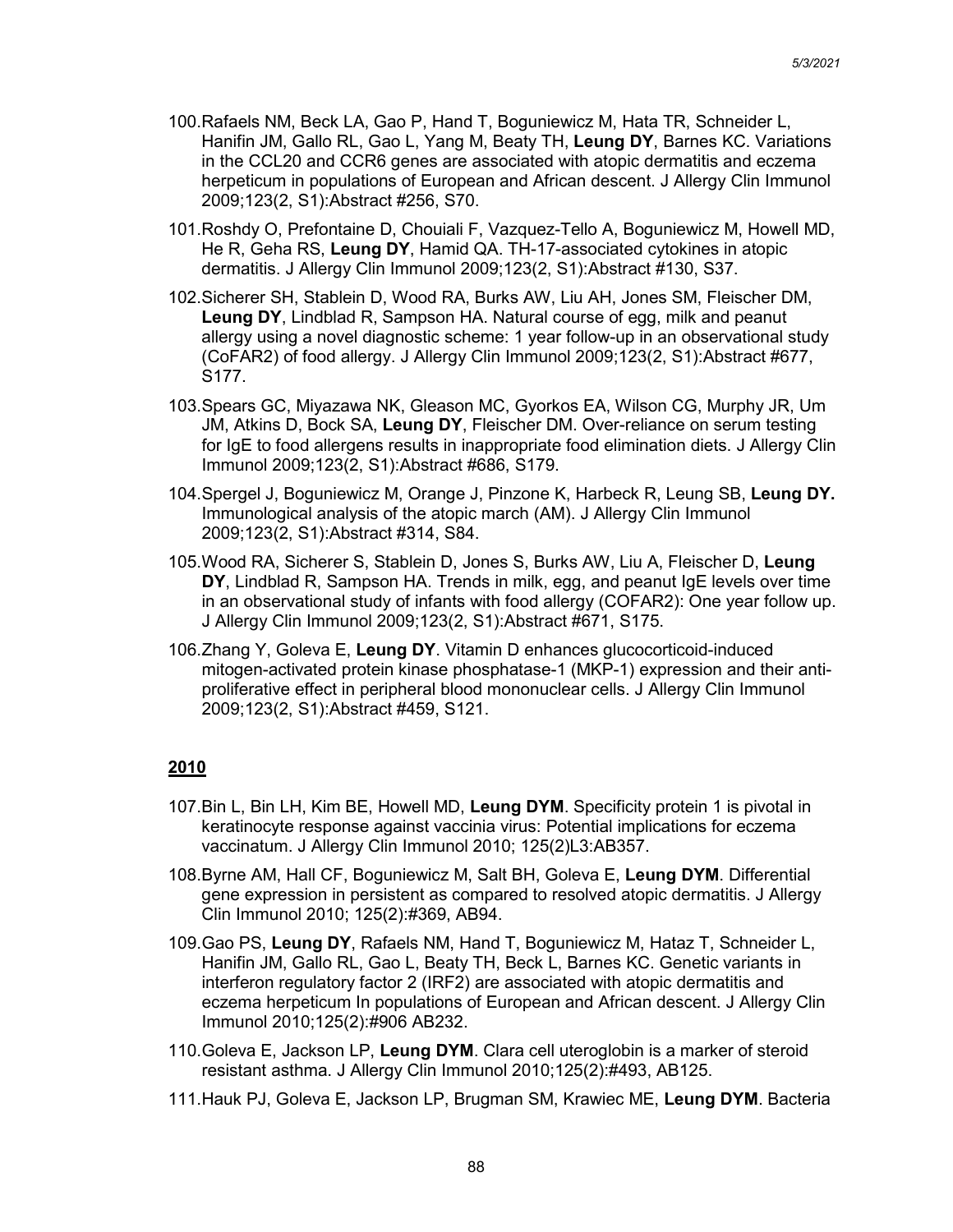100. Rafaels NM, Beck LA, Gao P, Hand T, Boguniewicz M, Hata TR, Schneider L, Hanifin JM, Gallo RL, Gao L, Yang M, Beaty TH, **Leung DY**, Barnes KC. Variations in the CCL20 and CCR6 genes are associated with atopic dermatitis and eczema herpeticum in populations of European and African descent. J Allergy Clin Immunol 2009;123(2, S1):Abstract #256, S70.

101. Roshdy O, Prefontaine D, Chouiali F, Vazquez-Tello A, Boguniewicz M, Howell MD, He R, Geha RS, **Leung DY**, Hamid QA. TH-17-associated cytokines in atopic dermatitis. J Allergy Clin Immunol 2009;123(2, S1):Abstract #130, S37.

102. Sicherer SH, Stablein D, Wood RA, Burks AW, Liu AH, Jones SM, Fleischer DM, **Leung DY**, Lindblad R, Sampson HA. Natural course of egg, milk and peanut allergy using a novel diagnostic scheme: 1 year follow-up in an observational study (CoFAR2) of food allergy. J Allergy Clin Immunol 2009;123(2, S1):Abstract #677, S177.

103. Spears GC, Miyazawa NK, Gleason MC, Gyorkos EA, Wilson CG, Murphy JR, Um JM, Atkins D, Bock SA, **Leung DY**, Fleischer DM. Over-reliance on serum testing for IgE to food allergens results in inappropriate food elimination diets. J Allergy Clin Immunol 2009;123(2, S1):Abstract #686, S179.

104. Spergel J, Boguniewicz M, Orange J, Pinzone K, Harbeck R, Leung SB, **Leung DY.** Immunological analysis of the atopic march (AM). J Allergy Clin Immunol 2009;123(2, S1):Abstract #314, S84.

105. Wood RA, Sicherer S, Stablein D, Jones S, Burks AW, Liu A, Fleischer D, **Leung DY**, Lindblad R, Sampson HA. Trends in milk, egg, and peanut IgE levels over time in an observational study of infants with food allergy (COFAR2): One year follow up. J Allergy Clin Immunol 2009;123(2, S1):Abstract #671, S175.

106. Zhang Y, Goleva E, **Leung DY**. Vitamin D enhances glucocorticoid-induced mitogen-activated protein kinase phosphatase-1 (MKP-1) expression and their anti-proliferative effect in peripheral blood mononuclear cells. J Allergy Clin Immunol 2009;123(2, S1):Abstract #459, S121.

## 2010

107. Bin L, Bin LH, Kim BE, Howell MD, **Leung DYM**. Specificity protein 1 is pivotal in keratinocyte response against vaccinia virus: Potential implications for eczema vaccinatum. J Allergy Clin Immunol 2010; 125(2)L3:AB357.

108. Byrne AM, Hall CF, Boguniewicz M, Salt BH, Goleva E, **Leung DYM**. Differential gene expression in persistent as compared to resolved atopic dermatitis. J Allergy Clin Immunol 2010; 125(2):#369, AB94.

109. Gao PS, **Leung DY**, Rafaels NM, Hand T, Boguniewicz M, Hataz T, Schneider L, Hanifin JM, Gallo RL, Gao L, Beaty TH, Beck L, Barnes KC. Genetic variants in interferon regulatory factor 2 (IRF2) are associated with atopic dermatitis and eczema herpeticum In populations of European and African descent. J Allergy Clin Immunol 2010;125(2):#906 AB232.

110. Goleva E, Jackson LP, **Leung DYM**. Clara cell uteroglobin is a marker of steroid resistant asthma. J Allergy Clin Immunol 2010;125(2):#493, AB125.

111. Hauk PJ, Goleva E, Jackson LP, Brugman SM, Krawiec ME, **Leung DYM**. Bacteria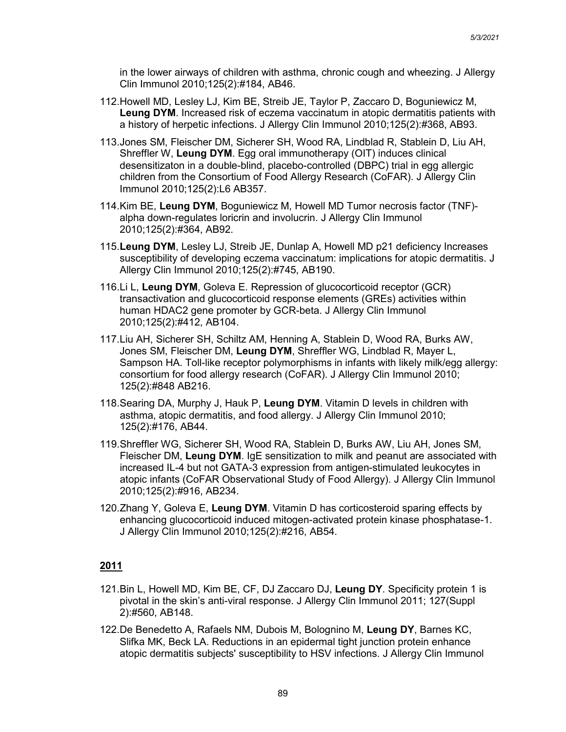in the lower airways of children with asthma, chronic cough and wheezing. J Allergy Clin Immunol 2010;125(2):#184, AB46.

112. Howell MD, Lesley LJ, Kim BE, Streib JE, Taylor P, Zaccaro D, Boguniewicz M, **Leung DYM**. Increased risk of eczema vaccinatum in atopic dermatitis patients with a history of herpetic infections. J Allergy Clin Immunol 2010;125(2):#368, AB93.

113. Jones SM, Fleischer DM, Sicherer SH, Wood RA, Lindblad R, Stablein D, Liu AH, Shreffler W, **Leung DYM**. Egg oral immunotherapy (OIT) induces clinical desensitizaton in a double-blind, placebo-controlled (DBPC) trial in egg allergic children from the Consortium of Food Allergy Research (CoFAR). J Allergy Clin Immunol 2010;125(2):L6 AB357.

114. Kim BE, **Leung DYM**, Boguniewicz M, Howell MD Tumor necrosis factor (TNF)-alpha down-regulates loricrin and involucrin. J Allergy Clin Immunol 2010;125(2):#364, AB92.

115. **Leung DYM**, Lesley LJ, Streib JE, Dunlap A, Howell MD p21 deficiency Increases susceptibility of developing eczema vaccinatum: implications for atopic dermatitis. J Allergy Clin Immunol 2010;125(2):#745, AB190.

116. Li L, **Leung DYM**, Goleva E. Repression of glucocorticoid receptor (GCR) transactivation and glucocorticoid response elements (GREs) activities within human HDAC2 gene promoter by GCR-beta. J Allergy Clin Immunol 2010;125(2):#412, AB104.

117. Liu AH, Sicherer SH, Schiltz AM, Henning A, Stablein D, Wood RA, Burks AW, Jones SM, Fleischer DM, **Leung DYM**, Shreffler WG, Lindblad R, Mayer L, Sampson HA. Toll-like receptor polymorphisms in infants with likely milk/egg allergy: consortium for food allergy research (CoFAR). J Allergy Clin Immunol 2010; 125(2):#848 AB216.

118. Searing DA, Murphy J, Hauk P, **Leung DYM**. Vitamin D levels in children with asthma, atopic dermatitis, and food allergy. J Allergy Clin Immunol 2010; 125(2):#176, AB44.

119. Shreffler WG, Sicherer SH, Wood RA, Stablein D, Burks AW, Liu AH, Jones SM, Fleischer DM, **Leung DYM**. IgE sensitization to milk and peanut are associated with increased IL-4 but not GATA-3 expression from antigen-stimulated leukocytes in atopic infants (CoFAR Observational Study of Food Allergy). J Allergy Clin Immunol 2010;125(2):#916, AB234.

120. Zhang Y, Goleva E, **Leung DYM**. Vitamin D has corticosteroid sparing effects by enhancing glucocorticoid induced mitogen-activated protein kinase phosphatase-1. J Allergy Clin Immunol 2010;125(2):#216, AB54.

## 2011

121. Bin L, Howell MD, Kim BE, CF, DJ Zaccaro DJ, **Leung DY**. Specificity protein 1 is pivotal in the skin's anti-viral response. J Allergy Clin Immunol 2011; 127(Suppl 2):#560, AB148.

122. De Benedetto A, Rafaels NM, Dubois M, Bolognino M, **Leung DY**, Barnes KC, Slifka MK, Beck LA. Reductions in an epidermal tight junction protein enhance atopic dermatitis subjects' susceptibility to HSV infections. J Allergy Clin Immunol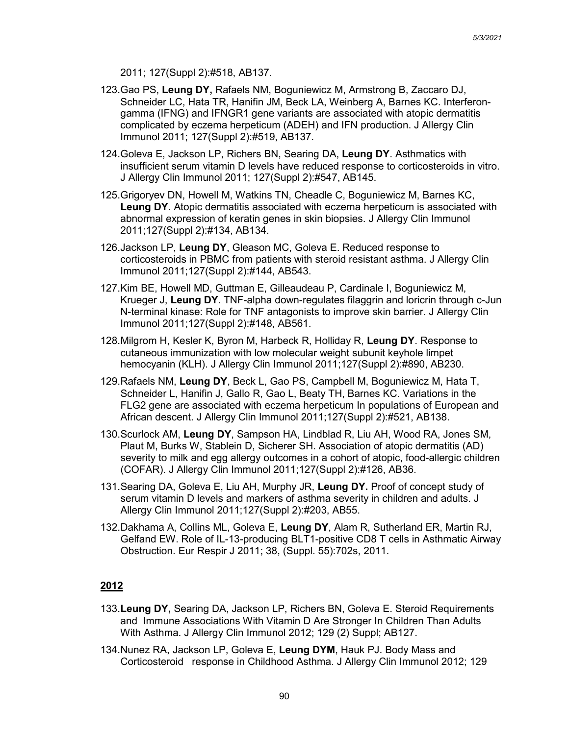2011; 127(Suppl 2):#518, AB137.

123. Gao PS, **Leung DY,** Rafaels NM, Boguniewicz M, Armstrong B, Zaccaro DJ, Schneider LC, Hata TR, Hanifin JM, Beck LA, Weinberg A, Barnes KC. Interferon-gamma (IFNG) and IFNGR1 gene variants are associated with atopic dermatitis complicated by eczema herpeticum (ADEH) and IFN production. J Allergy Clin Immunol 2011; 127(Suppl 2):#519, AB137.

124. Goleva E, Jackson LP, Richers BN, Searing DA, **Leung DY**. Asthmatics with insufficient serum vitamin D levels have reduced response to corticosteroids in vitro. J Allergy Clin Immunol 2011; 127(Suppl 2):#547, AB145.

125. Grigoryev DN, Howell M, Watkins TN, Cheadle C, Boguniewicz M, Barnes KC, **Leung DY**. Atopic dermatitis associated with eczema herpeticum is associated with abnormal expression of keratin genes in skin biopsies. J Allergy Clin Immunol 2011;127(Suppl 2):#134, AB134.

126. Jackson LP, **Leung DY**, Gleason MC, Goleva E. Reduced response to corticosteroids in PBMC from patients with steroid resistant asthma. J Allergy Clin Immunol 2011;127(Suppl 2):#144, AB543.

127. Kim BE, Howell MD, Guttman E, Gilleaudeau P, Cardinale I, Boguniewicz M, Krueger J, **Leung DY**. TNF-alpha down-regulates filaggrin and loricrin through c-Jun N-terminal kinase: Role for TNF antagonists to improve skin barrier. J Allergy Clin Immunol 2011;127(Suppl 2):#148, AB561.

128. Milgrom H, Kesler K, Byron M, Harbeck R, Holliday R, **Leung DY**. Response to cutaneous immunization with low molecular weight subunit keyhole limpet hemocyanin (KLH). J Allergy Clin Immunol 2011;127(Suppl 2):#890, AB230.

129. Rafaels NM, **Leung DY**, Beck L, Gao PS, Campbell M, Boguniewicz M, Hata T, Schneider L, Hanifin J, Gallo R, Gao L, Beaty TH, Barnes KC. Variations in the FLG2 gene are associated with eczema herpeticum In populations of European and African descent. J Allergy Clin Immunol 2011;127(Suppl 2):#521, AB138.

130. Scurlock AM, **Leung DY**, Sampson HA, Lindblad R, Liu AH, Wood RA, Jones SM, Plaut M, Burks W, Stablein D, Sicherer SH. Association of atopic dermatitis (AD) severity to milk and egg allergy outcomes in a cohort of atopic, food-allergic children (COFAR). J Allergy Clin Immunol 2011;127(Suppl 2):#126, AB36.

131. Searing DA, Goleva E, Liu AH, Murphy JR, **Leung DY.** Proof of concept study of serum vitamin D levels and markers of asthma severity in children and adults. J Allergy Clin Immunol 2011;127(Suppl 2):#203, AB55.

132. Dakhama A, Collins ML, Goleva E, **Leung DY**, Alam R, Sutherland ER, Martin RJ, Gelfand EW. Role of IL-13-producing BLT1-positive CD8 T cells in Asthmatic Airway Obstruction. Eur Respir J 2011; 38, (Suppl. 55):702s, 2011.

## 2012

133. **Leung DY,** Searing DA, Jackson LP, Richers BN, Goleva E. Steroid Requirements and Immune Associations With Vitamin D Are Stronger In Children Than Adults With Asthma. J Allergy Clin Immunol 2012; 129 (2) Suppl; AB127.

134. Nunez RA, Jackson LP, Goleva E, **Leung DYM**, Hauk PJ. Body Mass and Corticosteroid response in Childhood Asthma. J Allergy Clin Immunol 2012; 129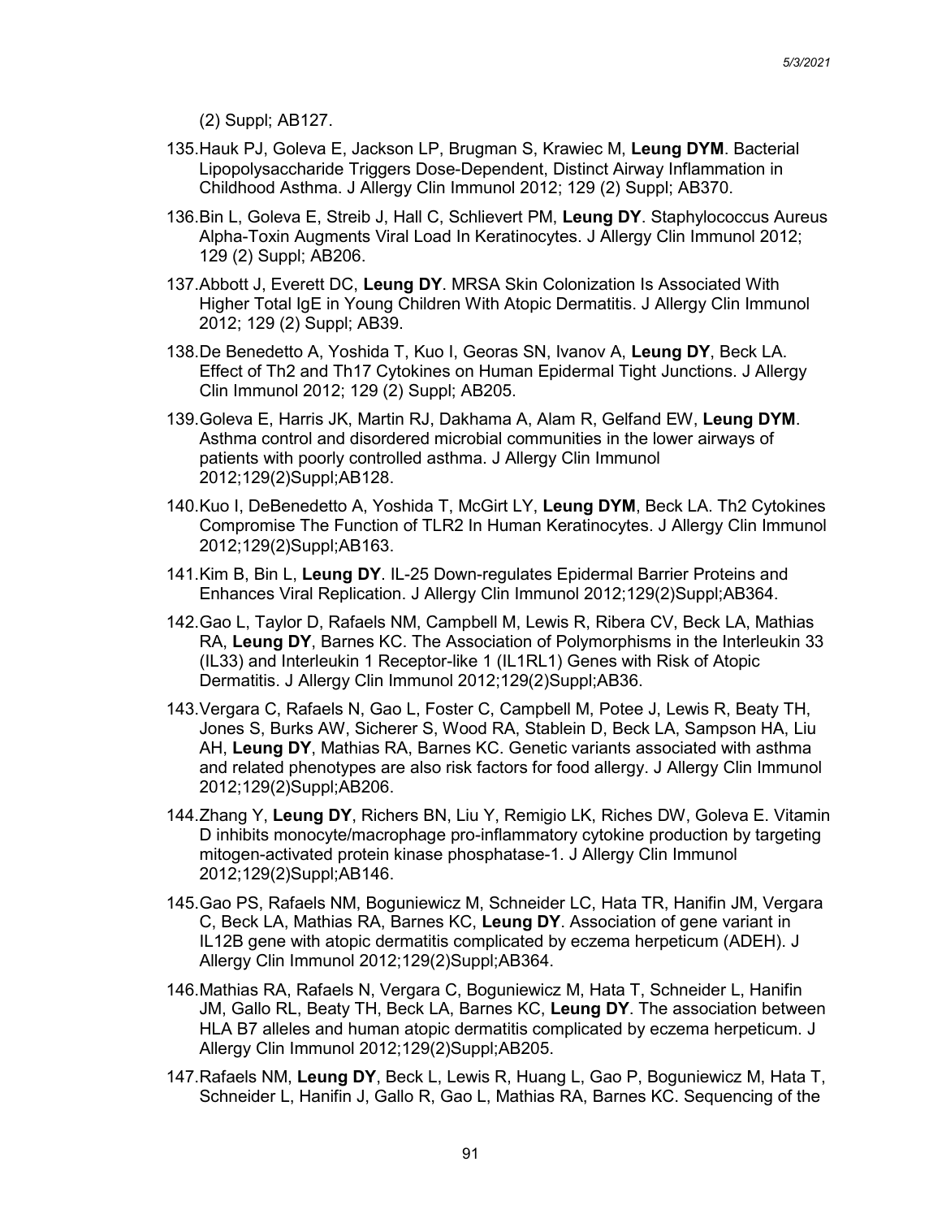(2) Suppl; AB127.

135. Hauk PJ, Goleva E, Jackson LP, Brugman S, Krawiec M, **Leung DYM**. Bacterial Lipopolysaccharide Triggers Dose-Dependent, Distinct Airway Inflammation in Childhood Asthma. J Allergy Clin Immunol 2012; 129 (2) Suppl; AB370.

136. Bin L, Goleva E, Streib J, Hall C, Schlievert PM, **Leung DY**. Staphylococcus Aureus Alpha-Toxin Augments Viral Load In Keratinocytes. J Allergy Clin Immunol 2012; 129 (2) Suppl; AB206.

137. Abbott J, Everett DC, **Leung DY**. MRSA Skin Colonization Is Associated With Higher Total IgE in Young Children With Atopic Dermatitis. J Allergy Clin Immunol 2012; 129 (2) Suppl; AB39.

138. De Benedetto A, Yoshida T, Kuo I, Georas SN, Ivanov A, **Leung DY**, Beck LA. Effect of Th2 and Th17 Cytokines on Human Epidermal Tight Junctions. J Allergy Clin Immunol 2012; 129 (2) Suppl; AB205.

139. Goleva E, Harris JK, Martin RJ, Dakhama A, Alam R, Gelfand EW, **Leung DYM**. Asthma control and disordered microbial communities in the lower airways of patients with poorly controlled asthma. J Allergy Clin Immunol 2012;129(2)Suppl;AB128.

140. Kuo I, DeBenedetto A, Yoshida T, McGirt LY, **Leung DYM**, Beck LA. Th2 Cytokines Compromise The Function of TLR2 In Human Keratinocytes. J Allergy Clin Immunol 2012;129(2)Suppl;AB163.

141. Kim B, Bin L, **Leung DY**. IL-25 Down-regulates Epidermal Barrier Proteins and Enhances Viral Replication. J Allergy Clin Immunol 2012;129(2)Suppl;AB364.

142. Gao L, Taylor D, Rafaels NM, Campbell M, Lewis R, Ribera CV, Beck LA, Mathias RA, **Leung DY**, Barnes KC. The Association of Polymorphisms in the Interleukin 33 (IL33) and Interleukin 1 Receptor-like 1 (IL1RL1) Genes with Risk of Atopic Dermatitis. J Allergy Clin Immunol 2012;129(2)Suppl;AB36.

143. Vergara C, Rafaels N, Gao L, Foster C, Campbell M, Potee J, Lewis R, Beaty TH, Jones S, Burks AW, Sicherer S, Wood RA, Stablein D, Beck LA, Sampson HA, Liu AH, **Leung DY**, Mathias RA, Barnes KC. Genetic variants associated with asthma and related phenotypes are also risk factors for food allergy. J Allergy Clin Immunol 2012;129(2)Suppl;AB206.

144. Zhang Y, **Leung DY**, Richers BN, Liu Y, Remigio LK, Riches DW, Goleva E. Vitamin D inhibits monocyte/macrophage pro-inflammatory cytokine production by targeting mitogen-activated protein kinase phosphatase-1. J Allergy Clin Immunol 2012;129(2)Suppl;AB146.

145. Gao PS, Rafaels NM, Boguniewicz M, Schneider LC, Hata TR, Hanifin JM, Vergara C, Beck LA, Mathias RA, Barnes KC, **Leung DY**. Association of gene variant in IL12B gene with atopic dermatitis complicated by eczema herpeticum (ADEH). J Allergy Clin Immunol 2012;129(2)Suppl;AB364.

146. Mathias RA, Rafaels N, Vergara C, Boguniewicz M, Hata T, Schneider L, Hanifin JM, Gallo RL, Beaty TH, Beck LA, Barnes KC, **Leung DY**. The association between HLA B7 alleles and human atopic dermatitis complicated by eczema herpeticum. J Allergy Clin Immunol 2012;129(2)Suppl;AB205.

147. Rafaels NM, **Leung DY**, Beck L, Lewis R, Huang L, Gao P, Boguniewicz M, Hata T, Schneider L, Hanifin J, Gallo R, Gao L, Mathias RA, Barnes KC. Sequencing of the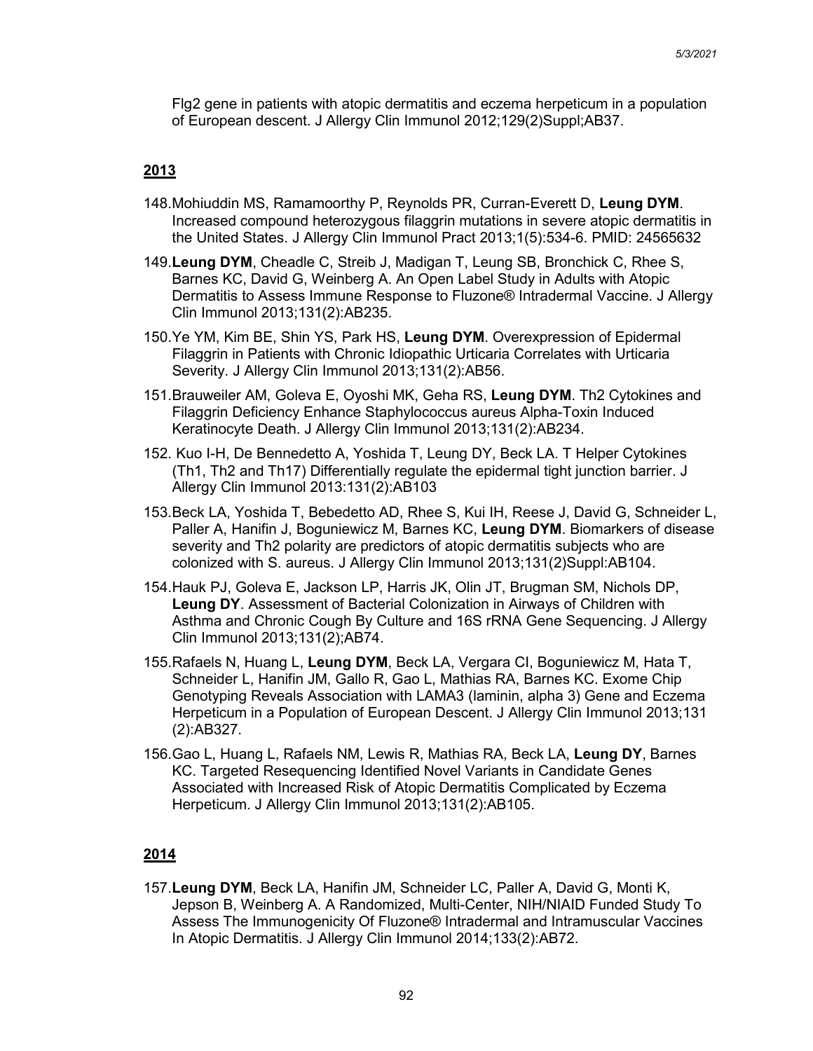Flg2 gene in patients with atopic dermatitis and eczema herpeticum in a population of European descent. J Allergy Clin Immunol 2012;129(2)Suppl;AB37.

## 2013

148. Mohiuddin MS, Ramamoorthy P, Reynolds PR, Curran-Everett D, **Leung DYM**. Increased compound heterozygous filaggrin mutations in severe atopic dermatitis in the United States. J Allergy Clin Immunol Pract 2013;1(5):534-6. PMID: 24565632

149. **Leung DYM**, Cheadle C, Streib J, Madigan T, Leung SB, Bronchick C, Rhee S, Barnes KC, David G, Weinberg A. An Open Label Study in Adults with Atopic Dermatitis to Assess Immune Response to Fluzone® Intradermal Vaccine. J Allergy Clin Immunol 2013;131(2):AB235.

150. Ye YM, Kim BE, Shin YS, Park HS, **Leung DYM**. Overexpression of Epidermal Filaggrin in Patients with Chronic Idiopathic Urticaria Correlates with Urticaria Severity. J Allergy Clin Immunol 2013;131(2):AB56.

151. Brauweiler AM, Goleva E, Oyoshi MK, Geha RS, **Leung DYM**. Th2 Cytokines and Filaggrin Deficiency Enhance Staphylococcus aureus Alpha-Toxin Induced Keratinocyte Death. J Allergy Clin Immunol 2013;131(2):AB234.

152. Kuo I-H, De Bennedetto A, Yoshida T, Leung DY, Beck LA. T Helper Cytokines (Th1, Th2 and Th17) Differentially regulate the epidermal tight junction barrier. J Allergy Clin Immunol 2013:131(2):AB103

153. Beck LA, Yoshida T, Bebedetto AD, Rhee S, Kui IH, Reese J, David G, Schneider L, Paller A, Hanifin J, Boguniewicz M, Barnes KC, **Leung DYM**. Biomarkers of disease severity and Th2 polarity are predictors of atopic dermatitis subjects who are colonized with S. aureus. J Allergy Clin Immunol 2013;131(2)Suppl:AB104.

154. Hauk PJ, Goleva E, Jackson LP, Harris JK, Olin JT, Brugman SM, Nichols DP, **Leung DY**. Assessment of Bacterial Colonization in Airways of Children with Asthma and Chronic Cough By Culture and 16S rRNA Gene Sequencing. J Allergy Clin Immunol 2013;131(2);AB74.

155. Rafaels N, Huang L, **Leung DYM**, Beck LA, Vergara CI, Boguniewicz M, Hata T, Schneider L, Hanifin JM, Gallo R, Gao L, Mathias RA, Barnes KC. Exome Chip Genotyping Reveals Association with LAMA3 (laminin, alpha 3) Gene and Eczema Herpeticum in a Population of European Descent. J Allergy Clin Immunol 2013;131 (2):AB327.

156. Gao L, Huang L, Rafaels NM, Lewis R, Mathias RA, Beck LA, **Leung DY**, Barnes KC. Targeted Resequencing Identified Novel Variants in Candidate Genes Associated with Increased Risk of Atopic Dermatitis Complicated by Eczema Herpeticum. J Allergy Clin Immunol 2013;131(2):AB105.

## 2014

157. **Leung DYM**, Beck LA, Hanifin JM, Schneider LC, Paller A, David G, Monti K, Jepson B, Weinberg A. A Randomized, Multi-Center, NIH/NIAID Funded Study To Assess The Immunogenicity Of Fluzone® Intradermal and Intramuscular Vaccines In Atopic Dermatitis. J Allergy Clin Immunol 2014;133(2):AB72.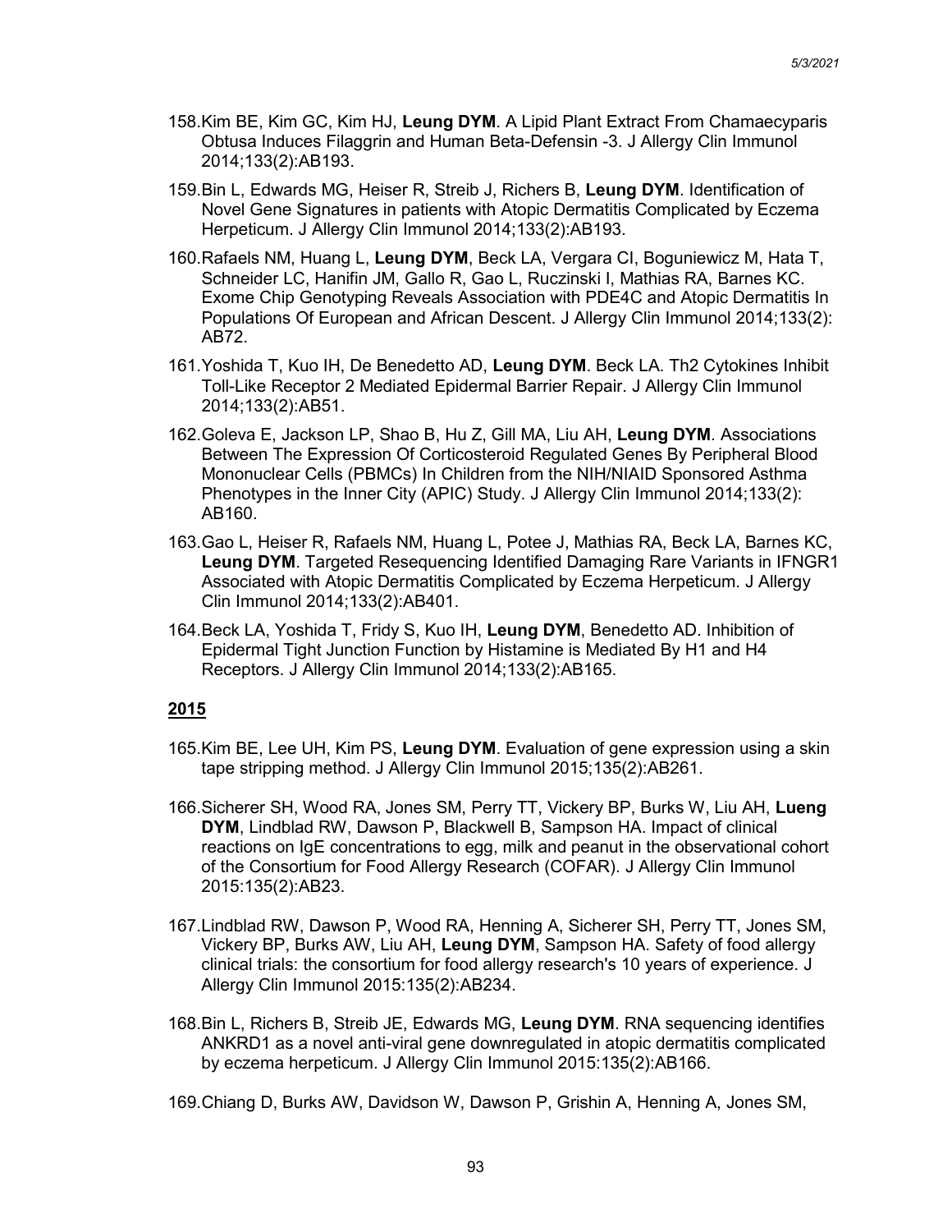158. Kim BE, Kim GC, Kim HJ, **Leung DYM**. A Lipid Plant Extract From Chamaecyparis Obtusa Induces Filaggrin and Human Beta-Defensin -3. J Allergy Clin Immunol 2014;133(2):AB193.

159. Bin L, Edwards MG, Heiser R, Streib J, Richers B, **Leung DYM**. Identification of Novel Gene Signatures in patients with Atopic Dermatitis Complicated by Eczema Herpeticum. J Allergy Clin Immunol 2014;133(2):AB193.

160. Rafaels NM, Huang L, **Leung DYM**, Beck LA, Vergara CI, Boguniewicz M, Hata T, Schneider LC, Hanifin JM, Gallo R, Gao L, Ruczinski I, Mathias RA, Barnes KC. Exome Chip Genotyping Reveals Association with PDE4C and Atopic Dermatitis In Populations Of European and African Descent. J Allergy Clin Immunol 2014;133(2): AB72.

161. Yoshida T, Kuo IH, De Benedetto AD, **Leung DYM**. Beck LA. Th2 Cytokines Inhibit Toll-Like Receptor 2 Mediated Epidermal Barrier Repair. J Allergy Clin Immunol 2014;133(2):AB51.

162. Goleva E, Jackson LP, Shao B, Hu Z, Gill MA, Liu AH, **Leung DYM**. Associations Between The Expression Of Corticosteroid Regulated Genes By Peripheral Blood Mononuclear Cells (PBMCs) In Children from the NIH/NIAID Sponsored Asthma Phenotypes in the Inner City (APIC) Study. J Allergy Clin Immunol 2014;133(2): AB160.

163. Gao L, Heiser R, Rafaels NM, Huang L, Potee J, Mathias RA, Beck LA, Barnes KC, **Leung DYM**. Targeted Resequencing Identified Damaging Rare Variants in IFNGR1 Associated with Atopic Dermatitis Complicated by Eczema Herpeticum. J Allergy Clin Immunol 2014;133(2):AB401.

164. Beck LA, Yoshida T, Fridy S, Kuo IH, **Leung DYM**, Benedetto AD. Inhibition of Epidermal Tight Junction Function by Histamine is Mediated By H1 and H4 Receptors. J Allergy Clin Immunol 2014;133(2):AB165.

## 2015

165. Kim BE, Lee UH, Kim PS, **Leung DYM**. Evaluation of gene expression using a skin tape stripping method. J Allergy Clin Immunol 2015;135(2):AB261.

166. Sicherer SH, Wood RA, Jones SM, Perry TT, Vickery BP, Burks W, Liu AH, **Lueng DYM**, Lindblad RW, Dawson P, Blackwell B, Sampson HA. Impact of clinical reactions on IgE concentrations to egg, milk and peanut in the observational cohort of the Consortium for Food Allergy Research (COFAR). J Allergy Clin Immunol 2015:135(2):AB23.

167. Lindblad RW, Dawson P, Wood RA, Henning A, Sicherer SH, Perry TT, Jones SM, Vickery BP, Burks AW, Liu AH, **Leung DYM**, Sampson HA. Safety of food allergy clinical trials: the consortium for food allergy research's 10 years of experience. J Allergy Clin Immunol 2015:135(2):AB234.

168. Bin L, Richers B, Streib JE, Edwards MG, **Leung DYM**. RNA sequencing identifies ANKRD1 as a novel anti-viral gene downregulated in atopic dermatitis complicated by eczema herpeticum. J Allergy Clin Immunol 2015:135(2):AB166.

169. Chiang D, Burks AW, Davidson W, Dawson P, Grishin A, Henning A, Jones SM,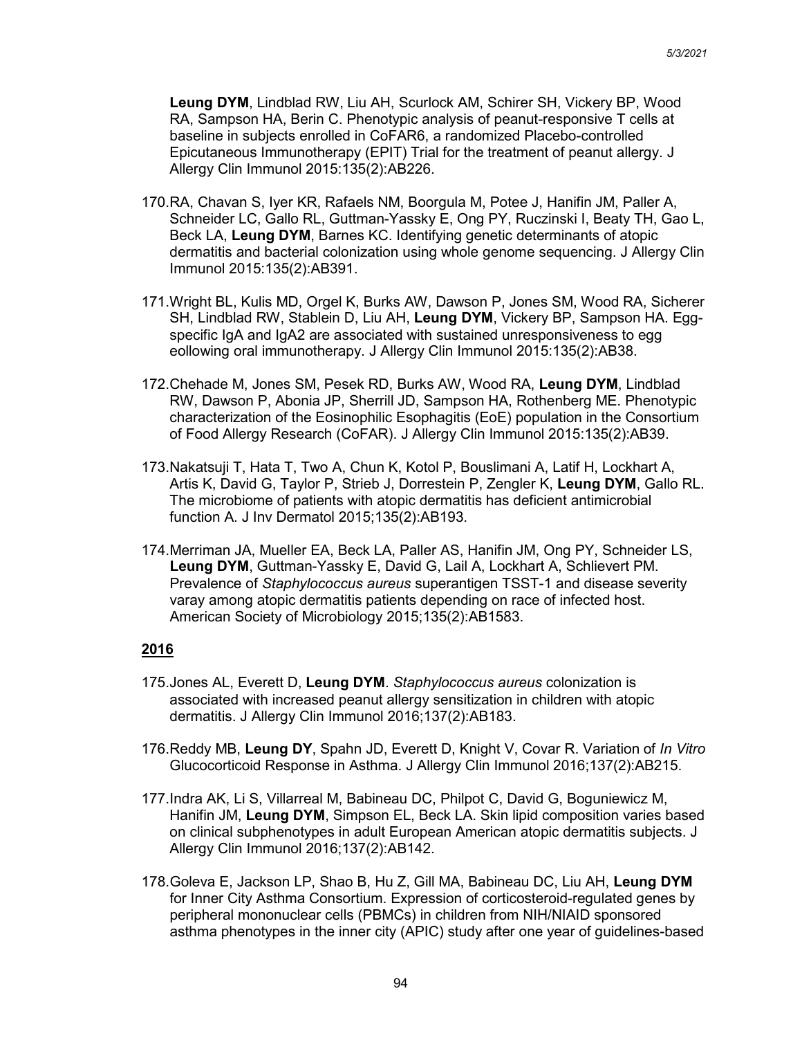**Leung DYM**, Lindblad RW, Liu AH, Scurlock AM, Schirer SH, Vickery BP, Wood RA, Sampson HA, Berin C. Phenotypic analysis of peanut-responsive T cells at baseline in subjects enrolled in CoFAR6, a randomized Placebo-controlled Epicutaneous Immunotherapy (EPIT) Trial for the treatment of peanut allergy. J Allergy Clin Immunol 2015:135(2):AB226.

170. RA, Chavan S, Iyer KR, Rafaels NM, Boorgula M, Potee J, Hanifin JM, Paller A, Schneider LC, Gallo RL, Guttman-Yassky E, Ong PY, Ruczinski I, Beaty TH, Gao L, Beck LA, **Leung DYM**, Barnes KC. Identifying genetic determinants of atopic dermatitis and bacterial colonization using whole genome sequencing. J Allergy Clin Immunol 2015:135(2):AB391.

171. Wright BL, Kulis MD, Orgel K, Burks AW, Dawson P, Jones SM, Wood RA, Sicherer SH, Lindblad RW, Stablein D, Liu AH, **Leung DYM**, Vickery BP, Sampson HA. Egg-specific IgA and IgA2 are associated with sustained unresponsiveness to egg eollowing oral immunotherapy. J Allergy Clin Immunol 2015:135(2):AB38.

172. Chehade M, Jones SM, Pesek RD, Burks AW, Wood RA, **Leung DYM**, Lindblad RW, Dawson P, Abonia JP, Sherrill JD, Sampson HA, Rothenberg ME. Phenotypic characterization of the Eosinophilic Esophagitis (EoE) population in the Consortium of Food Allergy Research (CoFAR). J Allergy Clin Immunol 2015:135(2):AB39.

173. Nakatsuji T, Hata T, Two A, Chun K, Kotol P, Bouslimani A, Latif H, Lockhart A, Artis K, David G, Taylor P, Strieb J, Dorrestein P, Zengler K, **Leung DYM**, Gallo RL. The microbiome of patients with atopic dermatitis has deficient antimicrobial function A. J Inv Dermatol 2015;135(2):AB193.

174. Merriman JA, Mueller EA, Beck LA, Paller AS, Hanifin JM, Ong PY, Schneider LS, **Leung DYM**, Guttman-Yassky E, David G, Lail A, Lockhart A, Schlievert PM. Prevalence of *Staphylococcus aureus* superantigen TSST-1 and disease severity varay among atopic dermatitis patients depending on race of infected host. American Society of Microbiology 2015;135(2):AB1583.

## 2016

175. Jones AL, Everett D, **Leung DYM**. *Staphylococcus aureus* colonization is associated with increased peanut allergy sensitization in children with atopic dermatitis. J Allergy Clin Immunol 2016;137(2):AB183.

176. Reddy MB, **Leung DY**, Spahn JD, Everett D, Knight V, Covar R. Variation of *In Vitro* Glucocorticoid Response in Asthma. J Allergy Clin Immunol 2016;137(2):AB215.

177. Indra AK, Li S, Villarreal M, Babineau DC, Philpot C, David G, Boguniewicz M, Hanifin JM, **Leung DYM**, Simpson EL, Beck LA. Skin lipid composition varies based on clinical subphenotypes in adult European American atopic dermatitis subjects. J Allergy Clin Immunol 2016;137(2):AB142.

178. Goleva E, Jackson LP, Shao B, Hu Z, Gill MA, Babineau DC, Liu AH, **Leung DYM** for Inner City Asthma Consortium. Expression of corticosteroid-regulated genes by peripheral mononuclear cells (PBMCs) in children from NIH/NIAID sponsored asthma phenotypes in the inner city (APIC) study after one year of guidelines-based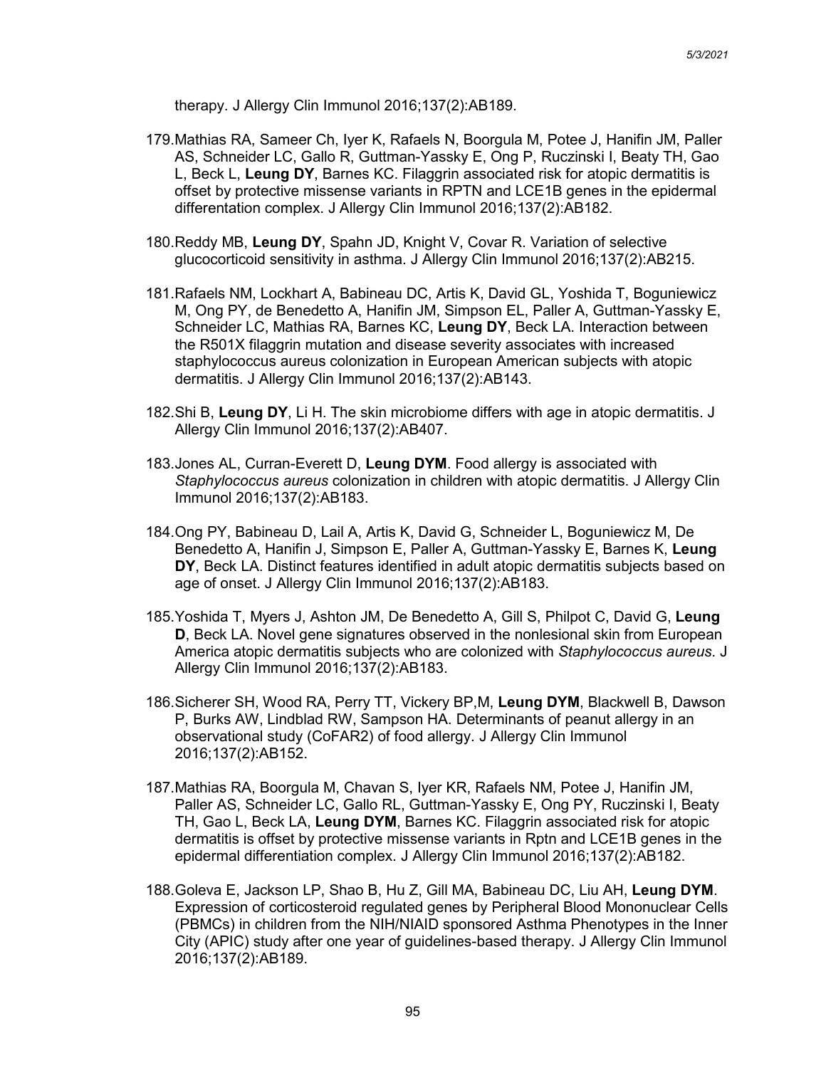therapy. J Allergy Clin Immunol 2016;137(2):AB189.

179. Mathias RA, Sameer Ch, Iyer K, Rafaels N, Boorgula M, Potee J, Hanifin JM, Paller AS, Schneider LC, Gallo R, Guttman-Yassky E, Ong P, Ruczinski I, Beaty TH, Gao L, Beck L, **Leung DY**, Barnes KC. Filaggrin associated risk for atopic dermatitis is offset by protective missense variants in RPTN and LCE1B genes in the epidermal differentation complex. J Allergy Clin Immunol 2016;137(2):AB182.

180. Reddy MB, **Leung DY**, Spahn JD, Knight V, Covar R. Variation of selective glucocorticoid sensitivity in asthma. J Allergy Clin Immunol 2016;137(2):AB215.

181. Rafaels NM, Lockhart A, Babineau DC, Artis K, David GL, Yoshida T, Boguniewicz M, Ong PY, de Benedetto A, Hanifin JM, Simpson EL, Paller A, Guttman-Yassky E, Schneider LC, Mathias RA, Barnes KC, **Leung DY**, Beck LA. Interaction between the R501X filaggrin mutation and disease severity associates with increased staphylococcus aureus colonization in European American subjects with atopic dermatitis. J Allergy Clin Immunol 2016;137(2):AB143.

182. Shi B, **Leung DY**, Li H. The skin microbiome differs with age in atopic dermatitis. J Allergy Clin Immunol 2016;137(2):AB407.

183. Jones AL, Curran-Everett D, **Leung DYM**. Food allergy is associated with *Staphylococcus aureus* colonization in children with atopic dermatitis. J Allergy Clin Immunol 2016;137(2):AB183.

184. Ong PY, Babineau D, Lail A, Artis K, David G, Schneider L, Boguniewicz M, De Benedetto A, Hanifin J, Simpson E, Paller A, Guttman-Yassky E, Barnes K, **Leung DY**, Beck LA. Distinct features identified in adult atopic dermatitis subjects based on age of onset. J Allergy Clin Immunol 2016;137(2):AB183.

185. Yoshida T, Myers J, Ashton JM, De Benedetto A, Gill S, Philpot C, David G, **Leung D**, Beck LA. Novel gene signatures observed in the nonlesional skin from European America atopic dermatitis subjects who are colonized with *Staphylococcus aureus*. J Allergy Clin Immunol 2016;137(2):AB183.

186. Sicherer SH, Wood RA, Perry TT, Vickery BP,M, **Leung DYM**, Blackwell B, Dawson P, Burks AW, Lindblad RW, Sampson HA. Determinants of peanut allergy in an observational study (CoFAR2) of food allergy. J Allergy Clin Immunol 2016;137(2):AB152.

187. Mathias RA, Boorgula M, Chavan S, Iyer KR, Rafaels NM, Potee J, Hanifin JM, Paller AS, Schneider LC, Gallo RL, Guttman-Yassky E, Ong PY, Ruczinski I, Beaty TH, Gao L, Beck LA, **Leung DYM**, Barnes KC. Filaggrin associated risk for atopic dermatitis is offset by protective missense variants in Rptn and LCE1B genes in the epidermal differentiation complex. J Allergy Clin Immunol 2016;137(2):AB182.

188. Goleva E, Jackson LP, Shao B, Hu Z, Gill MA, Babineau DC, Liu AH, **Leung DYM**. Expression of corticosteroid regulated genes by Peripheral Blood Mononuclear Cells (PBMCs) in children from the NIH/NIAID sponsored Asthma Phenotypes in the Inner City (APIC) study after one year of guidelines-based therapy. J Allergy Clin Immunol 2016;137(2):AB189.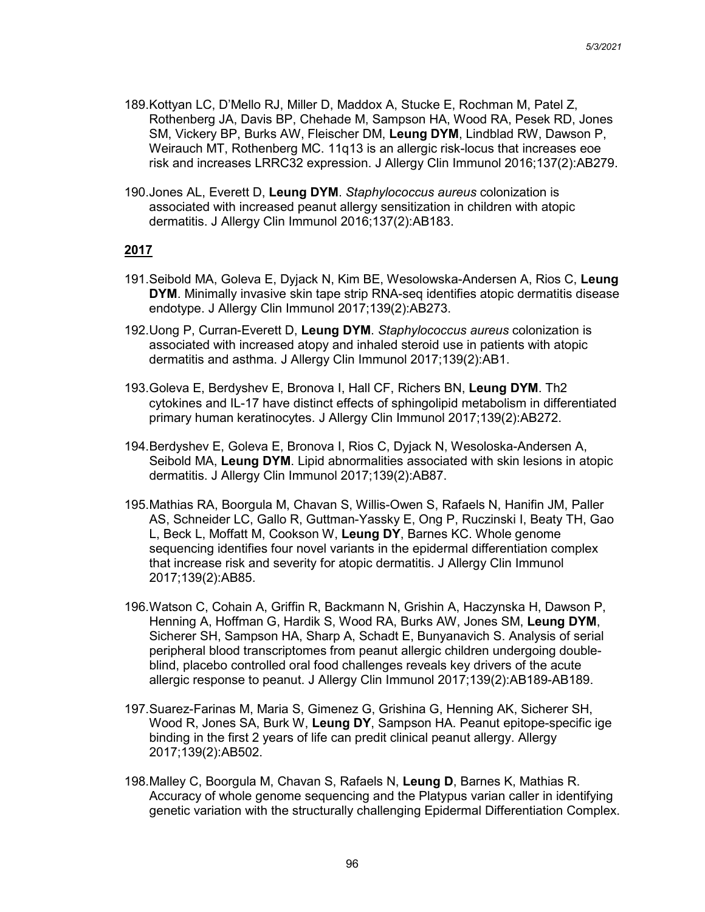189. Kottyan LC, D'Mello RJ, Miller D, Maddox A, Stucke E, Rochman M, Patel Z, Rothenberg JA, Davis BP, Chehade M, Sampson HA, Wood RA, Pesek RD, Jones SM, Vickery BP, Burks AW, Fleischer DM, **Leung DYM**, Lindblad RW, Dawson P, Weirauch MT, Rothenberg MC. 11q13 is an allergic risk-locus that increases eoe risk and increases LRRC32 expression. J Allergy Clin Immunol 2016;137(2):AB279.

190. Jones AL, Everett D, **Leung DYM**. *Staphylococcus aureus* colonization is associated with increased peanut allergy sensitization in children with atopic dermatitis. J Allergy Clin Immunol 2016;137(2):AB183.

**2017**

191. Seibold MA, Goleva E, Dyjack N, Kim BE, Wesolowska-Andersen A, Rios C, **Leung DYM**. Minimally invasive skin tape strip RNA-seq identifies atopic dermatitis disease endotype. J Allergy Clin Immunol 2017;139(2):AB273.

192. Uong P, Curran-Everett D, **Leung DYM**. *Staphylococcus aureus* colonization is associated with increased atopy and inhaled steroid use in patients with atopic dermatitis and asthma. J Allergy Clin Immunol 2017;139(2):AB1.

193. Goleva E, Berdyshev E, Bronova I, Hall CF, Richers BN, **Leung DYM**. Th2 cytokines and IL-17 have distinct effects of sphingolipid metabolism in differentiated primary human keratinocytes. J Allergy Clin Immunol 2017;139(2):AB272.

194. Berdyshev E, Goleva E, Bronova I, Rios C, Dyjack N, Wesoloska-Andersen A, Seibold MA, **Leung DYM**. Lipid abnormalities associated with skin lesions in atopic dermatitis. J Allergy Clin Immunol 2017;139(2):AB87.

195. Mathias RA, Boorgula M, Chavan S, Willis-Owen S, Rafaels N, Hanifin JM, Paller AS, Schneider LC, Gallo R, Guttman-Yassky E, Ong P, Ruczinski I, Beaty TH, Gao L, Beck L, Moffatt M, Cookson W, **Leung DY**, Barnes KC. Whole genome sequencing identifies four novel variants in the epidermal differentiation complex that increase risk and severity for atopic dermatitis. J Allergy Clin Immunol 2017;139(2):AB85.

196. Watson C, Cohain A, Griffin R, Backmann N, Grishin A, Haczynska H, Dawson P, Henning A, Hoffman G, Hardik S, Wood RA, Burks AW, Jones SM, **Leung DYM**, Sicherer SH, Sampson HA, Sharp A, Schadt E, Bunyanavich S. Analysis of serial peripheral blood transcriptomes from peanut allergic children undergoing double-blind, placebo controlled oral food challenges reveals key drivers of the acute allergic response to peanut. J Allergy Clin Immunol 2017;139(2):AB189-AB189.

197. Suarez-Farinas M, Maria S, Gimenez G, Grishina G, Henning AK, Sicherer SH, Wood R, Jones SA, Burk W, **Leung DY**, Sampson HA. Peanut epitope-specific ige binding in the first 2 years of life can predit clinical peanut allergy. Allergy 2017;139(2):AB502.

198. Malley C, Boorgula M, Chavan S, Rafaels N, **Leung D**, Barnes K, Mathias R. Accuracy of whole genome sequencing and the Platypus varian caller in identifying genetic variation with the structurally challenging Epidermal Differentiation Complex.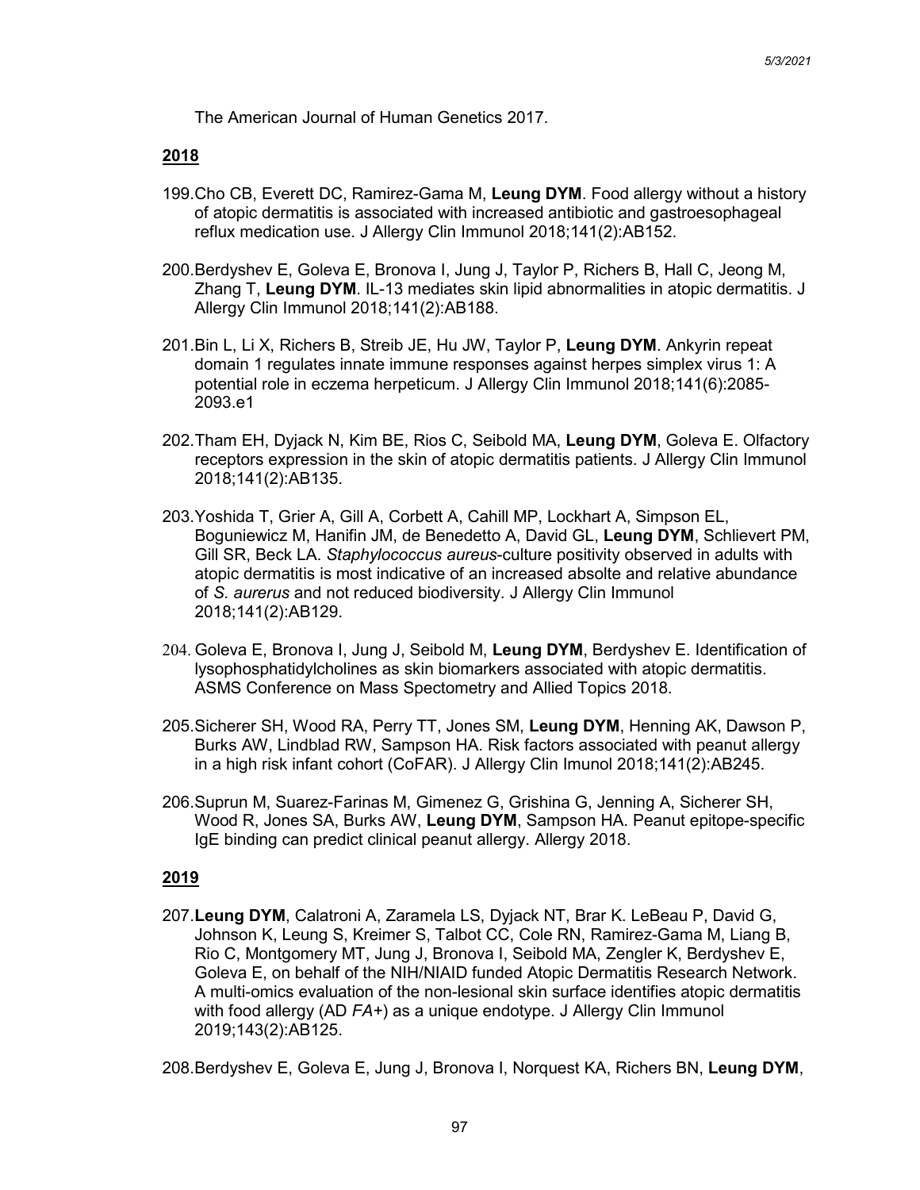The American Journal of Human Genetics 2017.

**2018**

199. Cho CB, Everett DC, Ramirez-Gama M, **Leung DYM**. Food allergy without a history of atopic dermatitis is associated with increased antibiotic and gastroesophageal reflux medication use. J Allergy Clin Immunol 2018;141(2):AB152.

200. Berdyshev E, Goleva E, Bronova I, Jung J, Taylor P, Richers B, Hall C, Jeong M, Zhang T, **Leung DYM**. IL-13 mediates skin lipid abnormalities in atopic dermatitis. J Allergy Clin Immunol 2018;141(2):AB188.

201. Bin L, Li X, Richers B, Streib JE, Hu JW, Taylor P, **Leung DYM**. Ankyrin repeat domain 1 regulates innate immune responses against herpes simplex virus 1: A potential role in eczema herpeticum. J Allergy Clin Immunol 2018;141(6):2085-2093.e1

202. Tham EH, Dyjack N, Kim BE, Rios C, Seibold MA, **Leung DYM**, Goleva E. Olfactory receptors expression in the skin of atopic dermatitis patients. J Allergy Clin Immunol 2018;141(2):AB135.

203. Yoshida T, Grier A, Gill A, Corbett A, Cahill MP, Lockhart A, Simpson EL, Boguniewicz M, Hanifin JM, de Benedetto A, David GL, **Leung DYM**, Schlievert PM, Gill SR, Beck LA. *Staphylococcus aureus*-culture positivity observed in adults with atopic dermatitis is most indicative of an increased absolte and relative abundance of *S. aurerus* and not reduced biodiversity. J Allergy Clin Immunol 2018;141(2):AB129.

204. Goleva E, Bronova I, Jung J, Seibold M, **Leung DYM**, Berdyshev E. Identification of lysophosphatidylcholines as skin biomarkers associated with atopic dermatitis. ASMS Conference on Mass Spectometry and Allied Topics 2018.

205. Sicherer SH, Wood RA, Perry TT, Jones SM, **Leung DYM**, Henning AK, Dawson P, Burks AW, Lindblad RW, Sampson HA. Risk factors associated with peanut allergy in a high risk infant cohort (CoFAR). J Allergy Clin Imunol 2018;141(2):AB245.

206. Suprun M, Suarez-Farinas M, Gimenez G, Grishina G, Jenning A, Sicherer SH, Wood R, Jones SA, Burks AW, **Leung DYM**, Sampson HA. Peanut epitope-specific IgE binding can predict clinical peanut allergy. Allergy 2018.

**2019**

207. **Leung DYM**, Calatroni A, Zaramela LS, Dyjack NT, Brar K. LeBeau P, David G, Johnson K, Leung S, Kreimer S, Talbot CC, Cole RN, Ramirez-Gama M, Liang B, Rio C, Montgomery MT, Jung J, Bronova I, Seibold MA, Zengler K, Berdyshev E, Goleva E, on behalf of the NIH/NIAID funded Atopic Dermatitis Research Network. A multi-omics evaluation of the non-lesional skin surface identifies atopic dermatitis with food allergy (AD *FA+*) as a unique endotype. J Allergy Clin Immunol 2019;143(2):AB125.

208. Berdyshev E, Goleva E, Jung J, Bronova I, Norquest KA, Richers BN, **Leung DYM**,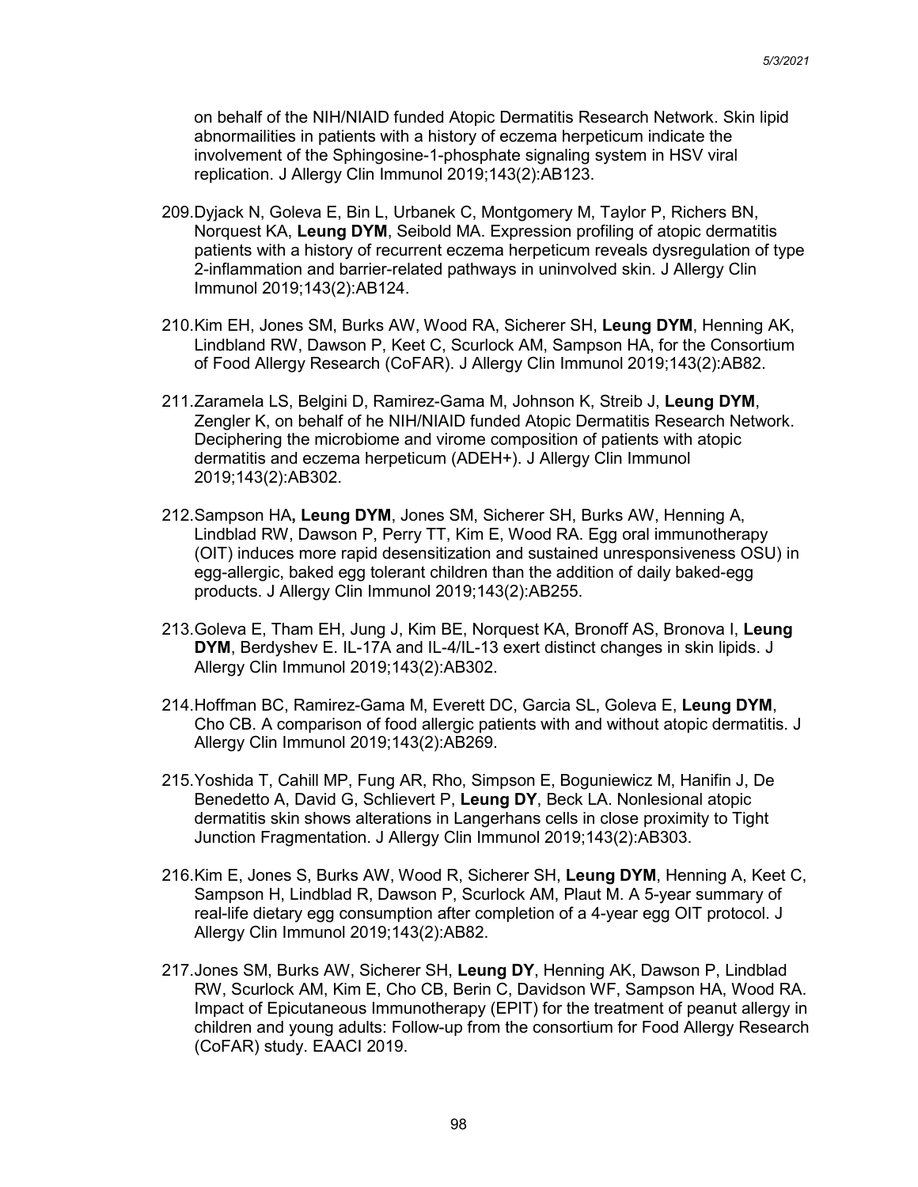on behalf of the NIH/NIAID funded Atopic Dermatitis Research Network. Skin lipid abnormailities in patients with a history of eczema herpeticum indicate the involvement of the Sphingosine-1-phosphate signaling system in HSV viral replication. J Allergy Clin Immunol 2019;143(2):AB123.

209. Dyjack N, Goleva E, Bin L, Urbanek C, Montgomery M, Taylor P, Richers BN, Norquest KA, **Leung DYM**, Seibold MA. Expression profiling of atopic dermatitis patients with a history of recurrent eczema herpeticum reveals dysregulation of type 2-inflammation and barrier-related pathways in uninvolved skin. J Allergy Clin Immunol 2019;143(2):AB124.

210. Kim EH, Jones SM, Burks AW, Wood RA, Sicherer SH, **Leung DYM**, Henning AK, Lindbland RW, Dawson P, Keet C, Scurlock AM, Sampson HA, for the Consortium of Food Allergy Research (CoFAR). J Allergy Clin Immunol 2019;143(2):AB82.

211. Zaramela LS, Belgini D, Ramirez-Gama M, Johnson K, Streib J, **Leung DYM**, Zengler K, on behalf of he NIH/NIAID funded Atopic Dermatitis Research Network. Deciphering the microbiome and virome composition of patients with atopic dermatitis and eczema herpeticum (ADEH+). J Allergy Clin Immunol 2019;143(2):AB302.

212. Sampson HA**, Leung DYM**, Jones SM, Sicherer SH, Burks AW, Henning A, Lindblad RW, Dawson P, Perry TT, Kim E, Wood RA. Egg oral immunotherapy (OIT) induces more rapid desensitization and sustained unresponsiveness OSU) in egg-allergic, baked egg tolerant children than the addition of daily baked-egg products. J Allergy Clin Immunol 2019;143(2):AB255.

213. Goleva E, Tham EH, Jung J, Kim BE, Norquest KA, Bronoff AS, Bronova I, **Leung DYM**, Berdyshev E. IL-17A and IL-4/IL-13 exert distinct changes in skin lipids. J Allergy Clin Immunol 2019;143(2):AB302.

214. Hoffman BC, Ramirez-Gama M, Everett DC, Garcia SL, Goleva E, **Leung DYM**, Cho CB. A comparison of food allergic patients with and without atopic dermatitis. J Allergy Clin Immunol 2019;143(2):AB269.

215. Yoshida T, Cahill MP, Fung AR, Rho, Simpson E, Boguniewicz M, Hanifin J, De Benedetto A, David G, Schlievert P, **Leung DY**, Beck LA. Nonlesional atopic dermatitis skin shows alterations in Langerhans cells in close proximity to Tight Junction Fragmentation. J Allergy Clin Immunol 2019;143(2):AB303.

216. Kim E, Jones S, Burks AW, Wood R, Sicherer SH, **Leung DYM**, Henning A, Keet C, Sampson H, Lindblad R, Dawson P, Scurlock AM, Plaut M. A 5-year summary of real-life dietary egg consumption after completion of a 4-year egg OIT protocol. J Allergy Clin Immunol 2019;143(2):AB82.

217. Jones SM, Burks AW, Sicherer SH, **Leung DY**, Henning AK, Dawson P, Lindblad RW, Scurlock AM, Kim E, Cho CB, Berin C, Davidson WF, Sampson HA, Wood RA. Impact of Epicutaneous Immunotherapy (EPIT) for the treatment of peanut allergy in children and young adults: Follow-up from the consortium for Food Allergy Research (CoFAR) study. EAACI 2019.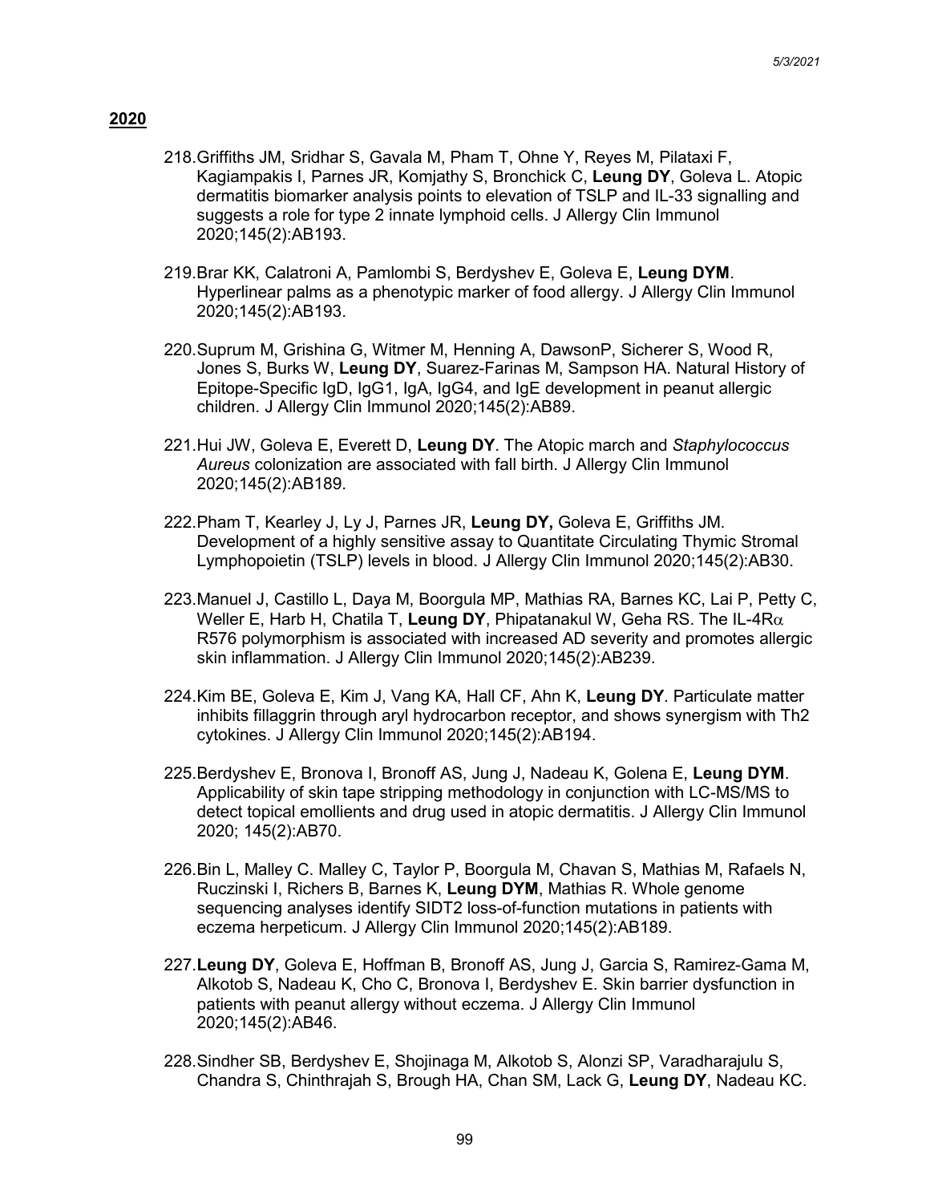**2020**

218. Griffiths JM, Sridhar S, Gavala M, Pham T, Ohne Y, Reyes M, Pilataxi F, Kagiampakis I, Parnes JR, Komjathy S, Bronchick C, **Leung DY**, Goleva L. Atopic dermatitis biomarker analysis points to elevation of TSLP and IL-33 signalling and suggests a role for type 2 innate lymphoid cells. J Allergy Clin Immunol 2020;145(2):AB193.

219. Brar KK, Calatroni A, Pamlombi S, Berdyshev E, Goleva E, **Leung DYM**. Hyperlinear palms as a phenotypic marker of food allergy. J Allergy Clin Immunol 2020;145(2):AB193.

220. Suprum M, Grishina G, Witmer M, Henning A, DawsonP, Sicherer S, Wood R, Jones S, Burks W, **Leung DY**, Suarez-Farinas M, Sampson HA. Natural History of Epitope-Specific IgD, IgG1, IgA, IgG4, and IgE development in peanut allergic children. J Allergy Clin Immunol 2020;145(2):AB89.

221. Hui JW, Goleva E, Everett D, **Leung DY**. The Atopic march and *Staphylococcus Aureus* colonization are associated with fall birth. J Allergy Clin Immunol 2020;145(2):AB189.

222. Pham T, Kearley J, Ly J, Parnes JR, **Leung DY,** Goleva E, Griffiths JM. Development of a highly sensitive assay to Quantitate Circulating Thymic Stromal Lymphopoietin (TSLP) levels in blood. J Allergy Clin Immunol 2020;145(2):AB30.

223. Manuel J, Castillo L, Daya M, Boorgula MP, Mathias RA, Barnes KC, Lai P, Petty C, Weller E, Harb H, Chatila T, **Leung DY**, Phipatanakul W, Geha RS. The IL-4R$\alpha$ R576 polymorphism is associated with increased AD severity and promotes allergic skin inflammation. J Allergy Clin Immunol 2020;145(2):AB239.

224. Kim BE, Goleva E, Kim J, Vang KA, Hall CF, Ahn K, **Leung DY**. Particulate matter inhibits fillaggrin through aryl hydrocarbon receptor, and shows synergism with Th2 cytokines. J Allergy Clin Immunol 2020;145(2):AB194.

225. Berdyshev E, Bronova I, Bronoff AS, Jung J, Nadeau K, Golena E, **Leung DYM**. Applicability of skin tape stripping methodology in conjunction with LC-MS/MS to detect topical emollients and drug used in atopic dermatitis. J Allergy Clin Immunol 2020; 145(2):AB70.

226. Bin L, Malley C. Malley C, Taylor P, Boorgula M, Chavan S, Mathias M, Rafaels N, Ruczinski I, Richers B, Barnes K, **Leung DYM**, Mathias R. Whole genome sequencing analyses identify SIDT2 loss-of-function mutations in patients with eczema herpeticum. J Allergy Clin Immunol 2020;145(2):AB189.

227. **Leung DY**, Goleva E, Hoffman B, Bronoff AS, Jung J, Garcia S, Ramirez-Gama M, Alkotob S, Nadeau K, Cho C, Bronova I, Berdyshev E. Skin barrier dysfunction in patients with peanut allergy without eczema. J Allergy Clin Immunol 2020;145(2):AB46.

228. Sindher SB, Berdyshev E, Shojinaga M, Alkotob S, Alonzi SP, Varadharajulu S, Chandra S, Chinthrajah S, Brough HA, Chan SM, Lack G, **Leung DY**, Nadeau KC.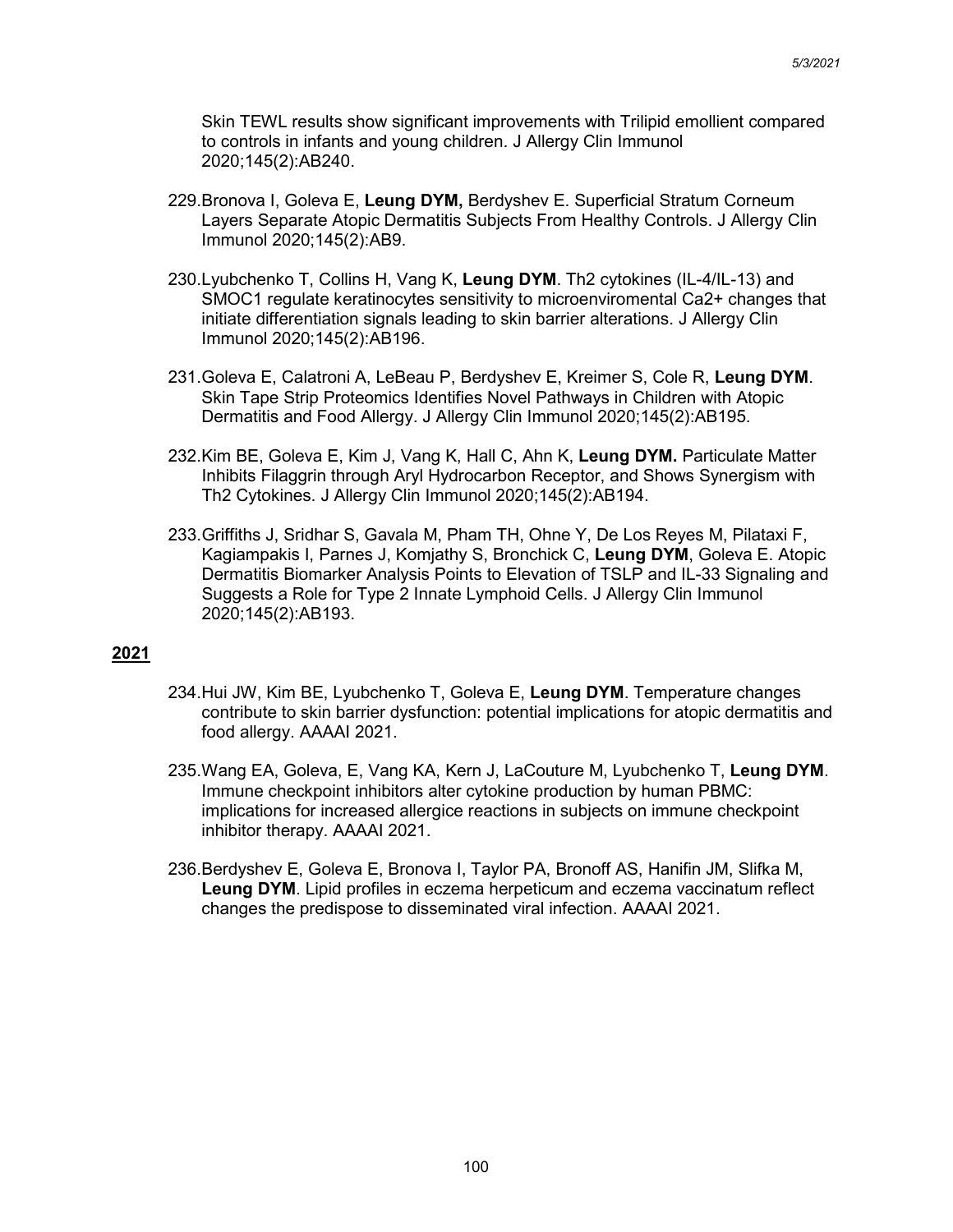Skin TEWL results show significant improvements with Trilipid emollient compared to controls in infants and young children. J Allergy Clin Immunol 2020;145(2):AB240.

229. Bronova I, Goleva E, **Leung DYM,** Berdyshev E. Superficial Stratum Corneum Layers Separate Atopic Dermatitis Subjects From Healthy Controls. J Allergy Clin Immunol 2020;145(2):AB9.

230. Lyubchenko T, Collins H, Vang K, **Leung DYM**. Th2 cytokines (IL-4/IL-13) and SMOC1 regulate keratinocytes sensitivity to microenviromental Ca2+ changes that initiate differentiation signals leading to skin barrier alterations. J Allergy Clin Immunol 2020;145(2):AB196.

231. Goleva E, Calatroni A, LeBeau P, Berdyshev E, Kreimer S, Cole R, **Leung DYM**. Skin Tape Strip Proteomics Identifies Novel Pathways in Children with Atopic Dermatitis and Food Allergy. J Allergy Clin Immunol 2020;145(2):AB195.

232. Kim BE, Goleva E, Kim J, Vang K, Hall C, Ahn K, **Leung DYM.** Particulate Matter Inhibits Filaggrin through Aryl Hydrocarbon Receptor, and Shows Synergism with Th2 Cytokines. J Allergy Clin Immunol 2020;145(2):AB194.

233. Griffiths J, Sridhar S, Gavala M, Pham TH, Ohne Y, De Los Reyes M, Pilataxi F, Kagiampakis I, Parnes J, Komjathy S, Bronchick C, **Leung DYM**, Goleva E. Atopic Dermatitis Biomarker Analysis Points to Elevation of TSLP and IL-33 Signaling and Suggests a Role for Type 2 Innate Lymphoid Cells. J Allergy Clin Immunol 2020;145(2):AB193.

**2021**

234. Hui JW, Kim BE, Lyubchenko T, Goleva E, **Leung DYM**. Temperature changes contribute to skin barrier dysfunction: potential implications for atopic dermatitis and food allergy. AAAAI 2021.

235. Wang EA, Goleva, E, Vang KA, Kern J, LaCouture M, Lyubchenko T, **Leung DYM**. Immune checkpoint inhibitors alter cytokine production by human PBMC: implications for increased allergice reactions in subjects on immune checkpoint inhibitor therapy. AAAAI 2021.

236. Berdyshev E, Goleva E, Bronova I, Taylor PA, Bronoff AS, Hanifin JM, Slifka M, **Leung DYM**. Lipid profiles in eczema herpeticum and eczema vaccinatum reflect changes the predispose to disseminated viral infection. AAAAI 2021.